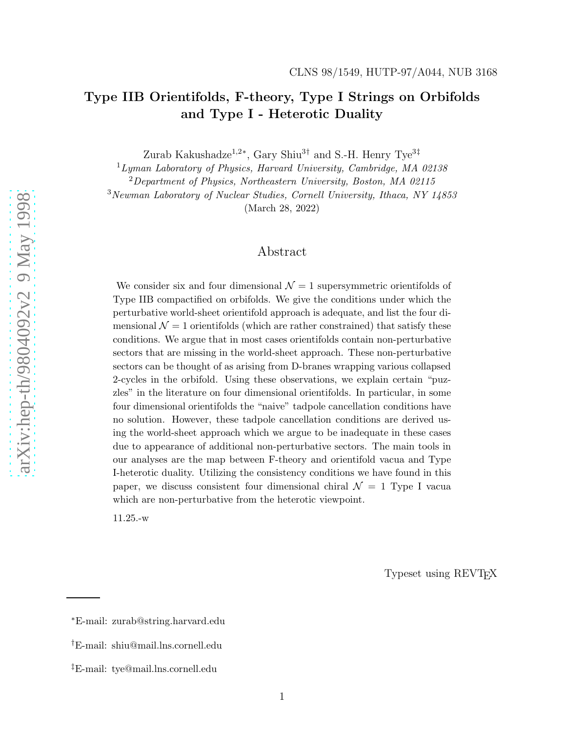CLNS 98/1549, HUTP-97/A044, NUB 3168

# Type IIB Orientifolds, F-theory, Type I Strings on Orbifolds and Type I - Heterotic Duality

Zurab Kakushadze[1,2*], Gary Shiu[3†] and S.-H. Henry Tye[3‡]

[1] *Lyman Laboratory of Physics, Harvard University, Cambridge, MA 02138*

[2] *Department of Physics, Northeastern University, Boston, MA 02115*

[3] *Newman Laboratory of Nuclear Studies, Cornell University, Ithaca, NY 14853*

(March 28, 2022)

## Abstract

We consider six and four dimensional $\mathcal{N}=1$ supersymmetric orientifolds of Type IIB compactified on orbifolds. We give the conditions under which the perturbative world-sheet orientifold approach is adequate, and list the four dimensional $\mathcal{N}=1$ orientifolds (which are rather constrained) that satisfy these conditions. We argue that in most cases orientifolds contain non-perturbative sectors that are missing in the world-sheet approach. These non-perturbative sectors can be thought of as arising from D-branes wrapping various collapsed 2-cycles in the orbifold. Using these observations, we explain certain "puzzles" in the literature on four dimensional orientifolds. In particular, in some four dimensional orientifolds the "naive" tadpole cancellation conditions have no solution. However, these tadpole cancellation conditions are derived using the world-sheet approach which we argue to be inadequate in these cases due to appearance of additional non-perturbative sectors. The main tools in our analyses are the map between F-theory and orientifold vacua and Type I-heterotic duality. Utilizing the consistency conditions we have found in this paper, we discuss consistent four dimensional chiral $\mathcal{N}=1$ Type I vacua which are non-perturbative from the heterotic viewpoint.

11.25.-w

Typeset using REVTEX

---

*E-mail: zurab@string.harvard.edu

†E-mail: shiu@mail.lns.cornell.edu

‡E-mail: tye@mail.lns.cornell.edu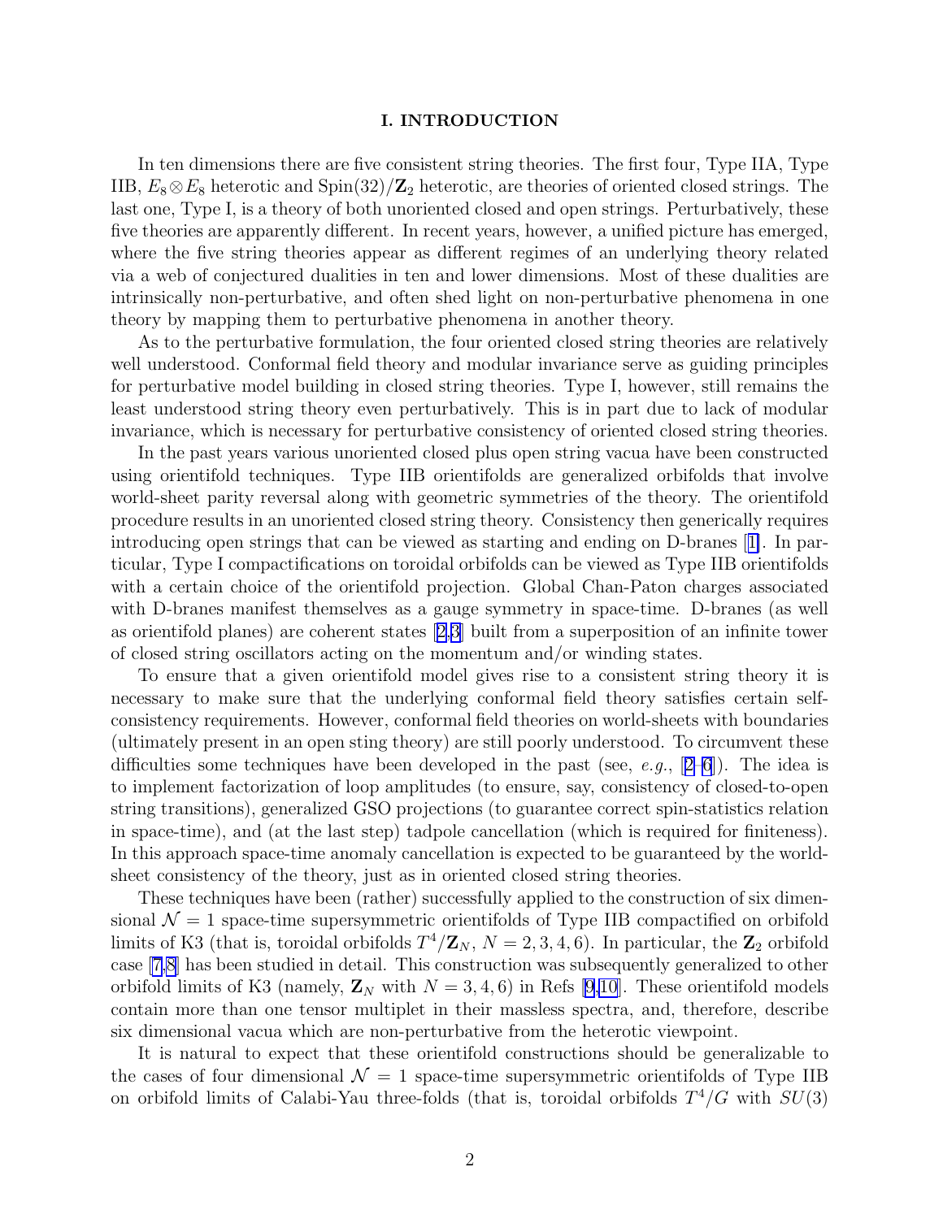## I. INTRODUCTION

In ten dimensions there are five consistent string theories. The first four, Type IIA, Type IIB, $E_8 \otimes E_8$ heterotic and Spin(32)/$\mathbf{Z}_2$ heterotic, are theories of oriented closed strings. The last one, Type I, is a theory of both unoriented closed and open strings. Perturbatively, these five theories are apparently different. In recent years, however, a unified picture has emerged, where the five string theories appear as different regimes of an underlying theory related via a web of conjectured dualities in ten and lower dimensions. Most of these dualities are intrinsically non-perturbative, and often shed light on non-perturbative phenomena in one theory by mapping them to perturbative phenomena in another theory.

As to the perturbative formulation, the four oriented closed string theories are relatively well understood. Conformal field theory and modular invariance serve as guiding principles for perturbative model building in closed string theories. Type I, however, still remains the least understood string theory even perturbatively. This is in part due to lack of modular invariance, which is necessary for perturbative consistency of oriented closed string theories.

In the past years various unoriented closed plus open string vacua have been constructed using orientifold techniques. Type IIB orientifolds are generalized orbifolds that involve world-sheet parity reversal along with geometric symmetries of the theory. The orientifold procedure results in an unoriented closed string theory. Consistency then generically requires introducing open strings that can be viewed as starting and ending on D-branes [1]. In particular, Type I compactifications on toroidal orbifolds can be viewed as Type IIB orientifolds with a certain choice of the orientifold projection. Global Chan-Paton charges associated with D-branes manifest themselves as a gauge symmetry in space-time. D-branes (as well as orientifold planes) are coherent states [2,3] built from a superposition of an infinite tower of closed string oscillators acting on the momentum and/or winding states.

To ensure that a given orientifold model gives rise to a consistent string theory it is necessary to make sure that the underlying conformal field theory satisfies certain self-consistency requirements. However, conformal field theories on world-sheets with boundaries (ultimately present in an open sting theory) are still poorly understood. To circumvent these difficulties some techniques have been developed in the past (see, *e.g.*, [2–6]). The idea is to implement factorization of loop amplitudes (to ensure, say, consistency of closed-to-open string transitions), generalized GSO projections (to guarantee correct spin-statistics relation in space-time), and (at the last step) tadpole cancellation (which is required for finiteness). In this approach space-time anomaly cancellation is expected to be guaranteed by the world-sheet consistency of the theory, just as in oriented closed string theories.

These techniques have been (rather) successfully applied to the construction of six dimensional $\mathcal{N}=1$ space-time supersymmetric orientifolds of Type IIB compactified on orbifold limits of K3 (that is, toroidal orbifolds $T^4/\mathbf{Z}_N$, $N=2,3,4,6$). In particular, the $\mathbf{Z}_2$ orbifold case [7,8] has been studied in detail. This construction was subsequently generalized to other orbifold limits of K3 (namely, $\mathbf{Z}_N$ with $N=3,4,6$) in Refs [9,10]. These orientifold models contain more than one tensor multiplet in their massless spectra, and, therefore, describe six dimensional vacua which are non-perturbative from the heterotic viewpoint.

It is natural to expect that these orientifold constructions should be generalizable to the cases of four dimensional $\mathcal{N}=1$ space-time supersymmetric orientifolds of Type IIB on orbifold limits of Calabi-Yau three-folds (that is, toroidal orbifolds $T^4/G$ with $SU(3)$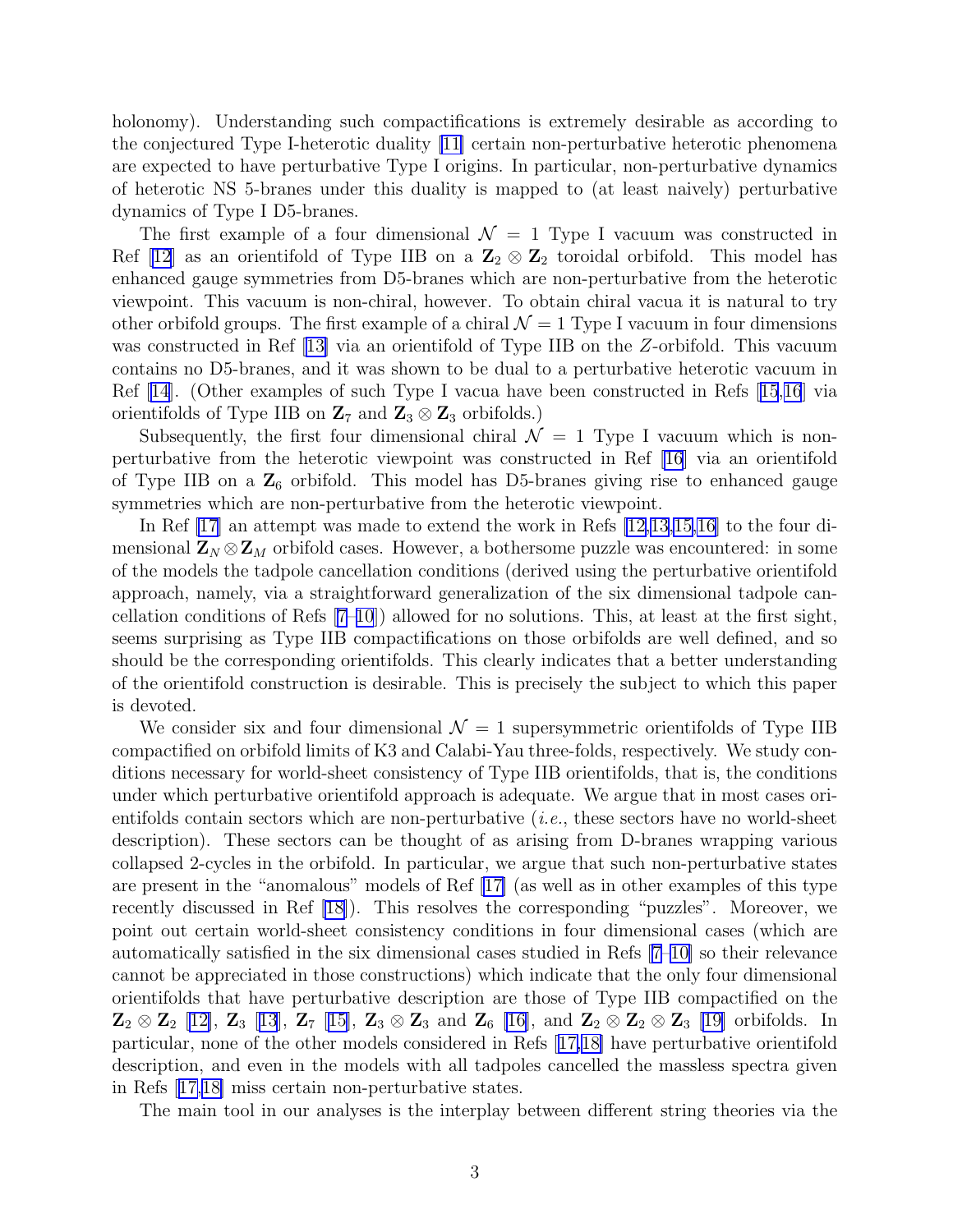holonomy). Understanding such compactifications is extremely desirable as according to the conjectured Type I-heterotic duality [11] certain non-perturbative heterotic phenomena are expected to have perturbative Type I origins. In particular, non-perturbative dynamics of heterotic NS 5-branes under this duality is mapped to (at least naively) perturbative dynamics of Type I D5-branes.

The first example of a four dimensional $\mathcal{N}=1$ Type I vacuum was constructed in Ref [12] as an orientifold of Type IIB on a $\mathbf{Z}_2 \otimes \mathbf{Z}_2$ toroidal orbifold. This model has enhanced gauge symmetries from D5-branes which are non-perturbative from the heterotic viewpoint. This vacuum is non-chiral, however. To obtain chiral vacua it is natural to try other orbifold groups. The first example of a chiral $\mathcal{N}=1$ Type I vacuum in four dimensions was constructed in Ref [13] via an orientifold of Type IIB on the $Z$-orbifold. This vacuum contains no D5-branes, and it was shown to be dual to a perturbative heterotic vacuum in Ref [14]. (Other examples of such Type I vacua have been constructed in Refs [15,16] via orientifolds of Type IIB on $\mathbf{Z}_7$ and $\mathbf{Z}_3 \otimes \mathbf{Z}_3$ orbifolds.)

Subsequently, the first four dimensional chiral $\mathcal{N}=1$ Type I vacuum which is non-perturbative from the heterotic viewpoint was constructed in Ref [16] via an orientifold of Type IIB on a $\mathbf{Z}_6$ orbifold. This model has D5-branes giving rise to enhanced gauge symmetries which are non-perturbative from the heterotic viewpoint.

In Ref [17] an attempt was made to extend the work in Refs [12,13,15,16] to the four dimensional $\mathbf{Z}_N \otimes \mathbf{Z}_M$ orbifold cases. However, a bothersome puzzle was encountered: in some of the models the tadpole cancellation conditions (derived using the perturbative orientifold approach, namely, via a straightforward generalization of the six dimensional tadpole cancellation conditions of Refs [7–10]) allowed for no solutions. This, at least at the first sight, seems surprising as Type IIB compactifications on those orbifolds are well defined, and so should be the corresponding orientifolds. This clearly indicates that a better understanding of the orientifold construction is desirable. This is precisely the subject to which this paper is devoted.

We consider six and four dimensional $\mathcal{N}=1$ supersymmetric orientifolds of Type IIB compactified on orbifold limits of K3 and Calabi-Yau three-folds, respectively. We study conditions necessary for world-sheet consistency of Type IIB orientifolds, that is, the conditions under which perturbative orientifold approach is adequate. We argue that in most cases orientifolds contain sectors which are non-perturbative (*i.e.*, these sectors have no world-sheet description). These sectors can be thought of as arising from D-branes wrapping various collapsed 2-cycles in the orbifold. In particular, we argue that such non-perturbative states are present in the "anomalous" models of Ref [17] (as well as in other examples of this type recently discussed in Ref [18]). This resolves the corresponding "puzzles". Moreover, we point out certain world-sheet consistency conditions in four dimensional cases (which are automatically satisfied in the six dimensional cases studied in Refs [7–10] so their relevance cannot be appreciated in those constructions) which indicate that the only four dimensional orientifolds that have perturbative description are those of Type IIB compactified on the $\mathbf{Z}_2 \otimes \mathbf{Z}_2$ [12], $\mathbf{Z}_3$ [13], $\mathbf{Z}_7$ [15], $\mathbf{Z}_3 \otimes \mathbf{Z}_3$ and $\mathbf{Z}_6$ [16], and $\mathbf{Z}_2 \otimes \mathbf{Z}_2 \otimes \mathbf{Z}_3$ [19] orbifolds. In particular, none of the other models considered in Refs [17,18] have perturbative orientifold description, and even in the models with all tadpoles cancelled the massless spectra given in Refs [17,18] miss certain non-perturbative states.

The main tool in our analyses is the interplay between different string theories via the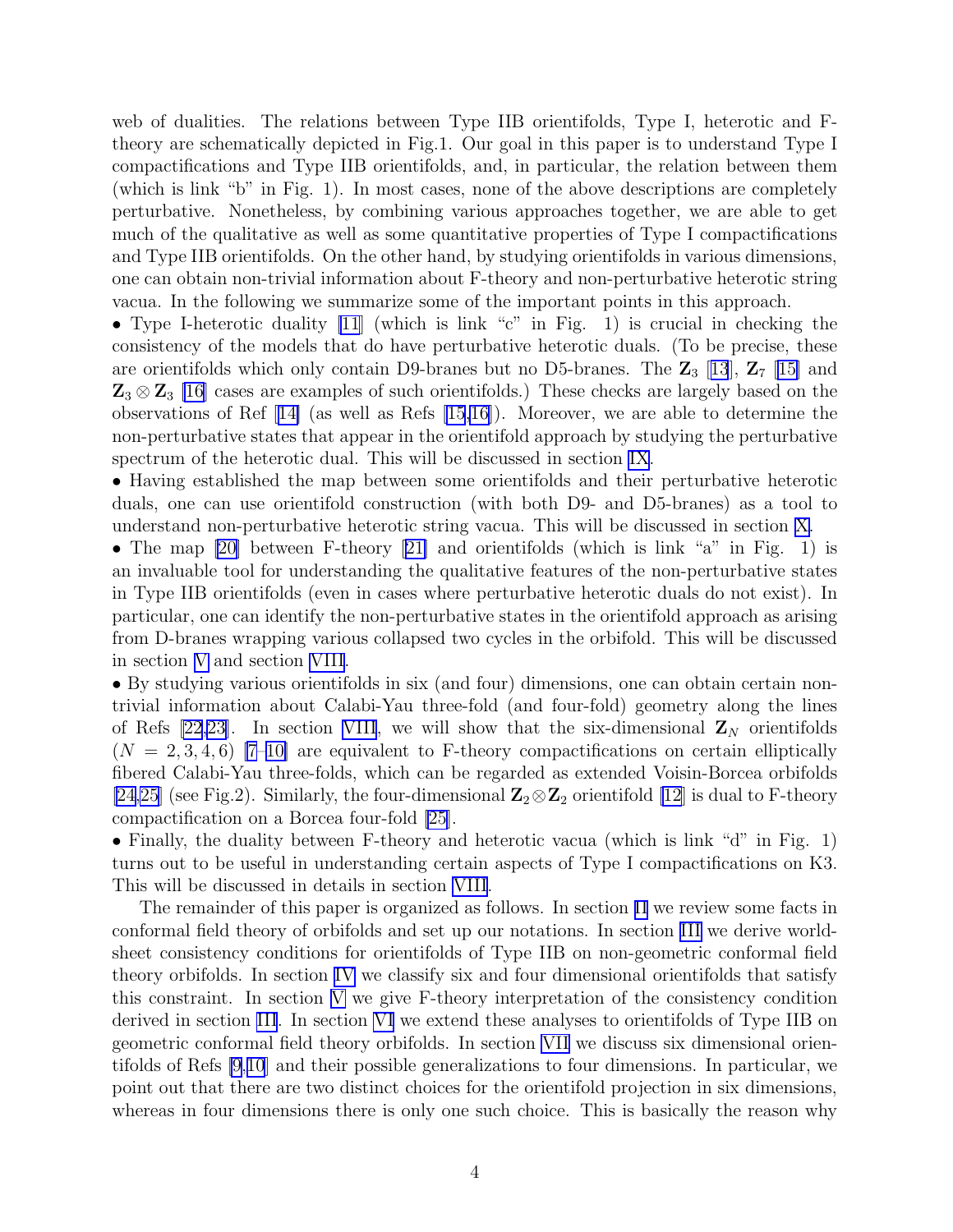web of dualities. The relations between Type IIB orientifolds, Type I, heterotic and F-theory are schematically depicted in Fig.1. Our goal in this paper is to understand Type I compactifications and Type IIB orientifolds, and, in particular, the relation between them (which is link "b" in Fig. 1). In most cases, none of the above descriptions are completely perturbative. Nonetheless, by combining various approaches together, we are able to get much of the qualitative as well as some quantitative properties of Type I compactifications and Type IIB orientifolds. On the other hand, by studying orientifolds in various dimensions, one can obtain non-trivial information about F-theory and non-perturbative heterotic string vacua. In the following we summarize some of the important points in this approach.

- Type I-heterotic duality [11] (which is link "c" in Fig. 1) is crucial in checking the consistency of the models that do have perturbative heterotic duals. (To be precise, these are orientifolds which only contain D9-branes but no D5-branes. The $\mathbf{Z}_3$ [13], $\mathbf{Z}_7$ [15] and $\mathbf{Z}_3 \otimes \mathbf{Z}_3$ [16] cases are examples of such orientifolds.) These checks are largely based on the observations of Ref [14] (as well as Refs [15,16]). Moreover, we are able to determine the non-perturbative states that appear in the orientifold approach by studying the perturbative spectrum of the heterotic dual. This will be discussed in section IX.
- Having established the map between some orientifolds and their perturbative heterotic duals, one can use orientifold construction (with both D9- and D5-branes) as a tool to understand non-perturbative heterotic string vacua. This will be discussed in section X.
- The map [20] between F-theory [21] and orientifolds (which is link "a" in Fig. 1) is an invaluable tool for understanding the qualitative features of the non-perturbative states in Type IIB orientifolds (even in cases where perturbative heterotic duals do not exist). In particular, one can identify the non-perturbative states in the orientifold approach as arising from D-branes wrapping various collapsed two cycles in the orbifold. This will be discussed in section V and section VIII.
- By studying various orientifolds in six (and four) dimensions, one can obtain certain non-trivial information about Calabi-Yau three-fold (and four-fold) geometry along the lines of Refs [22,23]. In section VIII, we will show that the six-dimensional $\mathbf{Z}_N$ orientifolds ($N = 2, 3, 4, 6$) [7–10] are equivalent to F-theory compactifications on certain elliptically fibered Calabi-Yau three-folds, which can be regarded as extended Voisin-Borcea orbifolds [24,25] (see Fig.2). Similarly, the four-dimensional $\mathbf{Z}_2 \otimes \mathbf{Z}_2$ orientifold [12] is dual to F-theory compactification on a Borcea four-fold [25].
- Finally, the duality between F-theory and heterotic vacua (which is link "d" in Fig. 1) turns out to be useful in understanding certain aspects of Type I compactifications on K3. This will be discussed in details in section VIII.

The remainder of this paper is organized as follows. In section II we review some facts in conformal field theory of orbifolds and set up our notations. In section III we derive world-sheet consistency conditions for orientifolds of Type IIB on non-geometric conformal field theory orbifolds. In section IV we classify six and four dimensional orientifolds that satisfy this constraint. In section V we give F-theory interpretation of the consistency condition derived in section III. In section VI we extend these analyses to orientifolds of Type IIB on geometric conformal field theory orbifolds. In section VII we discuss six dimensional orientifolds of Refs [9,10] and their possible generalizations to four dimensions. In particular, we point out that there are two distinct choices for the orientifold projection in six dimensions, whereas in four dimensions there is only one such choice. This is basically the reason why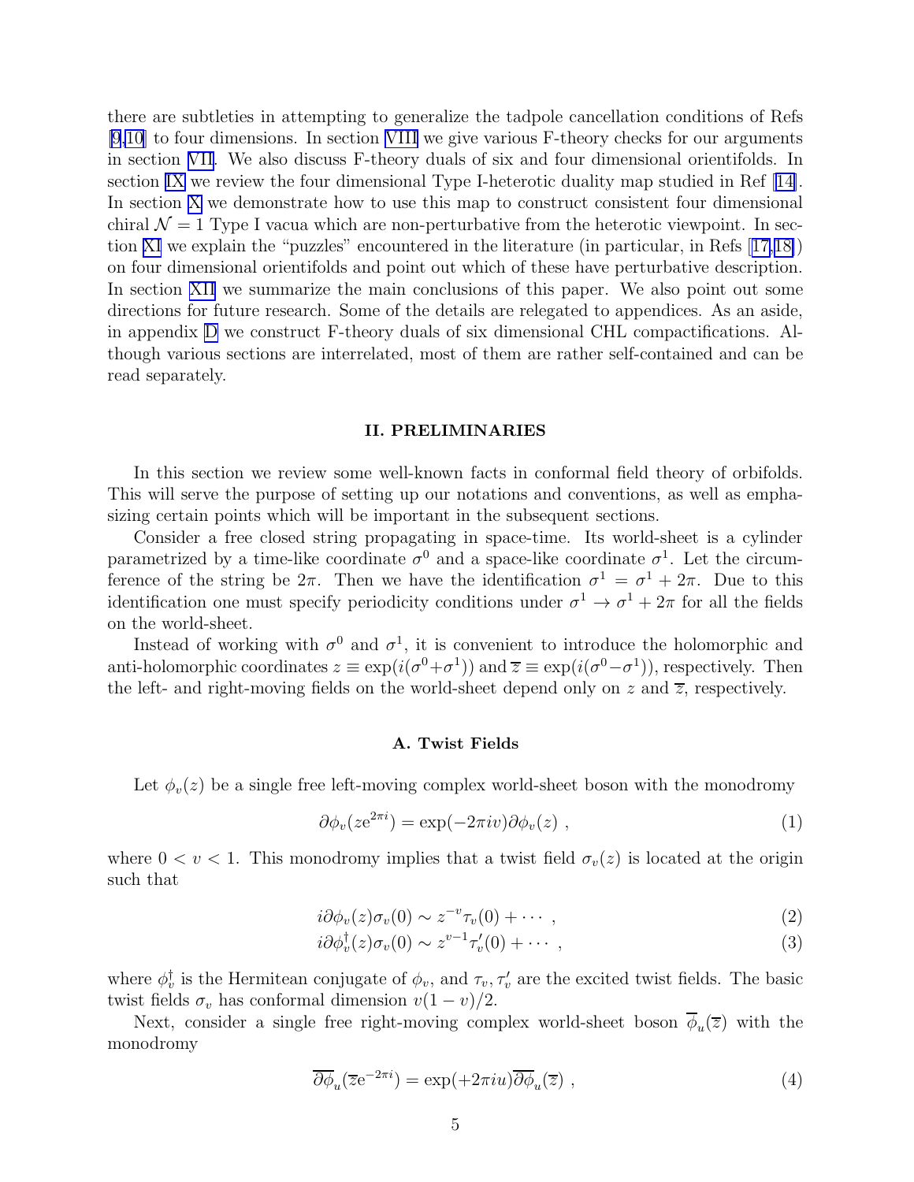there are subtleties in attempting to generalize the tadpole cancellation conditions of Refs [9,10] to four dimensions. In section VIII we give various F-theory checks for our arguments in section VII. We also discuss F-theory duals of six and four dimensional orientifolds. In section IX we review the four dimensional Type I-heterotic duality map studied in Ref [14]. In section X we demonstrate how to use this map to construct consistent four dimensional chiral $\mathcal{N}=1$ Type I vacua which are non-perturbative from the heterotic viewpoint. In section XI we explain the "puzzles" encountered in the literature (in particular, in Refs [17,18]) on four dimensional orientifolds and point out which of these have perturbative description. In section XII we summarize the main conclusions of this paper. We also point out some directions for future research. Some of the details are relegated to appendices. As an aside, in appendix D we construct F-theory duals of six dimensional CHL compactifications. Although various sections are interrelated, most of them are rather self-contained and can be read separately.

## II. PRELIMINARIES

In this section we review some well-known facts in conformal field theory of orbifolds. This will serve the purpose of setting up our notations and conventions, as well as emphasizing certain points which will be important in the subsequent sections.

Consider a free closed string propagating in space-time. Its world-sheet is a cylinder parametrized by a time-like coordinate $\sigma^0$ and a space-like coordinate $\sigma^1$. Let the circumference of the string be $2\pi$. Then we have the identification $\sigma^1 = \sigma^1 + 2\pi$. Due to this identification one must specify periodicity conditions under $\sigma^1 \to \sigma^1 + 2\pi$ for all the fields on the world-sheet.

Instead of working with $\sigma^0$ and $\sigma^1$, it is convenient to introduce the holomorphic and anti-holomorphic coordinates $z \equiv \exp(i(\sigma^0+\sigma^1))$ and $\overline{z} \equiv \exp(i(\sigma^0-\sigma^1))$, respectively. Then the left- and right-moving fields on the world-sheet depend only on $z$ and $\overline{z}$, respectively.

### A. Twist Fields

Let $\phi_v(z)$ be a single free left-moving complex world-sheet boson with the monodromy

$$\partial\phi_v(z\mathrm{e}^{2\pi i}) = \exp(-2\pi i v)\partial\phi_v(z) \ , \tag{1}$$

where $0<v<1$. This monodromy implies that a twist field $\sigma_v(z)$ is located at the origin such that

$$i\partial\phi_v(z)\sigma_v(0) \sim z^{-v}\tau_v(0) + \cdots \ , \tag{2}$$

$$i\partial\phi_v^\dagger(z)\sigma_v(0) \sim z^{v-1}\tau_v'(0) + \cdots \ , \tag{3}$$

where $\phi_v^\dagger$ is the Hermitean conjugate of $\phi_v$, and $\tau_v, \tau_v'$ are the excited twist fields. The basic twist fields $\sigma_v$ has conformal dimension $v(1-v)/2$.

Next, consider a single free right-moving complex world-sheet boson $\overline{\phi}_u(\overline{z})$ with the monodromy

$$\overline{\partial\phi}_u(\overline{z}\mathrm{e}^{-2\pi i}) = \exp(+2\pi i u)\overline{\partial\phi}_u(\overline{z}) \ , \tag{4}$$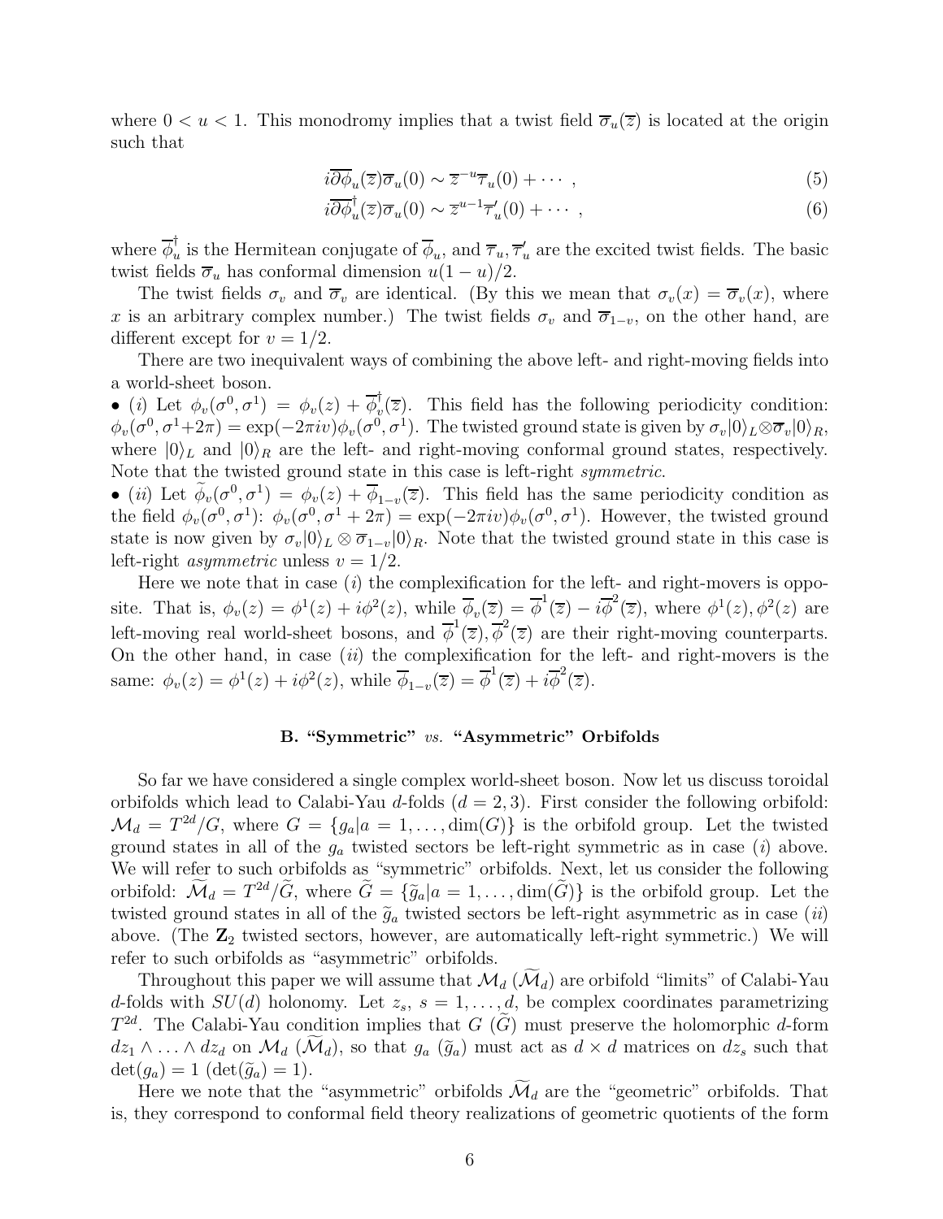where $0 < u < 1$. This monodromy implies that a twist field $\overline{\sigma}_u(\overline{z})$ is located at the origin such that

$$i\overline{\partial\phi}_u(\overline{z})\overline{\sigma}_u(0) \sim \overline{z}^{-u}\overline{\tau}_u(0) + \cdots \ , \tag{5}$$

$$i\overline{\partial\phi}_u^\dagger(\overline{z})\overline{\sigma}_u(0) \sim \overline{z}^{u-1}\overline{\tau}'_u(0) + \cdots \ , \tag{6}$$

where $\overline{\phi}_u^\dagger$ is the Hermitean conjugate of $\overline{\phi}_u$, and $\overline{\tau}_u, \overline{\tau}'_u$ are the excited twist fields. The basic twist fields $\overline{\sigma}_u$ has conformal dimension $u(1-u)/2$.

The twist fields $\sigma_v$ and $\overline{\sigma}_v$ are identical. (By this we mean that $\sigma_v(x) = \overline{\sigma}_v(x)$, where $x$ is an arbitrary complex number.) The twist fields $\sigma_v$ and $\overline{\sigma}_{1-v}$, on the other hand, are different except for $v = 1/2$.

There are two inequivalent ways of combining the above left- and right-moving fields into a world-sheet boson.

- (*i*) Let $\phi_v(\sigma^0, \sigma^1) = \phi_v(z) + \overline{\phi}_v^\dagger(\overline{z})$. This field has the following periodicity condition: $\phi_v(\sigma^0, \sigma^1 + 2\pi) = \exp(-2\pi i v)\phi_v(\sigma^0, \sigma^1)$. The twisted ground state is given by $\sigma_v|0\rangle_L \otimes \overline{\sigma}_v|0\rangle_R$, where $|0\rangle_L$ and $|0\rangle_R$ are the left- and right-moving conformal ground states, respectively. Note that the twisted ground state in this case is left-right *symmetric*.
- (*ii*) Let $\widetilde{\phi}_v(\sigma^0, \sigma^1) = \phi_v(z) + \overline{\phi}_{1-v}(\overline{z})$. This field has the same periodicity condition as the field $\phi_v(\sigma^0, \sigma^1)$: $\phi_v(\sigma^0, \sigma^1 + 2\pi) = \exp(-2\pi i v)\phi_v(\sigma^0, \sigma^1)$. However, the twisted ground state is now given by $\sigma_v|0\rangle_L \otimes \overline{\sigma}_{1-v}|0\rangle_R$. Note that the twisted ground state in this case is left-right *asymmetric* unless $v = 1/2$.

Here we note that in case (*i*) the complexification for the left- and right-movers is opposite. That is, $\phi_v(z) = \phi^1(z) + i\phi^2(z)$, while $\overline{\phi}_v(\overline{z}) = \overline{\phi}^1(\overline{z}) - i\overline{\phi}^2(\overline{z})$, where $\phi^1(z), \phi^2(z)$ are left-moving real world-sheet bosons, and $\overline{\phi}^1(\overline{z}), \overline{\phi}^2(\overline{z})$ are their right-moving counterparts. On the other hand, in case (*ii*) the complexification for the left- and right-movers is the same: $\phi_v(z) = \phi^1(z) + i\phi^2(z)$, while $\overline{\phi}_{1-v}(\overline{z}) = \overline{\phi}^1(\overline{z}) + i\overline{\phi}^2(\overline{z})$.

### B. "Symmetric" *vs.* "Asymmetric" Orbifolds

So far we have considered a single complex world-sheet boson. Now let us discuss toroidal orbifolds which lead to Calabi-Yau $d$-folds ($d = 2, 3$). First consider the following orbifold: $\mathcal{M}_d = T^{2d}/G$, where $G = \{g_a | a = 1, \ldots, \dim(G)\}$ is the orbifold group. Let the twisted ground states in all of the $g_a$ twisted sectors be left-right symmetric as in case (*i*) above. We will refer to such orbifolds as "symmetric" orbifolds. Next, let us consider the following orbifold: $\widetilde{\mathcal{M}}_d = T^{2d}/\widetilde{G}$, where $\widetilde{G} = \{\widetilde{g}_a | a = 1, \ldots, \dim(\widetilde{G})\}$ is the orbifold group. Let the twisted ground states in all of the $\widetilde{g}_a$ twisted sectors be left-right asymmetric as in case (*ii*) above. (The $\mathbf{Z}_2$ twisted sectors, however, are automatically left-right symmetric.) We will refer to such orbifolds as "asymmetric" orbifolds.

Throughout this paper we will assume that $\mathcal{M}_d$ ($\widetilde{\mathcal{M}}_d$) are orbifold "limits" of Calabi-Yau $d$-folds with $SU(d)$ holonomy. Let $z_s$, $s = 1, \ldots, d$, be complex coordinates parametrizing $T^{2d}$. The Calabi-Yau condition implies that $G$ ($\widetilde{G}$) must preserve the holomorphic $d$-form $dz_1 \wedge \ldots \wedge dz_d$ on $\mathcal{M}_d$ ($\widetilde{\mathcal{M}}_d$), so that $g_a$ ($\widetilde{g}_a$) must act as $d \times d$ matrices on $dz_s$ such that $\det(g_a) = 1$ ($\det(\widetilde{g}_a) = 1$).

Here we note that the "asymmetric" orbifolds $\widetilde{\mathcal{M}}_d$ are the "geometric" orbifolds. That is, they correspond to conformal field theory realizations of geometric quotients of the form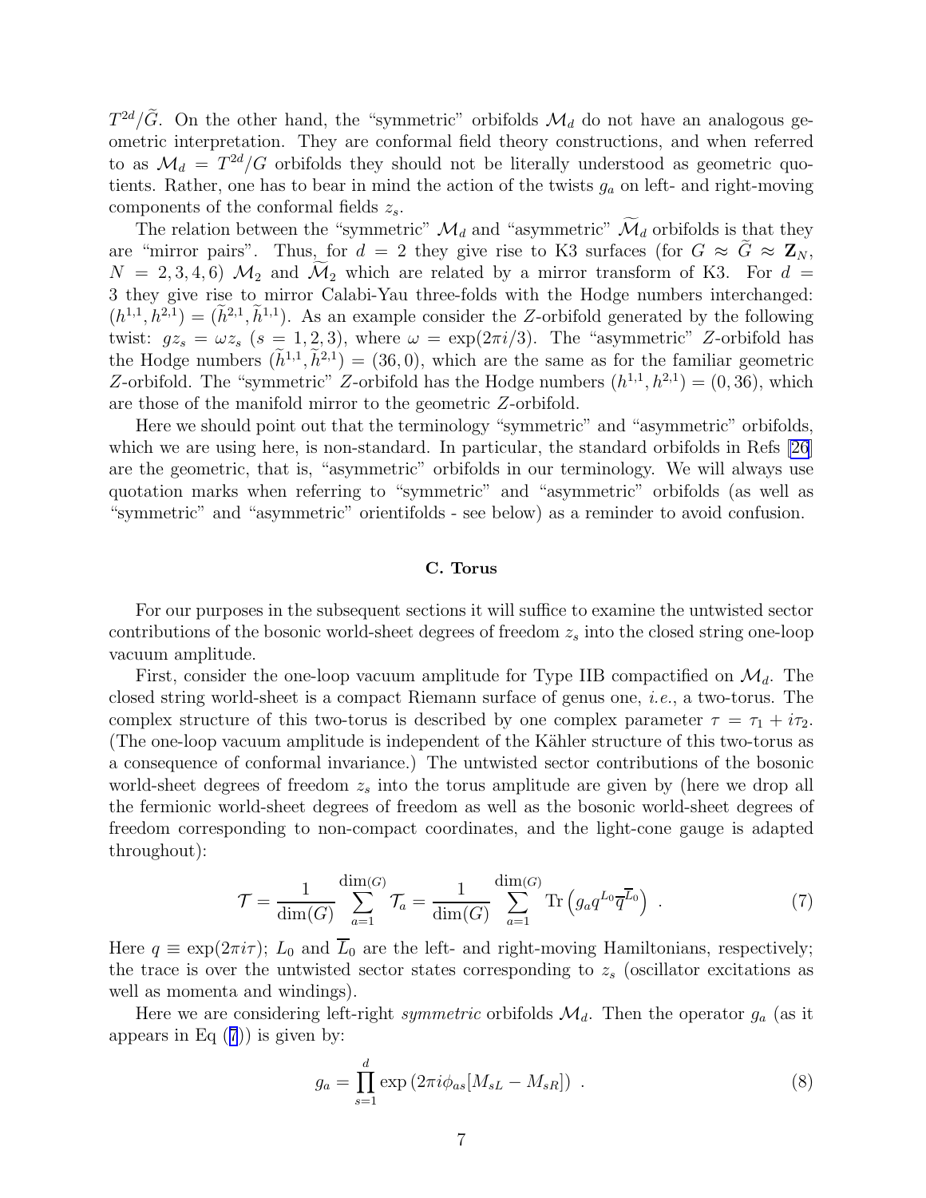$T^{2d}/\widetilde{G}$. On the other hand, the "symmetric" orbifolds $\mathcal{M}_d$ do not have an analogous geometric interpretation. They are conformal field theory constructions, and when referred to as $\mathcal{M}_d = T^{2d}/G$ orbifolds they should not be literally understood as geometric quotients. Rather, one has to bear in mind the action of the twists $g_a$ on left- and right-moving components of the conformal fields $z_s$.

The relation between the "symmetric" $\mathcal{M}_d$ and "asymmetric" $\widetilde{\mathcal{M}}_d$ orbifolds is that they are "mirror pairs". Thus, for $d = 2$ they give rise to K3 surfaces (for $G \approx \widetilde{G} \approx \mathbf{Z}_N$, $N = 2, 3, 4, 6$) $\mathcal{M}_2$ and $\widetilde{\mathcal{M}}_2$ which are related by a mirror transform of K3. For $d = 3$ they give rise to mirror Calabi-Yau three-folds with the Hodge numbers interchanged: $(h^{1,1}, h^{2,1}) = (\widetilde{h}^{2,1}, \widetilde{h}^{1,1})$. As an example consider the $Z$-orbifold generated by the following twist: $gz_s = \omega z_s$ $(s = 1, 2, 3)$, where $\omega = \exp(2\pi i/3)$. The "asymmetric" $Z$-orbifold has the Hodge numbers $(\widetilde{h}^{1,1}, \widetilde{h}^{2,1}) = (36, 0)$, which are the same as for the familiar geometric $Z$-orbifold. The "symmetric" $Z$-orbifold has the Hodge numbers $(h^{1,1}, h^{2,1}) = (0, 36)$, which are those of the manifold mirror to the geometric $Z$-orbifold.

Here we should point out that the terminology "symmetric" and "asymmetric" orbifolds, which we are using here, is non-standard. In particular, the standard orbifolds in Refs [26] are the geometric, that is, "asymmetric" orbifolds in our terminology. We will always use quotation marks when referring to "symmetric" and "asymmetric" orbifolds (as well as "symmetric" and "asymmetric" orientifolds - see below) as a reminder to avoid confusion.

### C. Torus

For our purposes in the subsequent sections it will suffice to examine the untwisted sector contributions of the bosonic world-sheet degrees of freedom $z_s$ into the closed string one-loop vacuum amplitude.

First, consider the one-loop vacuum amplitude for Type IIB compactified on $\mathcal{M}_d$. The closed string world-sheet is a compact Riemann surface of genus one, *i.e.*, a two-torus. The complex structure of this two-torus is described by one complex parameter $\tau = \tau_1 + i\tau_2$. (The one-loop vacuum amplitude is independent of the Kähler structure of this two-torus as a consequence of conformal invariance.) The untwisted sector contributions of the bosonic world-sheet degrees of freedom $z_s$ into the torus amplitude are given by (here we drop all the fermionic world-sheet degrees of freedom as well as the bosonic world-sheet degrees of freedom corresponding to non-compact coordinates, and the light-cone gauge is adapted throughout):

$$\mathcal{T} = \frac{1}{\dim(G)} \sum_{a=1}^{\dim(G)} \mathcal{T}_a = \frac{1}{\dim(G)} \sum_{a=1}^{\dim(G)} \mathrm{Tr}\left(g_a q^{L_0} \overline{q}^{\overline{L}_0}\right) \ . \tag{7}$$

Here $q \equiv \exp(2\pi i \tau)$; $L_0$ and $\overline{L}_0$ are the left- and right-moving Hamiltonians, respectively; the trace is over the untwisted sector states corresponding to $z_s$ (oscillator excitations as well as momenta and windings).

Here we are considering left-right *symmetric* orbifolds $\mathcal{M}_d$. Then the operator $g_a$ (as it appears in Eq (7)) is given by:

$$g_a = \prod_{s=1}^{d} \exp\left(2\pi i \phi_{as} [M_{sL} - M_{sR}]\right) \ . \tag{8}$$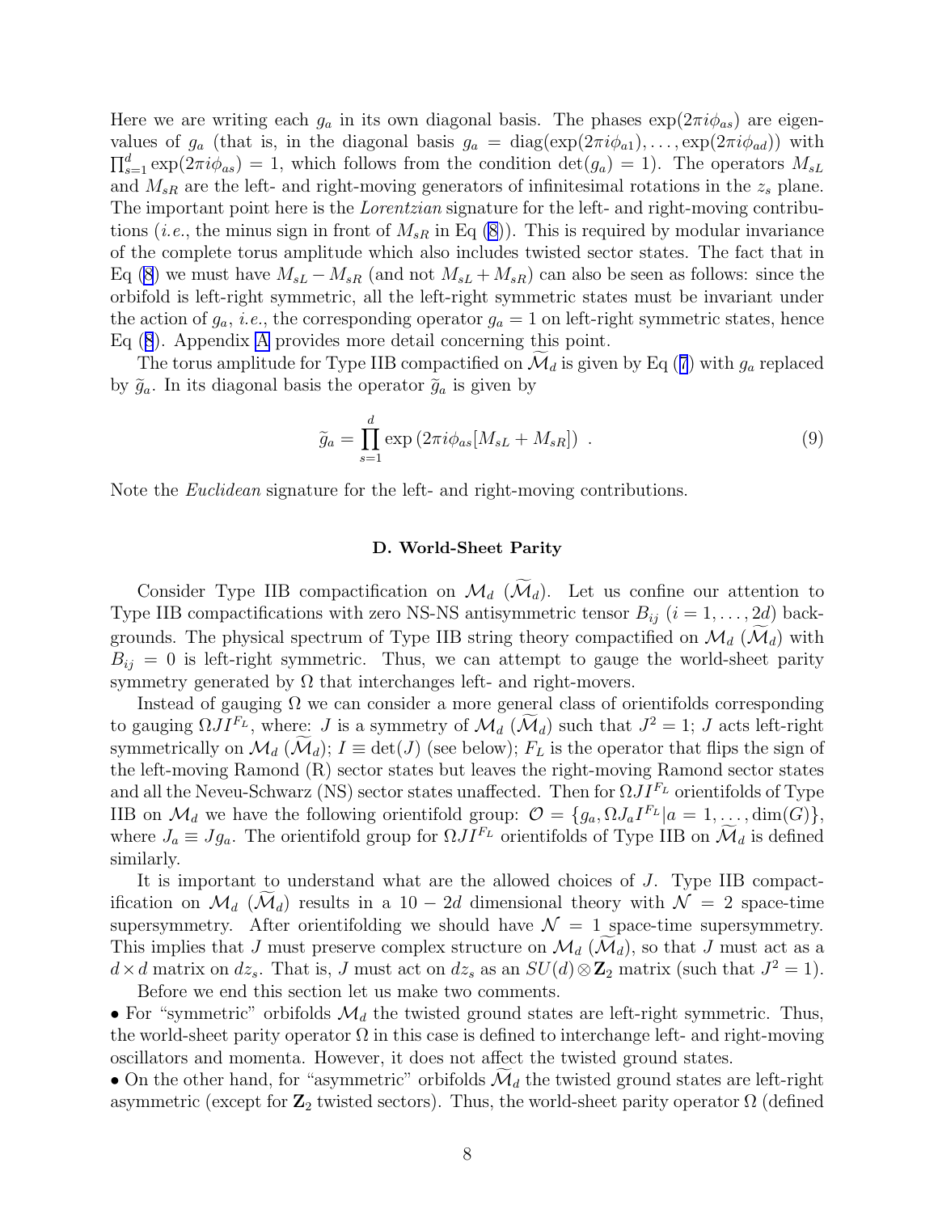Here we are writing each $g_a$ in its own diagonal basis. The phases $\exp(2\pi i\phi_{as})$ are eigenvalues of $g_a$ (that is, in the diagonal basis $g_a = \mathrm{diag}(\exp(2\pi i\phi_{a1}), \dots, \exp(2\pi i\phi_{ad}))$ with $\prod_{s=1}^{d} \exp(2\pi i\phi_{as}) = 1$, which follows from the condition $\det(g_a) = 1$). The operators $M_{sL}$ and $M_{sR}$ are the left- and right-moving generators of infinitesimal rotations in the $z_s$ plane. The important point here is the *Lorentzian* signature for the left- and right-moving contributions (*i.e.*, the minus sign in front of $M_{sR}$ in Eq (8)). This is required by modular invariance of the complete torus amplitude which also includes twisted sector states. The fact that in Eq (8) we must have $M_{sL} - M_{sR}$ (and not $M_{sL} + M_{sR}$) can also be seen as follows: since the orbifold is left-right symmetric, all the left-right symmetric states must be invariant under the action of $g_a$, *i.e.*, the corresponding operator $g_a = 1$ on left-right symmetric states, hence Eq (8). Appendix A provides more detail concerning this point.

The torus amplitude for Type IIB compactified on $\widetilde{\mathcal{M}}_d$ is given by Eq (7) with $g_a$ replaced by $\widetilde{g}_a$. In its diagonal basis the operator $\widetilde{g}_a$ is given by

$$\widetilde{g}_a = \prod_{s=1}^{d} \exp\left(2\pi i\phi_{as}[M_{sL} + M_{sR}]\right) \ . \tag{9}$$

Note the *Euclidean* signature for the left- and right-moving contributions.

### D. World-Sheet Parity

Consider Type IIB compactification on $\mathcal{M}_d$ ($\widetilde{\mathcal{M}}_d$). Let us confine our attention to Type IIB compactifications with zero NS-NS antisymmetric tensor $B_{ij}$ ($i = 1, \dots, 2d$) backgrounds. The physical spectrum of Type IIB string theory compactified on $\mathcal{M}_d$ ($\widetilde{\mathcal{M}}_d$) with $B_{ij} = 0$ is left-right symmetric. Thus, we can attempt to gauge the world-sheet parity symmetry generated by $\Omega$ that interchanges left- and right-movers.

Instead of gauging $\Omega$ we can consider a more general class of orientifolds corresponding to gauging $\Omega J I^{F_L}$, where: $J$ is a symmetry of $\mathcal{M}_d$ ($\widetilde{\mathcal{M}}_d$) such that $J^2 = 1$; $J$ acts left-right symmetrically on $\mathcal{M}_d$ ($\widetilde{\mathcal{M}}_d$); $I \equiv \det(J)$ (see below); $F_L$ is the operator that flips the sign of the left-moving Ramond (R) sector states but leaves the right-moving Ramond sector states and all the Neveu-Schwarz (NS) sector states unaffected. Then for $\Omega J I^{F_L}$ orientifolds of Type IIB on $\mathcal{M}_d$ we have the following orientifold group: $\mathcal{O} = \{g_a, \Omega J_a I^{F_L} | a = 1, \dots, \dim(G)\}$, where $J_a \equiv J g_a$. The orientifold group for $\Omega J I^{F_L}$ orientifolds of Type IIB on $\widetilde{\mathcal{M}}_d$ is defined similarly.

It is important to understand what are the allowed choices of $J$. Type IIB compactification on $\mathcal{M}_d$ ($\widetilde{\mathcal{M}}_d$) results in a $10 - 2d$ dimensional theory with $\mathcal{N} = 2$ space-time supersymmetry. After orientifolding we should have $\mathcal{N} = 1$ space-time supersymmetry. This implies that $J$ must preserve complex structure on $\mathcal{M}_d$ ($\widetilde{\mathcal{M}}_d$), so that $J$ must act as a $d \times d$ matrix on $dz_s$. That is, $J$ must act on $dz_s$ as an $SU(d) \otimes \mathbf{Z}_2$ matrix (such that $J^2 = 1$).

Before we end this section let us make two comments.

- For "symmetric" orbifolds $\mathcal{M}_d$ the twisted ground states are left-right symmetric. Thus, the world-sheet parity operator $\Omega$ in this case is defined to interchange left- and right-moving oscillators and momenta. However, it does not affect the twisted ground states.
- On the other hand, for "asymmetric" orbifolds $\widetilde{\mathcal{M}}_d$ the twisted ground states are left-right asymmetric (except for $\mathbf{Z}_2$ twisted sectors). Thus, the world-sheet parity operator $\Omega$ (defined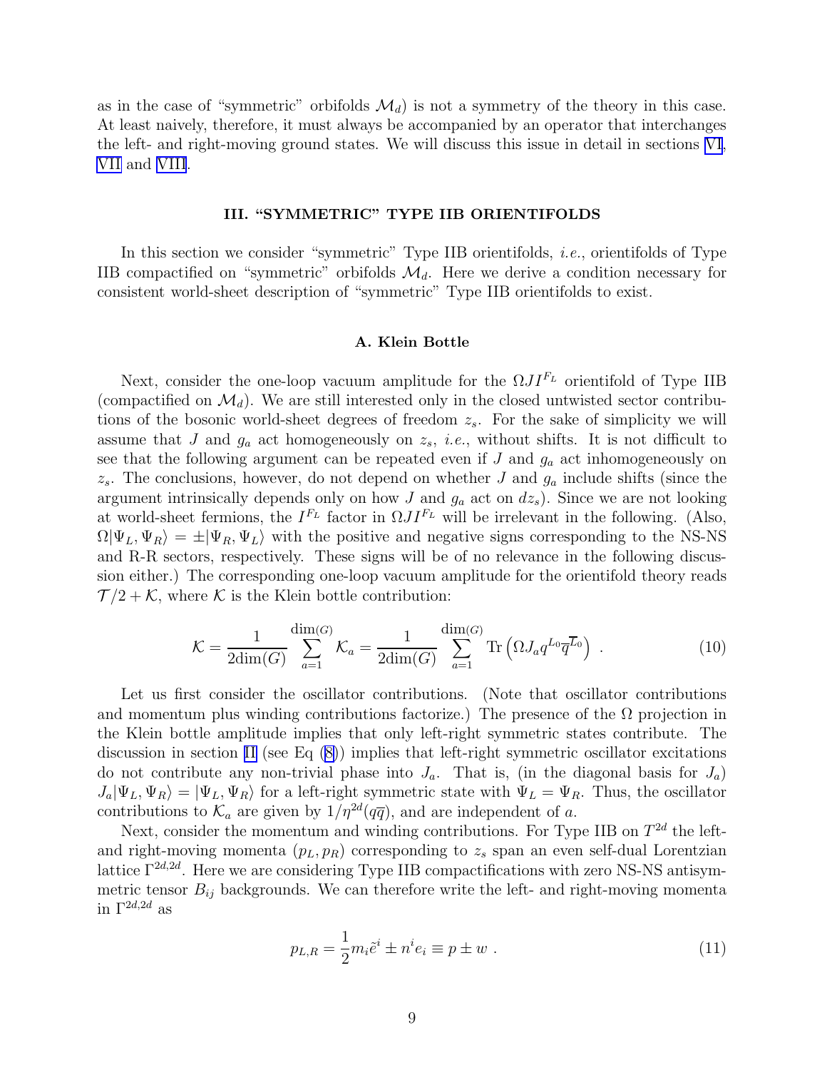as in the case of "symmetric" orbifolds $\mathcal{M}_d$) is not a symmetry of the theory in this case. At least naively, therefore, it must always be accompanied by an operator that interchanges the left- and right-moving ground states. We will discuss this issue in detail in sections VI, VII and VIII.

## III. "SYMMETRIC" TYPE IIB ORIENTIFOLDS

In this section we consider "symmetric" Type IIB orientifolds, *i.e.*, orientifolds of Type IIB compactified on "symmetric" orbifolds $\mathcal{M}_d$. Here we derive a condition necessary for consistent world-sheet description of "symmetric" Type IIB orientifolds to exist.

### A. Klein Bottle

Next, consider the one-loop vacuum amplitude for the $\Omega J I^{F_L}$ orientifold of Type IIB (compactified on $\mathcal{M}_d$). We are still interested only in the closed untwisted sector contributions of the bosonic world-sheet degrees of freedom $z_s$. For the sake of simplicity we will assume that $J$ and $g_a$ act homogeneously on $z_s$, *i.e.*, without shifts. It is not difficult to see that the following argument can be repeated even if $J$ and $g_a$ act inhomogeneously on $z_s$. The conclusions, however, do not depend on whether $J$ and $g_a$ include shifts (since the argument intrinsically depends only on how $J$ and $g_a$ act on $dz_s$). Since we are not looking at world-sheet fermions, the $I^{F_L}$ factor in $\Omega J I^{F_L}$ will be irrelevant in the following. (Also, $\Omega|\Psi_L,\Psi_R\rangle = \pm|\Psi_R,\Psi_L\rangle$ with the positive and negative signs corresponding to the NS-NS and R-R sectors, respectively. These signs will be of no relevance in the following discussion either.) The corresponding one-loop vacuum amplitude for the orientifold theory reads $\mathcal{T}/2+\mathcal{K}$, where $\mathcal{K}$ is the Klein bottle contribution:

$$\mathcal{K} = \frac{1}{2\text{dim}(G)}\sum_{a=1}^{\text{dim}(G)}\mathcal{K}_a = \frac{1}{2\text{dim}(G)}\sum_{a=1}^{\text{dim}(G)} \text{Tr}\left(\Omega J_a q^{L_0}\overline{q}^{\overline{L}_0}\right) \ . \tag{10}$$

Let us first consider the oscillator contributions. (Note that oscillator contributions and momentum plus winding contributions factorize.) The presence of the $\Omega$ projection in the Klein bottle amplitude implies that only left-right symmetric states contribute. The discussion in section II (see Eq (8)) implies that left-right symmetric oscillator excitations do not contribute any non-trivial phase into $J_a$. That is, (in the diagonal basis for $J_a$) $J_a|\Psi_L,\Psi_R\rangle = |\Psi_L,\Psi_R\rangle$ for a left-right symmetric state with $\Psi_L=\Psi_R$. Thus, the oscillator contributions to $\mathcal{K}_a$ are given by $1/\eta^{2d}(q\overline{q})$, and are independent of $a$.

Next, consider the momentum and winding contributions. For Type IIB on $T^{2d}$ the left- and right-moving momenta $(p_L,p_R)$ corresponding to $z_s$ span an even self-dual Lorentzian lattice $\Gamma^{2d,2d}$. Here we are considering Type IIB compactifications with zero NS-NS antisymmetric tensor $B_{ij}$ backgrounds. We can therefore write the left- and right-moving momenta in $\Gamma^{2d,2d}$ as

$$p_{L,R} = \frac{1}{2}m_i\tilde{e}^i \pm n^i e_i \equiv p \pm w \ . \tag{11}$$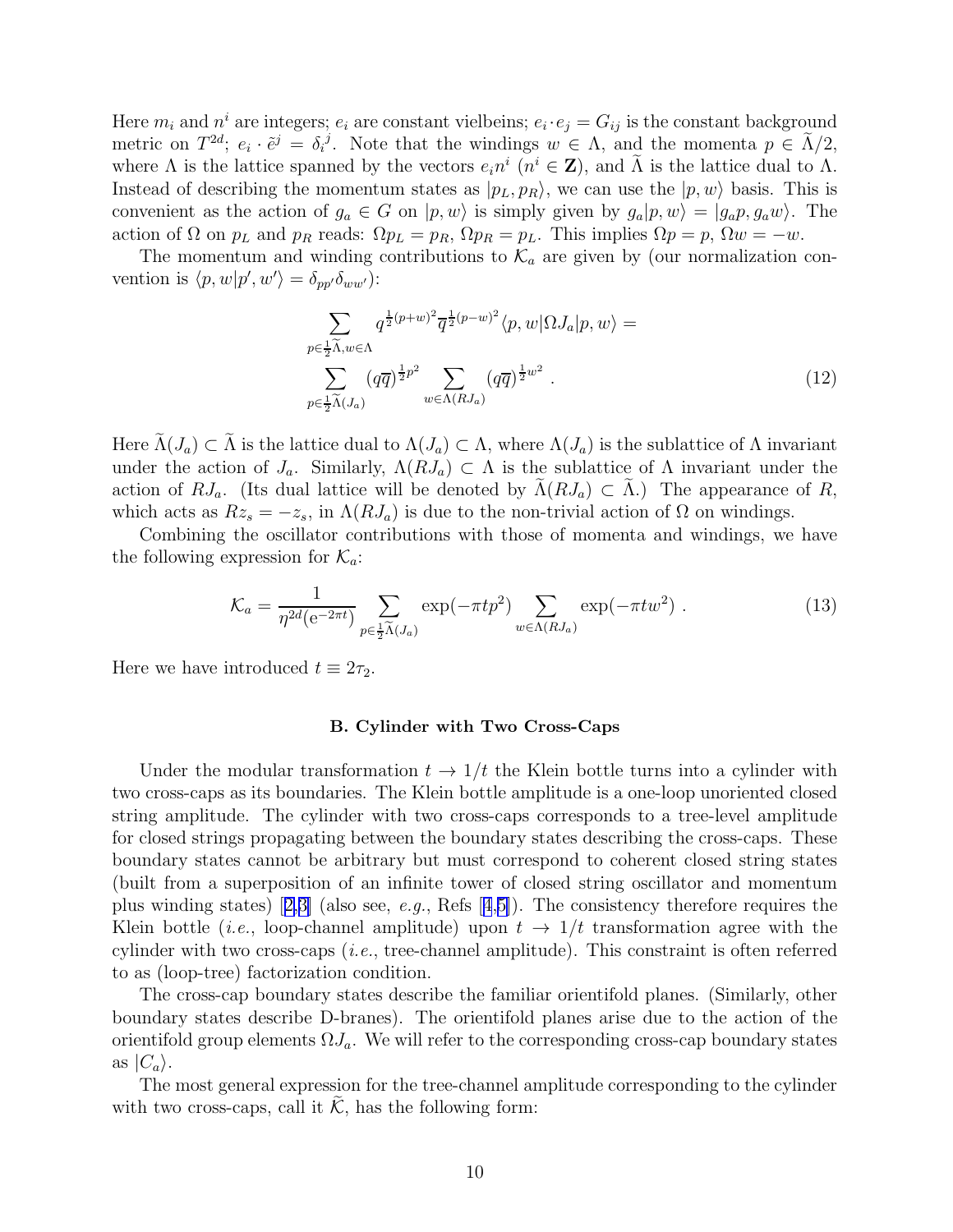Here $m_i$ and $n^i$ are integers; $e_i$ are constant vielbeins; $e_i \cdot e_j = G_{ij}$ is the constant background metric on $T^{2d}$; $e_i \cdot \tilde{e}^j = \delta_i{}^j$. Note that the windings $w \in \Lambda$, and the momenta $p \in \widetilde{\Lambda}/2$, where $\Lambda$ is the lattice spanned by the vectors $e_i n^i$ ($n^i \in \mathbf{Z}$), and $\widetilde{\Lambda}$ is the lattice dual to $\Lambda$. Instead of describing the momentum states as $|p_L, p_R\rangle$, we can use the $|p, w\rangle$ basis. This is convenient as the action of $g_a \in G$ on $|p, w\rangle$ is simply given by $g_a|p, w\rangle = |g_a p, g_a w\rangle$. The action of $\Omega$ on $p_L$ and $p_R$ reads: $\Omega p_L = p_R$, $\Omega p_R = p_L$. This implies $\Omega p = p$, $\Omega w = -w$.

The momentum and winding contributions to $\mathcal{K}_a$ are given by (our normalization convention is $\langle p, w|p', w'\rangle = \delta_{pp'}\delta_{ww'}$):

$$\sum_{p \in \frac{1}{2}\widetilde{\Lambda}, w \in \Lambda} q^{\frac{1}{2}(p+w)^2} \overline{q}^{\frac{1}{2}(p-w)^2} \langle p, w|\Omega J_a|p, w\rangle =$$
$$\sum_{p \in \frac{1}{2}\widetilde{\Lambda}(J_a)} (q\overline{q})^{\frac{1}{2}p^2} \sum_{w \in \Lambda(RJ_a)} (q\overline{q})^{\frac{1}{2}w^2} \ . \tag{12}$$

Here $\widetilde{\Lambda}(J_a) \subset \widetilde{\Lambda}$ is the lattice dual to $\Lambda(J_a) \subset \Lambda$, where $\Lambda(J_a)$ is the sublattice of $\Lambda$ invariant under the action of $J_a$. Similarly, $\Lambda(RJ_a) \subset \Lambda$ is the sublattice of $\Lambda$ invariant under the action of $RJ_a$. (Its dual lattice will be denoted by $\widetilde{\Lambda}(RJ_a) \subset \widetilde{\Lambda}$.) The appearance of $R$, which acts as $Rz_s = -z_s$, in $\Lambda(RJ_a)$ is due to the non-trivial action of $\Omega$ on windings.

Combining the oscillator contributions with those of momenta and windings, we have the following expression for $\mathcal{K}_a$:

$$\mathcal{K}_a = \frac{1}{\eta^{2d}(\mathrm{e}^{-2\pi t})} \sum_{p \in \frac{1}{2}\widetilde{\Lambda}(J_a)} \exp(-\pi t p^2) \sum_{w \in \Lambda(RJ_a)} \exp(-\pi t w^2) \ . \tag{13}$$

Here we have introduced $t \equiv 2\tau_2$.

### B. Cylinder with Two Cross-Caps

Under the modular transformation $t \to 1/t$ the Klein bottle turns into a cylinder with two cross-caps as its boundaries. The Klein bottle amplitude is a one-loop unoriented closed string amplitude. The cylinder with two cross-caps corresponds to a tree-level amplitude for closed strings propagating between the boundary states describing the cross-caps. These boundary states cannot be arbitrary but must correspond to coherent closed string states (built from a superposition of an infinite tower of closed string oscillator and momentum plus winding states) [2,3] (also see, *e.g.*, Refs [4,5]). The consistency therefore requires the Klein bottle (*i.e.*, loop-channel amplitude) upon $t \to 1/t$ transformation agree with the cylinder with two cross-caps (*i.e.*, tree-channel amplitude). This constraint is often referred to as (loop-tree) factorization condition.

The cross-cap boundary states describe the familiar orientifold planes. (Similarly, other boundary states describe D-branes). The orientifold planes arise due to the action of the orientifold group elements $\Omega J_a$. We will refer to the corresponding cross-cap boundary states as $|C_a\rangle$.

The most general expression for the tree-channel amplitude corresponding to the cylinder with two cross-caps, call it $\widetilde{\mathcal{K}}$, has the following form: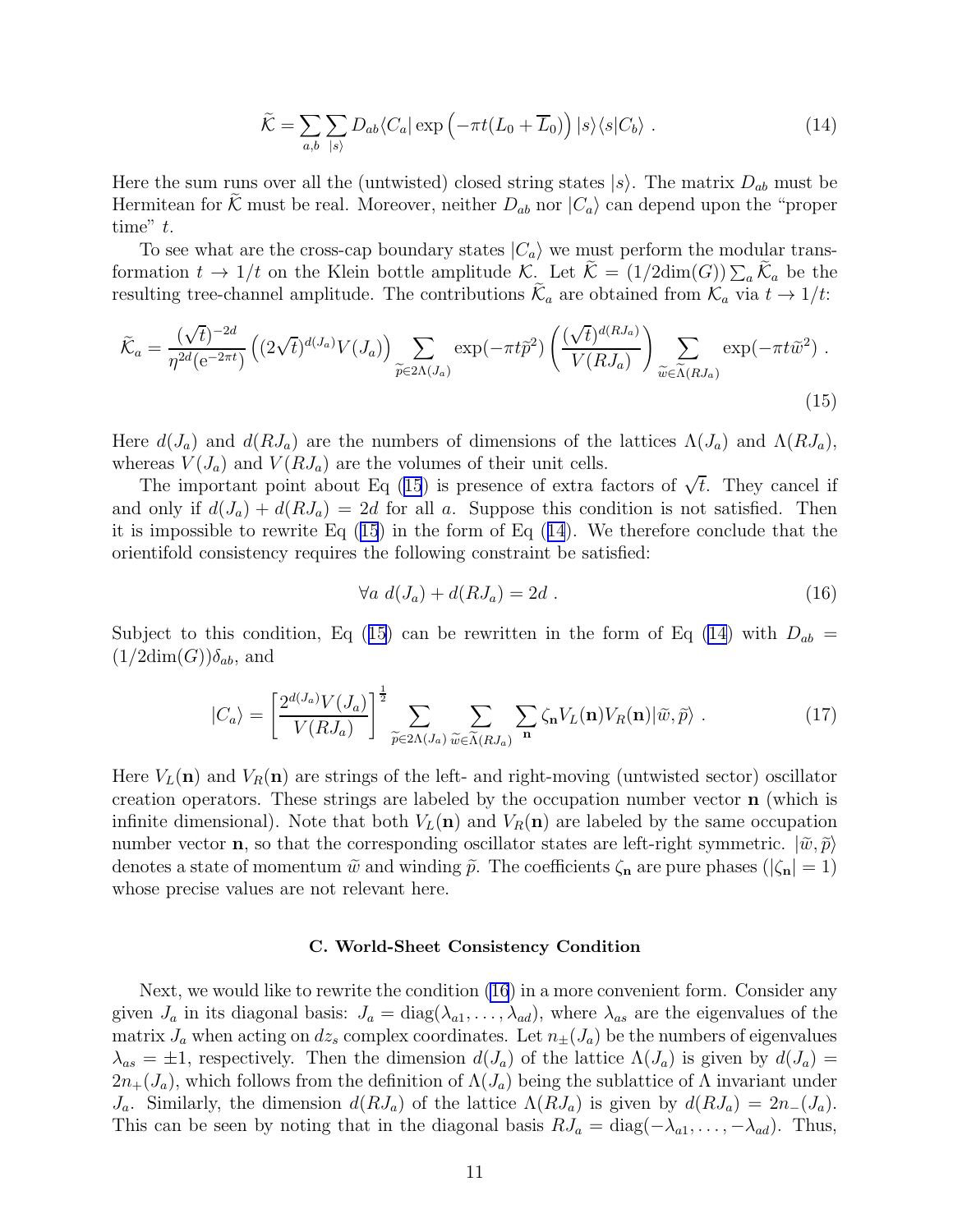$$\widetilde{\mathcal{K}} = \sum_{a,b} \sum_{|s\rangle} D_{ab} \langle C_a| \exp\left(-\pi t (L_0 + \overline{L}_0)\right) |s\rangle\langle s|C_b\rangle \ . \tag{14}$$

Here the sum runs over all the (untwisted) closed string states $|s\rangle$. The matrix $D_{ab}$ must be Hermitean for $\widetilde{\mathcal{K}}$ must be real. Moreover, neither $D_{ab}$ nor $|C_a\rangle$ can depend upon the "proper time" $t$.

To see what are the cross-cap boundary states $|C_a\rangle$ we must perform the modular transformation $t \to 1/t$ on the Klein bottle amplitude $\mathcal{K}$. Let $\widetilde{\mathcal{K}} = (1/2\mathrm{dim}(G)) \sum_a \widetilde{\mathcal{K}}_a$ be the resulting tree-channel amplitude. The contributions $\widetilde{\mathcal{K}}_a$ are obtained from $\mathcal{K}_a$ via $t \to 1/t$:

$$\widetilde{\mathcal{K}}_a = \frac{(\sqrt{t})^{-2d}}{\eta^{2d}(\mathrm{e}^{-2\pi t})} \left((2\sqrt{t})^{d(J_a)} V(J_a)\right) \sum_{\widetilde{p}\in 2\Lambda(J_a)} \exp(-\pi t \widetilde{p}^2) \left(\frac{(\sqrt{t})^{d(RJ_a)}}{V(RJ_a)}\right) \sum_{\widetilde{w}\in\widetilde{\Lambda}(RJ_a)} \exp(-\pi t \widetilde{w}^2) \ . \tag{15}$$

Here $d(J_a)$ and $d(RJ_a)$ are the numbers of dimensions of the lattices $\Lambda(J_a)$ and $\Lambda(RJ_a)$, whereas $V(J_a)$ and $V(RJ_a)$ are the volumes of their unit cells.

The important point about Eq (15) is presence of extra factors of $\sqrt{t}$. They cancel if and only if $d(J_a) + d(RJ_a) = 2d$ for all $a$. Suppose this condition is not satisfied. Then it is impossible to rewrite Eq (15) in the form of Eq (14). We therefore conclude that the orientifold consistency requires the following constraint be satisfied:

$$\forall a \ d(J_a) + d(RJ_a) = 2d \ . \tag{16}$$

Subject to this condition, Eq (15) can be rewritten in the form of Eq (14) with $D_{ab} = (1/2\mathrm{dim}(G))\delta_{ab}$, and

$$|C_a\rangle = \left[\frac{2^{d(J_a)} V(J_a)}{V(RJ_a)}\right]^{\frac{1}{2}} \sum_{\widetilde{p}\in 2\Lambda(J_a)} \sum_{\widetilde{w}\in\widetilde{\Lambda}(RJ_a)} \sum_{\mathbf{n}} \zeta_{\mathbf{n}} V_L(\mathbf{n}) V_R(\mathbf{n}) |\widetilde{w}, \widetilde{p}\rangle \ . \tag{17}$$

Here $V_L(\mathbf{n})$ and $V_R(\mathbf{n})$ are strings of the left- and right-moving (untwisted sector) oscillator creation operators. These strings are labeled by the occupation number vector $\mathbf{n}$ (which is infinite dimensional). Note that both $V_L(\mathbf{n})$ and $V_R(\mathbf{n})$ are labeled by the same occupation number vector $\mathbf{n}$, so that the corresponding oscillator states are left-right symmetric. $|\widetilde{w}, \widetilde{p}\rangle$ denotes a state of momentum $\widetilde{w}$ and winding $\widetilde{p}$. The coefficients $\zeta_{\mathbf{n}}$ are pure phases ($|\zeta_{\mathbf{n}}| = 1$) whose precise values are not relevant here.

### C. World-Sheet Consistency Condition

Next, we would like to rewrite the condition (16) in a more convenient form. Consider any given $J_a$ in its diagonal basis: $J_a = \mathrm{diag}(\lambda_{a1}, \dots, \lambda_{ad})$, where $\lambda_{as}$ are the eigenvalues of the matrix $J_a$ when acting on $dz_s$ complex coordinates. Let $n_\pm(J_a)$ be the numbers of eigenvalues $\lambda_{as} = \pm 1$, respectively. Then the dimension $d(J_a)$ of the lattice $\Lambda(J_a)$ is given by $d(J_a) = 2n_+(J_a)$, which follows from the definition of $\Lambda(J_a)$ being the sublattice of $\Lambda$ invariant under $J_a$. Similarly, the dimension $d(RJ_a)$ of the lattice $\Lambda(RJ_a)$ is given by $d(RJ_a) = 2n_-(J_a)$. This can be seen by noting that in the diagonal basis $RJ_a = \mathrm{diag}(-\lambda_{a1}, \dots, -\lambda_{ad})$. Thus,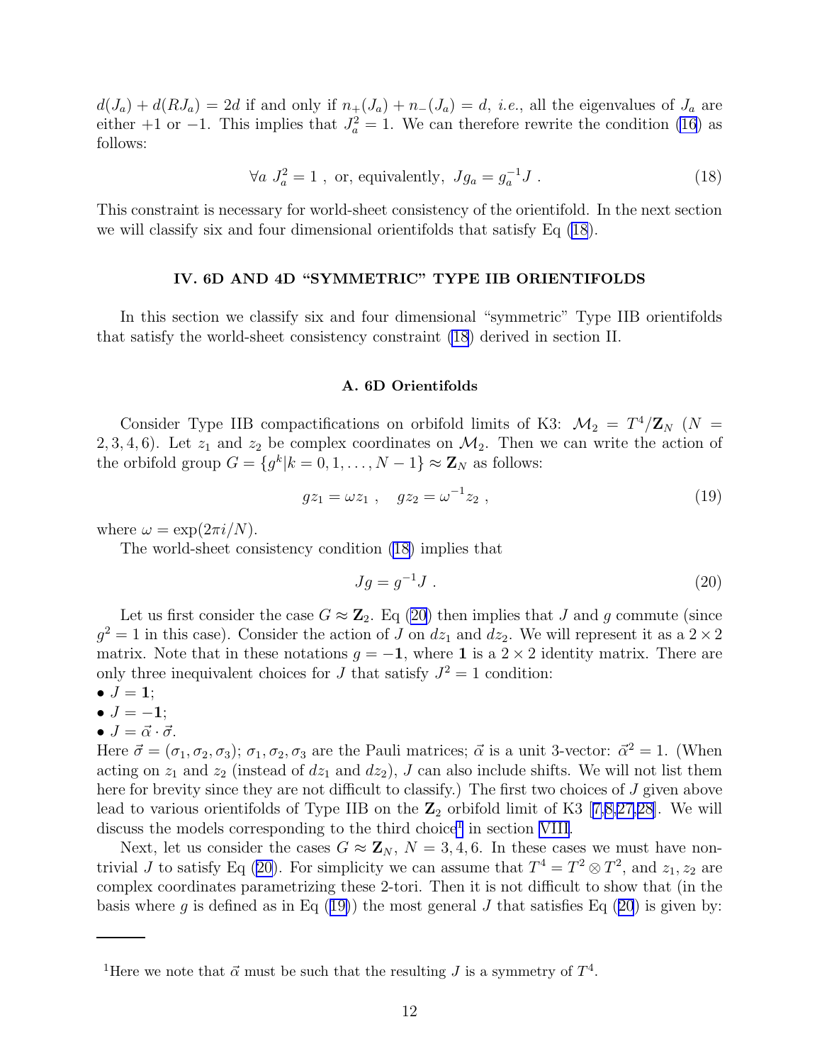$d(J_a) + d(RJ_a) = 2d$ if and only if $n_+(J_a) + n_-(J_a) = d$, *i.e.*, all the eigenvalues of $J_a$ are either $+1$ or $-1$. This implies that $J_a^2 = 1$. We can therefore rewrite the condition (16) as follows:

$$\forall a \; J_a^2 = 1 \; , \text{ or, equivalently, } \; Jg_a = g_a^{-1} J \; . \tag{18}$$

This constraint is necessary for world-sheet consistency of the orientifold. In the next section we will classify six and four dimensional orientifolds that satisfy Eq (18).

## IV. 6D AND 4D "SYMMETRIC" TYPE IIB ORIENTIFOLDS

In this section we classify six and four dimensional "symmetric" Type IIB orientifolds that satisfy the world-sheet consistency constraint (18) derived in section II.

### A. 6D Orientifolds

Consider Type IIB compactifications on orbifold limits of K3: $\mathcal{M}_2 = T^4/\mathbf{Z}_N$ ($N = 2, 3, 4, 6$). Let $z_1$ and $z_2$ be complex coordinates on $\mathcal{M}_2$. Then we can write the action of the orbifold group $G = \{g^k | k = 0, 1, \ldots, N-1\} \approx \mathbf{Z}_N$ as follows:

$$gz_1 = \omega z_1 \; , \quad gz_2 = \omega^{-1} z_2 \; , \tag{19}$$

where $\omega = \exp(2\pi i/N)$.

The world-sheet consistency condition (18) implies that

$$Jg = g^{-1} J \; . \tag{20}$$

Let us first consider the case $G \approx \mathbf{Z}_2$. Eq (20) then implies that $J$ and $g$ commute (since $g^2 = 1$ in this case). Consider the action of $J$ on $dz_1$ and $dz_2$. We will represent it as a $2 \times 2$ matrix. Note that in these notations $g = -\mathbf{1}$, where $\mathbf{1}$ is a $2 \times 2$ identity matrix. There are only three inequivalent choices for $J$ that satisfy $J^2 = 1$ condition:

- $J = \mathbf{1}$;
- $J = -\mathbf{1}$;
- $J = \vec{\alpha} \cdot \vec{\sigma}$.

Here $\vec{\sigma} = (\sigma_1, \sigma_2, \sigma_3)$; $\sigma_1, \sigma_2, \sigma_3$ are the Pauli matrices; $\vec{\alpha}$ is a unit 3-vector: $\vec{\alpha}^2 = 1$. (When acting on $z_1$ and $z_2$ (instead of $dz_1$ and $dz_2$), $J$ can also include shifts. We will not list them here for brevity since they are not difficult to classify.) The first two choices of $J$ given above lead to various orientifolds of Type IIB on the $\mathbf{Z}_2$ orbifold limit of K3 [7,8,27,28]. We will discuss the models corresponding to the third choice[1] in section VIII.

Next, let us consider the cases $G \approx \mathbf{Z}_N$, $N = 3, 4, 6$. In these cases we must have non-trivial $J$ to satisfy Eq (20). For simplicity we can assume that $T^4 = T^2 \otimes T^2$, and $z_1, z_2$ are complex coordinates parametrizing these 2-tori. Then it is not difficult to show that (in the basis where $g$ is defined as in Eq (19)) the most general $J$ that satisfies Eq (20) is given by:

---

[1] Here we note that $\vec{\alpha}$ must be such that the resulting $J$ is a symmetry of $T^4$.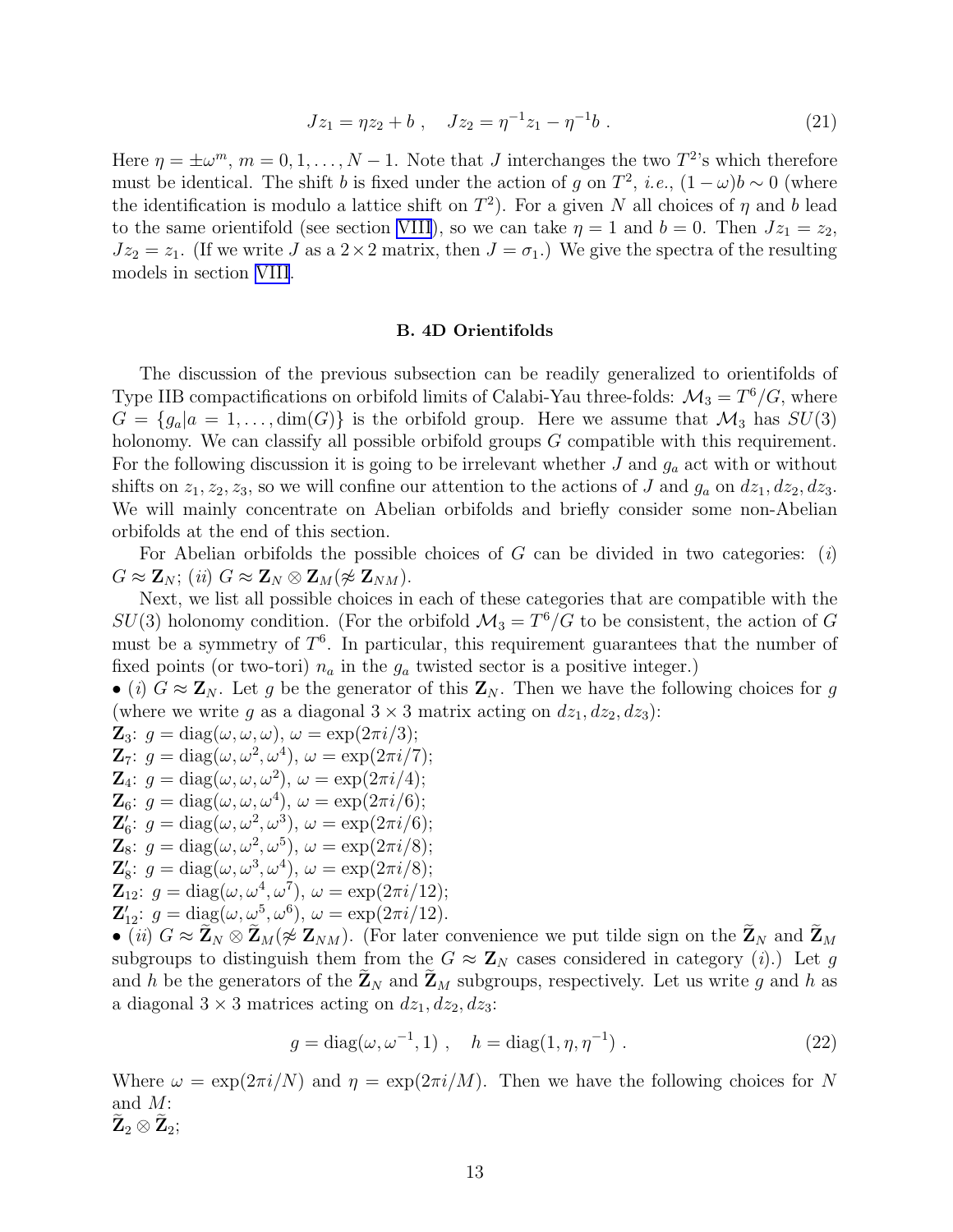$$Jz_1 = \eta z_2 + b \ , \quad Jz_2 = \eta^{-1} z_1 - \eta^{-1} b \ . \tag{21}$$

Here $\eta = \pm\omega^m$, $m = 0, 1, \ldots, N-1$. Note that $J$ interchanges the two $T^2$'s which therefore must be identical. The shift $b$ is fixed under the action of $g$ on $T^2$, *i.e.*, $(1-\omega)b \sim 0$ (where the identification is modulo a lattice shift on $T^2$). For a given $N$ all choices of $\eta$ and $b$ lead to the same orientifold (see section VIII), so we can take $\eta = 1$ and $b = 0$. Then $Jz_1 = z_2$, $Jz_2 = z_1$. (If we write $J$ as a $2\times 2$ matrix, then $J = \sigma_1$.) We give the spectra of the resulting models in section VIII.

### B. 4D Orientifolds

The discussion of the previous subsection can be readily generalized to orientifolds of Type IIB compactifications on orbifold limits of Calabi-Yau three-folds: $\mathcal{M}_3 = T^6/G$, where $G = \{g_a | a = 1, \ldots, \dim(G)\}$ is the orbifold group. Here we assume that $\mathcal{M}_3$ has $SU(3)$ holonomy. We can classify all possible orbifold groups $G$ compatible with this requirement. For the following discussion it is going to be irrelevant whether $J$ and $g_a$ act with or without shifts on $z_1, z_2, z_3$, so we will confine our attention to the actions of $J$ and $g_a$ on $dz_1, dz_2, dz_3$. We will mainly concentrate on Abelian orbifolds and briefly consider some non-Abelian orbifolds at the end of this section.

For Abelian orbifolds the possible choices of $G$ can be divided in two categories: $(i)$ $G \approx \mathbf{Z}_N$; $(ii)$ $G \approx \mathbf{Z}_N \otimes \mathbf{Z}_M (\not\approx \mathbf{Z}_{NM})$.

Next, we list all possible choices in each of these categories that are compatible with the $SU(3)$ holonomy condition. (For the orbifold $\mathcal{M}_3 = T^6/G$ to be consistent, the action of $G$ must be a symmetry of $T^6$. In particular, this requirement guarantees that the number of fixed points (or two-tori) $n_a$ in the $g_a$ twisted sector is a positive integer.)

• $(i)$ $G \approx \mathbf{Z}_N$. Let $g$ be the generator of this $\mathbf{Z}_N$. Then we have the following choices for $g$ (where we write $g$ as a diagonal $3\times 3$ matrix acting on $dz_1, dz_2, dz_3$):
$\mathbf{Z}_3$: $g = \mathrm{diag}(\omega, \omega, \omega)$, $\omega = \exp(2\pi i/3)$;
$\mathbf{Z}_7$: $g = \mathrm{diag}(\omega, \omega^2, \omega^4)$, $\omega = \exp(2\pi i/7)$;
$\mathbf{Z}_4$: $g = \mathrm{diag}(\omega, \omega, \omega^2)$, $\omega = \exp(2\pi i/4)$;
$\mathbf{Z}_6$: $g = \mathrm{diag}(\omega, \omega, \omega^4)$, $\omega = \exp(2\pi i/6)$;
$\mathbf{Z}_6'$: $g = \mathrm{diag}(\omega, \omega^2, \omega^3)$, $\omega = \exp(2\pi i/6)$;
$\mathbf{Z}_8$: $g = \mathrm{diag}(\omega, \omega^2, \omega^5)$, $\omega = \exp(2\pi i/8)$;
$\mathbf{Z}_8'$: $g = \mathrm{diag}(\omega, \omega^3, \omega^4)$, $\omega = \exp(2\pi i/8)$;
$\mathbf{Z}_{12}$: $g = \mathrm{diag}(\omega, \omega^4, \omega^7)$, $\omega = \exp(2\pi i/12)$;
$\mathbf{Z}_{12}'$: $g = \mathrm{diag}(\omega, \omega^5, \omega^6)$, $\omega = \exp(2\pi i/12)$.

• $(ii)$ $G \approx \widetilde{\mathbf{Z}}_N \otimes \widetilde{\mathbf{Z}}_M (\not\approx \mathbf{Z}_{NM})$. (For later convenience we put tilde sign on the $\widetilde{\mathbf{Z}}_N$ and $\widetilde{\mathbf{Z}}_M$ subgroups to distinguish them from the $G \approx \mathbf{Z}_N$ cases considered in category $(i)$.) Let $g$ and $h$ be the generators of the $\widetilde{\mathbf{Z}}_N$ and $\widetilde{\mathbf{Z}}_M$ subgroups, respectively. Let us write $g$ and $h$ as a diagonal $3\times 3$ matrices acting on $dz_1, dz_2, dz_3$:

$$g = \mathrm{diag}(\omega, \omega^{-1}, 1) \ , \quad h = \mathrm{diag}(1, \eta, \eta^{-1}) \ . \tag{22}$$

Where $\omega = \exp(2\pi i/N)$ and $\eta = \exp(2\pi i/M)$. Then we have the following choices for $N$ and $M$:
$\widetilde{\mathbf{Z}}_2 \otimes \widetilde{\mathbf{Z}}_2$;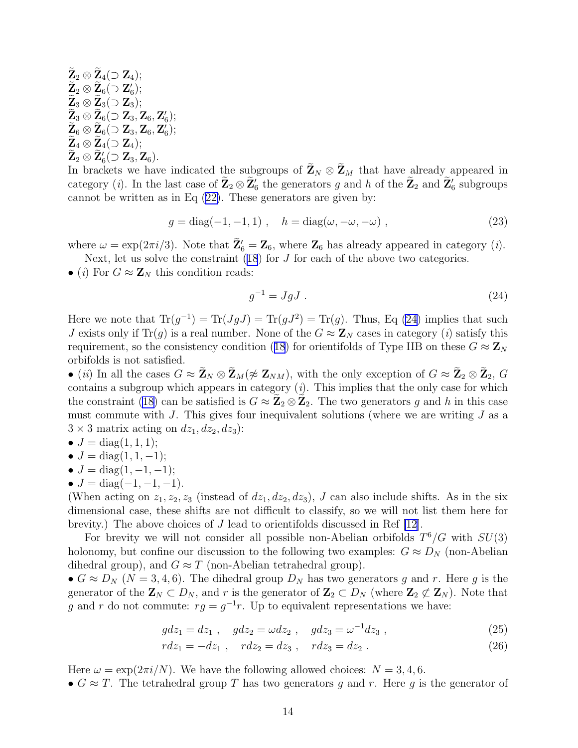$\widetilde{\mathbf{Z}}_2 \otimes \widetilde{\mathbf{Z}}_4 (\supset \mathbf{Z}_4)$;
$\widetilde{\mathbf{Z}}_2 \otimes \widetilde{\mathbf{Z}}_6 (\supset \mathbf{Z}_6')$;
$\widetilde{\mathbf{Z}}_3 \otimes \widetilde{\mathbf{Z}}_3 (\supset \mathbf{Z}_3)$;
$\widetilde{\mathbf{Z}}_3 \otimes \widetilde{\mathbf{Z}}_6 (\supset \mathbf{Z}_3, \mathbf{Z}_6, \mathbf{Z}_6')$;
$\widetilde{\mathbf{Z}}_6 \otimes \widetilde{\mathbf{Z}}_6 (\supset \mathbf{Z}_3, \mathbf{Z}_6, \mathbf{Z}_6')$;
$\widetilde{\mathbf{Z}}_4 \otimes \widetilde{\mathbf{Z}}_4 (\supset \mathbf{Z}_4)$;
$\widetilde{\mathbf{Z}}_2 \otimes \widetilde{\mathbf{Z}}_6' (\supset \mathbf{Z}_3, \mathbf{Z}_6)$.
In brackets we have indicated the subgroups of $\widetilde{\mathbf{Z}}_N \otimes \widetilde{\mathbf{Z}}_M$ that have already appeared in category $(i)$. In the last case of $\widetilde{\mathbf{Z}}_2 \otimes \widetilde{\mathbf{Z}}_6'$ the generators $g$ and $h$ of the $\widetilde{\mathbf{Z}}_2$ and $\widetilde{\mathbf{Z}}_6'$ subgroups cannot be written as in Eq (22). These generators are given by:

$$g = \text{diag}(-1,-1,1) \ , \quad h = \text{diag}(\omega, -\omega, -\omega) \ , \tag{23}$$

where $\omega = \exp(2\pi i/3)$. Note that $\widetilde{\mathbf{Z}}_6' = \mathbf{Z}_6$, where $\mathbf{Z}_6$ has already appeared in category $(i)$.

Next, let us solve the constraint (18) for $J$ for each of the above two categories.

• $(i)$ For $G \approx \mathbf{Z}_N$ this condition reads:

$$g^{-1} = JgJ \ . \tag{24}$$

Here we note that $\text{Tr}(g^{-1}) = \text{Tr}(JgJ) = \text{Tr}(gJ^2) = \text{Tr}(g)$. Thus, Eq (24) implies that such $J$ exists only if $\text{Tr}(g)$ is a real number. None of the $G \approx \mathbf{Z}_N$ cases in category $(i)$ satisfy this requirement, so the consistency condition (18) for orientifolds of Type IIB on these $G \approx \mathbf{Z}_N$ orbifolds is not satisfied.

• $(ii)$ In all the cases $G \approx \widetilde{\mathbf{Z}}_N \otimes \widetilde{\mathbf{Z}}_M (\not\approx \mathbf{Z}_{NM})$, with the only exception of $G \approx \widetilde{\mathbf{Z}}_2 \otimes \widetilde{\mathbf{Z}}_2$, $G$ contains a subgroup which appears in category $(i)$. This implies that the only case for which the constraint (18) can be satisfied is $G \approx \widetilde{\mathbf{Z}}_2 \otimes \widetilde{\mathbf{Z}}_2$. The two generators $g$ and $h$ in this case must commute with $J$. This gives four inequivalent solutions (where we are writing $J$ as a $3 \times 3$ matrix acting on $dz_1, dz_2, dz_3$):

• $J = \text{diag}(1,1,1)$;
• $J = \text{diag}(1,1,-1)$;
• $J = \text{diag}(1,-1,-1)$;
• $J = \text{diag}(-1,-1,-1)$.

(When acting on $z_1, z_2, z_3$ (instead of $dz_1, dz_2, dz_3$), $J$ can also include shifts. As in the six dimensional case, these shifts are not difficult to classify, so we will not list them here for brevity.) The above choices of $J$ lead to orientifolds discussed in Ref [12].

For brevity we will not consider all possible non-Abelian orbifolds $T^6/G$ with $SU(3)$ holonomy, but confine our discussion to the following two examples: $G \approx D_N$ (non-Abelian dihedral group), and $G \approx T$ (non-Abelian tetrahedral group).

• $G \approx D_N$ ($N = 3,4,6$). The dihedral group $D_N$ has two generators $g$ and $r$. Here $g$ is the generator of the $\mathbf{Z}_N \subset D_N$, and $r$ is the generator of $\mathbf{Z}_2 \subset D_N$ (where $\mathbf{Z}_2 \not\subset \mathbf{Z}_N$). Note that $g$ and $r$ do not commute: $rg = g^{-1}r$. Up to equivalent representations we have:

$$gdz_1 = dz_1 \ , \quad gdz_2 = \omega dz_2 \ , \quad gdz_3 = \omega^{-1} dz_3 \ , \tag{25}$$

$$rdz_1 = -dz_1 \ , \quad rdz_2 = dz_3 \ , \quad rdz_3 = dz_2 \ . \tag{26}$$

Here $\omega = \exp(2\pi i/N)$. We have the following allowed choices: $N = 3,4,6$.

• $G \approx T$. The tetrahedral group $T$ has two generators $g$ and $r$. Here $g$ is the generator of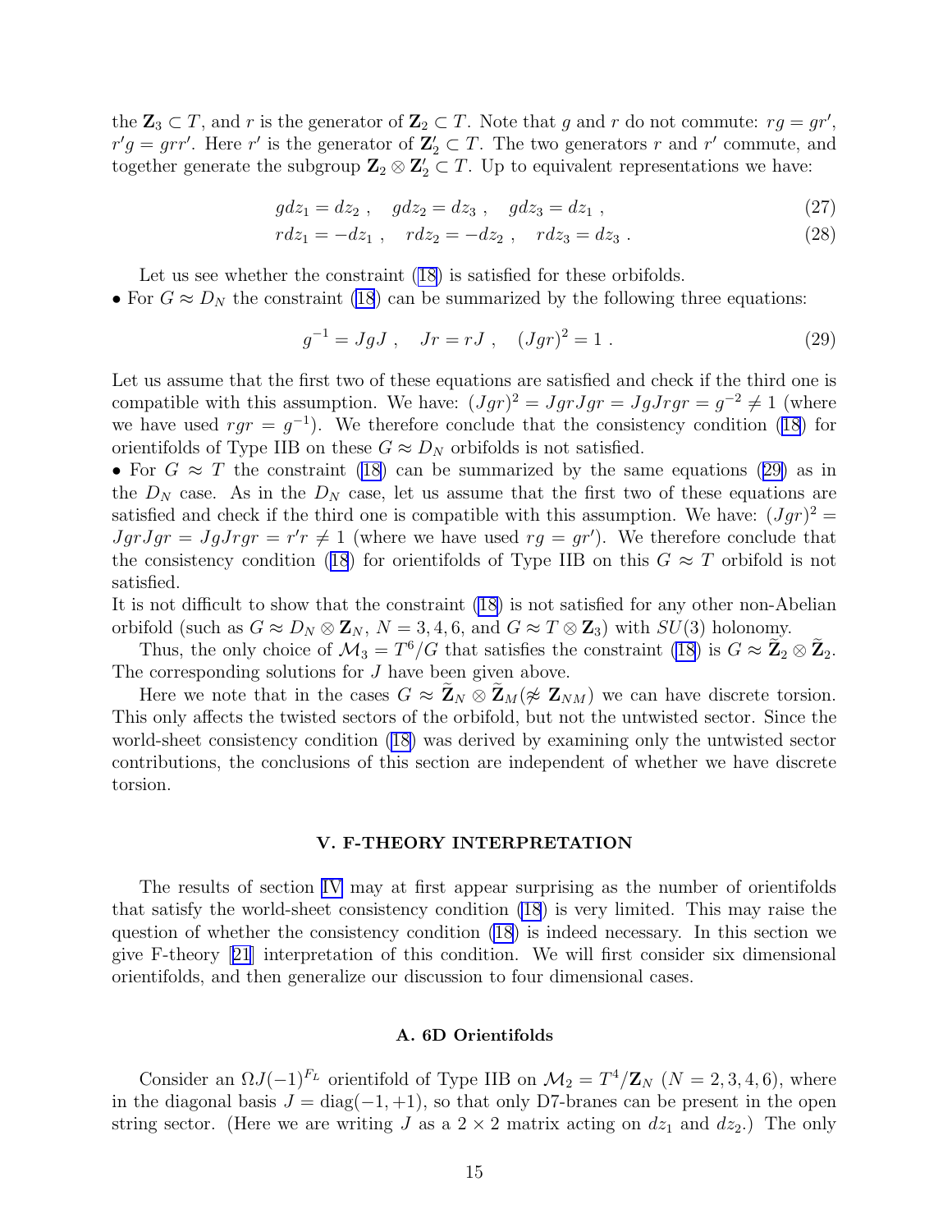the $\mathbf{Z}_3 \subset T$, and $r$ is the generator of $\mathbf{Z}_2 \subset T$. Note that $g$ and $r$ do not commute: $rg = gr'$, $r'g = grr'$. Here $r'$ is the generator of $\mathbf{Z}'_2 \subset T$. The two generators $r$ and $r'$ commute, and together generate the subgroup $\mathbf{Z}_2 \otimes \mathbf{Z}'_2 \subset T$. Up to equivalent representations we have:

$$gdz_1 = dz_2 \ , \quad gdz_2 = dz_3 \ , \quad gdz_3 = dz_1 \ , \tag{27}$$

$$rdz_1 = -dz_1 \ , \quad rdz_2 = -dz_2 \ , \quad rdz_3 = dz_3 \ . \tag{28}$$

Let us see whether the constraint (18) is satisfied for these orbifolds.

• For $G \approx D_N$ the constraint (18) can be summarized by the following three equations:

$$g^{-1} = JgJ \ , \quad Jr = rJ \ , \quad (Jgr)^2 = 1 \ . \tag{29}$$

Let us assume that the first two of these equations are satisfied and check if the third one is compatible with this assumption. We have: $(Jgr)^2 = JgrJgr = JgJrgr = g^{-2} \neq 1$ (where we have used $rgr = g^{-1}$). We therefore conclude that the consistency condition (18) for orientifolds of Type IIB on these $G \approx D_N$ orbifolds is not satisfied.

• For $G \approx T$ the constraint (18) can be summarized by the same equations (29) as in the $D_N$ case. As in the $D_N$ case, let us assume that the first two of these equations are satisfied and check if the third one is compatible with this assumption. We have: $(Jgr)^2 = JgrJgr = JgJrgr = r'r \neq 1$ (where we have used $rg = gr'$). We therefore conclude that the consistency condition (18) for orientifolds of Type IIB on this $G \approx T$ orbifold is not satisfied.

It is not difficult to show that the constraint (18) is not satisfied for any other non-Abelian orbifold (such as $G \approx D_N \otimes \mathbf{Z}_N$, $N = 3, 4, 6$, and $G \approx T \otimes \mathbf{Z}_3$) with $SU(3)$ holonomy.

Thus, the only choice of $\mathcal{M}_3 = T^6/G$ that satisfies the constraint (18) is $G \approx \widetilde{\mathbf{Z}}_2 \otimes \widetilde{\mathbf{Z}}_2$. The corresponding solutions for $J$ have been given above.

Here we note that in the cases $G \approx \widetilde{\mathbf{Z}}_N \otimes \widetilde{\mathbf{Z}}_M (\not\approx \mathbf{Z}_{NM})$ we can have discrete torsion. This only affects the twisted sectors of the orbifold, but not the untwisted sector. Since the world-sheet consistency condition (18) was derived by examining only the untwisted sector contributions, the conclusions of this section are independent of whether we have discrete torsion.

## V. F-THEORY INTERPRETATION

The results of section IV may at first appear surprising as the number of orientifolds that satisfy the world-sheet consistency condition (18) is very limited. This may raise the question of whether the consistency condition (18) is indeed necessary. In this section we give F-theory [21] interpretation of this condition. We will first consider six dimensional orientifolds, and then generalize our discussion to four dimensional cases.

### A. 6D Orientifolds

Consider an $\Omega J(-1)^{F_L}$ orientifold of Type IIB on $\mathcal{M}_2 = T^4/\mathbf{Z}_N$ ($N = 2, 3, 4, 6$), where in the diagonal basis $J = \text{diag}(-1, +1)$, so that only D7-branes can be present in the open string sector. (Here we are writing $J$ as a $2 \times 2$ matrix acting on $dz_1$ and $dz_2$.) The only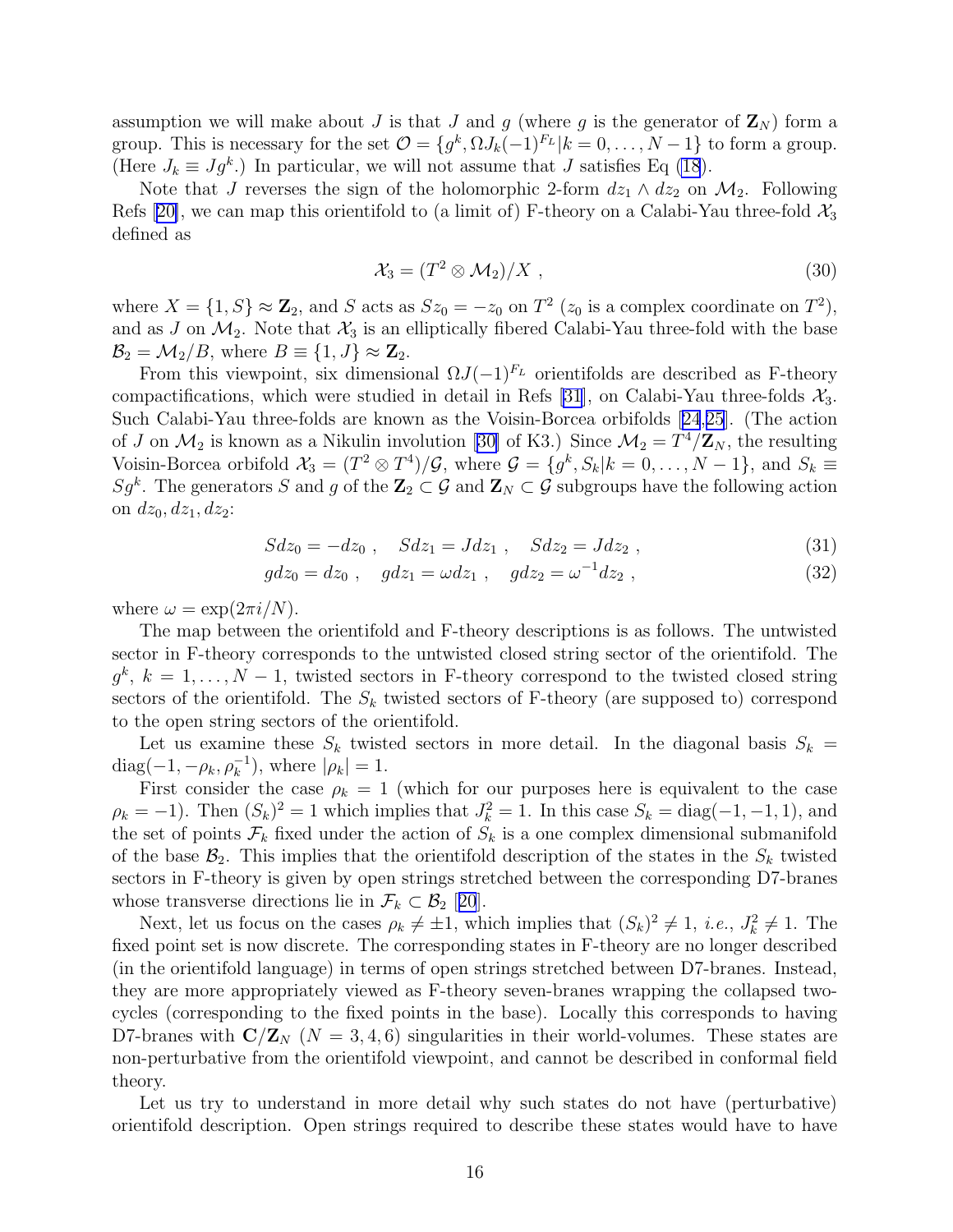assumption we will make about $J$ is that $J$ and $g$ (where $g$ is the generator of $\mathbf{Z}_N$) form a group. This is necessary for the set $\mathcal{O} = \{g^k, \Omega J_k (-1)^{F_L} | k = 0, \dots, N-1\}$ to form a group. (Here $J_k \equiv J g^k$.) In particular, we will not assume that $J$ satisfies Eq (18).

Note that $J$ reverses the sign of the holomorphic 2-form $dz_1 \wedge dz_2$ on $\mathcal{M}_2$. Following Refs [20], we can map this orientifold to (a limit of) F-theory on a Calabi-Yau three-fold $\mathcal{X}_3$ defined as

$$\mathcal{X}_3 = (T^2 \otimes \mathcal{M}_2)/X \ , \tag{30}$$

where $X = \{1, S\} \approx \mathbf{Z}_2$, and $S$ acts as $S z_0 = -z_0$ on $T^2$ ($z_0$ is a complex coordinate on $T^2$), and as $J$ on $\mathcal{M}_2$. Note that $\mathcal{X}_3$ is an elliptically fibered Calabi-Yau three-fold with the base $\mathcal{B}_2 = \mathcal{M}_2/B$, where $B \equiv \{1, J\} \approx \mathbf{Z}_2$.

From this viewpoint, six dimensional $\Omega J (-1)^{F_L}$ orientifolds are described as F-theory compactifications, which were studied in detail in Refs [31], on Calabi-Yau three-folds $\mathcal{X}_3$. Such Calabi-Yau three-folds are known as the Voisin-Borcea orbifolds [24,25]. (The action of $J$ on $\mathcal{M}_2$ is known as a Nikulin involution [30] of K3.) Since $\mathcal{M}_2 = T^4/\mathbf{Z}_N$, the resulting Voisin-Borcea orbifold $\mathcal{X}_3 = (T^2 \otimes T^4)/\mathcal{G}$, where $\mathcal{G} = \{g^k, S_k | k = 0, \dots, N-1\}$, and $S_k \equiv S g^k$. The generators $S$ and $g$ of the $\mathbf{Z}_2 \subset \mathcal{G}$ and $\mathbf{Z}_N \subset \mathcal{G}$ subgroups have the following action on $dz_0, dz_1, dz_2$:

$$S dz_0 = -dz_0 \ , \quad S dz_1 = J dz_1 \ , \quad S dz_2 = J dz_2 \ , \tag{31}$$

$$g dz_0 = dz_0 \ , \quad g dz_1 = \omega dz_1 \ , \quad g dz_2 = \omega^{-1} dz_2 \ , \tag{32}$$

where $\omega = \exp(2\pi i/N)$.

The map between the orientifold and F-theory descriptions is as follows. The untwisted sector in F-theory corresponds to the untwisted closed string sector of the orientifold. The $g^k$, $k = 1, \dots, N-1$, twisted sectors in F-theory correspond to the twisted closed string sectors of the orientifold. The $S_k$ twisted sectors of F-theory (are supposed to) correspond to the open string sectors of the orientifold.

Let us examine these $S_k$ twisted sectors in more detail. In the diagonal basis $S_k = \mathrm{diag}(-1, -\rho_k, \rho_k^{-1})$, where $|\rho_k| = 1$.

First consider the case $\rho_k = 1$ (which for our purposes here is equivalent to the case $\rho_k = -1$). Then $(S_k)^2 = 1$ which implies that $J_k^2 = 1$. In this case $S_k = \mathrm{diag}(-1, -1, 1)$, and the set of points $\mathcal{F}_k$ fixed under the action of $S_k$ is a one complex dimensional submanifold of the base $\mathcal{B}_2$. This implies that the orientifold description of the states in the $S_k$ twisted sectors in F-theory is given by open strings stretched between the corresponding D7-branes whose transverse directions lie in $\mathcal{F}_k \subset \mathcal{B}_2$ [20].

Next, let us focus on the cases $\rho_k \neq \pm 1$, which implies that $(S_k)^2 \neq 1$, *i.e.*, $J_k^2 \neq 1$. The fixed point set is now discrete. The corresponding states in F-theory are no longer described (in the orientifold language) in terms of open strings stretched between D7-branes. Instead, they are more appropriately viewed as F-theory seven-branes wrapping the collapsed two-cycles (corresponding to the fixed points in the base). Locally this corresponds to having D7-branes with $\mathbf{C}/\mathbf{Z}_N$ ($N = 3, 4, 6$) singularities in their world-volumes. These states are non-perturbative from the orientifold viewpoint, and cannot be described in conformal field theory.

Let us try to understand in more detail why such states do not have (perturbative) orientifold description. Open strings required to describe these states would have to have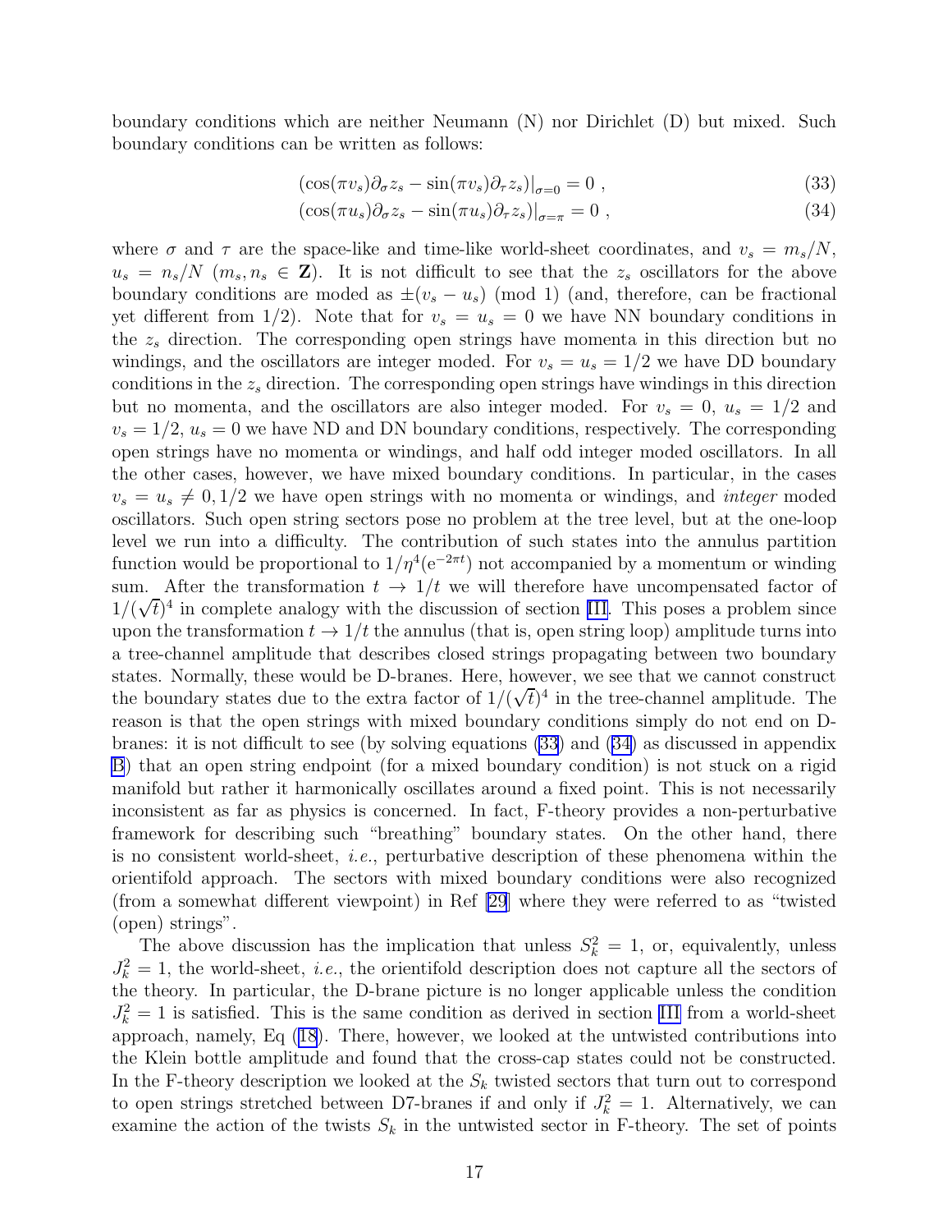boundary conditions which are neither Neumann (N) nor Dirichlet (D) but mixed. Such boundary conditions can be written as follows:

$$(\cos(\pi v_s)\partial_\sigma z_s - \sin(\pi v_s)\partial_\tau z_s)|_{\sigma=0} = 0 \ , \tag{33}$$

$$(\cos(\pi u_s)\partial_\sigma z_s - \sin(\pi u_s)\partial_\tau z_s)|_{\sigma=\pi} = 0 \ , \tag{34}$$

where $\sigma$ and $\tau$ are the space-like and time-like world-sheet coordinates, and $v_s = m_s/N$, $u_s = n_s/N$ ($m_s, n_s \in \mathbf{Z}$). It is not difficult to see that the $z_s$ oscillators for the above boundary conditions are moded as $\pm(v_s - u_s)$ (mod 1) (and, therefore, can be fractional yet different from 1/2). Note that for $v_s = u_s = 0$ we have NN boundary conditions in the $z_s$ direction. The corresponding open strings have momenta in this direction but no windings, and the oscillators are integer moded. For $v_s = u_s = 1/2$ we have DD boundary conditions in the $z_s$ direction. The corresponding open strings have windings in this direction but no momenta, and the oscillators are also integer moded. For $v_s = 0$, $u_s = 1/2$ and $v_s = 1/2$, $u_s = 0$ we have ND and DN boundary conditions, respectively. The corresponding open strings have no momenta or windings, and half odd integer moded oscillators. In all the other cases, however, we have mixed boundary conditions. In particular, in the cases $v_s = u_s \neq 0, 1/2$ we have open strings with no momenta or windings, and *integer* moded oscillators. Such open string sectors pose no problem at the tree level, but at the one-loop level we run into a difficulty. The contribution of such states into the annulus partition function would be proportional to $1/\eta^4(e^{-2\pi t})$ not accompanied by a momentum or winding sum. After the transformation $t \to 1/t$ we will therefore have uncompensated factor of $1/(\sqrt{t})^4$ in complete analogy with the discussion of section III. This poses a problem since upon the transformation $t \to 1/t$ the annulus (that is, open string loop) amplitude turns into a tree-channel amplitude that describes closed strings propagating between two boundary states. Normally, these would be D-branes. Here, however, we see that we cannot construct the boundary states due to the extra factor of $1/(\sqrt{t})^4$ in the tree-channel amplitude. The reason is that the open strings with mixed boundary conditions simply do not end on D-branes: it is not difficult to see (by solving equations (33) and (34) as discussed in appendix B) that an open string endpoint (for a mixed boundary condition) is not stuck on a rigid manifold but rather it harmonically oscillates around a fixed point. This is not necessarily inconsistent as far as physics is concerned. In fact, F-theory provides a non-perturbative framework for describing such "breathing" boundary states. On the other hand, there is no consistent world-sheet, *i.e.*, perturbative description of these phenomena within the orientifold approach. The sectors with mixed boundary conditions were also recognized (from a somewhat different viewpoint) in Ref [29] where they were referred to as "twisted (open) strings".

The above discussion has the implication that unless $S_k^2 = 1$, or, equivalently, unless $J_k^2 = 1$, the world-sheet, *i.e.*, the orientifold description does not capture all the sectors of the theory. In particular, the D-brane picture is no longer applicable unless the condition $J_k^2 = 1$ is satisfied. This is the same condition as derived in section III from a world-sheet approach, namely, Eq (18). There, however, we looked at the untwisted contributions into the Klein bottle amplitude and found that the cross-cap states could not be constructed. In the F-theory description we looked at the $S_k$ twisted sectors that turn out to correspond to open strings stretched between D7-branes if and only if $J_k^2 = 1$. Alternatively, we can examine the action of the twists $S_k$ in the untwisted sector in F-theory. The set of points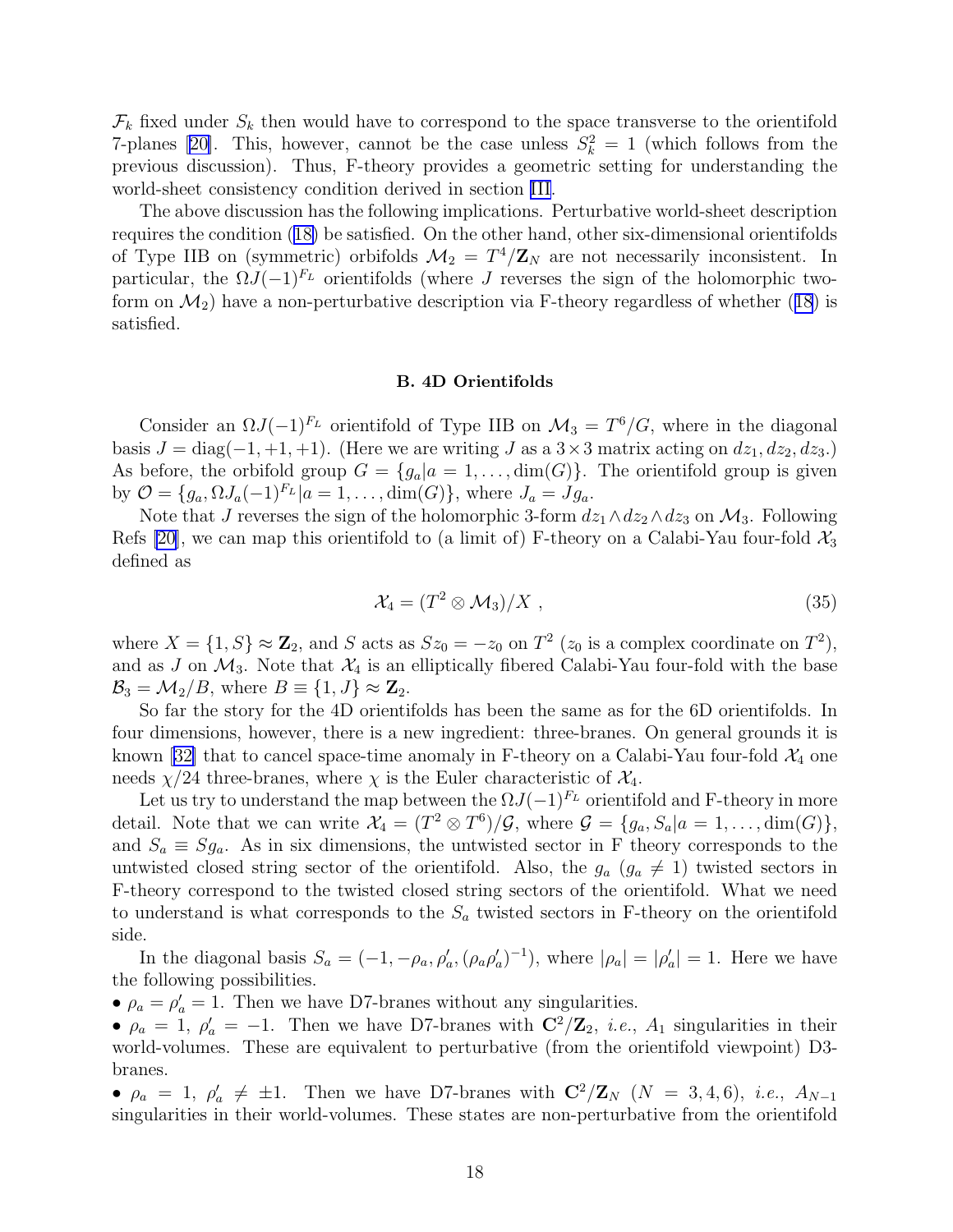$\mathcal{F}_k$ fixed under $S_k$ then would have to correspond to the space transverse to the orientifold 7-planes [20]. This, however, cannot be the case unless $S_k^2 = 1$ (which follows from the previous discussion). Thus, F-theory provides a geometric setting for understanding the world-sheet consistency condition derived in section III.

The above discussion has the following implications. Perturbative world-sheet description requires the condition (18) be satisfied. On the other hand, other six-dimensional orientifolds of Type IIB on (symmetric) orbifolds $\mathcal{M}_2 = T^4/\mathbf{Z}_N$ are not necessarily inconsistent. In particular, the $\Omega J(-1)^{F_L}$ orientifolds (where $J$ reverses the sign of the holomorphic two-form on $\mathcal{M}_2$) have a non-perturbative description via F-theory regardless of whether (18) is satisfied.

### B. 4D Orientifolds

Consider an $\Omega J(-1)^{F_L}$ orientifold of Type IIB on $\mathcal{M}_3 = T^6/G$, where in the diagonal basis $J = \mathrm{diag}(-1, +1, +1)$. (Here we are writing $J$ as a $3\times 3$ matrix acting on $dz_1, dz_2, dz_3$.) As before, the orbifold group $G = \{g_a | a = 1, \ldots, \dim(G)\}$. The orientifold group is given by $\mathcal{O} = \{g_a, \Omega J_a(-1)^{F_L} | a = 1, \ldots, \dim(G)\}$, where $J_a = J g_a$.

Note that $J$ reverses the sign of the holomorphic 3-form $dz_1 \wedge dz_2 \wedge dz_3$ on $\mathcal{M}_3$. Following Refs [20], we can map this orientifold to (a limit of) F-theory on a Calabi-Yau four-fold $\mathcal{X}_3$ defined as

$$\mathcal{X}_4 = (T^2 \otimes \mathcal{M}_3)/X \ , \tag{35}$$

where $X = \{1, S\} \approx \mathbf{Z}_2$, and $S$ acts as $Sz_0 = -z_0$ on $T^2$ ($z_0$ is a complex coordinate on $T^2$), and as $J$ on $\mathcal{M}_3$. Note that $\mathcal{X}_4$ is an elliptically fibered Calabi-Yau four-fold with the base $\mathcal{B}_3 = \mathcal{M}_2/B$, where $B \equiv \{1, J\} \approx \mathbf{Z}_2$.

So far the story for the 4D orientifolds has been the same as for the 6D orientifolds. In four dimensions, however, there is a new ingredient: three-branes. On general grounds it is known [32] that to cancel space-time anomaly in F-theory on a Calabi-Yau four-fold $\mathcal{X}_4$ one needs $\chi/24$ three-branes, where $\chi$ is the Euler characteristic of $\mathcal{X}_4$.

Let us try to understand the map between the $\Omega J(-1)^{F_L}$ orientifold and F-theory in more detail. Note that we can write $\mathcal{X}_4 = (T^2 \otimes T^6)/\mathcal{G}$, where $\mathcal{G} = \{g_a, S_a | a = 1, \ldots, \dim(G)\}$, and $S_a \equiv S g_a$. As in six dimensions, the untwisted sector in F theory corresponds to the untwisted closed string sector of the orientifold. Also, the $g_a$ ($g_a \neq 1$) twisted sectors in F-theory correspond to the twisted closed string sectors of the orientifold. What we need to understand is what corresponds to the $S_a$ twisted sectors in F-theory on the orientifold side.

In the diagonal basis $S_a = (-1, -\rho_a, \rho'_a, (\rho_a \rho'_a)^{-1})$, where $|\rho_a| = |\rho'_a| = 1$. Here we have the following possibilities.

- $\rho_a = \rho'_a = 1$. Then we have D7-branes without any singularities.
- $\rho_a = 1$, $\rho'_a = -1$. Then we have D7-branes with $\mathbf{C}^2/\mathbf{Z}_2$, *i.e.*, $A_1$ singularities in their world-volumes. These are equivalent to perturbative (from the orientifold viewpoint) D3-branes.
- $\rho_a = 1$, $\rho'_a \neq \pm 1$. Then we have D7-branes with $\mathbf{C}^2/\mathbf{Z}_N$ ($N = 3, 4, 6$), *i.e.*, $A_{N-1}$ singularities in their world-volumes. These states are non-perturbative from the orientifold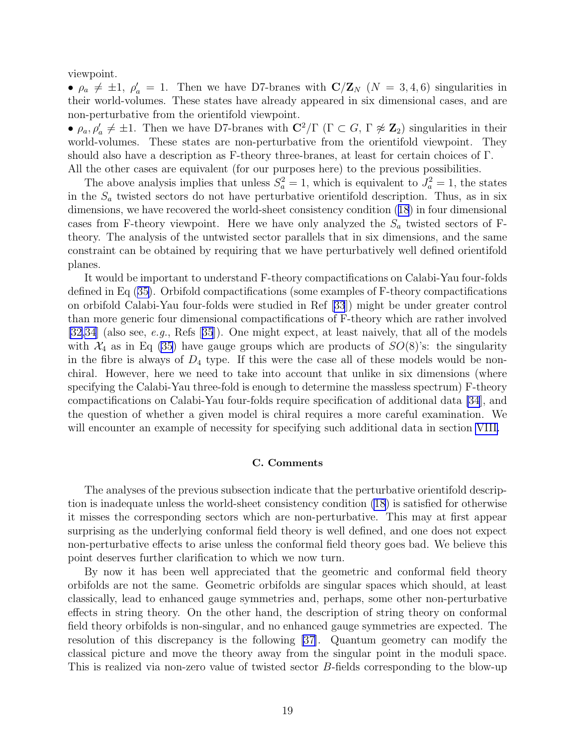viewpoint.

• $\rho_a \neq \pm 1$, $\rho'_a = 1$. Then we have D7-branes with $\mathbf{C}/\mathbf{Z}_N$ ($N = 3, 4, 6$) singularities in their world-volumes. These states have already appeared in six dimensional cases, and are non-perturbative from the orientifold viewpoint.

• $\rho_a, \rho'_a \neq \pm 1$. Then we have D7-branes with $\mathbf{C}^2/\Gamma$ ($\Gamma \subset G$, $\Gamma \not\approx \mathbf{Z}_2$) singularities in their world-volumes. These states are non-perturbative from the orientifold viewpoint. They should also have a description as F-theory three-branes, at least for certain choices of $\Gamma$.

All the other cases are equivalent (for our purposes here) to the previous possibilities.

The above analysis implies that unless $S_a^2 = 1$, which is equivalent to $J_a^2 = 1$, the states in the $S_a$ twisted sectors do not have perturbative orientifold description. Thus, as in six dimensions, we have recovered the world-sheet consistency condition (18) in four dimensional cases from F-theory viewpoint. Here we have only analyzed the $S_a$ twisted sectors of F-theory. The analysis of the untwisted sector parallels that in six dimensions, and the same constraint can be obtained by requiring that we have perturbatively well defined orientifold planes.

It would be important to understand F-theory compactifications on Calabi-Yau four-folds defined in Eq (35). Orbifold compactifications (some examples of F-theory compactifications on orbifold Calabi-Yau four-folds were studied in Ref [33]) might be under greater control than more generic four dimensional compactifications of F-theory which are rather involved [32,34] (also see, *e.g.*, Refs [35]). One might expect, at least naively, that all of the models with $\mathcal{X}_4$ as in Eq (35) have gauge groups which are products of $SO(8)$'s: the singularity in the fibre is always of $D_4$ type. If this were the case all of these models would be non-chiral. However, here we need to take into account that unlike in six dimensions (where specifying the Calabi-Yau three-fold is enough to determine the massless spectrum) F-theory compactifications on Calabi-Yau four-folds require specification of additional data [34], and the question of whether a given model is chiral requires a more careful examination. We will encounter an example of necessity for specifying such additional data in section VIII.

### C. Comments

The analyses of the previous subsection indicate that the perturbative orientifold description is inadequate unless the world-sheet consistency condition (18) is satisfied for otherwise it misses the corresponding sectors which are non-perturbative. This may at first appear surprising as the underlying conformal field theory is well defined, and one does not expect non-perturbative effects to arise unless the conformal field theory goes bad. We believe this point deserves further clarification to which we now turn.

By now it has been well appreciated that the geometric and conformal field theory orbifolds are not the same. Geometric orbifolds are singular spaces which should, at least classically, lead to enhanced gauge symmetries and, perhaps, some other non-perturbative effects in string theory. On the other hand, the description of string theory on conformal field theory orbifolds is non-singular, and no enhanced gauge symmetries are expected. The resolution of this discrepancy is the following [37]. Quantum geometry can modify the classical picture and move the theory away from the singular point in the moduli space. This is realized via non-zero value of twisted sector $B$-fields corresponding to the blow-up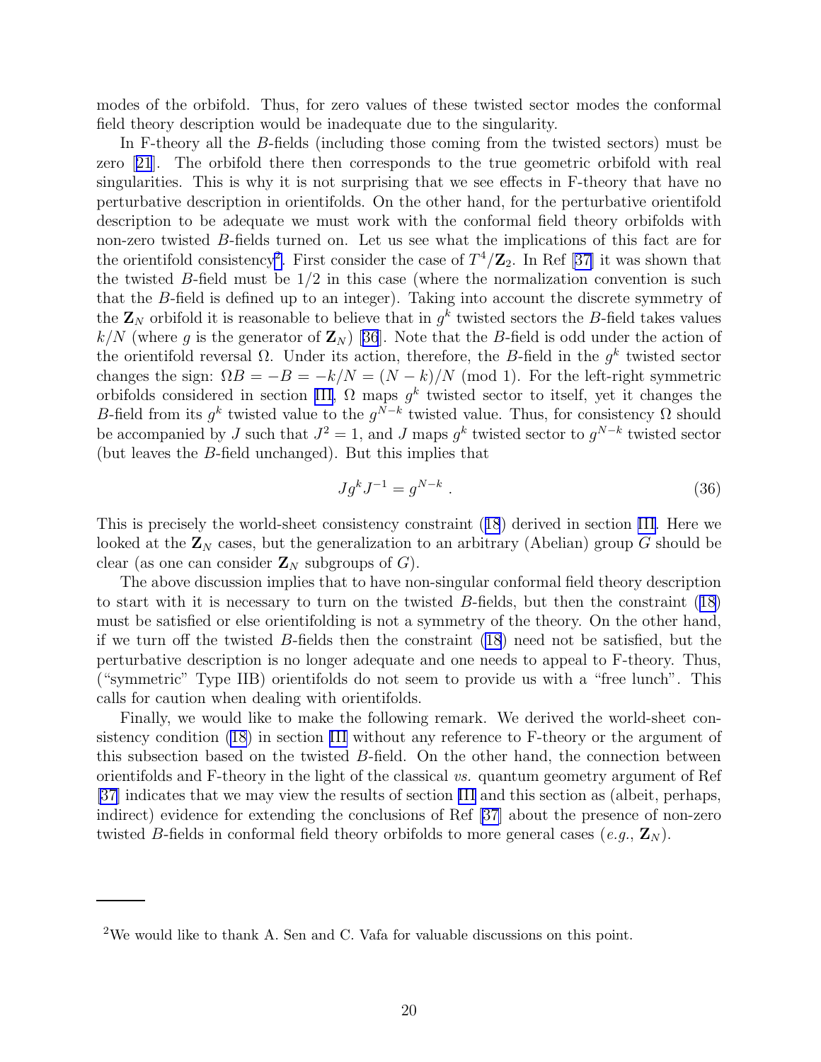modes of the orbifold. Thus, for zero values of these twisted sector modes the conformal field theory description would be inadequate due to the singularity.

In F-theory all the $B$-fields (including those coming from the twisted sectors) must be zero [21]. The orbifold there then corresponds to the true geometric orbifold with real singularities. This is why it is not surprising that we see effects in F-theory that have no perturbative description in orientifolds. On the other hand, for the perturbative orientifold description to be adequate we must work with the conformal field theory orbifolds with non-zero twisted $B$-fields turned on. Let us see what the implications of this fact are for the orientifold consistency[2]. First consider the case of $T^4/\mathbf{Z}_2$. In Ref [37] it was shown that the twisted $B$-field must be $1/2$ in this case (where the normalization convention is such that the $B$-field is defined up to an integer). Taking into account the discrete symmetry of the $\mathbf{Z}_N$ orbifold it is reasonable to believe that in $g^k$ twisted sectors the $B$-field takes values $k/N$ (where $g$ is the generator of $\mathbf{Z}_N$) [36]. Note that the $B$-field is odd under the action of the orientifold reversal $\Omega$. Under its action, therefore, the $B$-field in the $g^k$ twisted sector changes the sign: $\Omega B = -B = -k/N = (N-k)/N$ (mod 1). For the left-right symmetric orbifolds considered in section III, $\Omega$ maps $g^k$ twisted sector to itself, yet it changes the $B$-field from its $g^k$ twisted value to the $g^{N-k}$ twisted value. Thus, for consistency $\Omega$ should be accompanied by $J$ such that $J^2 = 1$, and $J$ maps $g^k$ twisted sector to $g^{N-k}$ twisted sector (but leaves the $B$-field unchanged). But this implies that

$$J g^k J^{-1} = g^{N-k} \ . \tag{36}$$

This is precisely the world-sheet consistency constraint (18) derived in section III. Here we looked at the $\mathbf{Z}_N$ cases, but the generalization to an arbitrary (Abelian) group $G$ should be clear (as one can consider $\mathbf{Z}_N$ subgroups of $G$).

The above discussion implies that to have non-singular conformal field theory description to start with it is necessary to turn on the twisted $B$-fields, but then the constraint (18) must be satisfied or else orientifolding is not a symmetry of the theory. On the other hand, if we turn off the twisted $B$-fields then the constraint (18) need not be satisfied, but the perturbative description is no longer adequate and one needs to appeal to F-theory. Thus, ("symmetric" Type IIB) orientifolds do not seem to provide us with a "free lunch". This calls for caution when dealing with orientifolds.

Finally, we would like to make the following remark. We derived the world-sheet consistency condition (18) in section III without any reference to F-theory or the argument of this subsection based on the twisted $B$-field. On the other hand, the connection between orientifolds and F-theory in the light of the classical *vs.* quantum geometry argument of Ref [37] indicates that we may view the results of section III and this section as (albeit, perhaps, indirect) evidence for extending the conclusions of Ref [37] about the presence of non-zero twisted $B$-fields in conformal field theory orbifolds to more general cases (*e.g.*, $\mathbf{Z}_N$).

---

[2] We would like to thank A. Sen and C. Vafa for valuable discussions on this point.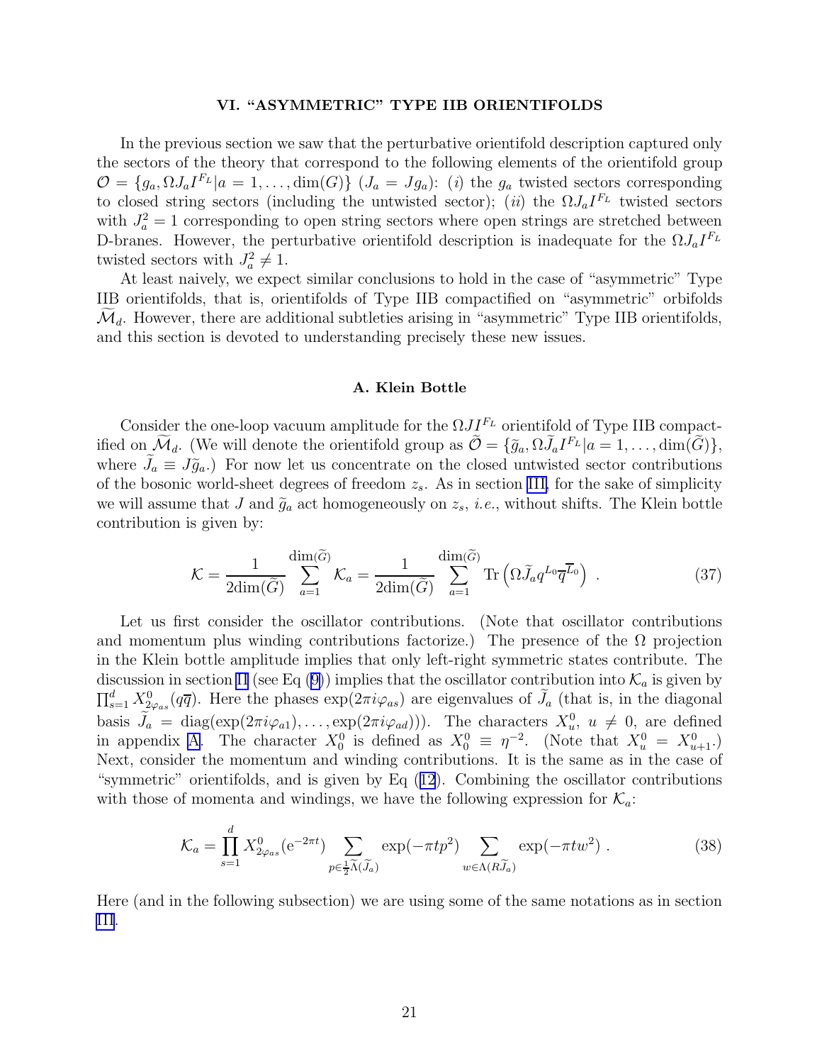## VI. "ASYMMETRIC" TYPE IIB ORIENTIFOLDS

In the previous section we saw that the perturbative orientifold description captured only the sectors of the theory that correspond to the following elements of the orientifold group $\mathcal{O} = \{g_a, \Omega J_a I^{F_L} | a = 1, \dots, \dim(G)\}$ ($J_a = J g_a$): (*i*) the $g_a$ twisted sectors corresponding to closed string sectors (including the untwisted sector); (*ii*) the $\Omega J_a I^{F_L}$ twisted sectors with $J_a^2 = 1$ corresponding to open string sectors where open strings are stretched between D-branes. However, the perturbative orientifold description is inadequate for the $\Omega J_a I^{F_L}$ twisted sectors with $J_a^2 \neq 1$.

At least naively, we expect similar conclusions to hold in the case of "asymmetric" Type IIB orientifolds, that is, orientifolds of Type IIB compactified on "asymmetric" orbifolds $\widetilde{\mathcal{M}}_d$. However, there are additional subtleties arising in "asymmetric" Type IIB orientifolds, and this section is devoted to understanding precisely these new issues.

### A. Klein Bottle

Consider the one-loop vacuum amplitude for the $\Omega J I^{F_L}$ orientifold of Type IIB compactified on $\widetilde{\mathcal{M}}_d$. (We will denote the orientifold group as $\widetilde{\mathcal{O}} = \{\widetilde{g}_a, \Omega \widetilde{J}_a I^{F_L} | a = 1, \dots, \dim(\widetilde{G})\}$, where $\widetilde{J}_a \equiv J \widetilde{g}_a$.) For now let us concentrate on the closed untwisted sector contributions of the bosonic world-sheet degrees of freedom $z_s$. As in section III, for the sake of simplicity we will assume that $J$ and $\widetilde{g}_a$ act homogeneously on $z_s$, *i.e.*, without shifts. The Klein bottle contribution is given by:

$$\mathcal{K} = \frac{1}{2\dim(\widetilde{G})} \sum_{a=1}^{\dim(\widetilde{G})} \mathcal{K}_a = \frac{1}{2\dim(\widetilde{G})} \sum_{a=1}^{\dim(\widetilde{G})} \mathrm{Tr}\left(\Omega \widetilde{J}_a q^{L_0} \overline{q}^{\overline{L}_0}\right) \ . \tag{37}$$

Let us first consider the oscillator contributions. (Note that oscillator contributions and momentum plus winding contributions factorize.) The presence of the $\Omega$ projection in the Klein bottle amplitude implies that only left-right symmetric states contribute. The discussion in section II (see Eq (9)) implies that the oscillator contribution into $\mathcal{K}_a$ is given by $\prod_{s=1}^d X^0_{2\varphi_{as}}(q\overline{q})$. Here the phases $\exp(2\pi i \varphi_{as})$ are eigenvalues of $\widetilde{J}_a$ (that is, in the diagonal basis $\widetilde{J}_a = \mathrm{diag}(\exp(2\pi i\varphi_{a1}), \dots, \exp(2\pi i \varphi_{ad}))$. The characters $X^0_u$, $u \neq 0$, are defined in appendix A. The character $X^0_0$ is defined as $X^0_0 \equiv \eta^{-2}$. (Note that $X^0_u = X^0_{u+1}$.) Next, consider the momentum and winding contributions. It is the same as in the case of "symmetric" orientifolds, and is given by Eq (12). Combining the oscillator contributions with those of momenta and windings, we have the following expression for $\mathcal{K}_a$:

$$\mathcal{K}_a = \prod_{s=1}^d X^0_{2\varphi_{as}}(\mathrm{e}^{-2\pi t}) \sum_{p \in \frac{1}{2}\widetilde{\Lambda}(\widetilde{J}_a)} \exp(-\pi t p^2) \sum_{w \in \Lambda(R\widetilde{J}_a)} \exp(-\pi t w^2) \ . \tag{38}$$

Here (and in the following subsection) we are using some of the same notations as in section III.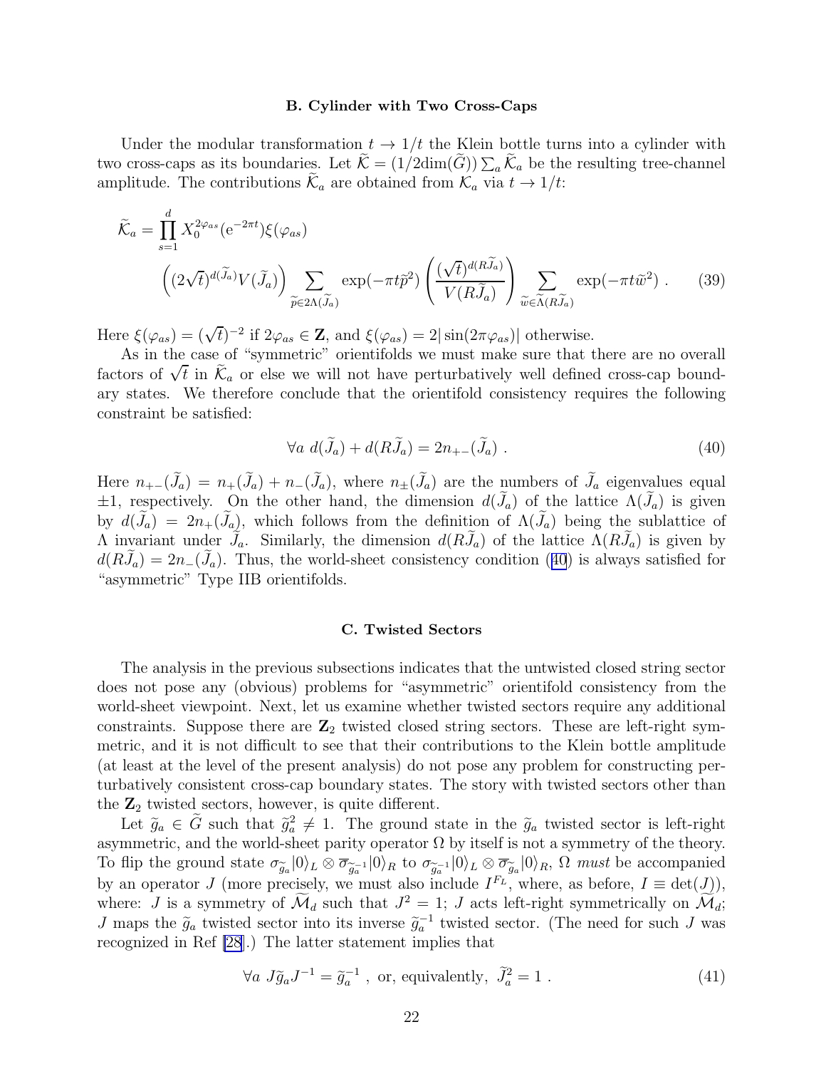### B. Cylinder with Two Cross-Caps

Under the modular transformation $t \to 1/t$ the Klein bottle turns into a cylinder with two cross-caps as its boundaries. Let $\widetilde{\mathcal{K}} = (1/2\text{dim}(\widetilde{G}))\sum_a \widetilde{\mathcal{K}}_a$ be the resulting tree-channel amplitude. The contributions $\widetilde{\mathcal{K}}_a$ are obtained from $\mathcal{K}_a$ via $t \to 1/t$:

$$\widetilde{\mathcal{K}}_a = \prod_{s=1}^{d} X_0^{2\varphi_{as}}(\mathrm{e}^{-2\pi t})\xi(\varphi_{as}) \left((2\sqrt{t})^{d(\widetilde{J}_a)} V(\widetilde{J}_a)\right) \sum_{\widetilde{p}\in 2\Lambda(\widetilde{J}_a)} \exp(-\pi t\widetilde{p}^2) \left(\frac{(\sqrt{t})^{d(R\widetilde{J}_a)}}{V(R\widetilde{J}_a)}\right) \sum_{\widetilde{w}\in\widetilde{\Lambda}(R\widetilde{J}_a)} \exp(-\pi t\widetilde{w}^2) \ . \tag{39}$$

Here $\xi(\varphi_{as}) = (\sqrt{t})^{-2}$ if $2\varphi_{as} \in \mathbf{Z}$, and $\xi(\varphi_{as}) = 2|\sin(2\pi\varphi_{as})|$ otherwise.

As in the case of "symmetric" orientifolds we must make sure that there are no overall factors of $\sqrt{t}$ in $\widetilde{\mathcal{K}}_a$ or else we will not have perturbatively well defined cross-cap boundary states. We therefore conclude that the orientifold consistency requires the following constraint be satisfied:

$$\forall a \ d(\widetilde{J}_a) + d(R\widetilde{J}_a) = 2n_{+-}(\widetilde{J}_a) \ . \tag{40}$$

Here $n_{+-}(\widetilde{J}_a) = n_+(\widetilde{J}_a) + n_-(\widetilde{J}_a)$, where $n_\pm(\widetilde{J}_a)$ are the numbers of $\widetilde{J}_a$ eigenvalues equal $\pm 1$, respectively. On the other hand, the dimension $d(\widetilde{J}_a)$ of the lattice $\Lambda(\widetilde{J}_a)$ is given by $d(\widetilde{J}_a) = 2n_+(\widetilde{J}_a)$, which follows from the definition of $\Lambda(\widetilde{J}_a)$ being the sublattice of $\Lambda$ invariant under $\widetilde{J}_a$. Similarly, the dimension $d(R\widetilde{J}_a)$ of the lattice $\Lambda(R\widetilde{J}_a)$ is given by $d(R\widetilde{J}_a) = 2n_-(\widetilde{J}_a)$. Thus, the world-sheet consistency condition (40) is always satisfied for "asymmetric" Type IIB orientifolds.

### C. Twisted Sectors

The analysis in the previous subsections indicates that the untwisted closed string sector does not pose any (obvious) problems for "asymmetric" orientifold consistency from the world-sheet viewpoint. Next, let us examine whether twisted sectors require any additional constraints. Suppose there are $\mathbf{Z}_2$ twisted closed string sectors. These are left-right symmetric, and it is not difficult to see that their contributions to the Klein bottle amplitude (at least at the level of the present analysis) do not pose any problem for constructing perturbatively consistent cross-cap boundary states. The story with twisted sectors other than the $\mathbf{Z}_2$ twisted sectors, however, is quite different.

Let $\widetilde{g}_a \in \widetilde{G}$ such that $\widetilde{g}_a^2 \neq 1$. The ground state in the $\widetilde{g}_a$ twisted sector is left-right asymmetric, and the world-sheet parity operator $\Omega$ by itself is not a symmetry of the theory. To flip the ground state $\sigma_{\widetilde{g}_a}|0\rangle_L \otimes \overline{\sigma}_{\widetilde{g}_a^{-1}}|0\rangle_R$ to $\sigma_{\widetilde{g}_a^{-1}}|0\rangle_L \otimes \overline{\sigma}_{\widetilde{g}_a}|0\rangle_R$, $\Omega$ *must* be accompanied by an operator $J$ (more precisely, we must also include $I^{F_L}$, where, as before, $I \equiv \det(J)$), where: $J$ is a symmetry of $\widetilde{\mathcal{M}}_d$ such that $J^2 = 1$; $J$ acts left-right symmetrically on $\widetilde{\mathcal{M}}_d$; $J$ maps the $\widetilde{g}_a$ twisted sector into its inverse $\widetilde{g}_a^{-1}$ twisted sector. (The need for such $J$ was recognized in Ref [28].) The latter statement implies that

$$\forall a \ J\widetilde{g}_a J^{-1} = \widetilde{g}_a^{-1} \ , \text{ or, equivalently, } \widetilde{J}_a^2 = 1 \ . \tag{41}$$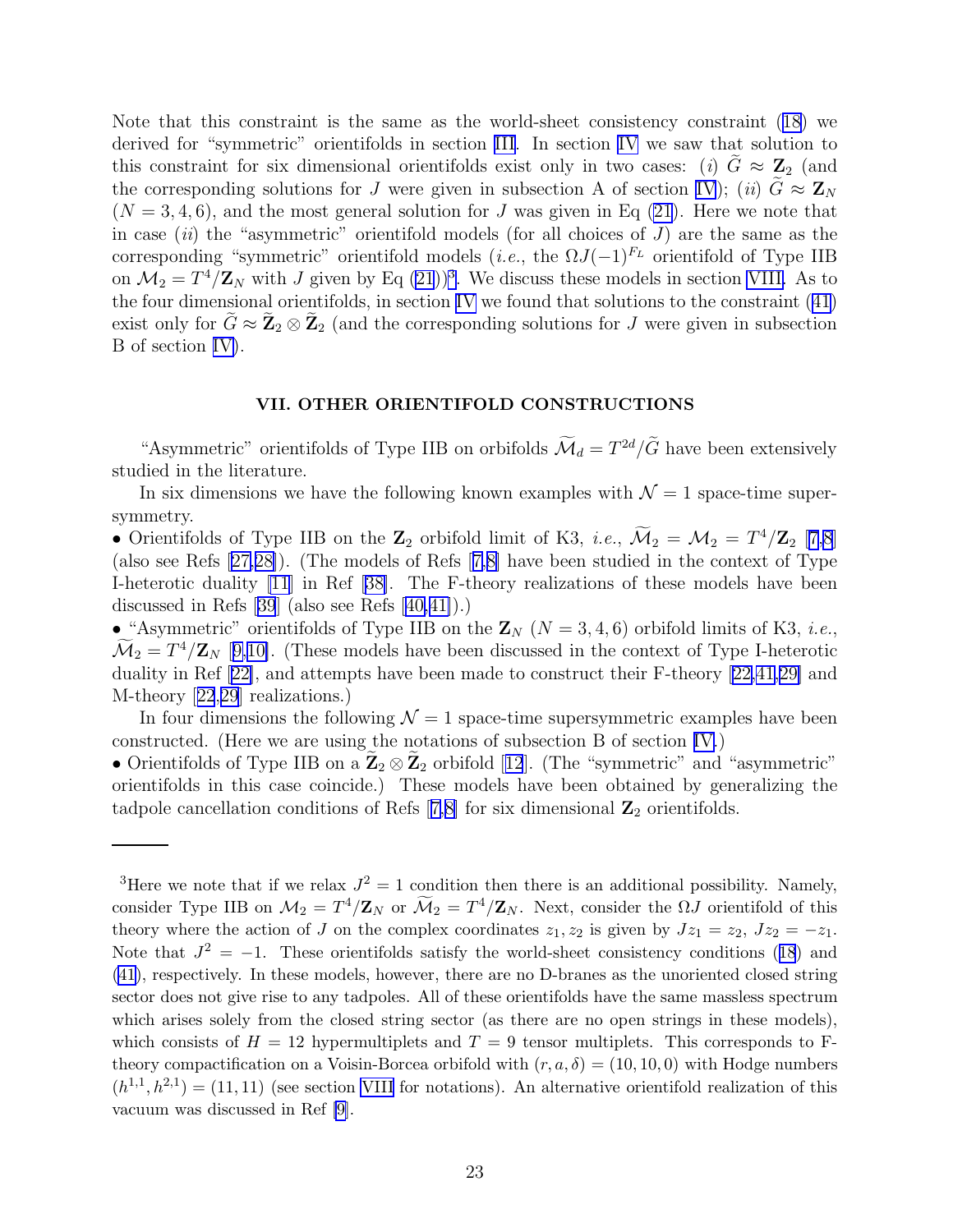Note that this constraint is the same as the world-sheet consistency constraint (18) we derived for "symmetric" orientifolds in section III. In section IV we saw that solution to this constraint for six dimensional orientifolds exist only in two cases: (*i*) $\widetilde{G} \approx \mathbf{Z}_2$ (and the corresponding solutions for $J$ were given in subsection A of section IV); (*ii*) $\widetilde{G} \approx \mathbf{Z}_N$ ($N = 3, 4, 6$), and the most general solution for $J$ was given in Eq (21). Here we note that in case (*ii*) the "asymmetric" orientifold models (for all choices of $J$) are the same as the corresponding "symmetric" orientifold models (*i.e.*, the $\Omega J (-1)^{F_L}$ orientifold of Type IIB on $\mathcal{M}_2 = T^4/\mathbf{Z}_N$ with $J$ given by Eq (21))[3]. We discuss these models in section VIII. As to the four dimensional orientifolds, in section IV we found that solutions to the constraint (41) exist only for $\widetilde{G} \approx \widetilde{\mathbf{Z}}_2 \otimes \widetilde{\mathbf{Z}}_2$ (and the corresponding solutions for $J$ were given in subsection B of section IV).

## VII. OTHER ORIENTIFOLD CONSTRUCTIONS

"Asymmetric" orientifolds of Type IIB on orbifolds $\widetilde{\mathcal{M}}_d = T^{2d}/\widetilde{G}$ have been extensively studied in the literature.

In six dimensions we have the following known examples with $\mathcal{N} = 1$ space-time supersymmetry.

• Orientifolds of Type IIB on the $\mathbf{Z}_2$ orbifold limit of K3, *i.e.*, $\widetilde{\mathcal{M}}_2 = \mathcal{M}_2 = T^4/\mathbf{Z}_2$ [7,8] (also see Refs [27,28]). (The models of Refs [7,8] have been studied in the context of Type I-heterotic duality [11] in Ref [38]. The F-theory realizations of these models have been discussed in Refs [39] (also see Refs [40,41]).)

• "Asymmetric" orientifolds of Type IIB on the $\mathbf{Z}_N$ ($N = 3, 4, 6$) orbifold limits of K3, *i.e.*, $\widetilde{\mathcal{M}}_2 = T^4/\mathbf{Z}_N$ [9,10]. (These models have been discussed in the context of Type I-heterotic duality in Ref [22], and attempts have been made to construct their F-theory [22,41,29] and M-theory [22,29] realizations.)

In four dimensions the following $\mathcal{N} = 1$ space-time supersymmetric examples have been constructed. (Here we are using the notations of subsection B of section IV.)

• Orientifolds of Type IIB on a $\widetilde{\mathbf{Z}}_2 \otimes \widetilde{\mathbf{Z}}_2$ orbifold [12]. (The "symmetric" and "asymmetric" orientifolds in this case coincide.) These models have been obtained by generalizing the tadpole cancellation conditions of Refs [7,8] for six dimensional $\mathbf{Z}_2$ orientifolds.

---

[3] Here we note that if we relax $J^2 = 1$ condition then there is an additional possibility. Namely, consider Type IIB on $\mathcal{M}_2 = T^4/\mathbf{Z}_N$ or $\widetilde{\mathcal{M}}_2 = T^4/\mathbf{Z}_N$. Next, consider the $\Omega J$ orientifold of this theory where the action of $J$ on the complex coordinates $z_1, z_2$ is given by $Jz_1 = z_2$, $Jz_2 = -z_1$. Note that $J^2 = -1$. These orientifolds satisfy the world-sheet consistency conditions (18) and (41), respectively. In these models, however, there are no D-branes as the unoriented closed string sector does not give rise to any tadpoles. All of these orientifolds have the same massless spectrum which arises solely from the closed string sector (as there are no open strings in these models), which consists of $H = 12$ hypermultiplets and $T = 9$ tensor multiplets. This corresponds to F-theory compactification on a Voisin-Borcea orbifold with $(r, a, \delta) = (10, 10, 0)$ with Hodge numbers $(h^{1,1}, h^{2,1}) = (11, 11)$ (see section VIII for notations). An alternative orientifold realization of this vacuum was discussed in Ref [9].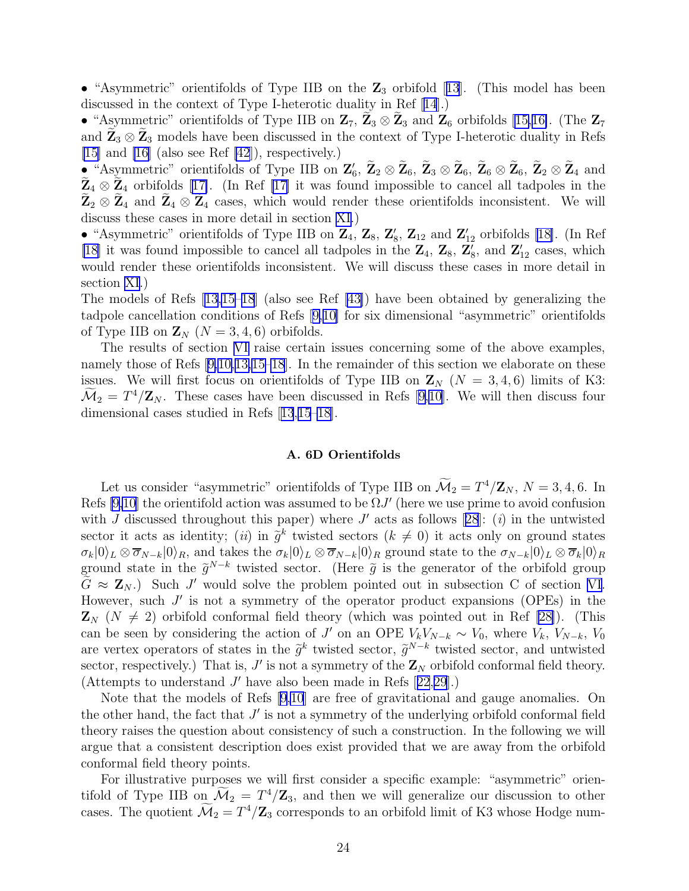• "Asymmetric" orientifolds of Type IIB on the $\mathbf{Z}_3$ orbifold [13]. (This model has been discussed in the context of Type I-heterotic duality in Ref [14].)
• "Asymmetric" orientifolds of Type IIB on $\mathbf{Z}_7$, $\widetilde{\mathbf{Z}}_3 \otimes \widetilde{\mathbf{Z}}_3$ and $\mathbf{Z}_6$ orbifolds [15,16]. (The $\mathbf{Z}_7$ and $\widetilde{\mathbf{Z}}_3 \otimes \widetilde{\mathbf{Z}}_3$ models have been discussed in the context of Type I-heterotic duality in Refs [15] and [16] (also see Ref [42]), respectively.)
• "Asymmetric" orientifolds of Type IIB on $\mathbf{Z}_6'$, $\widetilde{\mathbf{Z}}_2 \otimes \widetilde{\mathbf{Z}}_6$, $\widetilde{\mathbf{Z}}_3 \otimes \widetilde{\mathbf{Z}}_6$, $\widetilde{\mathbf{Z}}_6 \otimes \widetilde{\mathbf{Z}}_6$, $\widetilde{\mathbf{Z}}_2 \otimes \widetilde{\mathbf{Z}}_4$ and $\widetilde{\mathbf{Z}}_4 \otimes \widetilde{\mathbf{Z}}_4$ orbifolds [17]. (In Ref [17] it was found impossible to cancel all tadpoles in the $\widetilde{\mathbf{Z}}_2 \otimes \widetilde{\mathbf{Z}}_4$ and $\widetilde{\mathbf{Z}}_4 \otimes \widetilde{\mathbf{Z}}_4$ cases, which would render these orientifolds inconsistent. We will discuss these cases in more detail in section XI.)
• "Asymmetric" orientifolds of Type IIB on $\mathbf{Z}_4$, $\mathbf{Z}_8$, $\mathbf{Z}_8'$, $\mathbf{Z}_{12}$ and $\mathbf{Z}_{12}'$ orbifolds [18]. (In Ref [18] it was found impossible to cancel all tadpoles in the $\mathbf{Z}_4$, $\mathbf{Z}_8$, $\mathbf{Z}_8'$, and $\mathbf{Z}_{12}'$ cases, which would render these orientifolds inconsistent. We will discuss these cases in more detail in section XI.)

The models of Refs [13,15–18] (also see Ref [43]) have been obtained by generalizing the tadpole cancellation conditions of Refs [9,10] for six dimensional "asymmetric" orientifolds of Type IIB on $\mathbf{Z}_N$ ($N = 3, 4, 6$) orbifolds.

The results of section VI raise certain issues concerning some of the above examples, namely those of Refs [9,10,13,15–18]. In the remainder of this section we elaborate on these issues. We will first focus on orientifolds of Type IIB on $\mathbf{Z}_N$ ($N = 3, 4, 6$) limits of K3: $\widetilde{\mathcal{M}}_2 = T^4/\mathbf{Z}_N$. These cases have been discussed in Refs [9,10]. We will then discuss four dimensional cases studied in Refs [13,15–18].

### A. 6D Orientifolds

Let us consider "asymmetric" orientifolds of Type IIB on $\widetilde{\mathcal{M}}_2 = T^4/\mathbf{Z}_N$, $N = 3, 4, 6$. In Refs [9,10] the orientifold action was assumed to be $\Omega J'$ (here we use prime to avoid confusion with $J$ discussed throughout this paper) where $J'$ acts as follows [28]: ($i$) in the untwisted sector it acts as identity; ($ii$) in $\widetilde{g}^k$ twisted sectors ($k \neq 0$) it acts only on ground states $\sigma_k|0\rangle_L \otimes \overline{\sigma}_{N-k}|0\rangle_R$, and takes the $\sigma_k|0\rangle_L \otimes \overline{\sigma}_{N-k}|0\rangle_R$ ground state to the $\sigma_{N-k}|0\rangle_L \otimes \overline{\sigma}_k|0\rangle_R$ ground state in the $\widetilde{g}^{N-k}$ twisted sector. (Here $\widetilde{g}$ is the generator of the orbifold group $\widetilde{G} \approx \mathbf{Z}_N$.) Such $J'$ would solve the problem pointed out in subsection C of section VI. However, such $J'$ is not a symmetry of the operator product expansions (OPEs) in the $\mathbf{Z}_N$ ($N \neq 2$) orbifold conformal field theory (which was pointed out in Ref [28]). (This can be seen by considering the action of $J'$ on an OPE $V_k V_{N-k} \sim V_0$, where $V_k$, $V_{N-k}$, $V_0$ are vertex operators of states in the $\widetilde{g}^k$ twisted sector, $\widetilde{g}^{N-k}$ twisted sector, and untwisted sector, respectively.) That is, $J'$ is not a symmetry of the $\mathbf{Z}_N$ orbifold conformal field theory. (Attempts to understand $J'$ have also been made in Refs [22,29].)

Note that the models of Refs [9,10] are free of gravitational and gauge anomalies. On the other hand, the fact that $J'$ is not a symmetry of the underlying orbifold conformal field theory raises the question about consistency of such a construction. In the following we will argue that a consistent description does exist provided that we are away from the orbifold conformal field theory points.

For illustrative purposes we will first consider a specific example: "asymmetric" orientifold of Type IIB on $\widetilde{\mathcal{M}}_2 = T^4/\mathbf{Z}_3$, and then we will generalize our discussion to other cases. The quotient $\widetilde{\mathcal{M}}_2 = T^4/\mathbf{Z}_3$ corresponds to an orbifold limit of K3 whose Hodge num-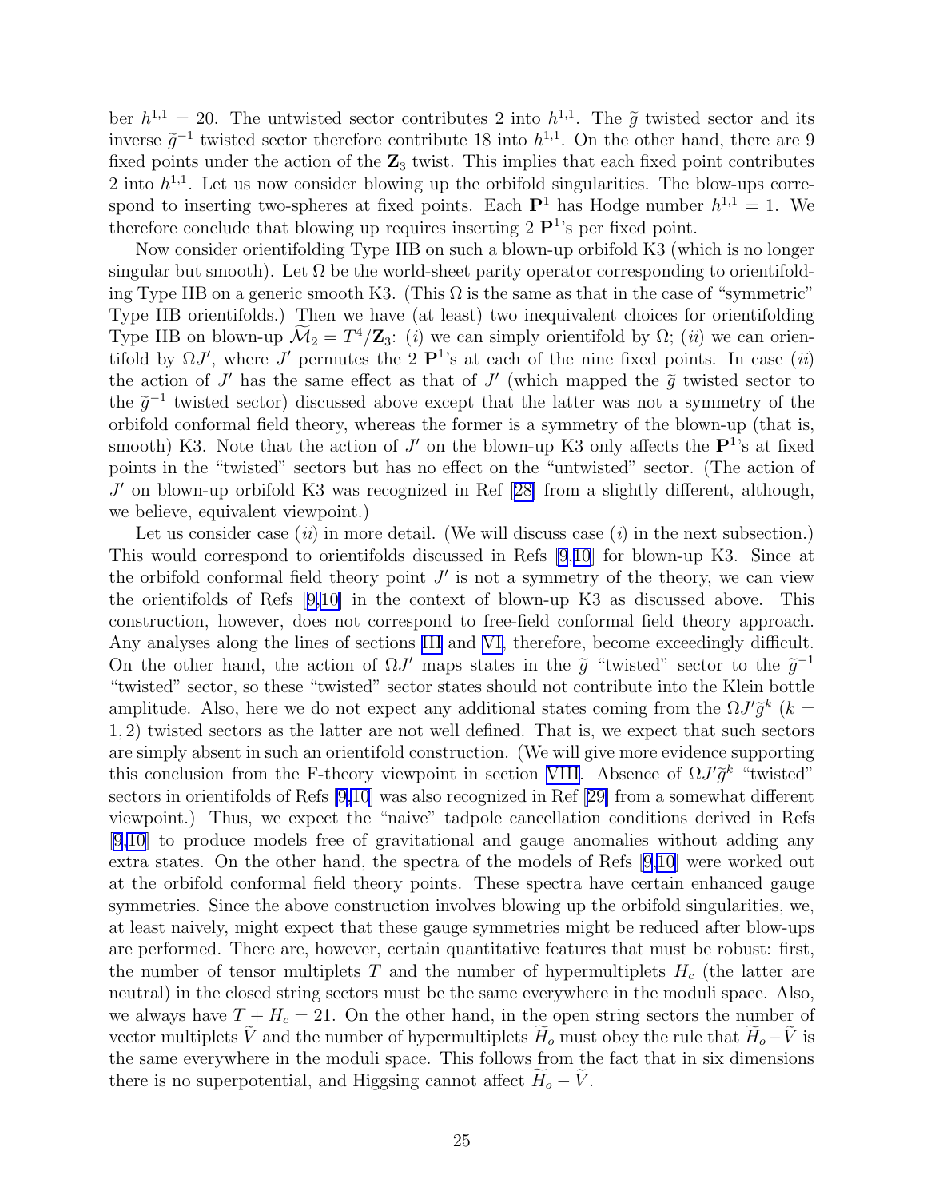ber $h^{1,1} = 20$. The untwisted sector contributes 2 into $h^{1,1}$. The $\widetilde{g}$ twisted sector and its inverse $\widetilde{g}^{-1}$ twisted sector therefore contribute 18 into $h^{1,1}$. On the other hand, there are 9 fixed points under the action of the $\mathbf{Z}_3$ twist. This implies that each fixed point contributes 2 into $h^{1,1}$. Let us now consider blowing up the orbifold singularities. The blow-ups correspond to inserting two-spheres at fixed points. Each $\mathbf{P}^1$ has Hodge number $h^{1,1} = 1$. We therefore conclude that blowing up requires inserting 2 $\mathbf{P}^1$'s per fixed point.

Now consider orientifolding Type IIB on such a blown-up orbifold K3 (which is no longer singular but smooth). Let $\Omega$ be the world-sheet parity operator corresponding to orientifolding Type IIB on a generic smooth K3. (This $\Omega$ is the same as that in the case of "symmetric" Type IIB orientifolds.) Then we have (at least) two inequivalent choices for orientifolding Type IIB on blown-up $\widetilde{\mathcal{M}}_2 = T^4/\mathbf{Z}_3$: (*i*) we can simply orientifold by $\Omega$; (*ii*) we can orientifold by $\Omega J'$, where $J'$ permutes the 2 $\mathbf{P}^1$'s at each of the nine fixed points. In case (*ii*) the action of $J'$ has the same effect as that of $J'$ (which mapped the $\widetilde{g}$ twisted sector to the $\widetilde{g}^{-1}$ twisted sector) discussed above except that the latter was not a symmetry of the orbifold conformal field theory, whereas the former is a symmetry of the blown-up (that is, smooth) K3. Note that the action of $J'$ on the blown-up K3 only affects the $\mathbf{P}^1$'s at fixed points in the "twisted" sectors but has no effect on the "untwisted" sector. (The action of $J'$ on blown-up orbifold K3 was recognized in Ref [28] from a slightly different, although, we believe, equivalent viewpoint.)

Let us consider case (*ii*) in more detail. (We will discuss case (*i*) in the next subsection.) This would correspond to orientifolds discussed in Refs [9,10] for blown-up K3. Since at the orbifold conformal field theory point $J'$ is not a symmetry of the theory, we can view the orientifolds of Refs [9,10] in the context of blown-up K3 as discussed above. This construction, however, does not correspond to free-field conformal field theory approach. Any analyses along the lines of sections III and VI, therefore, become exceedingly difficult. On the other hand, the action of $\Omega J'$ maps states in the $\widetilde{g}$ "twisted" sector to the $\widetilde{g}^{-1}$ "twisted" sector, so these "twisted" sector states should not contribute into the Klein bottle amplitude. Also, here we do not expect any additional states coming from the $\Omega J' \widetilde{g}^k$ ($k = 1, 2$) twisted sectors as the latter are not well defined. That is, we expect that such sectors are simply absent in such an orientifold construction. (We will give more evidence supporting this conclusion from the F-theory viewpoint in section VIII. Absence of $\Omega J' \widetilde{g}^k$ "twisted" sectors in orientifolds of Refs [9,10] was also recognized in Ref [29] from a somewhat different viewpoint.) Thus, we expect the "naive" tadpole cancellation conditions derived in Refs [9,10] to produce models free of gravitational and gauge anomalies without adding any extra states. On the other hand, the spectra of the models of Refs [9,10] were worked out at the orbifold conformal field theory points. These spectra have certain enhanced gauge symmetries. Since the above construction involves blowing up the orbifold singularities, we, at least naively, might expect that these gauge symmetries might be reduced after blow-ups are performed. There are, however, certain quantitative features that must be robust: first, the number of tensor multiplets $T$ and the number of hypermultiplets $H_c$ (the latter are neutral) in the closed string sectors must be the same everywhere in the moduli space. Also, we always have $T + H_c = 21$. On the other hand, in the open string sectors the number of vector multiplets $\widetilde{V}$ and the number of hypermultiplets $\widetilde{H}_o$ must obey the rule that $\widetilde{H}_o - \widetilde{V}$ is the same everywhere in the moduli space. This follows from the fact that in six dimensions there is no superpotential, and Higgsing cannot affect $\widetilde{H}_o - \widetilde{V}$.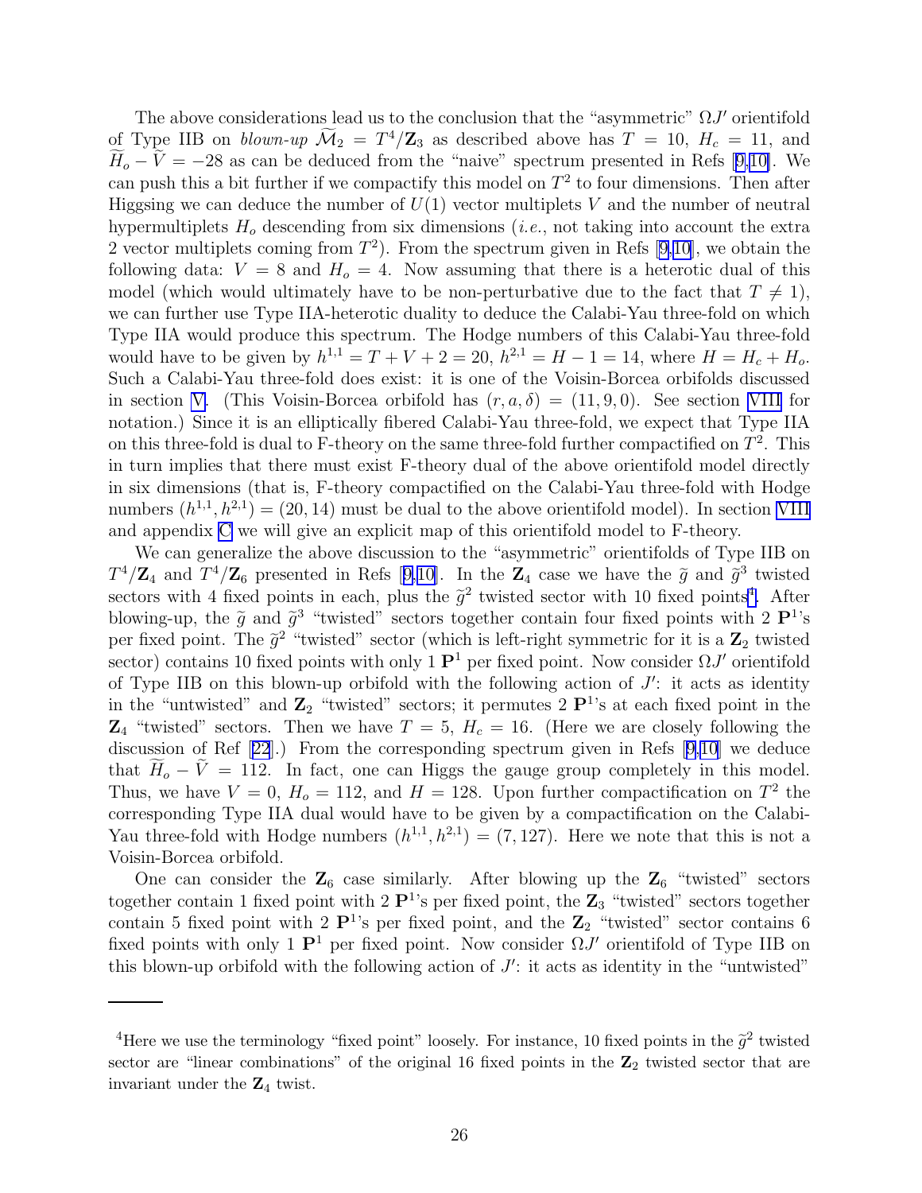The above considerations lead us to the conclusion that the "asymmetric" $\Omega J'$ orientifold of Type IIB on *blown-up* $\widetilde{\mathcal{M}}_2 = T^4/\mathbf{Z}_3$ as described above has $T = 10$, $H_c = 11$, and $\widetilde{H}_o - \widetilde{V} = -28$ as can be deduced from the "naive" spectrum presented in Refs [9,10]. We can push this a bit further if we compactify this model on $T^2$ to four dimensions. Then after Higgsing we can deduce the number of $U(1)$ vector multiplets $V$ and the number of neutral hypermultiplets $H_o$ descending from six dimensions (*i.e.*, not taking into account the extra 2 vector multiplets coming from $T^2$). From the spectrum given in Refs [9,10], we obtain the following data: $V = 8$ and $H_o = 4$. Now assuming that there is a heterotic dual of this model (which would ultimately have to be non-perturbative due to the fact that $T \neq 1$), we can further use Type IIA-heterotic duality to deduce the Calabi-Yau three-fold on which Type IIA would produce this spectrum. The Hodge numbers of this Calabi-Yau three-fold would have to be given by $h^{1,1} = T + V + 2 = 20$, $h^{2,1} = H - 1 = 14$, where $H = H_c + H_o$. Such a Calabi-Yau three-fold does exist: it is one of the Voisin-Borcea orbifolds discussed in section V. (This Voisin-Borcea orbifold has $(r, a, \delta) = (11, 9, 0)$. See section VIII for notation.) Since it is an elliptically fibered Calabi-Yau three-fold, we expect that Type IIA on this three-fold is dual to F-theory on the same three-fold further compactified on $T^2$. This in turn implies that there must exist F-theory dual of the above orientifold model directly in six dimensions (that is, F-theory compactified on the Calabi-Yau three-fold with Hodge numbers $(h^{1,1}, h^{2,1}) = (20, 14)$ must be dual to the above orientifold model). In section VIII and appendix C we will give an explicit map of this orientifold model to F-theory.

We can generalize the above discussion to the "asymmetric" orientifolds of Type IIB on $T^4/\mathbf{Z}_4$ and $T^4/\mathbf{Z}_6$ presented in Refs [9,10]. In the $\mathbf{Z}_4$ case we have the $\widetilde{g}$ and $\widetilde{g}^3$ twisted sectors with 4 fixed points in each, plus the $\widetilde{g}^2$ twisted sector with 10 fixed points[4]. After blowing-up, the $\widetilde{g}$ and $\widetilde{g}^3$ "twisted" sectors together contain four fixed points with 2 $\mathbf{P}^1$'s per fixed point. The $\widetilde{g}^2$ "twisted" sector (which is left-right symmetric for it is a $\mathbf{Z}_2$ twisted sector) contains 10 fixed points with only 1 $\mathbf{P}^1$ per fixed point. Now consider $\Omega J'$ orientifold of Type IIB on this blown-up orbifold with the following action of $J'$: it acts as identity in the "untwisted" and $\mathbf{Z}_2$ "twisted" sectors; it permutes 2 $\mathbf{P}^1$'s at each fixed point in the $\mathbf{Z}_4$ "twisted" sectors. Then we have $T = 5$, $H_c = 16$. (Here we are closely following the discussion of Ref [22].) From the corresponding spectrum given in Refs [9,10] we deduce that $\widetilde{H}_o - \widetilde{V} = 112$. In fact, one can Higgs the gauge group completely in this model. Thus, we have $V = 0$, $H_o = 112$, and $H = 128$. Upon further compactification on $T^2$ the corresponding Type IIA dual would have to be given by a compactification on the Calabi-Yau three-fold with Hodge numbers $(h^{1,1}, h^{2,1}) = (7, 127)$. Here we note that this is not a Voisin-Borcea orbifold.

One can consider the $\mathbf{Z}_6$ case similarly. After blowing up the $\mathbf{Z}_6$ "twisted" sectors together contain 1 fixed point with 2 $\mathbf{P}^1$'s per fixed point, the $\mathbf{Z}_3$ "twisted" sectors together contain 5 fixed point with 2 $\mathbf{P}^1$'s per fixed point, and the $\mathbf{Z}_2$ "twisted" sector contains 6 fixed points with only 1 $\mathbf{P}^1$ per fixed point. Now consider $\Omega J'$ orientifold of Type IIB on this blown-up orbifold with the following action of $J'$: it acts as identity in the "untwisted"

[4] Here we use the terminology "fixed point" loosely. For instance, 10 fixed points in the $\widetilde{g}^2$ twisted sector are "linear combinations" of the original 16 fixed points in the $\mathbf{Z}_2$ twisted sector that are invariant under the $\mathbf{Z}_4$ twist.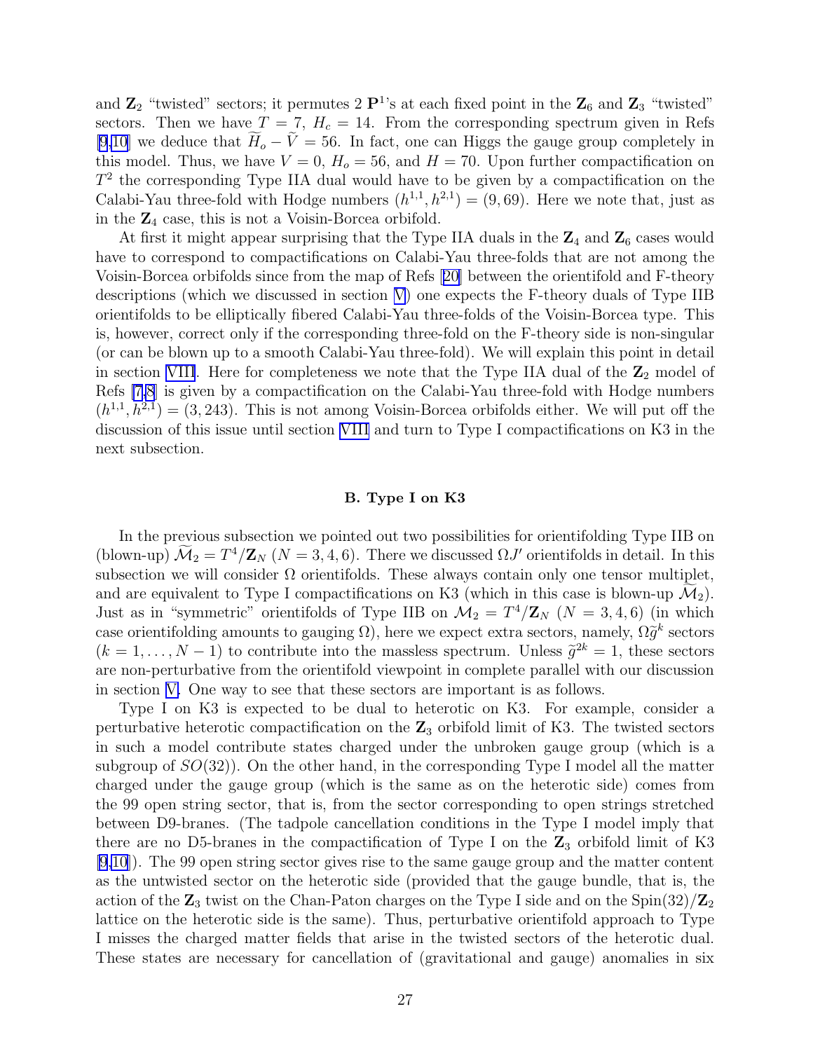and $\mathbf{Z}_2$ "twisted" sectors; it permutes 2 $\mathbf{P}^1$'s at each fixed point in the $\mathbf{Z}_6$ and $\mathbf{Z}_3$ "twisted" sectors. Then we have $T = 7$, $H_c = 14$. From the corresponding spectrum given in Refs [9,10] we deduce that $\widetilde{H}_o - \widetilde{V} = 56$. In fact, one can Higgs the gauge group completely in this model. Thus, we have $V = 0$, $H_o = 56$, and $H = 70$. Upon further compactification on $T^2$ the corresponding Type IIA dual would have to be given by a compactification on the Calabi-Yau three-fold with Hodge numbers $(h^{1,1}, h^{2,1}) = (9, 69)$. Here we note that, just as in the $\mathbf{Z}_4$ case, this is not a Voisin-Borcea orbifold.

At first it might appear surprising that the Type IIA duals in the $\mathbf{Z}_4$ and $\mathbf{Z}_6$ cases would have to correspond to compactifications on Calabi-Yau three-folds that are not among the Voisin-Borcea orbifolds since from the map of Refs [20] between the orientifold and F-theory descriptions (which we discussed in section V) one expects the F-theory duals of Type IIB orientifolds to be elliptically fibered Calabi-Yau three-folds of the Voisin-Borcea type. This is, however, correct only if the corresponding three-fold on the F-theory side is non-singular (or can be blown up to a smooth Calabi-Yau three-fold). We will explain this point in detail in section VIII. Here for completeness we note that the Type IIA dual of the $\mathbf{Z}_2$ model of Refs [7,8] is given by a compactification on the Calabi-Yau three-fold with Hodge numbers $(h^{1,1}, h^{2,1}) = (3, 243)$. This is not among Voisin-Borcea orbifolds either. We will put off the discussion of this issue until section VIII and turn to Type I compactifications on K3 in the next subsection.

### B. Type I on K3

In the previous subsection we pointed out two possibilities for orientifolding Type IIB on (blown-up) $\widetilde{\mathcal{M}}_2 = T^4/\mathbf{Z}_N$ $(N = 3, 4, 6)$. There we discussed $\Omega J'$ orientifolds in detail. In this subsection we will consider $\Omega$ orientifolds. These always contain only one tensor multiplet, and are equivalent to Type I compactifications on K3 (which in this case is blown-up $\widetilde{\mathcal{M}}_2$). Just as in "symmetric" orientifolds of Type IIB on $\mathcal{M}_2 = T^4/\mathbf{Z}_N$ $(N = 3, 4, 6)$ (in which case orientifolding amounts to gauging $\Omega$), here we expect extra sectors, namely, $\Omega \widetilde{g}^k$ sectors $(k = 1, \ldots, N-1)$ to contribute into the massless spectrum. Unless $\widetilde{g}^{2k} = 1$, these sectors are non-perturbative from the orientifold viewpoint in complete parallel with our discussion in section V. One way to see that these sectors are important is as follows.

Type I on K3 is expected to be dual to heterotic on K3. For example, consider a perturbative heterotic compactification on the $\mathbf{Z}_3$ orbifold limit of K3. The twisted sectors in such a model contribute states charged under the unbroken gauge group (which is a subgroup of $SO(32)$). On the other hand, in the corresponding Type I model all the matter charged under the gauge group (which is the same as on the heterotic side) comes from the 99 open string sector, that is, from the sector corresponding to open strings stretched between D9-branes. (The tadpole cancellation conditions in the Type I model imply that there are no D5-branes in the compactification of Type I on the $\mathbf{Z}_3$ orbifold limit of K3 [9,10]). The 99 open string sector gives rise to the same gauge group and the matter content as the untwisted sector on the heterotic side (provided that the gauge bundle, that is, the action of the $\mathbf{Z}_3$ twist on the Chan-Paton charges on the Type I side and on the $\mathrm{Spin}(32)/\mathbf{Z}_2$ lattice on the heterotic side is the same). Thus, perturbative orientifold approach to Type I misses the charged matter fields that arise in the twisted sectors of the heterotic dual. These states are necessary for cancellation of (gravitational and gauge) anomalies in six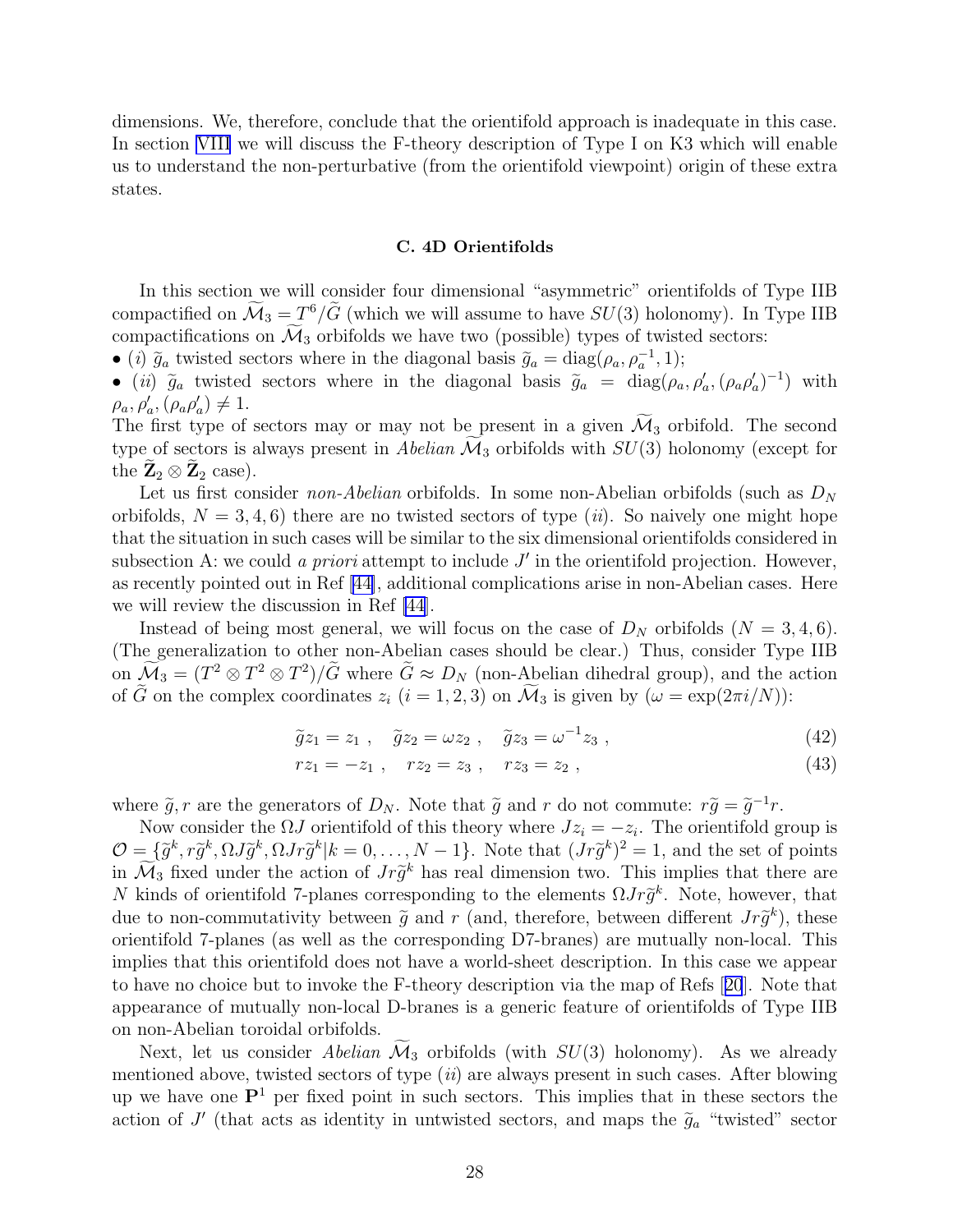dimensions. We, therefore, conclude that the orientifold approach is inadequate in this case. In section VIII we will discuss the F-theory description of Type I on K3 which will enable us to understand the non-perturbative (from the orientifold viewpoint) origin of these extra states.

### C. 4D Orientifolds

In this section we will consider four dimensional "asymmetric" orientifolds of Type IIB compactified on $\widetilde{\mathcal{M}}_3 = T^6/\widetilde{G}$ (which we will assume to have $SU(3)$ holonomy). In Type IIB compactifications on $\widetilde{\mathcal{M}}_3$ orbifolds we have two (possible) types of twisted sectors:

- $(i)$ $\widetilde{g}_a$ twisted sectors where in the diagonal basis $\widetilde{g}_a = \mathrm{diag}(\rho_a, \rho_a^{-1}, 1)$;
- $(ii)$ $\widetilde{g}_a$ twisted sectors where in the diagonal basis $\widetilde{g}_a = \mathrm{diag}(\rho_a, \rho'_a, (\rho_a\rho'_a)^{-1})$ with $\rho_a, \rho'_a, (\rho_a\rho'_a) \neq 1$.

The first type of sectors may or may not be present in a given $\widetilde{\mathcal{M}}_3$ orbifold. The second type of sectors is always present in *Abelian* $\widetilde{\mathcal{M}}_3$ orbifolds with $SU(3)$ holonomy (except for the $\widetilde{\mathbf{Z}}_2 \otimes \widetilde{\mathbf{Z}}_2$ case).

Let us first consider *non-Abelian* orbifolds. In some non-Abelian orbifolds (such as $D_N$ orbifolds, $N = 3, 4, 6$) there are no twisted sectors of type $(ii)$. So naively one might hope that the situation in such cases will be similar to the six dimensional orientifolds considered in subsection A: we could *a priori* attempt to include $J'$ in the orientifold projection. However, as recently pointed out in Ref [44], additional complications arise in non-Abelian cases. Here we will review the discussion in Ref [44].

Instead of being most general, we will focus on the case of $D_N$ orbifolds ($N = 3, 4, 6$). (The generalization to other non-Abelian cases should be clear.) Thus, consider Type IIB on $\widetilde{\mathcal{M}}_3 = (T^2 \otimes T^2 \otimes T^2)/\widetilde{G}$ where $\widetilde{G} \approx D_N$ (non-Abelian dihedral group), and the action of $\widetilde{G}$ on the complex coordinates $z_i$ ($i = 1, 2, 3$) on $\widetilde{\mathcal{M}}_3$ is given by ($\omega = \exp(2\pi i/N)$):

$$\widetilde{g}z_1 = z_1 \ , \quad \widetilde{g}z_2 = \omega z_2 \ , \quad \widetilde{g}z_3 = \omega^{-1} z_3 \ , \tag{42}$$

$$r z_1 = -z_1 \ , \quad r z_2 = z_3 \ , \quad r z_3 = z_2 \ , \tag{43}$$

where $\widetilde{g}, r$ are the generators of $D_N$. Note that $\widetilde{g}$ and $r$ do not commute: $r\widetilde{g} = \widetilde{g}^{-1} r$.

Now consider the $\Omega J$ orientifold of this theory where $J z_i = -z_i$. The orientifold group is $\mathcal{O} = \{\widetilde{g}^k, r\widetilde{g}^k, \Omega J\widetilde{g}^k, \Omega J r\widetilde{g}^k | k = 0, \ldots, N-1\}$. Note that $(Jr\widetilde{g}^k)^2 = 1$, and the set of points in $\widetilde{\mathcal{M}}_3$ fixed under the action of $Jr\widetilde{g}^k$ has real dimension two. This implies that there are $N$ kinds of orientifold 7-planes corresponding to the elements $\Omega J r\widetilde{g}^k$. Note, however, that due to non-commutativity between $\widetilde{g}$ and $r$ (and, therefore, between different $Jr\widetilde{g}^k$), these orientifold 7-planes (as well as the corresponding D7-branes) are mutually non-local. This implies that this orientifold does not have a world-sheet description. In this case we appear to have no choice but to invoke the F-theory description via the map of Refs [20]. Note that appearance of mutually non-local D-branes is a generic feature of orientifolds of Type IIB on non-Abelian toroidal orbifolds.

Next, let us consider *Abelian* $\widetilde{\mathcal{M}}_3$ orbifolds (with $SU(3)$ holonomy). As we already mentioned above, twisted sectors of type $(ii)$ are always present in such cases. After blowing up we have one $\mathbf{P}^1$ per fixed point in such sectors. This implies that in these sectors the action of $J'$ (that acts as identity in untwisted sectors, and maps the $\widetilde{g}_a$ "twisted" sector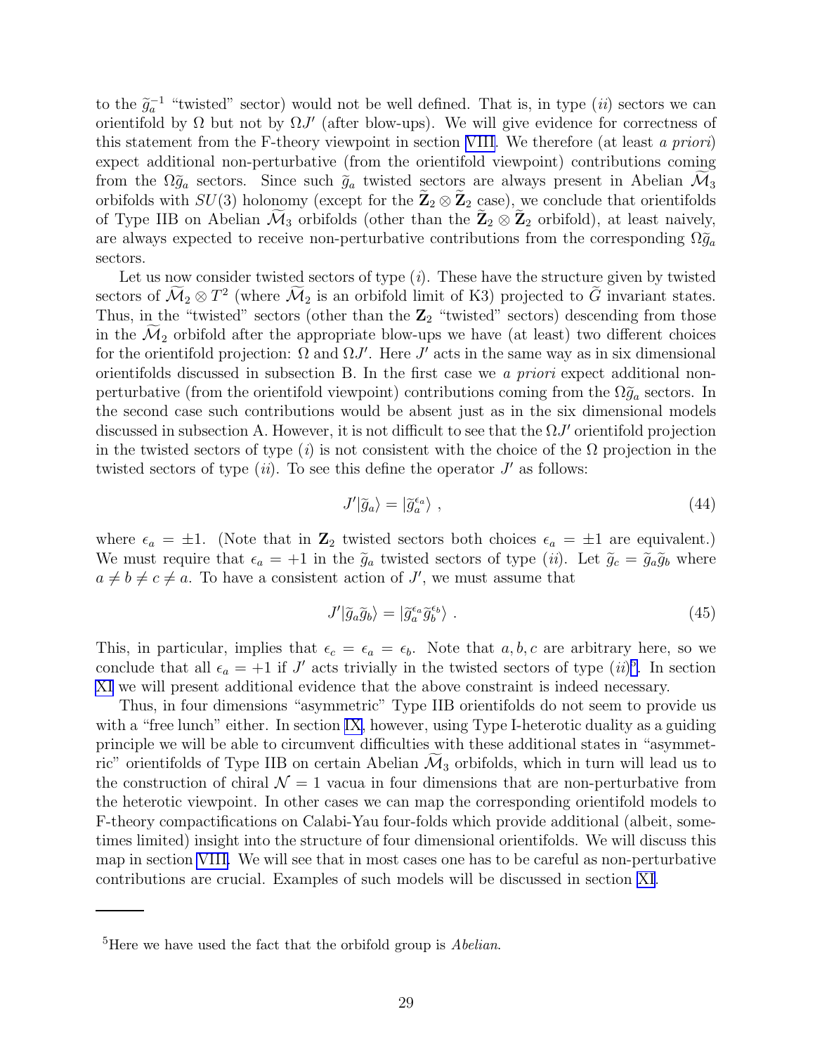to the $\widetilde{g}_a^{-1}$ "twisted" sector) would not be well defined. That is, in type $(ii)$ sectors we can orientifold by $\Omega$ but not by $\Omega J'$ (after blow-ups). We will give evidence for correctness of this statement from the F-theory viewpoint in section VIII. We therefore (at least *a priori*) expect additional non-perturbative (from the orientifold viewpoint) contributions coming from the $\Omega \widetilde{g}_a$ sectors. Since such $\widetilde{g}_a$ twisted sectors are always present in Abelian $\widetilde{\mathcal{M}}_3$ orbifolds with $SU(3)$ holonomy (except for the $\widetilde{\mathbf{Z}}_2 \otimes \widetilde{\mathbf{Z}}_2$ case), we conclude that orientifolds of Type IIB on Abelian $\widetilde{\mathcal{M}}_3$ orbifolds (other than the $\widetilde{\mathbf{Z}}_2 \otimes \widetilde{\mathbf{Z}}_2$ orbifold), at least naively, are always expected to receive non-perturbative contributions from the corresponding $\Omega \widetilde{g}_a$ sectors.

Let us now consider twisted sectors of type $(i)$. These have the structure given by twisted sectors of $\widetilde{\mathcal{M}}_2 \otimes T^2$ (where $\widetilde{\mathcal{M}}_2$ is an orbifold limit of K3) projected to $\widetilde{G}$ invariant states. Thus, in the "twisted" sectors (other than the $\mathbf{Z}_2$ "twisted" sectors) descending from those in the $\widetilde{\mathcal{M}}_2$ orbifold after the appropriate blow-ups we have (at least) two different choices for the orientifold projection: $\Omega$ and $\Omega J'$. Here $J'$ acts in the same way as in six dimensional orientifolds discussed in subsection B. In the first case we *a priori* expect additional non-perturbative (from the orientifold viewpoint) contributions coming from the $\Omega \widetilde{g}_a$ sectors. In the second case such contributions would be absent just as in the six dimensional models discussed in subsection A. However, it is not difficult to see that the $\Omega J'$ orientifold projection in the twisted sectors of type $(i)$ is not consistent with the choice of the $\Omega$ projection in the twisted sectors of type $(ii)$. To see this define the operator $J'$ as follows:

$$J' |\widetilde{g}_a\rangle = |\widetilde{g}_a^{\epsilon_a}\rangle \ , \tag{44}$$

where $\epsilon_a = \pm 1$. (Note that in $\mathbf{Z}_2$ twisted sectors both choices $\epsilon_a = \pm 1$ are equivalent.) We must require that $\epsilon_a = +1$ in the $\widetilde{g}_a$ twisted sectors of type $(ii)$. Let $\widetilde{g}_c = \widetilde{g}_a \widetilde{g}_b$ where $a \neq b \neq c \neq a$. To have a consistent action of $J'$, we must assume that

$$J' |\widetilde{g}_a \widetilde{g}_b\rangle = |\widetilde{g}_a^{\epsilon_a} \widetilde{g}_b^{\epsilon_b}\rangle \ . \tag{45}$$

This, in particular, implies that $\epsilon_c = \epsilon_a = \epsilon_b$. Note that $a, b, c$ are arbitrary here, so we conclude that all $\epsilon_a = +1$ if $J'$ acts trivially in the twisted sectors of type $(ii)$[5]. In section XI we will present additional evidence that the above constraint is indeed necessary.

Thus, in four dimensions "asymmetric" Type IIB orientifolds do not seem to provide us with a "free lunch" either. In section IX, however, using Type I-heterotic duality as a guiding principle we will be able to circumvent difficulties with these additional states in "asymmetric" orientifolds of Type IIB on certain Abelian $\widetilde{\mathcal{M}}_3$ orbifolds, which in turn will lead us to the construction of chiral $\mathcal{N} = 1$ vacua in four dimensions that are non-perturbative from the heterotic viewpoint. In other cases we can map the corresponding orientifold models to F-theory compactifications on Calabi-Yau four-folds which provide additional (albeit, sometimes limited) insight into the structure of four dimensional orientifolds. We will discuss this map in section VIII. We will see that in most cases one has to be careful as non-perturbative contributions are crucial. Examples of such models will be discussed in section XI.

---

[5] Here we have used the fact that the orbifold group is *Abelian*.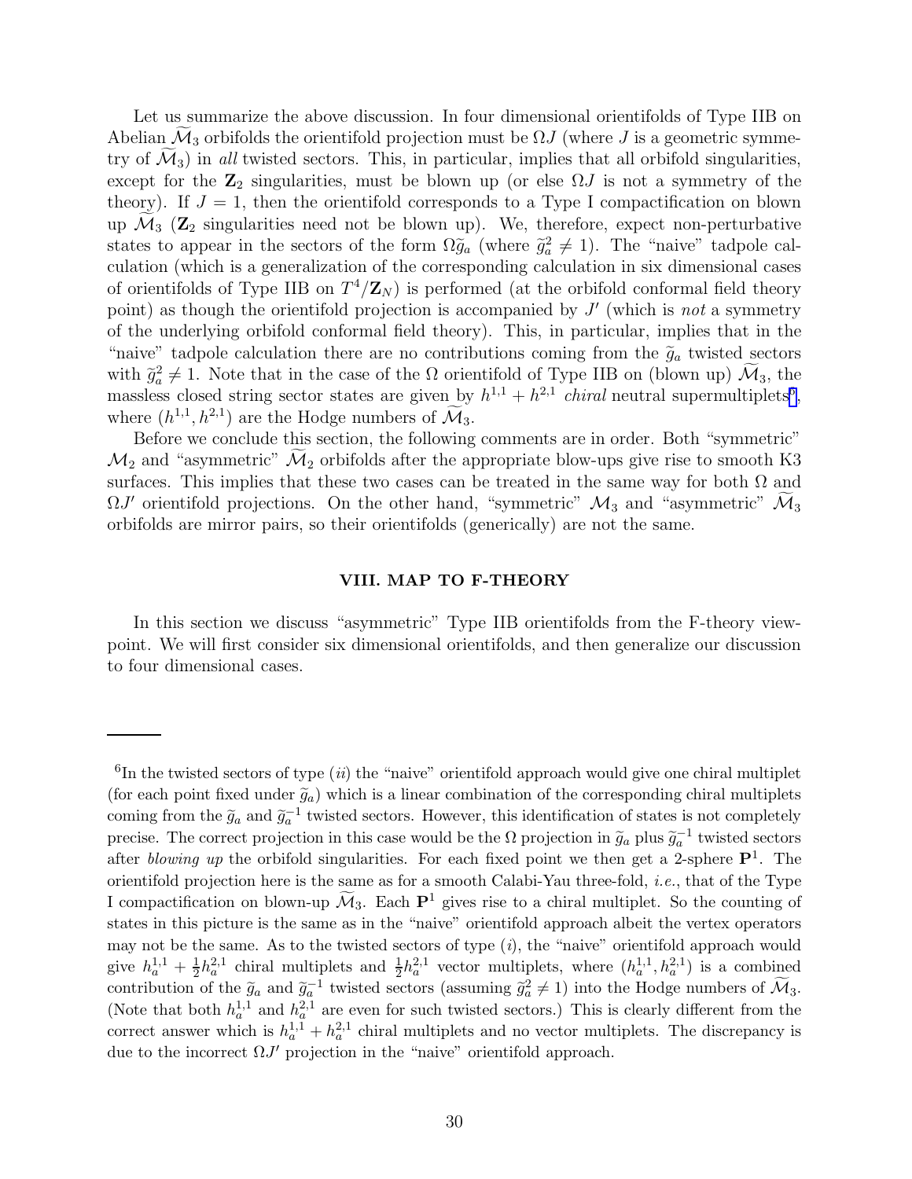Let us summarize the above discussion. In four dimensional orientifolds of Type IIB on Abelian $\widetilde{\mathcal{M}}_3$ orbifolds the orientifold projection must be $\Omega J$ (where $J$ is a geometric symmetry of $\widetilde{\mathcal{M}}_3$) in *all* twisted sectors. This, in particular, implies that all orbifold singularities, except for the $\mathbf{Z}_2$ singularities, must be blown up (or else $\Omega J$ is not a symmetry of the theory). If $J = 1$, then the orientifold corresponds to a Type I compactification on blown up $\widetilde{\mathcal{M}}_3$ ($\mathbf{Z}_2$ singularities need not be blown up). We, therefore, expect non-perturbative states to appear in the sectors of the form $\Omega \widetilde{g}_a$ (where $\widetilde{g}_a^2 \neq 1$). The "naive" tadpole calculation (which is a generalization of the corresponding calculation in six dimensional cases of orientifolds of Type IIB on $T^4/\mathbf{Z}_N$) is performed (at the orbifold conformal field theory point) as though the orientifold projection is accompanied by $J'$ (which is *not* a symmetry of the underlying orbifold conformal field theory). This, in particular, implies that in the "naive" tadpole calculation there are no contributions coming from the $\widetilde{g}_a$ twisted sectors with $\widetilde{g}_a^2 \neq 1$. Note that in the case of the $\Omega$ orientifold of Type IIB on (blown up) $\widetilde{\mathcal{M}}_3$, the massless closed string sector states are given by $h^{1,1} + h^{2,1}$ *chiral* neutral supermultiplets[6], where $(h^{1,1}, h^{2,1})$ are the Hodge numbers of $\widetilde{\mathcal{M}}_3$.

Before we conclude this section, the following comments are in order. Both "symmetric" $\mathcal{M}_2$ and "asymmetric" $\widetilde{\mathcal{M}}_2$ orbifolds after the appropriate blow-ups give rise to smooth K3 surfaces. This implies that these two cases can be treated in the same way for both $\Omega$ and $\Omega J'$ orientifold projections. On the other hand, "symmetric" $\mathcal{M}_3$ and "asymmetric" $\widetilde{\mathcal{M}}_3$ orbifolds are mirror pairs, so their orientifolds (generically) are not the same.

## VIII. MAP TO F-THEORY

In this section we discuss "asymmetric" Type IIB orientifolds from the F-theory viewpoint. We will first consider six dimensional orientifolds, and then generalize our discussion to four dimensional cases.

---

[6] In the twisted sectors of type (*ii*) the "naive" orientifold approach would give one chiral multiplet (for each point fixed under $\widetilde{g}_a$) which is a linear combination of the corresponding chiral multiplets coming from the $\widetilde{g}_a$ and $\widetilde{g}_a^{-1}$ twisted sectors. However, this identification of states is not completely precise. The correct projection in this case would be the $\Omega$ projection in $\widetilde{g}_a$ plus $\widetilde{g}_a^{-1}$ twisted sectors after *blowing up* the orbifold singularities. For each fixed point we then get a 2-sphere $\mathbf{P}^1$. The orientifold projection here is the same as for a smooth Calabi-Yau three-fold, *i.e.*, that of the Type I compactification on blown-up $\widetilde{\mathcal{M}}_3$. Each $\mathbf{P}^1$ gives rise to a chiral multiplet. So the counting of states in this picture is the same as in the "naive" orientifold approach albeit the vertex operators may not be the same. As to the twisted sectors of type (*i*), the "naive" orientifold approach would give $h_a^{1,1} + \frac{1}{2} h_a^{2,1}$ chiral multiplets and $\frac{1}{2} h_a^{2,1}$ vector multiplets, where $(h_a^{1,1}, h_a^{2,1})$ is a combined contribution of the $\widetilde{g}_a$ and $\widetilde{g}_a^{-1}$ twisted sectors (assuming $\widetilde{g}_a^2 \neq 1$) into the Hodge numbers of $\widetilde{\mathcal{M}}_3$. (Note that both $h_a^{1,1}$ and $h_a^{2,1}$ are even for such twisted sectors.) This is clearly different from the correct answer which is $h_a^{1,1} + h_a^{2,1}$ chiral multiplets and no vector multiplets. The discrepancy is due to the incorrect $\Omega J'$ projection in the "naive" orientifold approach.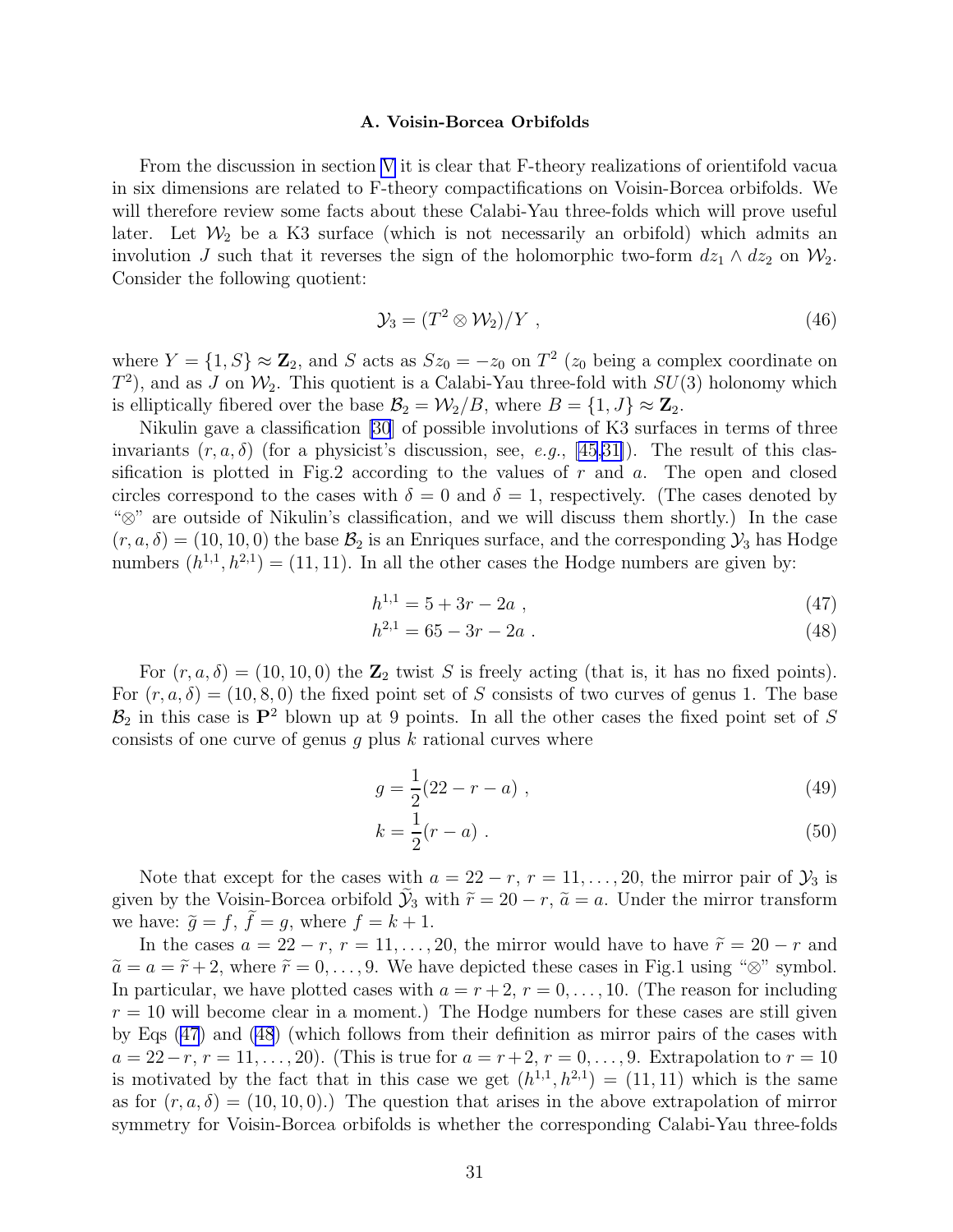### A. Voisin-Borcea Orbifolds

From the discussion in section V it is clear that F-theory realizations of orientifold vacua in six dimensions are related to F-theory compactifications on Voisin-Borcea orbifolds. We will therefore review some facts about these Calabi-Yau three-folds which will prove useful later. Let $\mathcal{W}_2$ be a K3 surface (which is not necessarily an orbifold) which admits an involution $J$ such that it reverses the sign of the holomorphic two-form $dz_1 \wedge dz_2$ on $\mathcal{W}_2$. Consider the following quotient:

$$\mathcal{Y}_3 = (T^2 \otimes \mathcal{W}_2)/Y \ , \tag{46}$$

where $Y = \{1, S\} \approx \mathbf{Z}_2$, and $S$ acts as $Sz_0 = -z_0$ on $T^2$ ($z_0$ being a complex coordinate on $T^2$), and as $J$ on $\mathcal{W}_2$. This quotient is a Calabi-Yau three-fold with $SU(3)$ holonomy which is elliptically fibered over the base $\mathcal{B}_2 = \mathcal{W}_2/B$, where $B = \{1, J\} \approx \mathbf{Z}_2$.

Nikulin gave a classification [30] of possible involutions of K3 surfaces in terms of three invariants $(r, a, \delta)$ (for a physicist's discussion, see, *e.g.*, [45,31]). The result of this classification is plotted in Fig.2 according to the values of $r$ and $a$. The open and closed circles correspond to the cases with $\delta = 0$ and $\delta = 1$, respectively. (The cases denoted by "$\otimes$" are outside of Nikulin's classification, and we will discuss them shortly.) In the case $(r, a, \delta) = (10, 10, 0)$ the base $\mathcal{B}_2$ is an Enriques surface, and the corresponding $\mathcal{Y}_3$ has Hodge numbers $(h^{1,1}, h^{2,1}) = (11, 11)$. In all the other cases the Hodge numbers are given by:

$$h^{1,1} = 5 + 3r - 2a \ , \tag{47}$$

$$h^{2,1} = 65 - 3r - 2a \ . \tag{48}$$

For $(r, a, \delta) = (10, 10, 0)$ the $\mathbf{Z}_2$ twist $S$ is freely acting (that is, it has no fixed points). For $(r, a, \delta) = (10, 8, 0)$ the fixed point set of $S$ consists of two curves of genus 1. The base $\mathcal{B}_2$ in this case is $\mathbf{P}^2$ blown up at 9 points. In all the other cases the fixed point set of $S$ consists of one curve of genus $g$ plus $k$ rational curves where

$$g = \frac{1}{2}(22 - r - a) \ , \tag{49}$$

$$k = \frac{1}{2}(r - a) \ . \tag{50}$$

Note that except for the cases with $a = 22 - r$, $r = 11, \dots, 20$, the mirror pair of $\mathcal{Y}_3$ is given by the Voisin-Borcea orbifold $\widetilde{\mathcal{Y}}_3$ with $\widetilde{r} = 20 - r$, $\widetilde{a} = a$. Under the mirror transform we have: $\widetilde{g} = f$, $\widetilde{f} = g$, where $f = k + 1$.

In the cases $a = 22 - r$, $r = 11, \dots, 20$, the mirror would have to have $\widetilde{r} = 20 - r$ and $\widetilde{a} = a = \widetilde{r} + 2$, where $\widetilde{r} = 0, \dots, 9$. We have depicted these cases in Fig.1 using "$\otimes$" symbol. In particular, we have plotted cases with $a = r + 2$, $r = 0, \dots, 10$. (The reason for including $r = 10$ will become clear in a moment.) The Hodge numbers for these cases are still given by Eqs (47) and (48) (which follows from their definition as mirror pairs of the cases with $a = 22 - r$, $r = 11, \dots, 20$). (This is true for $a = r + 2$, $r = 0, \dots, 9$. Extrapolation to $r = 10$ is motivated by the fact that in this case we get $(h^{1,1}, h^{2,1}) = (11, 11)$ which is the same as for $(r, a, \delta) = (10, 10, 0)$.) The question that arises in the above extrapolation of mirror symmetry for Voisin-Borcea orbifolds is whether the corresponding Calabi-Yau three-folds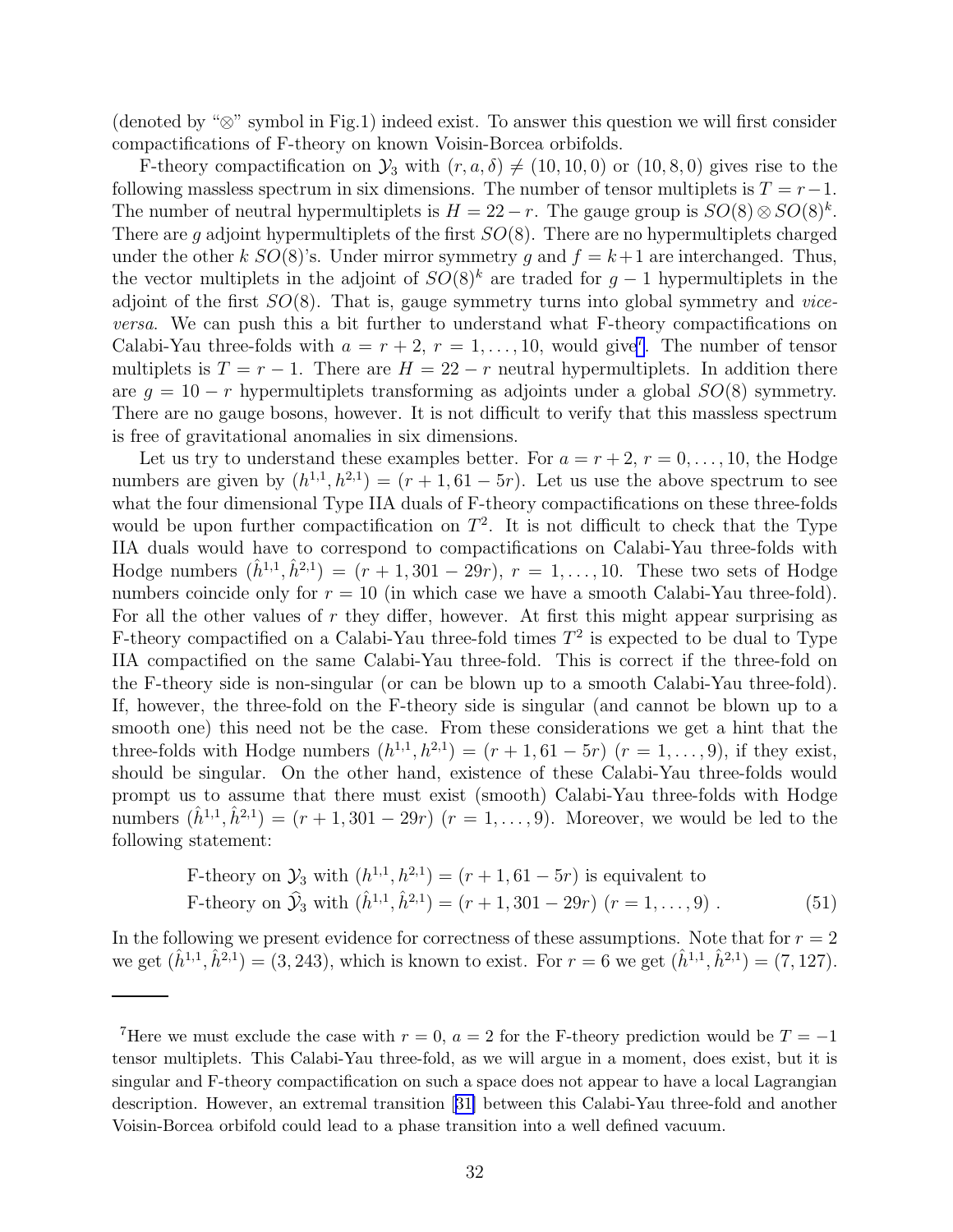(denoted by "⊗" symbol in Fig.1) indeed exist. To answer this question we will first consider compactifications of F-theory on known Voisin-Borcea orbifolds.

F-theory compactification on $\mathcal{Y}_3$ with $(r, a, \delta) \neq (10, 10, 0)$ or $(10, 8, 0)$ gives rise to the following massless spectrum in six dimensions. The number of tensor multiplets is $T = r - 1$. The number of neutral hypermultiplets is $H = 22 - r$. The gauge group is $SO(8) \otimes SO(8)^k$. There are $g$ adjoint hypermultiplets of the first $SO(8)$. There are no hypermultiplets charged under the other $k$ $SO(8)$'s. Under mirror symmetry $g$ and $f = k+1$ are interchanged. Thus, the vector multiplets in the adjoint of $SO(8)^k$ are traded for $g - 1$ hypermultiplets in the adjoint of the first $SO(8)$. That is, gauge symmetry turns into global symmetry and *vice-versa*. We can push this a bit further to understand what F-theory compactifications on Calabi-Yau three-folds with $a = r + 2$, $r = 1, \dots, 10$, would give[7]. The number of tensor multiplets is $T = r - 1$. There are $H = 22 - r$ neutral hypermultiplets. In addition there are $g = 10 - r$ hypermultiplets transforming as adjoints under a global $SO(8)$ symmetry. There are no gauge bosons, however. It is not difficult to verify that this massless spectrum is free of gravitational anomalies in six dimensions.

Let us try to understand these examples better. For $a = r + 2$, $r = 0, \dots, 10$, the Hodge numbers are given by $(h^{1,1}, h^{2,1}) = (r + 1, 61 - 5r)$. Let us use the above spectrum to see what the four dimensional Type IIA duals of F-theory compactifications on these three-folds would be upon further compactification on $T^2$. It is not difficult to check that the Type IIA duals would have to correspond to compactifications on Calabi-Yau three-folds with Hodge numbers $(\hat{h}^{1,1}, \hat{h}^{2,1}) = (r + 1, 301 - 29r)$, $r = 1, \dots, 10$. These two sets of Hodge numbers coincide only for $r = 10$ (in which case we have a smooth Calabi-Yau three-fold). For all the other values of $r$ they differ, however. At first this might appear surprising as F-theory compactified on a Calabi-Yau three-fold times $T^2$ is expected to be dual to Type IIA compactified on the same Calabi-Yau three-fold. This is correct if the three-fold on the F-theory side is non-singular (or can be blown up to a smooth Calabi-Yau three-fold). If, however, the three-fold on the F-theory side is singular (and cannot be blown up to a smooth one) this need not be the case. From these considerations we get a hint that the three-folds with Hodge numbers $(h^{1,1}, h^{2,1}) = (r + 1, 61 - 5r)$ $(r = 1, \dots, 9)$, if they exist, should be singular. On the other hand, existence of these Calabi-Yau three-folds would prompt us to assume that there must exist (smooth) Calabi-Yau three-folds with Hodge numbers $(\hat{h}^{1,1}, \hat{h}^{2,1}) = (r + 1, 301 - 29r)$ $(r = 1, \dots, 9)$. Moreover, we would be led to the following statement:

$$
\begin{aligned}
&\text{F-theory on } \mathcal{Y}_3 \text{ with } (h^{1,1}, h^{2,1}) = (r + 1, 61 - 5r) \text{ is equivalent to} \\
&\text{F-theory on } \widehat{\mathcal{Y}}_3 \text{ with } (\hat{h}^{1,1}, \hat{h}^{2,1}) = (r + 1, 301 - 29r)\ (r = 1, \dots, 9)\ . \qquad (51)
\end{aligned}
$$

In the following we present evidence for correctness of these assumptions. Note that for $r = 2$ we get $(\hat{h}^{1,1}, \hat{h}^{2,1}) = (3, 243)$, which is known to exist. For $r = 6$ we get $(\hat{h}^{1,1}, \hat{h}^{2,1}) = (7, 127)$.

---

[7] Here we must exclude the case with $r = 0$, $a = 2$ for the F-theory prediction would be $T = -1$ tensor multiplets. This Calabi-Yau three-fold, as we will argue in a moment, does exist, but it is singular and F-theory compactification on such a space does not appear to have a local Lagrangian description. However, an extremal transition [31] between this Calabi-Yau three-fold and another Voisin-Borcea orbifold could lead to a phase transition into a well defined vacuum.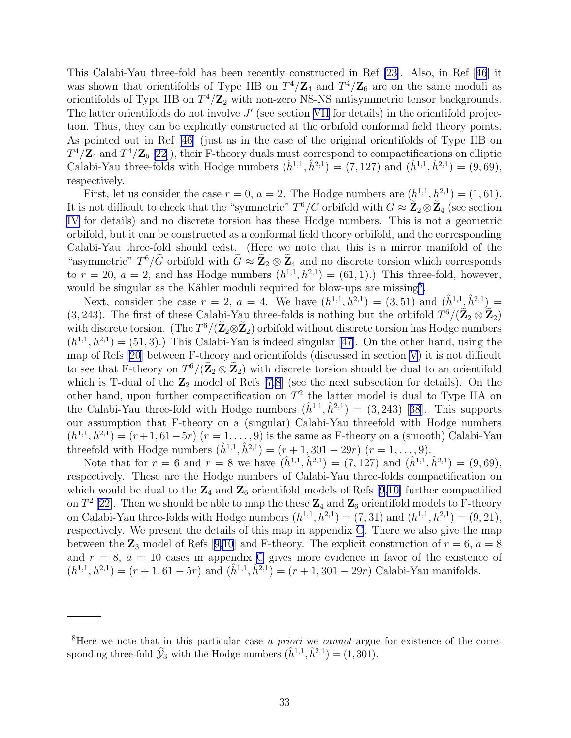This Calabi-Yau three-fold has been recently constructed in Ref [23]. Also, in Ref [46] it was shown that orientifolds of Type IIB on $T^4/\mathbf{Z}_4$ and $T^4/\mathbf{Z}_6$ are on the same moduli as orientifolds of Type IIB on $T^4/\mathbf{Z}_2$ with non-zero NS-NS antisymmetric tensor backgrounds. The latter orientifolds do not involve $J'$ (see section VII for details) in the orientifold projection. Thus, they can be explicitly constructed at the orbifold conformal field theory points. As pointed out in Ref [46] (just as in the case of the original orientifolds of Type IIB on $T^4/\mathbf{Z}_4$ and $T^4/\mathbf{Z}_6$ [22]), their F-theory duals must correspond to compactifications on elliptic Calabi-Yau three-folds with Hodge numbers $(\hat{h}^{1,1}, \hat{h}^{2,1}) = (7, 127)$ and $(\hat{h}^{1,1}, \hat{h}^{2,1}) = (9, 69)$, respectively.

First, let us consider the case $r = 0$, $a = 2$. The Hodge numbers are $(h^{1,1}, h^{2,1}) = (1, 61)$. It is not difficult to check that the "symmetric" $T^6/G$ orbifold with $G \approx \widetilde{\mathbf{Z}}_2 \otimes \widetilde{\mathbf{Z}}_4$ (see section IV for details) and no discrete torsion has these Hodge numbers. This is not a geometric orbifold, but it can be constructed as a conformal field theory orbifold, and the corresponding Calabi-Yau three-fold should exist. (Here we note that this is a mirror manifold of the "asymmetric" $T^6/\widetilde{G}$ orbifold with $\widetilde{G} \approx \widetilde{\mathbf{Z}}_2 \otimes \widetilde{\mathbf{Z}}_4$ and no discrete torsion which corresponds to $r = 20$, $a = 2$, and has Hodge numbers $(h^{1,1}, h^{2,1}) = (61, 1)$.) This three-fold, however, would be singular as the Kähler moduli required for blow-ups are missing[8].

Next, consider the case $r = 2$, $a = 4$. We have $(h^{1,1}, h^{2,1}) = (3, 51)$ and $(\hat{h}^{1,1}, \hat{h}^{2,1}) = (3, 243)$. The first of these Calabi-Yau three-folds is nothing but the orbifold $T^6/(\widetilde{\mathbf{Z}}_2 \otimes \widetilde{\mathbf{Z}}_2)$ with discrete torsion. (The $T^6/(\widetilde{\mathbf{Z}}_2 \otimes \widetilde{\mathbf{Z}}_2)$ orbifold without discrete torsion has Hodge numbers $(h^{1,1}, h^{2,1}) = (51, 3)$.) This Calabi-Yau is indeed singular [47]. On the other hand, using the map of Refs [20] between F-theory and orientifolds (discussed in section V) it is not difficult to see that F-theory on $T^6/(\widetilde{\mathbf{Z}}_2 \otimes \widetilde{\mathbf{Z}}_2)$ with discrete torsion should be dual to an orientifold which is T-dual of the $\mathbf{Z}_2$ model of Refs [7,8] (see the next subsection for details). On the other hand, upon further compactification on $T^2$ the latter model is dual to Type IIA on the Calabi-Yau three-fold with Hodge numbers $(\hat{h}^{1,1}, \hat{h}^{2,1}) = (3, 243)$ [38]. This supports our assumption that F-theory on a (singular) Calabi-Yau threefold with Hodge numbers $(h^{1,1}, h^{2,1}) = (r+1, 61-5r)$ $(r = 1, \ldots, 9)$ is the same as F-theory on a (smooth) Calabi-Yau threefold with Hodge numbers $(\hat{h}^{1,1}, \hat{h}^{2,1}) = (r+1, 301-29r)$ $(r = 1, \ldots, 9)$.

Note that for $r = 6$ and $r = 8$ we have $(\hat{h}^{1,1}, \hat{h}^{2,1}) = (7, 127)$ and $(\hat{h}^{1,1}, \hat{h}^{2,1}) = (9, 69)$, respectively. These are the Hodge numbers of Calabi-Yau three-folds compactification on which would be dual to the $\mathbf{Z}_4$ and $\mathbf{Z}_6$ orientifold models of Refs [9,10] further compactified on $T^2$ [22]. Then we should be able to map the these $\mathbf{Z}_4$ and $\mathbf{Z}_6$ orientifold models to F-theory on Calabi-Yau three-folds with Hodge numbers $(h^{1,1}, h^{2,1}) = (7, 31)$ and $(h^{1,1}, h^{2,1}) = (9, 21)$, respectively. We present the details of this map in appendix C. There we also give the map between the $\mathbf{Z}_3$ model of Refs [9,10] and F-theory. The explicit construction of $r = 6$, $a = 8$ and $r = 8$, $a = 10$ cases in appendix C gives more evidence in favor of the existence of $(h^{1,1}, h^{2,1}) = (r+1, 61-5r)$ and $(\hat{h}^{1,1}, \hat{h}^{2,1}) = (r+1, 301-29r)$ Calabi-Yau manifolds.

---

[8]Here we note that in this particular case *a priori* we *cannot* argue for existence of the corresponding three-fold $\widehat{\mathcal{Y}}_3$ with the Hodge numbers $(\hat{h}^{1,1}, \hat{h}^{2,1}) = (1, 301)$.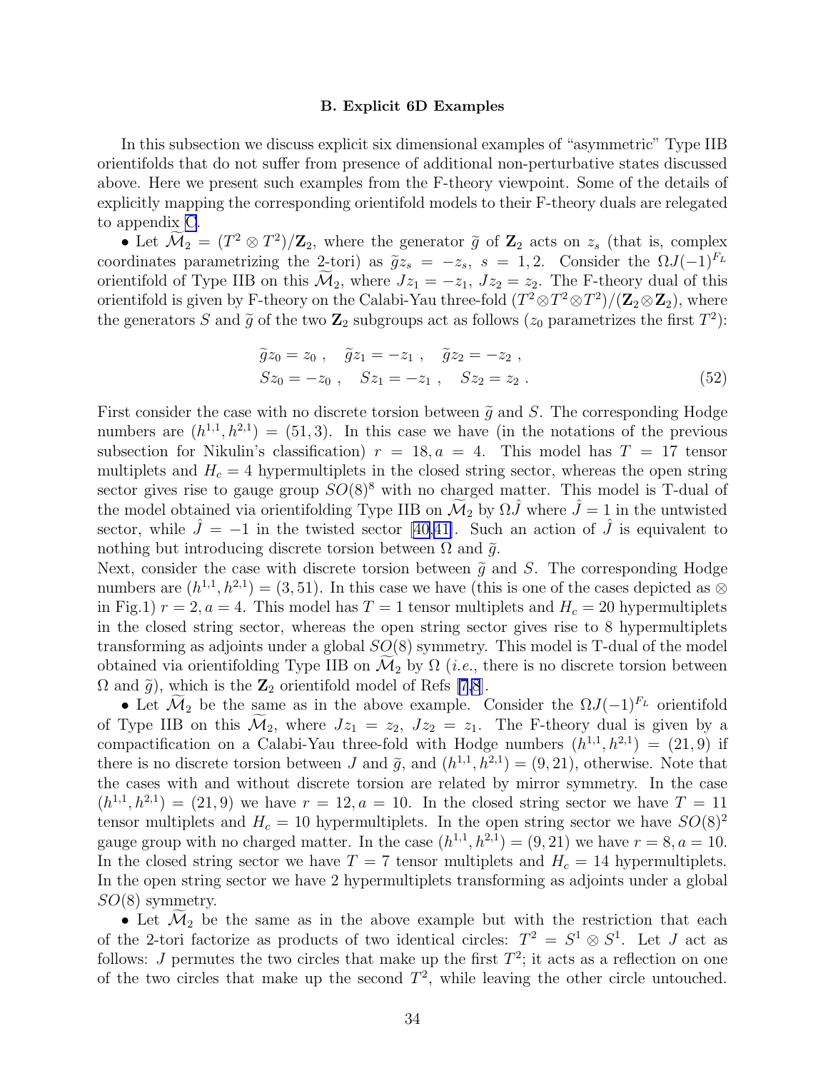### B. Explicit 6D Examples

In this subsection we discuss explicit six dimensional examples of "asymmetric" Type IIB orientifolds that do not suffer from presence of additional non-perturbative states discussed above. Here we present such examples from the F-theory viewpoint. Some of the details of explicitly mapping the corresponding orientifold models to their F-theory duals are relegated to appendix C.

• Let $\widetilde{\mathcal{M}}_2 = (T^2 \otimes T^2)/\mathbf{Z}_2$, where the generator $\widetilde{g}$ of $\mathbf{Z}_2$ acts on $z_s$ (that is, complex coordinates parametrizing the 2-tori) as $\widetilde{g} z_s = -z_s$, $s = 1, 2$. Consider the $\Omega J (-1)^{F_L}$ orientifold of Type IIB on this $\widetilde{\mathcal{M}}_2$, where $J z_1 = -z_1$, $J z_2 = z_2$. The F-theory dual of this orientifold is given by F-theory on the Calabi-Yau three-fold $(T^2 \otimes T^2 \otimes T^2)/(\mathbf{Z}_2 \otimes \mathbf{Z}_2)$, where the generators $S$ and $\widetilde{g}$ of the two $\mathbf{Z}_2$ subgroups act as follows ($z_0$ parametrizes the first $T^2$):

$$
\begin{aligned}
&\widetilde{g} z_0 = z_0 \ , \quad \widetilde{g} z_1 = -z_1 \ , \quad \widetilde{g} z_2 = -z_2 \ , \\
&S z_0 = -z_0 \ , \quad S z_1 = -z_1 \ , \quad S z_2 = z_2 \ .
\end{aligned} \tag{52}
$$

First consider the case with no discrete torsion between $\widetilde{g}$ and $S$. The corresponding Hodge numbers are $(h^{1,1}, h^{2,1}) = (51, 3)$. In this case we have (in the notations of the previous subsection for Nikulin's classification) $r = 18, a = 4$. This model has $T = 17$ tensor multiplets and $H_c = 4$ hypermultiplets in the closed string sector, whereas the open string sector gives rise to gauge group $SO(8)^8$ with no charged matter. This model is T-dual of the model obtained via orientifolding Type IIB on $\widetilde{\mathcal{M}}_2$ by $\Omega \hat{J}$ where $\hat{J} = 1$ in the untwisted sector, while $\hat{J} = -1$ in the twisted sector [40,41]. Such an action of $\hat{J}$ is equivalent to nothing but introducing discrete torsion between $\Omega$ and $\widetilde{g}$.

Next, consider the case with discrete torsion between $\widetilde{g}$ and $S$. The corresponding Hodge numbers are $(h^{1,1}, h^{2,1}) = (3, 51)$. In this case we have (this is one of the cases depicted as $\otimes$ in Fig.1) $r = 2, a = 4$. This model has $T = 1$ tensor multiplets and $H_c = 20$ hypermultiplets in the closed string sector, whereas the open string sector gives rise to 8 hypermultiplets transforming as adjoints under a global $SO(8)$ symmetry. This model is T-dual of the model obtained via orientifolding Type IIB on $\widetilde{\mathcal{M}}_2$ by $\Omega$ (*i.e.*, there is no discrete torsion between $\Omega$ and $\widetilde{g}$), which is the $\mathbf{Z}_2$ orientifold model of Refs [7,8].

• Let $\widetilde{\mathcal{M}}_2$ be the same as in the above example. Consider the $\Omega J (-1)^{F_L}$ orientifold of Type IIB on this $\widetilde{\mathcal{M}}_2$, where $J z_1 = z_2$, $J z_2 = z_1$. The F-theory dual is given by a compactification on a Calabi-Yau three-fold with Hodge numbers $(h^{1,1}, h^{2,1}) = (21, 9)$ if there is no discrete torsion between $J$ and $\widetilde{g}$, and $(h^{1,1}, h^{2,1}) = (9, 21)$, otherwise. Note that the cases with and without discrete torsion are related by mirror symmetry. In the case $(h^{1,1}, h^{2,1}) = (21, 9)$ we have $r = 12, a = 10$. In the closed string sector we have $T = 11$ tensor multiplets and $H_c = 10$ hypermultiplets. In the open string sector we have $SO(8)^2$ gauge group with no charged matter. In the case $(h^{1,1}, h^{2,1}) = (9, 21)$ we have $r = 8, a = 10$. In the closed string sector we have $T = 7$ tensor multiplets and $H_c = 14$ hypermultiplets. In the open string sector we have 2 hypermultiplets transforming as adjoints under a global $SO(8)$ symmetry.

• Let $\widetilde{\mathcal{M}}_2$ be the same as in the above example but with the restriction that each of the 2-tori factorize as products of two identical circles: $T^2 = S^1 \otimes S^1$. Let $J$ act as follows: $J$ permutes the two circles that make up the first $T^2$; it acts as a reflection on one of the two circles that make up the second $T^2$, while leaving the other circle untouched.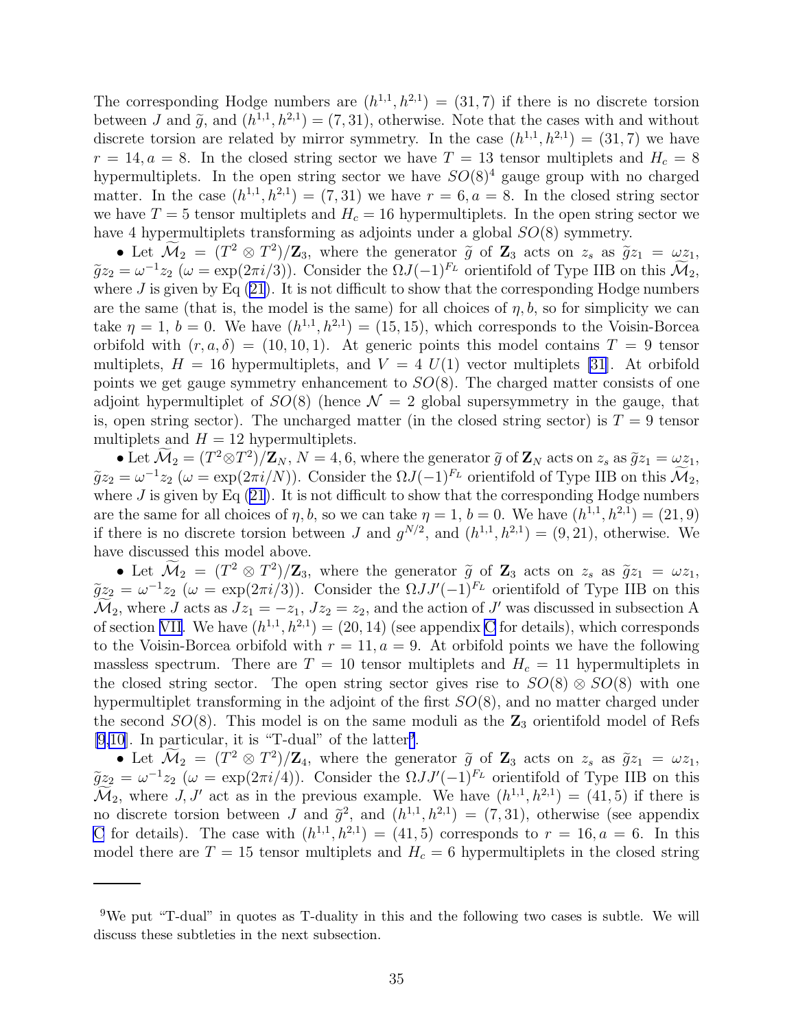The corresponding Hodge numbers are $(h^{1,1}, h^{2,1}) = (31, 7)$ if there is no discrete torsion between $J$ and $\widetilde{g}$, and $(h^{1,1}, h^{2,1}) = (7, 31)$, otherwise. Note that the cases with and without discrete torsion are related by mirror symmetry. In the case $(h^{1,1}, h^{2,1}) = (31, 7)$ we have $r = 14, a = 8$. In the closed string sector we have $T = 13$ tensor multiplets and $H_c = 8$ hypermultiplets. In the open string sector we have $SO(8)^4$ gauge group with no charged matter. In the case $(h^{1,1}, h^{2,1}) = (7, 31)$ we have $r = 6, a = 8$. In the closed string sector we have $T = 5$ tensor multiplets and $H_c = 16$ hypermultiplets. In the open string sector we have 4 hypermultiplets transforming as adjoints under a global $SO(8)$ symmetry.

- Let $\widetilde{\mathcal{M}}_2 = (T^2 \otimes T^2)/\mathbf{Z}_3$, where the generator $\widetilde{g}$ of $\mathbf{Z}_3$ acts on $z_s$ as $\widetilde{g}z_1 = \omega z_1$, $\widetilde{g}z_2 = \omega^{-1}z_2$ ($\omega = \exp(2\pi i/3)$). Consider the $\Omega J(-1)^{F_L}$ orientifold of Type IIB on this $\widetilde{\mathcal{M}}_2$, where $J$ is given by Eq (21). It is not difficult to show that the corresponding Hodge numbers are the same (that is, the model is the same) for all choices of $\eta, b$, so for simplicity we can take $\eta = 1$, $b = 0$. We have $(h^{1,1}, h^{2,1}) = (15, 15)$, which corresponds to the Voisin-Borcea orbifold with $(r, a, \delta) = (10, 10, 1)$. At generic points this model contains $T = 9$ tensor multiplets, $H = 16$ hypermultiplets, and $V = 4$ $U(1)$ vector multiplets [31]. At orbifold points we get gauge symmetry enhancement to $SO(8)$. The charged matter consists of one adjoint hypermultiplet of $SO(8)$ (hence $\mathcal{N} = 2$ global supersymmetry in the gauge, that is, open string sector). The uncharged matter (in the closed string sector) is $T = 9$ tensor multiplets and $H = 12$ hypermultiplets.

- Let $\widetilde{\mathcal{M}}_2 = (T^2 \otimes T^2)/\mathbf{Z}_N$, $N = 4, 6$, where the generator $\widetilde{g}$ of $\mathbf{Z}_N$ acts on $z_s$ as $\widetilde{g}z_1 = \omega z_1$, $\widetilde{g}z_2 = \omega^{-1}z_2$ ($\omega = \exp(2\pi i/N)$). Consider the $\Omega J(-1)^{F_L}$ orientifold of Type IIB on this $\widetilde{\mathcal{M}}_2$, where $J$ is given by Eq (21). It is not difficult to show that the corresponding Hodge numbers are the same for all choices of $\eta, b$, so we can take $\eta = 1$, $b = 0$. We have $(h^{1,1}, h^{2,1}) = (21, 9)$ if there is no discrete torsion between $J$ and $g^{N/2}$, and $(h^{1,1}, h^{2,1}) = (9, 21)$, otherwise. We have discussed this model above.

- Let $\widetilde{\mathcal{M}}_2 = (T^2 \otimes T^2)/\mathbf{Z}_3$, where the generator $\widetilde{g}$ of $\mathbf{Z}_3$ acts on $z_s$ as $\widetilde{g}z_1 = \omega z_1$, $\widetilde{g}z_2 = \omega^{-1}z_2$ ($\omega = \exp(2\pi i/3)$). Consider the $\Omega J J'(-1)^{F_L}$ orientifold of Type IIB on this $\widetilde{\mathcal{M}}_2$, where $J$ acts as $Jz_1 = -z_1$, $Jz_2 = z_2$, and the action of $J'$ was discussed in subsection A of section VII. We have $(h^{1,1}, h^{2,1}) = (20, 14)$ (see appendix C for details), which corresponds to the Voisin-Borcea orbifold with $r = 11, a = 9$. At orbifold points we have the following massless spectrum. There are $T = 10$ tensor multiplets and $H_c = 11$ hypermultiplets in the closed string sector. The open string sector gives rise to $SO(8) \otimes SO(8)$ with one hypermultiplet transforming in the adjoint of the first $SO(8)$, and no matter charged under the second $SO(8)$. This model is on the same moduli as the $\mathbf{Z}_3$ orientifold model of Refs [9,10]. In particular, it is "T-dual" of the latter[9].

- Let $\widetilde{\mathcal{M}}_2 = (T^2 \otimes T^2)/\mathbf{Z}_4$, where the generator $\widetilde{g}$ of $\mathbf{Z}_3$ acts on $z_s$ as $\widetilde{g}z_1 = \omega z_1$, $\widetilde{g}z_2 = \omega^{-1}z_2$ ($\omega = \exp(2\pi i/4)$). Consider the $\Omega J J'(-1)^{F_L}$ orientifold of Type IIB on this $\widetilde{\mathcal{M}}_2$, where $J, J'$ act as in the previous example. We have $(h^{1,1}, h^{2,1}) = (41, 5)$ if there is no discrete torsion between $J$ and $\widetilde{g}^2$, and $(h^{1,1}, h^{2,1}) = (7, 31)$, otherwise (see appendix C for details). The case with $(h^{1,1}, h^{2,1}) = (41, 5)$ corresponds to $r = 16, a = 6$. In this model there are $T = 15$ tensor multiplets and $H_c = 6$ hypermultiplets in the closed string

---

[9] We put "T-dual" in quotes as T-duality in this and the following two cases is subtle. We will discuss these subtleties in the next subsection.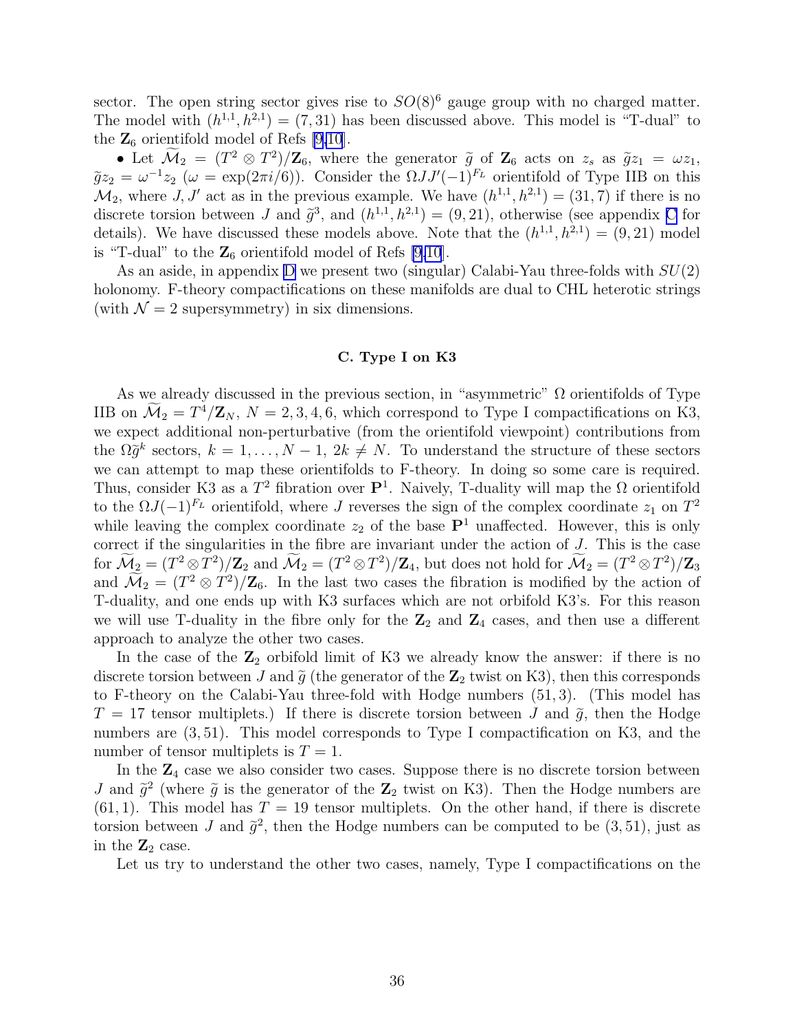sector. The open string sector gives rise to $SO(8)^6$ gauge group with no charged matter. The model with $(h^{1,1}, h^{2,1}) = (7, 31)$ has been discussed above. This model is "T-dual" to the $\mathbf{Z}_6$ orientifold model of Refs [9,10].

- Let $\widetilde{\mathcal{M}}_2 = (T^2 \otimes T^2)/\mathbf{Z}_6$, where the generator $\widetilde{g}$ of $\mathbf{Z}_6$ acts on $z_s$ as $\widetilde{g}z_1 = \omega z_1$, $\widetilde{g}z_2 = \omega^{-1}z_2$ ($\omega = \exp(2\pi i/6)$). Consider the $\Omega J J'(-1)^{F_L}$ orientifold of Type IIB on this $\mathcal{M}_2$, where $J, J'$ act as in the previous example. We have $(h^{1,1}, h^{2,1}) = (31, 7)$ if there is no discrete torsion between $J$ and $\widetilde{g}^3$, and $(h^{1,1}, h^{2,1}) = (9, 21)$, otherwise (see appendix C for details). We have discussed these models above. Note that the $(h^{1,1}, h^{2,1}) = (9, 21)$ model is "T-dual" to the $\mathbf{Z}_6$ orientifold model of Refs [9,10].

As an aside, in appendix D we present two (singular) Calabi-Yau three-folds with $SU(2)$ holonomy. F-theory compactifications on these manifolds are dual to CHL heterotic strings (with $\mathcal{N} = 2$ supersymmetry) in six dimensions.

### C. Type I on K3

As we already discussed in the previous section, in "asymmetric" $\Omega$ orientifolds of Type IIB on $\widetilde{\mathcal{M}}_2 = T^4/\mathbf{Z}_N$, $N = 2, 3, 4, 6$, which correspond to Type I compactifications on K3, we expect additional non-perturbative (from the orientifold viewpoint) contributions from the $\Omega\widetilde{g}^k$ sectors, $k = 1, \dots, N-1$, $2k \neq N$. To understand the structure of these sectors we can attempt to map these orientifolds to F-theory. In doing so some care is required. Thus, consider K3 as a $T^2$ fibration over $\mathbf{P}^1$. Naively, T-duality will map the $\Omega$ orientifold to the $\Omega J(-1)^{F_L}$ orientifold, where $J$ reverses the sign of the complex coordinate $z_1$ on $T^2$ while leaving the complex coordinate $z_2$ of the base $\mathbf{P}^1$ unaffected. However, this is only correct if the singularities in the fibre are invariant under the action of $J$. This is the case for $\widetilde{\mathcal{M}}_2 = (T^2 \otimes T^2)/\mathbf{Z}_2$ and $\widetilde{\mathcal{M}}_2 = (T^2 \otimes T^2)/\mathbf{Z}_4$, but does not hold for $\widetilde{\mathcal{M}}_2 = (T^2 \otimes T^2)/\mathbf{Z}_3$ and $\widetilde{\mathcal{M}}_2 = (T^2 \otimes T^2)/\mathbf{Z}_6$. In the last two cases the fibration is modified by the action of T-duality, and one ends up with K3 surfaces which are not orbifold K3's. For this reason we will use T-duality in the fibre only for the $\mathbf{Z}_2$ and $\mathbf{Z}_4$ cases, and then use a different approach to analyze the other two cases.

In the case of the $\mathbf{Z}_2$ orbifold limit of K3 we already know the answer: if there is no discrete torsion between $J$ and $\widetilde{g}$ (the generator of the $\mathbf{Z}_2$ twist on K3), then this corresponds to F-theory on the Calabi-Yau three-fold with Hodge numbers $(51, 3)$. (This model has $T = 17$ tensor multiplets.) If there is discrete torsion between $J$ and $\widetilde{g}$, then the Hodge numbers are $(3, 51)$. This model corresponds to Type I compactification on K3, and the number of tensor multiplets is $T = 1$.

In the $\mathbf{Z}_4$ case we also consider two cases. Suppose there is no discrete torsion between $J$ and $\widetilde{g}^2$ (where $\widetilde{g}$ is the generator of the $\mathbf{Z}_2$ twist on K3). Then the Hodge numbers are $(61, 1)$. This model has $T = 19$ tensor multiplets. On the other hand, if there is discrete torsion between $J$ and $\widetilde{g}^2$, then the Hodge numbers can be computed to be $(3, 51)$, just as in the $\mathbf{Z}_2$ case.

Let us try to understand the other two cases, namely, Type I compactifications on the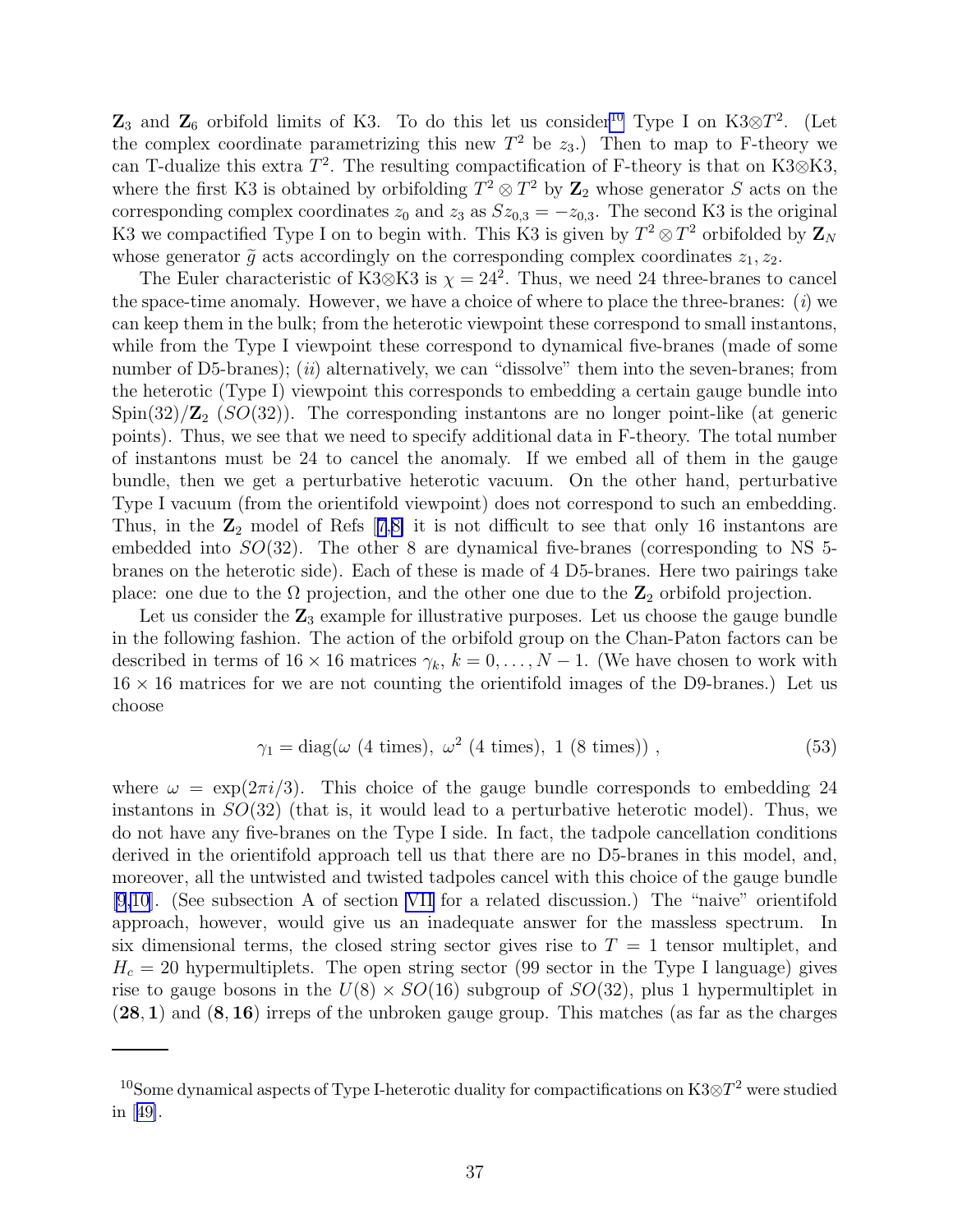$\mathbf{Z}_3$ and $\mathbf{Z}_6$ orbifold limits of K3. To do this let us consider[10] Type I on K3$\otimes T^2$. (Let the complex coordinate parametrizing this new $T^2$ be $z_3$.) Then to map to F-theory we can T-dualize this extra $T^2$. The resulting compactification of F-theory is that on K3$\otimes$K3, where the first K3 is obtained by orbifolding $T^2 \otimes T^2$ by $\mathbf{Z}_2$ whose generator $S$ acts on the corresponding complex coordinates $z_0$ and $z_3$ as $Sz_{0,3} = -z_{0,3}$. The second K3 is the original K3 we compactified Type I on to begin with. This K3 is given by $T^2 \otimes T^2$ orbifolded by $\mathbf{Z}_N$ whose generator $\widetilde{g}$ acts accordingly on the corresponding complex coordinates $z_1, z_2$.

The Euler characteristic of K3$\otimes$K3 is $\chi = 24^2$. Thus, we need 24 three-branes to cancel the space-time anomaly. However, we have a choice of where to place the three-branes: ($i$) we can keep them in the bulk; from the heterotic viewpoint these correspond to small instantons, while from the Type I viewpoint these correspond to dynamical five-branes (made of some number of D5-branes); ($ii$) alternatively, we can "dissolve" them into the seven-branes; from the heterotic (Type I) viewpoint this corresponds to embedding a certain gauge bundle into Spin(32)/$\mathbf{Z}_2$ ($SO(32)$). The corresponding instantons are no longer point-like (at generic points). Thus, we see that we need to specify additional data in F-theory. The total number of instantons must be 24 to cancel the anomaly. If we embed all of them in the gauge bundle, then we get a perturbative heterotic vacuum. On the other hand, perturbative Type I vacuum (from the orientifold viewpoint) does not correspond to such an embedding. Thus, in the $\mathbf{Z}_2$ model of Refs [7,8] it is not difficult to see that only 16 instantons are embedded into $SO(32)$. The other 8 are dynamical five-branes (corresponding to NS 5-branes on the heterotic side). Each of these is made of 4 D5-branes. Here two pairings take place: one due to the $\Omega$ projection, and the other one due to the $\mathbf{Z}_2$ orbifold projection.

Let us consider the $\mathbf{Z}_3$ example for illustrative purposes. Let us choose the gauge bundle in the following fashion. The action of the orbifold group on the Chan-Paton factors can be described in terms of $16 \times 16$ matrices $\gamma_k$, $k = 0, \dots, N-1$. (We have chosen to work with $16 \times 16$ matrices for we are not counting the orientifold images of the D9-branes.) Let us choose

$$\gamma_1 = \mathrm{diag}(\omega \text{ (4 times)},\ \omega^2 \text{ (4 times)},\ 1 \text{ (8 times)})\ , \tag{53}$$

where $\omega = \exp(2\pi i/3)$. This choice of the gauge bundle corresponds to embedding 24 instantons in $SO(32)$ (that is, it would lead to a perturbative heterotic model). Thus, we do not have any five-branes on the Type I side. In fact, the tadpole cancellation conditions derived in the orientifold approach tell us that there are no D5-branes in this model, and, moreover, all the untwisted and twisted tadpoles cancel with this choice of the gauge bundle [9,10]. (See subsection A of section VII for a related discussion.) The "naive" orientifold approach, however, would give us an inadequate answer for the massless spectrum. In six dimensional terms, the closed string sector gives rise to $T = 1$ tensor multiplet, and $H_c = 20$ hypermultiplets. The open string sector (99 sector in the Type I language) gives rise to gauge bosons in the $U(8) \otimes SO(16)$ subgroup of $SO(32)$, plus 1 hypermultiplet in $(\mathbf{28}, \mathbf{1})$ and $(\mathbf{8}, \mathbf{16})$ irreps of the unbroken gauge group. This matches (as far as the charges

---

[10] Some dynamical aspects of Type I-heterotic duality for compactifications on K3$\otimes T^2$ were studied in [49].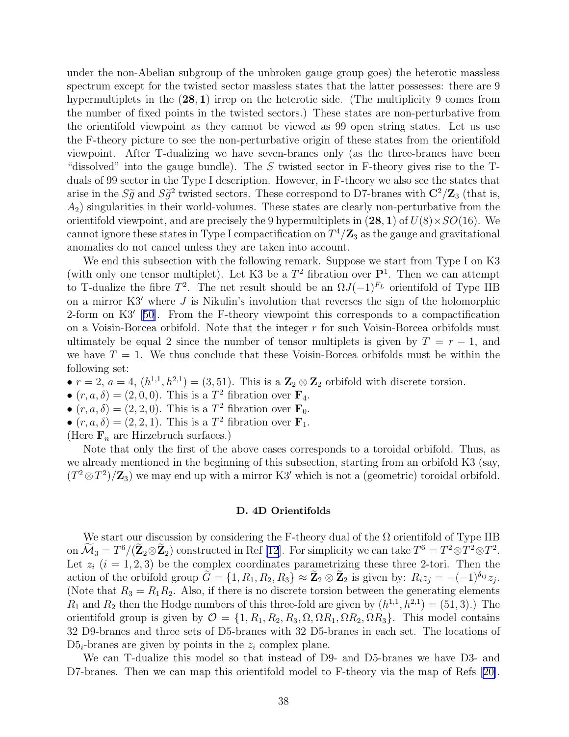under the non-Abelian subgroup of the unbroken gauge group goes) the heterotic massless spectrum except for the twisted sector massless states that the latter possesses: there are 9 hypermultiplets in the $(\mathbf{28}, \mathbf{1})$ irrep on the heterotic side. (The multiplicity 9 comes from the number of fixed points in the twisted sectors.) These states are non-perturbative from the orientifold viewpoint as they cannot be viewed as 99 open string states. Let us use the F-theory picture to see the non-perturbative origin of these states from the orientifold viewpoint. After T-dualizing we have seven-branes only (as the three-branes have been "dissolved" into the gauge bundle). The $S$ twisted sector in F-theory gives rise to the T-duals of 99 sector in the Type I description. However, in F-theory we also see the states that arise in the $S\widetilde{g}$ and $S\widetilde{g}^2$ twisted sectors. These correspond to D7-branes with $\mathbf{C}^2/\mathbf{Z}_3$ (that is, $A_2$) singularities in their world-volumes. These states are clearly non-perturbative from the orientifold viewpoint, and are precisely the 9 hypermultiplets in $(\mathbf{28}, \mathbf{1})$ of $U(8) \times SO(16)$. We cannot ignore these states in Type I compactification on $T^4/\mathbf{Z}_3$ as the gauge and gravitational anomalies do not cancel unless they are taken into account.

We end this subsection with the following remark. Suppose we start from Type I on K3 (with only one tensor multiplet). Let K3 be a $T^2$ fibration over $\mathbf{P}^1$. Then we can attempt to T-dualize the fibre $T^2$. The net result should be an $\Omega J (-1)^{F_L}$ orientifold of Type IIB on a mirror K3$'$ where $J$ is Nikulin's involution that reverses the sign of the holomorphic 2-form on K3$'$ [50]. From the F-theory viewpoint this corresponds to a compactification on a Voisin-Borcea orbifold. Note that the integer $r$ for such Voisin-Borcea orbifolds must ultimately be equal 2 since the number of tensor multiplets is given by $T = r - 1$, and we have $T = 1$. We thus conclude that these Voisin-Borcea orbifolds must be within the following set:

- $r = 2$, $a = 4$, $(h^{1,1}, h^{2,1}) = (3, 51)$. This is a $\mathbf{Z}_2 \otimes \mathbf{Z}_2$ orbifold with discrete torsion.
- $(r, a, \delta) = (2, 0, 0)$. This is a $T^2$ fibration over $\mathbf{F}_4$.
- $(r, a, \delta) = (2, 2, 0)$. This is a $T^2$ fibration over $\mathbf{F}_0$.
- $(r, a, \delta) = (2, 2, 1)$. This is a $T^2$ fibration over $\mathbf{F}_1$.

(Here $\mathbf{F}_n$ are Hirzebruch surfaces.)

Note that only the first of the above cases corresponds to a toroidal orbifold. Thus, as we already mentioned in the beginning of this subsection, starting from an orbifold K3 (say, $(T^2 \otimes T^2)/\mathbf{Z}_3$) we may end up with a mirror K3$'$ which is not a (geometric) toroidal orbifold.

### D. 4D Orientifolds

We start our discussion by considering the F-theory dual of the $\Omega$ orientifold of Type IIB on $\widetilde{\mathcal{M}}_3 = T^6/(\widetilde{\mathbf{Z}}_2 \otimes \widetilde{\mathbf{Z}}_2)$ constructed in Ref [12]. For simplicity we can take $T^6 = T^2 \otimes T^2 \otimes T^2$. Let $z_i$ $(i = 1, 2, 3)$ be the complex coordinates parametrizing these three 2-tori. Then the action of the orbifold group $\widetilde{G} = \{1, R_1, R_2, R_3\} \approx \widetilde{\mathbf{Z}}_2 \otimes \widetilde{\mathbf{Z}}_2$ is given by: $R_i z_j = -(-1)^{\delta_{ij}} z_j$. (Note that $R_3 = R_1 R_2$. Also, if there is no discrete torsion between the generating elements $R_1$ and $R_2$ then the Hodge numbers of this three-fold are given by $(h^{1,1}, h^{2,1}) = (51, 3)$.) The orientifold group is given by $\mathcal{O} = \{1, R_1, R_2, R_3, \Omega, \Omega R_1, \Omega R_2, \Omega R_3\}$. This model contains 32 D9-branes and three sets of D5-branes with 32 D5-branes in each set. The locations of D5$_i$-branes are given by points in the $z_i$ complex plane.

We can T-dualize this model so that instead of D9- and D5-branes we have D3- and D7-branes. Then we can map this orientifold model to F-theory via the map of Refs [20].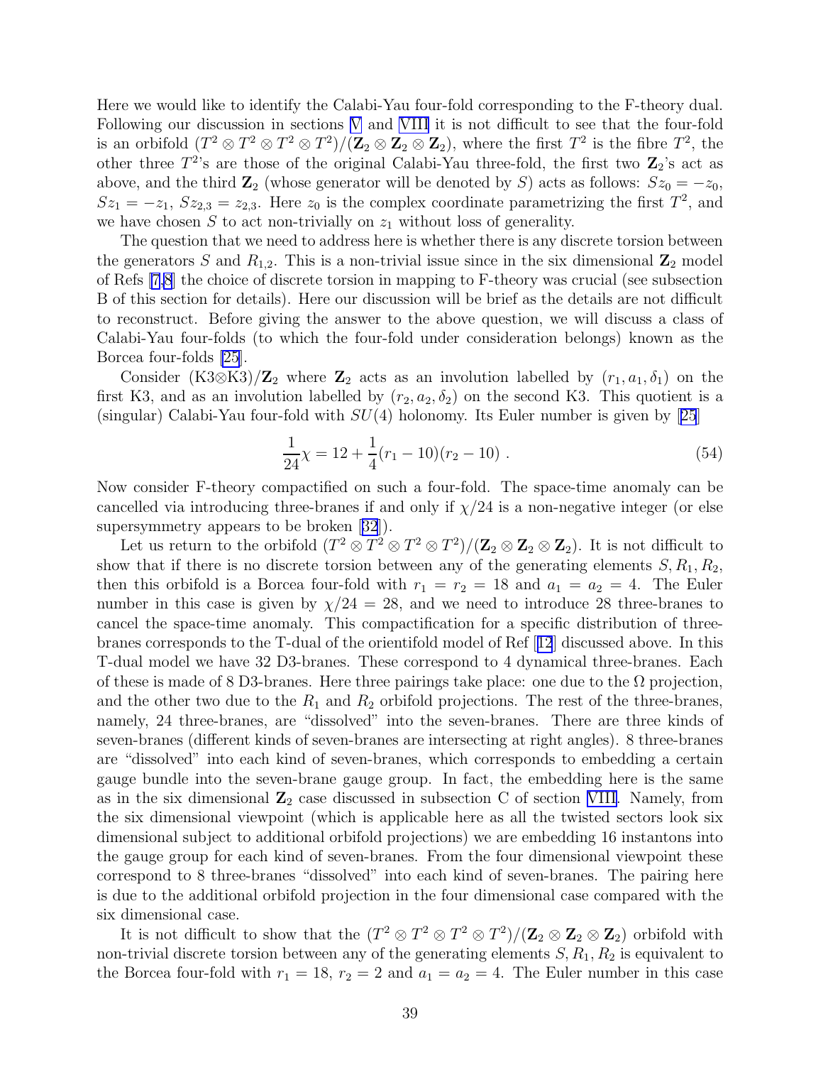Here we would like to identify the Calabi-Yau four-fold corresponding to the F-theory dual. Following our discussion in sections V and VIII it is not difficult to see that the four-fold is an orbifold $(T^2 \otimes T^2 \otimes T^2 \otimes T^2)/(\mathbf{Z}_2 \otimes \mathbf{Z}_2 \otimes \mathbf{Z}_2)$, where the first $T^2$ is the fibre $T^2$, the other three $T^2$'s are those of the original Calabi-Yau three-fold, the first two $\mathbf{Z}_2$'s act as above, and the third $\mathbf{Z}_2$ (whose generator will be denoted by $S$) acts as follows: $Sz_0 = -z_0$, $Sz_1 = -z_1$, $Sz_{2,3} = z_{2,3}$. Here $z_0$ is the complex coordinate parametrizing the first $T^2$, and we have chosen $S$ to act non-trivially on $z_1$ without loss of generality.

The question that we need to address here is whether there is any discrete torsion between the generators $S$ and $R_{1,2}$. This is a non-trivial issue since in the six dimensional $\mathbf{Z}_2$ model of Refs [7,8] the choice of discrete torsion in mapping to F-theory was crucial (see subsection B of this section for details). Here our discussion will be brief as the details are not difficult to reconstruct. Before giving the answer to the above question, we will discuss a class of Calabi-Yau four-folds (to which the four-fold under consideration belongs) known as the Borcea four-folds [25].

Consider (K3$\otimes$K3)/$\mathbf{Z}_2$ where $\mathbf{Z}_2$ acts as an involution labelled by $(r_1, a_1, \delta_1)$ on the first K3, and as an involution labelled by $(r_2, a_2, \delta_2)$ on the second K3. This quotient is a (singular) Calabi-Yau four-fold with $SU(4)$ holonomy. Its Euler number is given by [25]

$$\frac{1}{24}\chi = 12 + \frac{1}{4}(r_1 - 10)(r_2 - 10) \ . \tag{54}$$

Now consider F-theory compactified on such a four-fold. The space-time anomaly can be cancelled via introducing three-branes if and only if $\chi/24$ is a non-negative integer (or else supersymmetry appears to be broken [32]).

Let us return to the orbifold $(T^2 \otimes T^2 \otimes T^2 \otimes T^2)/(\mathbf{Z}_2 \otimes \mathbf{Z}_2 \otimes \mathbf{Z}_2)$. It is not difficult to show that if there is no discrete torsion between any of the generating elements $S, R_1, R_2$, then this orbifold is a Borcea four-fold with $r_1 = r_2 = 18$ and $a_1 = a_2 = 4$. The Euler number in this case is given by $\chi/24 = 28$, and we need to introduce 28 three-branes to cancel the space-time anomaly. This compactification for a specific distribution of three-branes corresponds to the T-dual of the orientifold model of Ref [12] discussed above. In this T-dual model we have 32 D3-branes. These correspond to 4 dynamical three-branes. Each of these is made of 8 D3-branes. Here three pairings take place: one due to the $\Omega$ projection, and the other two due to the $R_1$ and $R_2$ orbifold projections. The rest of the three-branes, namely, 24 three-branes, are "dissolved" into the seven-branes. There are three kinds of seven-branes (different kinds of seven-branes are intersecting at right angles). 8 three-branes are "dissolved" into each kind of seven-branes, which corresponds to embedding a certain gauge bundle into the seven-brane gauge group. In fact, the embedding here is the same as in the six dimensional $\mathbf{Z}_2$ case discussed in subsection C of section VIII. Namely, from the six dimensional viewpoint (which is applicable here as all the twisted sectors look six dimensional subject to additional orbifold projections) we are embedding 16 instantons into the gauge group for each kind of seven-branes. From the four dimensional viewpoint these correspond to 8 three-branes "dissolved" into each kind of seven-branes. The pairing here is due to the additional orbifold projection in the four dimensional case compared with the six dimensional case.

It is not difficult to show that the $(T^2 \otimes T^2 \otimes T^2 \otimes T^2)/(\mathbf{Z}_2 \otimes \mathbf{Z}_2 \otimes \mathbf{Z}_2)$ orbifold with non-trivial discrete torsion between any of the generating elements $S, R_1, R_2$ is equivalent to the Borcea four-fold with $r_1 = 18$, $r_2 = 2$ and $a_1 = a_2 = 4$. The Euler number in this case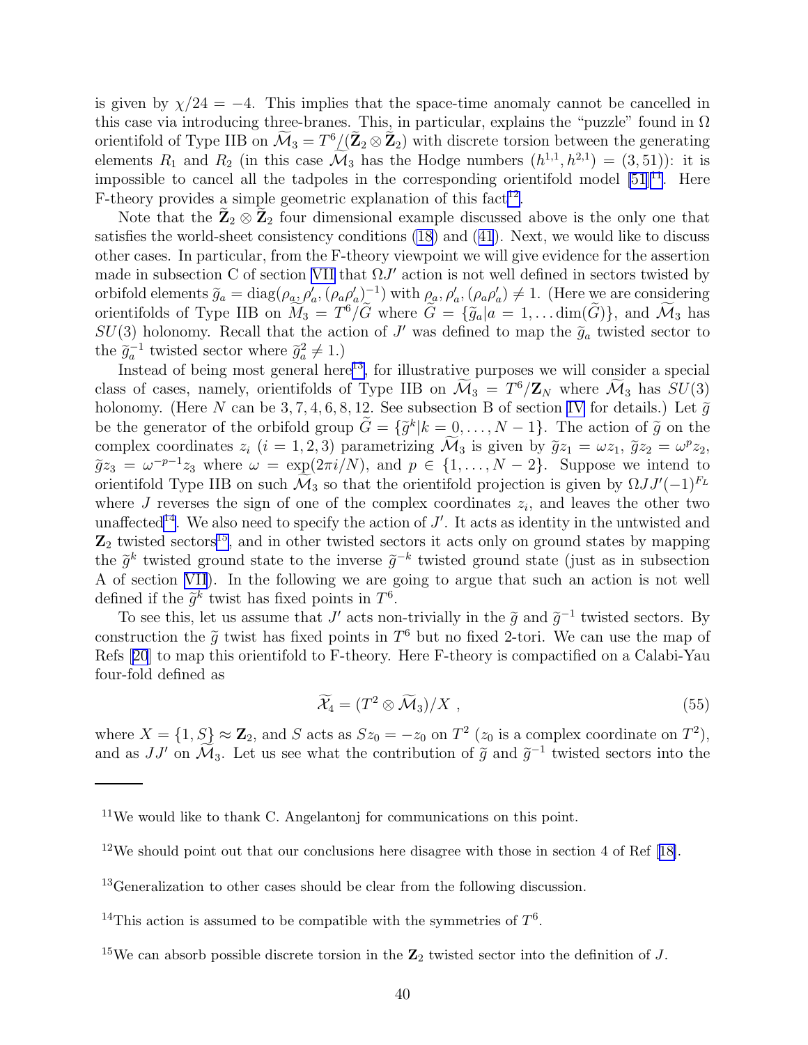is given by $\chi/24 = -4$. This implies that the space-time anomaly cannot be cancelled in this case via introducing three-branes. This, in particular, explains the "puzzle" found in $\Omega$ orientifold of Type IIB on $\widetilde{\mathcal{M}}_3 = T^6/(\widetilde{\mathbf{Z}}_2 \otimes \widetilde{\mathbf{Z}}_2)$ with discrete torsion between the generating elements $R_1$ and $R_2$ (in this case $\widetilde{\mathcal{M}}_3$ has the Hodge numbers $(h^{1,1}, h^{2,1}) = (3, 51)$): it is impossible to cancel all the tadpoles in the corresponding orientifold model [51][11]. Here F-theory provides a simple geometric explanation of this fact[12].

Note that the $\widetilde{\mathbf{Z}}_2 \otimes \widetilde{\mathbf{Z}}_2$ four dimensional example discussed above is the only one that satisfies the world-sheet consistency conditions (18) and (41). Next, we would like to discuss other cases. In particular, from the F-theory viewpoint we will give evidence for the assertion made in subsection C of section VII that $\Omega J'$ action is not well defined in sectors twisted by orbifold elements $\widetilde{g}_a = \mathrm{diag}(\rho_a, \rho'_a, (\rho_a \rho'_a)^{-1})$ with $\rho_a, \rho'_a, (\rho_a \rho'_a) \neq 1$. (Here we are considering orientifolds of Type IIB on $\widetilde{M}_3 = T^6/\widetilde{G}$ where $\widetilde{G} = \{\widetilde{g}_a | a = 1, \ldots \dim(\widetilde{G})\}$, and $\widetilde{\mathcal{M}}_3$ has $SU(3)$ holonomy. Recall that the action of $J'$ was defined to map the $\widetilde{g}_a$ twisted sector to the $\widetilde{g}_a^{-1}$ twisted sector where $\widetilde{g}_a^2 \neq 1$.)

Instead of being most general here[13], for illustrative purposes we will consider a special class of cases, namely, orientifolds of Type IIB on $\widetilde{\mathcal{M}}_3 = T^6/\mathbf{Z}_N$ where $\widetilde{\mathcal{M}}_3$ has $SU(3)$ holonomy. (Here $N$ can be $3, 7, 4, 6, 8, 12$. See subsection B of section IV for details.) Let $\widetilde{g}$ be the generator of the orbifold group $\widetilde{G} = \{\widetilde{g}^k | k = 0, \ldots, N-1\}$. The action of $\widetilde{g}$ on the complex coordinates $z_i$ ($i = 1, 2, 3$) parametrizing $\widetilde{\mathcal{M}}_3$ is given by $\widetilde{g} z_1 = \omega z_1$, $\widetilde{g} z_2 = \omega^p z_2$, $\widetilde{g} z_3 = \omega^{-p-1} z_3$ where $\omega = \exp(2\pi i/N)$, and $p \in \{1, \ldots, N-2\}$. Suppose we intend to orientifold Type IIB on such $\widetilde{\mathcal{M}}_3$ so that the orientifold projection is given by $\Omega J J' (-1)^{F_L}$ where $J$ reverses the sign of one of the complex coordinates $z_i$, and leaves the other two unaffected[14]. We also need to specify the action of $J'$. It acts as identity in the untwisted and $\mathbf{Z}_2$ twisted sectors[15], and in other twisted sectors it acts only on ground states by mapping the $\widetilde{g}^k$ twisted ground state to the inverse $\widetilde{g}^{-k}$ twisted ground state (just as in subsection A of section VII). In the following we are going to argue that such an action is not well defined if the $\widetilde{g}^k$ twist has fixed points in $T^6$.

To see this, let us assume that $J'$ acts non-trivially in the $\widetilde{g}$ and $\widetilde{g}^{-1}$ twisted sectors. By construction the $\widetilde{g}$ twist has fixed points in $T^6$ but no fixed 2-tori. We can use the map of Refs [20] to map this orientifold to F-theory. Here F-theory is compactified on a Calabi-Yau four-fold defined as

$$\widetilde{\mathcal{X}}_4 = (T^2 \otimes \widetilde{\mathcal{M}}_3)/X \, , \tag{55}$$

where $X = \{1, S\} \approx \mathbf{Z}_2$, and $S$ acts as $S z_0 = -z_0$ on $T^2$ ($z_0$ is a complex coordinate on $T^2$), and as $JJ'$ on $\widetilde{\mathcal{M}}_3$. Let us see what the contribution of $\widetilde{g}$ and $\widetilde{g}^{-1}$ twisted sectors into the

---

[11] We would like to thank C. Angelantonj for communications on this point.

[12] We should point out that our conclusions here disagree with those in section 4 of Ref [18].

[13] Generalization to other cases should be clear from the following discussion.

[14] This action is assumed to be compatible with the symmetries of $T^6$.

[15] We can absorb possible discrete torsion in the $\mathbf{Z}_2$ twisted sector into the definition of $J$.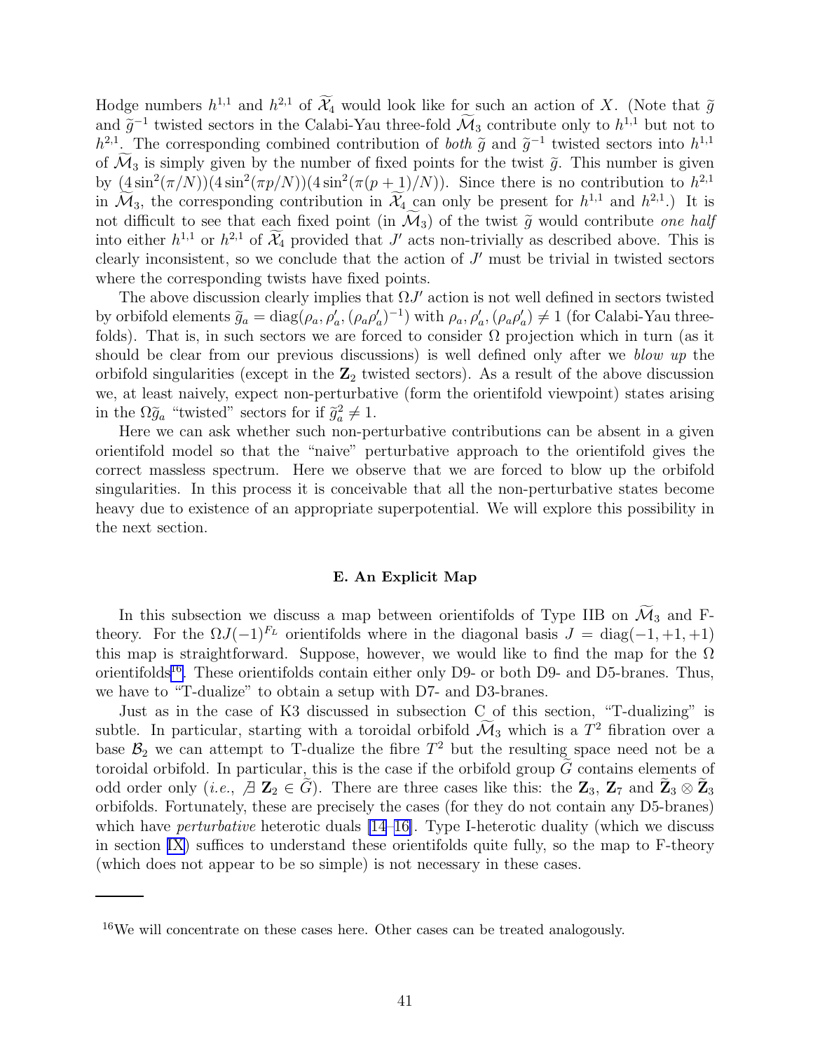Hodge numbers $h^{1,1}$ and $h^{2,1}$ of $\widetilde{\mathcal{X}}_4$ would look like for such an action of $X$. (Note that $\widetilde{g}$ and $\widetilde{g}^{-1}$ twisted sectors in the Calabi-Yau three-fold $\widetilde{\mathcal{M}}_3$ contribute only to $h^{1,1}$ but not to $h^{2,1}$. The corresponding combined contribution of *both* $\widetilde{g}$ and $\widetilde{g}^{-1}$ twisted sectors into $h^{1,1}$ of $\widetilde{\mathcal{M}}_3$ is simply given by the number of fixed points for the twist $\widetilde{g}$. This number is given by $(4\sin^2(\pi/N))(4\sin^2(\pi p/N))(4\sin^2(\pi(p+1)/N))$. Since there is no contribution to $h^{2,1}$ in $\widetilde{\mathcal{M}}_3$, the corresponding contribution in $\widetilde{\mathcal{X}}_4$ can only be present for $h^{1,1}$ and $h^{2,1}$.) It is not difficult to see that each fixed point (in $\widetilde{\mathcal{M}}_3$) of the twist $\widetilde{g}$ would contribute *one half* into either $h^{1,1}$ or $h^{2,1}$ of $\widetilde{\mathcal{X}}_4$ provided that $J'$ acts non-trivially as described above. This is clearly inconsistent, so we conclude that the action of $J'$ must be trivial in twisted sectors where the corresponding twists have fixed points.

The above discussion clearly implies that $\Omega J'$ action is not well defined in sectors twisted by orbifold elements $\widetilde{g}_a = \mathrm{diag}(\rho_a, \rho'_a, (\rho_a\rho'_a)^{-1})$ with $\rho_a, \rho'_a, (\rho_a\rho'_a) \neq 1$ (for Calabi-Yau three-folds). That is, in such sectors we are forced to consider $\Omega$ projection which in turn (as it should be clear from our previous discussions) is well defined only after we *blow up* the orbifold singularities (except in the $\mathbf{Z}_2$ twisted sectors). As a result of the above discussion we, at least naively, expect non-perturbative (form the orientifold viewpoint) states arising in the $\Omega\widetilde{g}_a$ "twisted" sectors for if $\widetilde{g}_a^2 \neq 1$.

Here we can ask whether such non-perturbative contributions can be absent in a given orientifold model so that the "naive" perturbative approach to the orientifold gives the correct massless spectrum. Here we observe that we are forced to blow up the orbifold singularities. In this process it is conceivable that all the non-perturbative states become heavy due to existence of an appropriate superpotential. We will explore this possibility in the next section.

### E. An Explicit Map

In this subsection we discuss a map between orientifolds of Type IIB on $\widetilde{\mathcal{M}}_3$ and F-theory. For the $\Omega J(-1)^{F_L}$ orientifolds where in the diagonal basis $J = \mathrm{diag}(-1,+1,+1)$ this map is straightforward. Suppose, however, we would like to find the map for the $\Omega$ orientifolds[16]. These orientifolds contain either only D9- or both D9- and D5-branes. Thus, we have to "T-dualize" to obtain a setup with D7- and D3-branes.

Just as in the case of K3 discussed in subsection C of this section, "T-dualizing" is subtle. In particular, starting with a toroidal orbifold $\widetilde{\mathcal{M}}_3$ which is a $T^2$ fibration over a base $\mathcal{B}_2$ we can attempt to T-dualize the fibre $T^2$ but the resulting space need not be a toroidal orbifold. In particular, this is the case if the orbifold group $\widetilde{G}$ contains elements of odd order only (*i.e.*, $\not\exists\ \mathbf{Z}_2 \in \widetilde{G}$). There are three cases like this: the $\mathbf{Z}_3$, $\mathbf{Z}_7$ and $\widetilde{\mathbf{Z}}_3 \otimes \widetilde{\mathbf{Z}}_3$ orbifolds. Fortunately, these are precisely the cases (for they do not contain any D5-branes) which have *perturbative* heterotic duals [14–16]. Type I-heterotic duality (which we discuss in section IX) suffices to understand these orientifolds quite fully, so the map to F-theory (which does not appear to be so simple) is not necessary in these cases.

---

[16] We will concentrate on these cases here. Other cases can be treated analogously.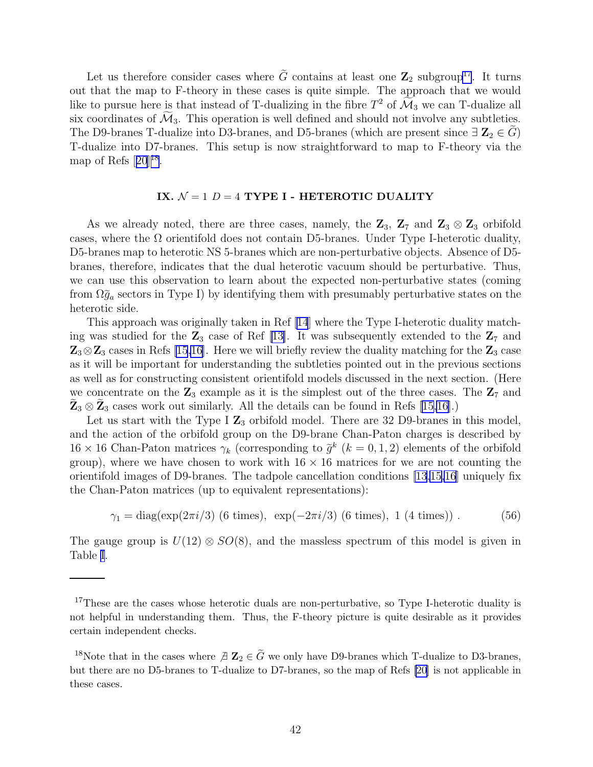Let us therefore consider cases where $\widetilde{G}$ contains at least one $\mathbf{Z}_2$ subgroup[17]. It turns out that the map to F-theory in these cases is quite simple. The approach that we would like to pursue here is that instead of T-dualizing in the fibre $T^2$ of $\widetilde{\mathcal{M}}_3$ we can T-dualize all six coordinates of $\widetilde{\mathcal{M}}_3$. This operation is well defined and should not involve any subtleties. The D9-branes T-dualize into D3-branes, and D5-branes (which are present since $\exists\ \mathbf{Z}_2 \in \widetilde{G}$) T-dualize into D7-branes. This setup is now straightforward to map to F-theory via the map of Refs [20][18].

## IX. $\mathcal{N}=1$ $D=4$ TYPE I - HETEROTIC DUALITY

As we already noted, there are three cases, namely, the $\mathbf{Z}_3$, $\mathbf{Z}_7$ and $\mathbf{Z}_3 \otimes \mathbf{Z}_3$ orbifold cases, where the $\Omega$ orientifold does not contain D5-branes. Under Type I-heterotic duality, D5-branes map to heterotic NS 5-branes which are non-perturbative objects. Absence of D5-branes, therefore, indicates that the dual heterotic vacuum should be perturbative. Thus, we can use this observation to learn about the expected non-perturbative states (coming from $\Omega\widetilde{g}_a$ sectors in Type I) by identifying them with presumably perturbative states on the heterotic side.

This approach was originally taken in Ref [14] where the Type I-heterotic duality matching was studied for the $\mathbf{Z}_3$ case of Ref [13]. It was subsequently extended to the $\mathbf{Z}_7$ and $\mathbf{Z}_3 \otimes \mathbf{Z}_3$ cases in Refs [15,16]. Here we will briefly review the duality matching for the $\mathbf{Z}_3$ case as it will be important for understanding the subtleties pointed out in the previous sections as well as for constructing consistent orientifold models discussed in the next section. (Here we concentrate on the $\mathbf{Z}_3$ example as it is the simplest out of the three cases. The $\mathbf{Z}_7$ and $\widetilde{\mathbf{Z}}_3 \otimes \widetilde{\mathbf{Z}}_3$ cases work out similarly. All the details can be found in Refs [15,16].)

Let us start with the Type I $\mathbf{Z}_3$ orbifold model. There are 32 D9-branes in this model, and the action of the orbifold group on the D9-brane Chan-Paton charges is described by $16 \times 16$ Chan-Paton matrices $\gamma_k$ (corresponding to $\widetilde{g}^k$ ($k = 0,1,2$) elements of the orbifold group), where we have chosen to work with $16 \times 16$ matrices for we are not counting the orientifold images of D9-branes. The tadpole cancellation conditions [13,15,16] uniquely fix the Chan-Paton matrices (up to equivalent representations):

$$\gamma_1 = \text{diag}(\exp(2\pi i/3)\ (6 \text{ times}),\ \exp(-2\pi i/3)\ (6 \text{ times}),\ 1\ (4 \text{ times}))\ . \tag{56}$$

The gauge group is $U(12) \otimes SO(8)$, and the massless spectrum of this model is given in Table I.

---

[17] These are the cases whose heterotic duals are non-perturbative, so Type I-heterotic duality is not helpful in understanding them. Thus, the F-theory picture is quite desirable as it provides certain independent checks.

[18] Note that in the cases where $\nexists\ \mathbf{Z}_2 \in \widetilde{G}$ we only have D9-branes which T-dualize to D3-branes, but there are no D5-branes to T-dualize to D7-branes, so the map of Refs [20] is not applicable in these cases.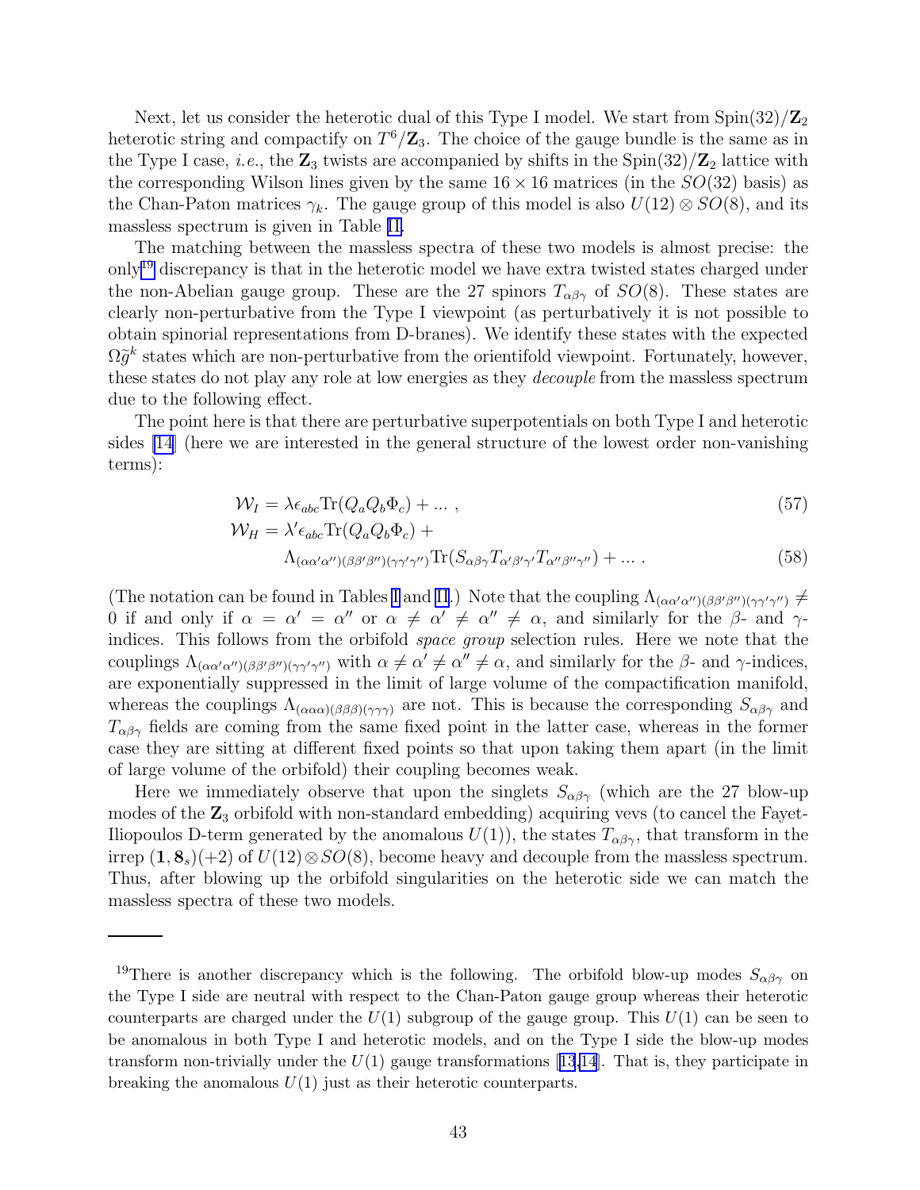Next, let us consider the heterotic dual of this Type I model. We start from $\mathrm{Spin}(32)/\mathbf{Z}_2$ heterotic string and compactify on $T^6/\mathbf{Z}_3$. The choice of the gauge bundle is the same as in the Type I case, *i.e.*, the $\mathbf{Z}_3$ twists are accompanied by shifts in the $\mathrm{Spin}(32)/\mathbf{Z}_2$ lattice with the corresponding Wilson lines given by the same $16 \times 16$ matrices (in the $SO(32)$ basis) as the Chan-Paton matrices $\gamma_k$. The gauge group of this model is also $U(12) \otimes SO(8)$, and its massless spectrum is given in Table II.

The matching between the massless spectra of these two models is almost precise: the only[19] discrepancy is that in the heterotic model we have extra twisted states charged under the non-Abelian gauge group. These are the 27 spinors $T_{\alpha\beta\gamma}$ of $SO(8)$. These states are clearly non-perturbative from the Type I viewpoint (as perturbatively it is not possible to obtain spinorial representations from D-branes). We identify these states with the expected $\Omega\tilde{g}^k$ states which are non-perturbative from the orientifold viewpoint. Fortunately, however, these states do not play any role at low energies as they *decouple* from the massless spectrum due to the following effect.

The point here is that there are perturbative superpotentials on both Type I and heterotic sides [14] (here we are interested in the general structure of the lowest order non-vanishing terms):

$$\mathcal{W}_I = \lambda \epsilon_{abc} \mathrm{Tr}(Q_a Q_b \Phi_c) + \dots \ , \tag{57}$$

$$\mathcal{W}_H = \lambda' \epsilon_{abc} \mathrm{Tr}(Q_a Q_b \Phi_c) + \Lambda_{(\alpha\alpha'\alpha'')(\beta\beta'\beta'')(\gamma\gamma'\gamma'')} \mathrm{Tr}(S_{\alpha\beta\gamma} T_{\alpha'\beta'\gamma'} T_{\alpha''\beta''\gamma''}) + \dots \ . \tag{58}$$

(The notation can be found in Tables I and II.) Note that the coupling $\Lambda_{(\alpha\alpha'\alpha'')(\beta\beta'\beta'')(\gamma\gamma'\gamma'')} \neq 0$ if and only if $\alpha = \alpha' = \alpha''$ or $\alpha \neq \alpha' \neq \alpha'' \neq \alpha$, and similarly for the $\beta$- and $\gamma$-indices. This follows from the orbifold *space group* selection rules. Here we note that the couplings $\Lambda_{(\alpha\alpha'\alpha'')(\beta\beta'\beta'')(\gamma\gamma'\gamma'')}$ with $\alpha \neq \alpha' \neq \alpha'' \neq \alpha$, and similarly for the $\beta$- and $\gamma$-indices, are exponentially suppressed in the limit of large volume of the compactification manifold, whereas the couplings $\Lambda_{(\alpha\alpha\alpha)(\beta\beta\beta)(\gamma\gamma\gamma)}$ are not. This is because the corresponding $S_{\alpha\beta\gamma}$ and $T_{\alpha\beta\gamma}$ fields are coming from the same fixed point in the latter case, whereas in the former case they are sitting at different fixed points so that upon taking them apart (in the limit of large volume of the orbifold) their coupling becomes weak.

Here we immediately observe that upon the singlets $S_{\alpha\beta\gamma}$ (which are the 27 blow-up modes of the $\mathbf{Z}_3$ orbifold with non-standard embedding) acquiring vevs (to cancel the Fayet-Iliopoulos D-term generated by the anomalous $U(1)$), the states $T_{\alpha\beta\gamma}$, that transform in the irrep $(\mathbf{1}, \mathbf{8}_s)(+2)$ of $U(12) \otimes SO(8)$, become heavy and decouple from the massless spectrum. Thus, after blowing up the orbifold singularities on the heterotic side we can match the massless spectra of these two models.

---

[19] There is another discrepancy which is the following. The orbifold blow-up modes $S_{\alpha\beta\gamma}$ on the Type I side are neutral with respect to the Chan-Paton gauge group whereas their heterotic counterparts are charged under the $U(1)$ subgroup of the gauge group. This $U(1)$ can be seen to be anomalous in both Type I and heterotic models, and on the Type I side the blow-up modes transform non-trivially under the $U(1)$ gauge transformations [13,14]. That is, they participate in breaking the anomalous $U(1)$ just as their heterotic counterparts.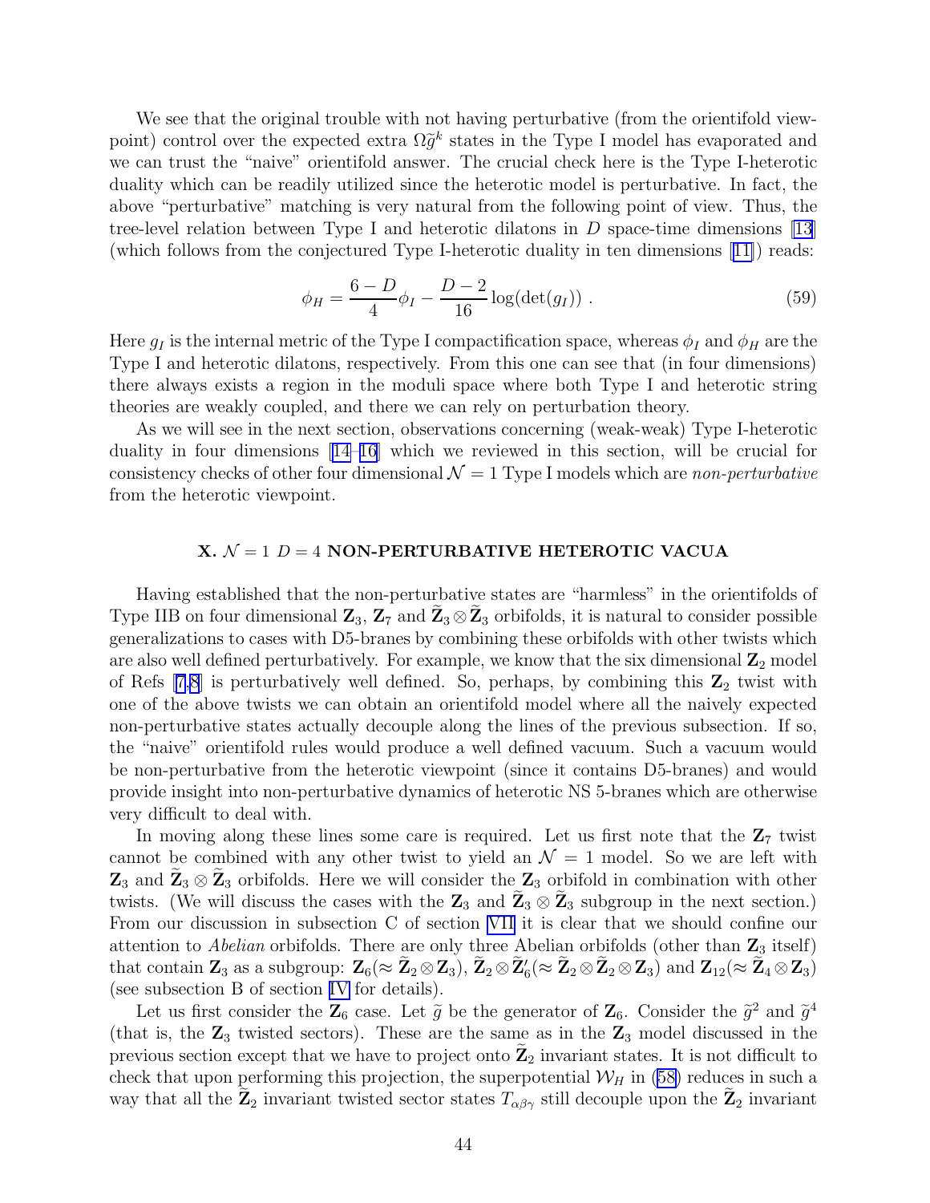We see that the original trouble with not having perturbative (from the orientifold viewpoint) control over the expected extra $\Omega\widetilde{g}^k$ states in the Type I model has evaporated and we can trust the "naive" orientifold answer. The crucial check here is the Type I-heterotic duality which can be readily utilized since the heterotic model is perturbative. In fact, the above "perturbative" matching is very natural from the following point of view. Thus, the tree-level relation between Type I and heterotic dilatons in $D$ space-time dimensions [13] (which follows from the conjectured Type I-heterotic duality in ten dimensions [11]) reads:

$$\phi_H = \frac{6-D}{4}\phi_I - \frac{D-2}{16}\log(\det(g_I)) \ . \tag{59}$$

Here $g_I$ is the internal metric of the Type I compactification space, whereas $\phi_I$ and $\phi_H$ are the Type I and heterotic dilatons, respectively. From this one can see that (in four dimensions) there always exists a region in the moduli space where both Type I and heterotic string theories are weakly coupled, and there we can rely on perturbation theory.

As we will see in the next section, observations concerning (weak-weak) Type I-heterotic duality in four dimensions [14–16] which we reviewed in this section, will be crucial for consistency checks of other four dimensional $\mathcal{N}=1$ Type I models which are *non-perturbative* from the heterotic viewpoint.

## X. $\mathcal{N}=1$ $D=4$ NON-PERTURBATIVE HETEROTIC VACUA

Having established that the non-perturbative states are "harmless" in the orientifolds of Type IIB on four dimensional $\mathbf{Z}_3$, $\mathbf{Z}_7$ and $\widetilde{\mathbf{Z}}_3\otimes\widetilde{\mathbf{Z}}_3$ orbifolds, it is natural to consider possible generalizations to cases with D5-branes by combining these orbifolds with other twists which are also well defined perturbatively. For example, we know that the six dimensional $\mathbf{Z}_2$ model of Refs [7,8] is perturbatively well defined. So, perhaps, by combining this $\mathbf{Z}_2$ twist with one of the above twists we can obtain an orientifold model where all the naively expected non-perturbative states actually decouple along the lines of the previous subsection. If so, the "naive" orientifold rules would produce a well defined vacuum. Such a vacuum would be non-perturbative from the heterotic viewpoint (since it contains D5-branes) and would provide insight into non-perturbative dynamics of heterotic NS 5-branes which are otherwise very difficult to deal with.

In moving along these lines some care is required. Let us first note that the $\mathbf{Z}_7$ twist cannot be combined with any other twist to yield an $\mathcal{N}=1$ model. So we are left with $\mathbf{Z}_3$ and $\widetilde{\mathbf{Z}}_3\otimes\widetilde{\mathbf{Z}}_3$ orbifolds. Here we will consider the $\mathbf{Z}_3$ orbifold in combination with other twists. (We will discuss the cases with the $\mathbf{Z}_3$ and $\widetilde{\mathbf{Z}}_3\otimes\widetilde{\mathbf{Z}}_3$ subgroup in the next section.) From our discussion in subsection C of section VII it is clear that we should confine our attention to *Abelian* orbifolds. There are only three Abelian orbifolds (other than $\mathbf{Z}_3$ itself) that contain $\mathbf{Z}_3$ as a subgroup: $\mathbf{Z}_6(\approx\widetilde{\mathbf{Z}}_2\otimes\mathbf{Z}_3)$, $\widetilde{\mathbf{Z}}_2\otimes\widetilde{\mathbf{Z}}_6^\prime(\approx\widetilde{\mathbf{Z}}_2\otimes\widetilde{\mathbf{Z}}_2\otimes\mathbf{Z}_3)$ and $\mathbf{Z}_{12}(\approx\widetilde{\mathbf{Z}}_4\otimes\mathbf{Z}_3)$ (see subsection B of section IV for details).

Let us first consider the $\mathbf{Z}_6$ case. Let $\widetilde{g}$ be the generator of $\mathbf{Z}_6$. Consider the $\widetilde{g}^2$ and $\widetilde{g}^4$ (that is, the $\mathbf{Z}_3$ twisted sectors). These are the same as in the $\mathbf{Z}_3$ model discussed in the previous section except that we have to project onto $\widetilde{\mathbf{Z}}_2$ invariant states. It is not difficult to check that upon performing this projection, the superpotential $\mathcal{W}_H$ in (58) reduces in such a way that all the $\widetilde{\mathbf{Z}}_2$ invariant twisted sector states $T_{\alpha\beta\gamma}$ still decouple upon the $\widetilde{\mathbf{Z}}_2$ invariant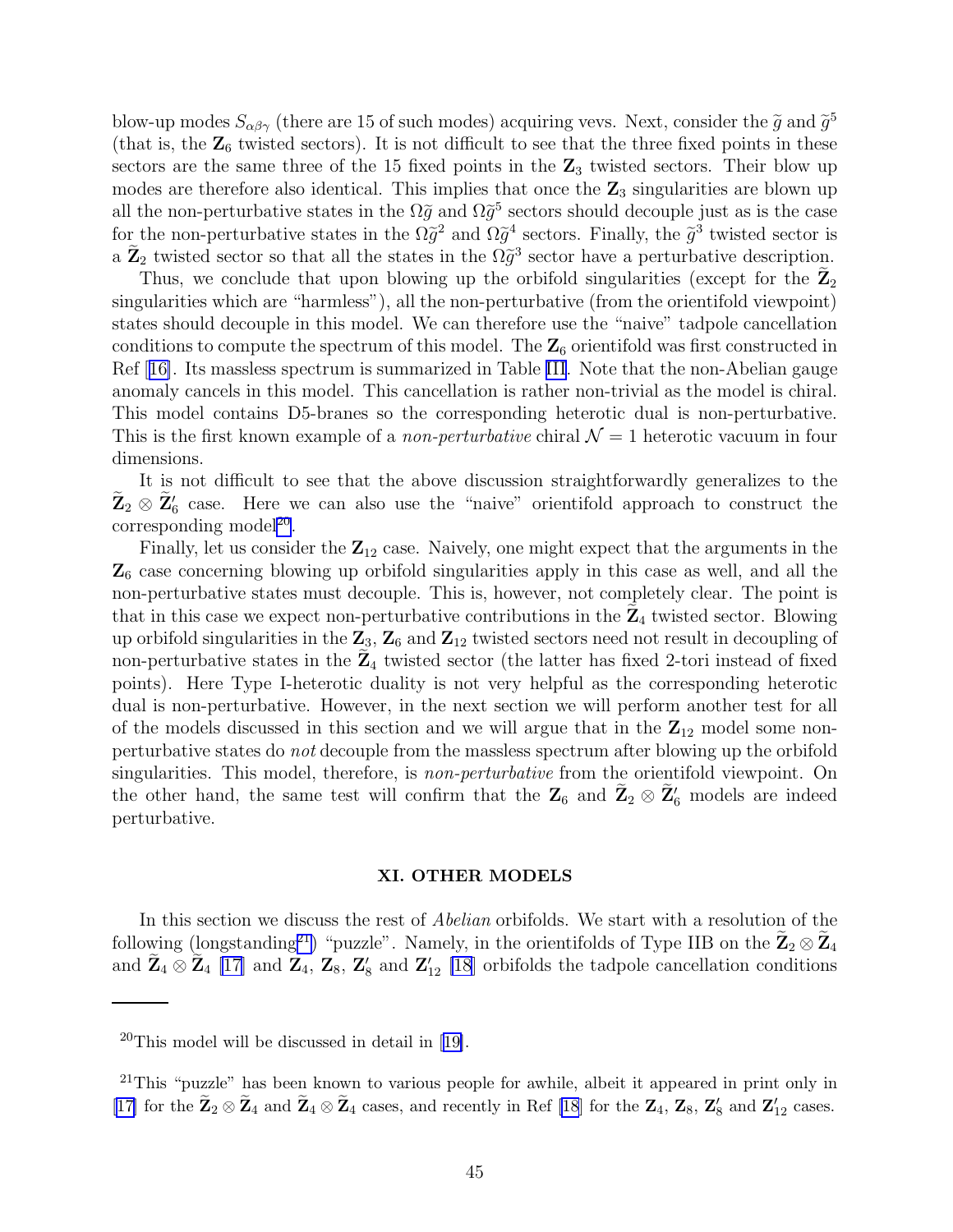blow-up modes $S_{\alpha\beta\gamma}$ (there are 15 of such modes) acquiring vevs. Next, consider the $\widetilde{g}$ and $\widetilde{g}^5$ (that is, the $\mathbf{Z}_6$ twisted sectors). It is not difficult to see that the three fixed points in these sectors are the same three of the 15 fixed points in the $\mathbf{Z}_3$ twisted sectors. Their blow up modes are therefore also identical. This implies that once the $\mathbf{Z}_3$ singularities are blown up all the non-perturbative states in the $\Omega\widetilde{g}$ and $\Omega\widetilde{g}^5$ sectors should decouple just as is the case for the non-perturbative states in the $\Omega\widetilde{g}^2$ and $\Omega\widetilde{g}^4$ sectors. Finally, the $\widetilde{g}^3$ twisted sector is a $\widetilde{\mathbf{Z}}_2$ twisted sector so that all the states in the $\Omega\widetilde{g}^3$ sector have a perturbative description.

Thus, we conclude that upon blowing up the orbifold singularities (except for the $\widetilde{\mathbf{Z}}_2$ singularities which are "harmless"), all the non-perturbative (from the orientifold viewpoint) states should decouple in this model. We can therefore use the "naive" tadpole cancellation conditions to compute the spectrum of this model. The $\mathbf{Z}_6$ orientifold was first constructed in Ref [16]. Its massless spectrum is summarized in Table III. Note that the non-Abelian gauge anomaly cancels in this model. This cancellation is rather non-trivial as the model is chiral. This model contains D5-branes so the corresponding heterotic dual is non-perturbative. This is the first known example of a *non-perturbative* chiral $\mathcal{N}=1$ heterotic vacuum in four dimensions.

It is not difficult to see that the above discussion straightforwardly generalizes to the $\widetilde{\mathbf{Z}}_2 \otimes \widetilde{\mathbf{Z}}_6^\prime$ case. Here we can also use the "naive" orientifold approach to construct the corresponding model[20].

Finally, let us consider the $\mathbf{Z}_{12}$ case. Naively, one might expect that the arguments in the $\mathbf{Z}_6$ case concerning blowing up orbifold singularities apply in this case as well, and all the non-perturbative states must decouple. This is, however, not completely clear. The point is that in this case we expect non-perturbative contributions in the $\widetilde{\mathbf{Z}}_4$ twisted sector. Blowing up orbifold singularities in the $\mathbf{Z}_3$, $\mathbf{Z}_6$ and $\mathbf{Z}_{12}$ twisted sectors need not result in decoupling of non-perturbative states in the $\widetilde{\mathbf{Z}}_4$ twisted sector (the latter has fixed 2-tori instead of fixed points). Here Type I-heterotic duality is not very helpful as the corresponding heterotic dual is non-perturbative. However, in the next section we will perform another test for all of the models discussed in this section and we will argue that in the $\mathbf{Z}_{12}$ model some non-perturbative states do *not* decouple from the massless spectrum after blowing up the orbifold singularities. This model, therefore, is *non-perturbative* from the orientifold viewpoint. On the other hand, the same test will confirm that the $\mathbf{Z}_6$ and $\widetilde{\mathbf{Z}}_2 \otimes \widetilde{\mathbf{Z}}_6^\prime$ models are indeed perturbative.

## XI. OTHER MODELS

In this section we discuss the rest of *Abelian* orbifolds. We start with a resolution of the following (longstanding[21]) "puzzle". Namely, in the orientifolds of Type IIB on the $\widetilde{\mathbf{Z}}_2 \otimes \widetilde{\mathbf{Z}}_4$ and $\widetilde{\mathbf{Z}}_4 \otimes \widetilde{\mathbf{Z}}_4$ [17] and $\widetilde{\mathbf{Z}}_4$, $\mathbf{Z}_8$, $\mathbf{Z}_8^\prime$ and $\mathbf{Z}_{12}^\prime$ [18] orbifolds the tadpole cancellation conditions

---

[20]This model will be discussed in detail in [19].

[21]This "puzzle" has been known to various people for awhile, albeit it appeared in print only in [17] for the $\widetilde{\mathbf{Z}}_2 \otimes \widetilde{\mathbf{Z}}_4$ and $\widetilde{\mathbf{Z}}_4 \otimes \widetilde{\mathbf{Z}}_4$ cases, and recently in Ref [18] for the $\mathbf{Z}_4$, $\mathbf{Z}_8$, $\mathbf{Z}_8^\prime$ and $\mathbf{Z}_{12}^\prime$ cases.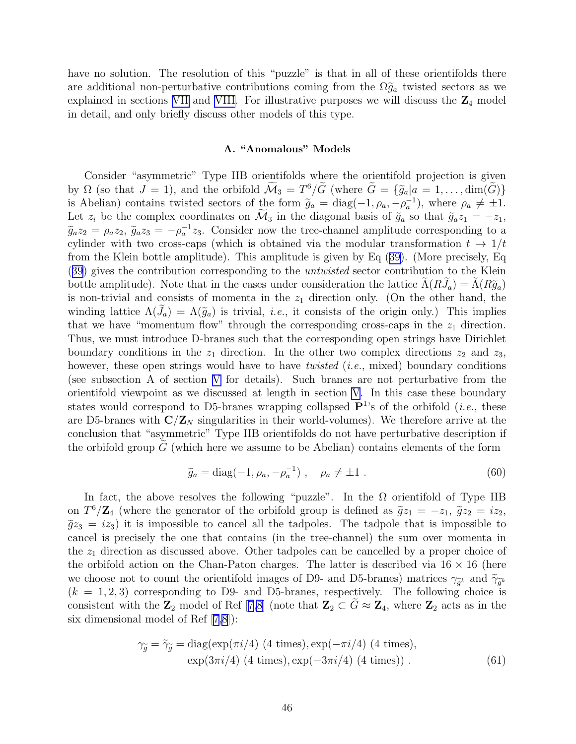have no solution. The resolution of this "puzzle" is that in all of these orientifolds there are additional non-perturbative contributions coming from the $\Omega\widetilde{g}_a$ twisted sectors as we explained in sections VII and VIII. For illustrative purposes we will discuss the $\mathbf{Z}_4$ model in detail, and only briefly discuss other models of this type.

### A. "Anomalous" Models

Consider "asymmetric" Type IIB orientifolds where the orientifold projection is given by $\Omega$ (so that $J = 1$), and the orbifold $\widetilde{\mathcal{M}}_3 = T^6/\widetilde{G}$ (where $\widetilde{G} = \{\widetilde{g}_a | a = 1, \dots, \dim(\widetilde{G})\}$ is Abelian) contains twisted sectors of the form $\widetilde{g}_a = \mathrm{diag}(-1, \rho_a, -\rho_a^{-1})$, where $\rho_a \neq \pm 1$. Let $z_i$ be the complex coordinates on $\widetilde{\mathcal{M}}_3$ in the diagonal basis of $\widetilde{g}_a$ so that $\widetilde{g}_a z_1 = -z_1$, $\widetilde{g}_a z_2 = \rho_a z_2$, $\widetilde{g}_a z_3 = -\rho_a^{-1} z_3$. Consider now the tree-channel amplitude corresponding to a cylinder with two cross-caps (which is obtained via the modular transformation $t \to 1/t$ from the Klein bottle amplitude). This amplitude is given by Eq (39). (More precisely, Eq (39) gives the contribution corresponding to the *untwisted* sector contribution to the Klein bottle amplitude). Note that in the cases under consideration the lattice $\widetilde{\Lambda}(R\widetilde{J}_a) = \widetilde{\Lambda}(R\widetilde{g}_a)$ is non-trivial and consists of momenta in the $z_1$ direction only. (On the other hand, the winding lattice $\Lambda(\widetilde{J}_a) = \Lambda(\widetilde{g}_a)$ is trivial, *i.e.*, it consists of the origin only.) This implies that we have "momentum flow" through the corresponding cross-caps in the $z_1$ direction. Thus, we must introduce D-branes such that the corresponding open strings have Dirichlet boundary conditions in the $z_1$ direction. In the other two complex directions $z_2$ and $z_3$, however, these open strings would have to have *twisted* (*i.e.*, mixed) boundary conditions (see subsection A of section V for details). Such branes are not perturbative from the orientifold viewpoint as we discussed at length in section V. In this case these boundary states would correspond to D5-branes wrapping collapsed $\mathbf{P}^1$'s of the orbifold (*i.e.*, these are D5-branes with $\mathbf{C}/\mathbf{Z}_N$ singularities in their world-volumes). We therefore arrive at the conclusion that "asymmetric" Type IIB orientifolds do not have perturbative description if the orbifold group $\widetilde{G}$ (which here we assume to be Abelian) contains elements of the form

$$\widetilde{g}_a = \mathrm{diag}(-1, \rho_a, -\rho_a^{-1}) \ , \quad \rho_a \neq \pm 1 \ . \tag{60}$$

In fact, the above resolves the following "puzzle". In the $\Omega$ orientifold of Type IIB on $T^6/\mathbf{Z}_4$ (where the generator of the orbifold group is defined as $\widetilde{g} z_1 = -z_1$, $\widetilde{g} z_2 = i z_2$, $\widetilde{g} z_3 = i z_3$) it is impossible to cancel all the tadpoles. The tadpole that is impossible to cancel is precisely the one that contains (in the tree-channel) the sum over momenta in the $z_1$ direction as discussed above. Other tadpoles can be cancelled by a proper choice of the orbifold action on the Chan-Paton charges. The latter is described via $16 \times 16$ (here we choose not to count the orientifold images of D9- and D5-branes) matrices $\gamma_{\widetilde{g}^k}$ and $\widetilde{\gamma}_{\widetilde{g}^k}$ ($k = 1, 2, 3$) corresponding to D9- and D5-branes, respectively. The following choice is consistent with the $\mathbf{Z}_2$ model of Ref [7,8] (note that $\mathbf{Z}_2 \subset \widetilde{G} \approx \mathbf{Z}_4$, where $\mathbf{Z}_2$ acts as in the six dimensional model of Ref [7,8]):

$$\gamma_{\widetilde{g}} = \widetilde{\gamma}_{\widetilde{g}} = \mathrm{diag}(\exp(\pi i/4) \ (4 \text{ times}), \exp(-\pi i/4) \ (4 \text{ times}), \\ \exp(3\pi i/4) \ (4 \text{ times}), \exp(-3\pi i/4) \ (4 \text{ times})) \ . \tag{61}$$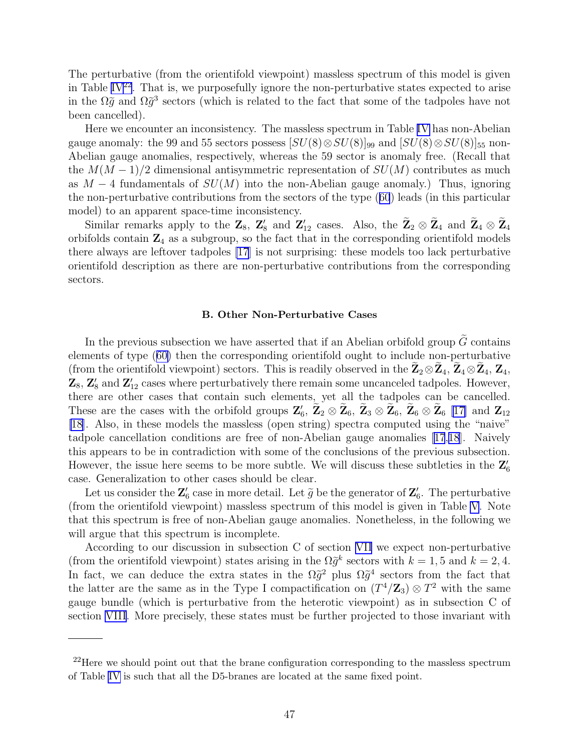The perturbative (from the orientifold viewpoint) massless spectrum of this model is given in Table IV[22]. That is, we purposefully ignore the non-perturbative states expected to arise in the $\Omega\widetilde{g}$ and $\Omega\widetilde{g}^3$ sectors (which is related to the fact that some of the tadpoles have not been cancelled).

Here we encounter an inconsistency. The massless spectrum in Table IV has non-Abelian gauge anomaly: the 99 and 55 sectors possess $[SU(8)\otimes SU(8)]_{99}$ and $[SU(8)\otimes SU(8)]_{55}$ non-Abelian gauge anomalies, respectively, whereas the 59 sector is anomaly free. (Recall that the $M(M-1)/2$ dimensional antisymmetric representation of $SU(M)$ contributes as much as $M-4$ fundamentals of $SU(M)$ into the non-Abelian gauge anomaly.) Thus, ignoring the non-perturbative contributions from the sectors of the type (60) leads (in this particular model) to an apparent space-time inconsistency.

Similar remarks apply to the $\mathbf{Z}_8$, $\mathbf{Z}_8'$ and $\mathbf{Z}_{12}'$ cases. Also, the $\widetilde{\mathbf{Z}}_2\otimes\widetilde{\mathbf{Z}}_4$ and $\widetilde{\mathbf{Z}}_4\otimes\widetilde{\mathbf{Z}}_4$ orbifolds contain $\mathbf{Z}_4$ as a subgroup, so the fact that in the corresponding orientifold models there always are leftover tadpoles [17] is not surprising: these models too lack perturbative orientifold description as there are non-perturbative contributions from the corresponding sectors.

### B. Other Non-Perturbative Cases

In the previous subsection we have asserted that if an Abelian orbifold group $\widetilde{G}$ contains elements of type (60) then the corresponding orientifold ought to include non-perturbative (from the orientifold viewpoint) sectors. This is readily observed in the $\widetilde{\mathbf{Z}}_2\otimes\widetilde{\mathbf{Z}}_4$, $\widetilde{\mathbf{Z}}_4\otimes\widetilde{\mathbf{Z}}_4$, $\mathbf{Z}_4$, $\mathbf{Z}_8$, $\mathbf{Z}_8'$ and $\mathbf{Z}_{12}'$ cases where perturbatively there remain some uncanceled tadpoles. However, there are other cases that contain such elements, yet all the tadpoles can be cancelled. These are the cases with the orbifold groups $\mathbf{Z}_6'$, $\widetilde{\mathbf{Z}}_2\otimes\widetilde{\mathbf{Z}}_6$, $\widetilde{\mathbf{Z}}_3\otimes\widetilde{\mathbf{Z}}_6$, $\widetilde{\mathbf{Z}}_6\otimes\widetilde{\mathbf{Z}}_6$ [17] and $\mathbf{Z}_{12}$ [18]. Also, in these models the massless (open string) spectra computed using the "naive" tadpole cancellation conditions are free of non-Abelian gauge anomalies [17,18]. Naively this appears to be in contradiction with some of the conclusions of the previous subsection. However, the issue here seems to be more subtle. We will discuss these subtleties in the $\mathbf{Z}_6'$ case. Generalization to other cases should be clear.

Let us consider the $\mathbf{Z}_6'$ case in more detail. Let $\widetilde{g}$ be the generator of $\mathbf{Z}_6'$. The perturbative (from the orientifold viewpoint) massless spectrum of this model is given in Table V. Note that this spectrum is free of non-Abelian gauge anomalies. Nonetheless, in the following we will argue that this spectrum is incomplete.

According to our discussion in subsection C of section VII we expect non-perturbative (from the orientifold viewpoint) states arising in the $\Omega\widetilde{g}^k$ sectors with $k=1,5$ and $k=2,4$. In fact, we can deduce the extra states in the $\Omega\widetilde{g}^2$ plus $\Omega\widetilde{g}^4$ sectors from the fact that the latter are the same as in the Type I compactification on $(T^4/\mathbf{Z}_3)\otimes T^2$ with the same gauge bundle (which is perturbative from the heterotic viewpoint) as in subsection C of section VIII. More precisely, these states must be further projected to those invariant with

[22] Here we should point out that the brane configuration corresponding to the massless spectrum of Table IV is such that all the D5-branes are located at the same fixed point.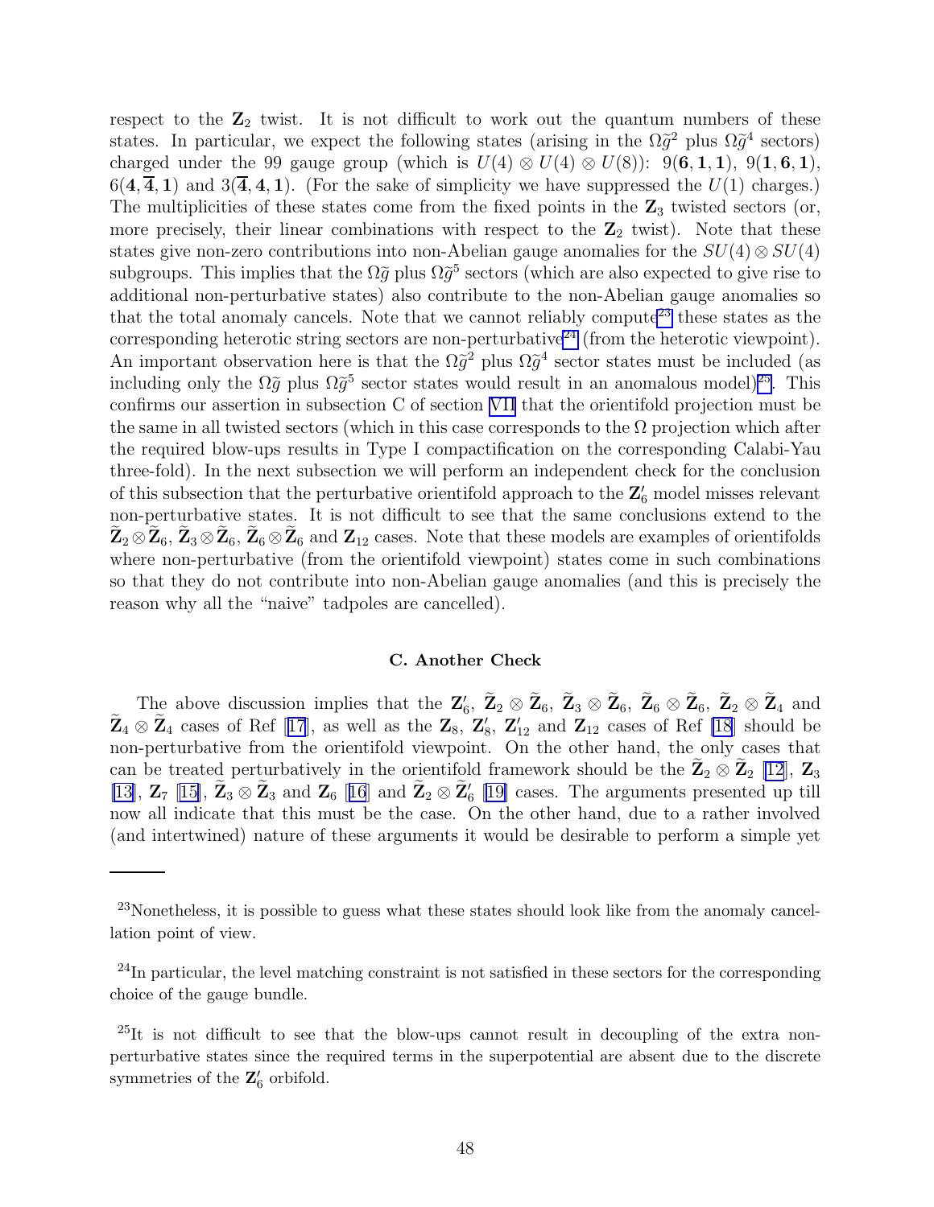respect to the $\mathbf{Z}_2$ twist. It is not difficult to work out the quantum numbers of these states. In particular, we expect the following states (arising in the $\Omega\widetilde{g}^2$ plus $\Omega\widetilde{g}^4$ sectors) charged under the 99 gauge group (which is $U(4)\otimes U(4)\otimes U(8)$): $9(\mathbf{6},\mathbf{1},\mathbf{1})$, $9(\mathbf{1},\mathbf{6},\mathbf{1})$, $6(\mathbf{4},\overline{\mathbf{4}},\mathbf{1})$ and $3(\overline{\mathbf{4}},\mathbf{4},\mathbf{1})$. (For the sake of simplicity we have suppressed the $U(1)$ charges.) The multiplicities of these states come from the fixed points in the $\mathbf{Z}_3$ twisted sectors (or, more precisely, their linear combinations with respect to the $\mathbf{Z}_2$ twist). Note that these states give non-zero contributions into non-Abelian gauge anomalies for the $SU(4)\otimes SU(4)$ subgroups. This implies that the $\Omega\widetilde{g}$ plus $\Omega\widetilde{g}^5$ sectors (which are also expected to give rise to additional non-perturbative states) also contribute to the non-Abelian gauge anomalies so that the total anomaly cancels. Note that we cannot reliably compute[23] these states as the corresponding heterotic string sectors are non-perturbative[24] (from the heterotic viewpoint). An important observation here is that the $\Omega\widetilde{g}^2$ plus $\Omega\widetilde{g}^4$ sector states must be included (as including only the $\Omega\widetilde{g}$ plus $\Omega\widetilde{g}^5$ sector states would result in an anomalous model)[25]. This confirms our assertion in subsection C of section VII that the orientifold projection must be the same in all twisted sectors (which in this case corresponds to the $\Omega$ projection which after the required blow-ups results in Type I compactification on the corresponding Calabi-Yau three-fold). In the next subsection we will perform an independent check for the conclusion of this subsection that the perturbative orientifold approach to the $\mathbf{Z}_6'$ model misses relevant non-perturbative states. It is not difficult to see that the same conclusions extend to the $\widetilde{\mathbf{Z}}_2\otimes\widetilde{\mathbf{Z}}_6$, $\widetilde{\mathbf{Z}}_3\otimes\widetilde{\mathbf{Z}}_6$, $\widetilde{\mathbf{Z}}_6\otimes\widetilde{\mathbf{Z}}_6$ and $\mathbf{Z}_{12}$ cases. Note that these models are examples of orientifolds where non-perturbative (from the orientifold viewpoint) states come in such combinations so that they do not contribute into non-Abelian gauge anomalies (and this is precisely the reason why all the "naive" tadpoles are cancelled).

### C. Another Check

The above discussion implies that the $\mathbf{Z}_6'$, $\widetilde{\mathbf{Z}}_2\otimes\widetilde{\mathbf{Z}}_6$, $\widetilde{\mathbf{Z}}_3\otimes\widetilde{\mathbf{Z}}_6$, $\widetilde{\mathbf{Z}}_6\otimes\widetilde{\mathbf{Z}}_6$, $\widetilde{\mathbf{Z}}_2\otimes\widetilde{\mathbf{Z}}_4$ and $\widetilde{\mathbf{Z}}_4\otimes\widetilde{\mathbf{Z}}_4$ cases of Ref [17], as well as the $\mathbf{Z}_8$, $\mathbf{Z}_8'$, $\mathbf{Z}_{12}'$ and $\mathbf{Z}_{12}$ cases of Ref [18] should be non-perturbative from the orientifold viewpoint. On the other hand, the only cases that can be treated perturbatively in the orientifold framework should be the $\widetilde{\mathbf{Z}}_2\otimes\widetilde{\mathbf{Z}}_2$ [12], $\mathbf{Z}_3$ [13], $\mathbf{Z}_7$ [15], $\widetilde{\mathbf{Z}}_3\otimes\widetilde{\mathbf{Z}}_3$ and $\mathbf{Z}_6$ [16] and $\widetilde{\mathbf{Z}}_2\otimes\widetilde{\mathbf{Z}}_6'$ [19] cases. The arguments presented up till now all indicate that this must be the case. On the other hand, due to a rather involved (and intertwined) nature of these arguments it would be desirable to perform a simple yet

---

[23] Nonetheless, it is possible to guess what these states should look like from the anomaly cancellation point of view.

[24] In particular, the level matching constraint is not satisfied in these sectors for the corresponding choice of the gauge bundle.

[25] It is not difficult to see that the blow-ups cannot result in decoupling of the extra non-perturbative states since the required terms in the superpotential are absent due to the discrete symmetries of the $\mathbf{Z}_6'$ orbifold.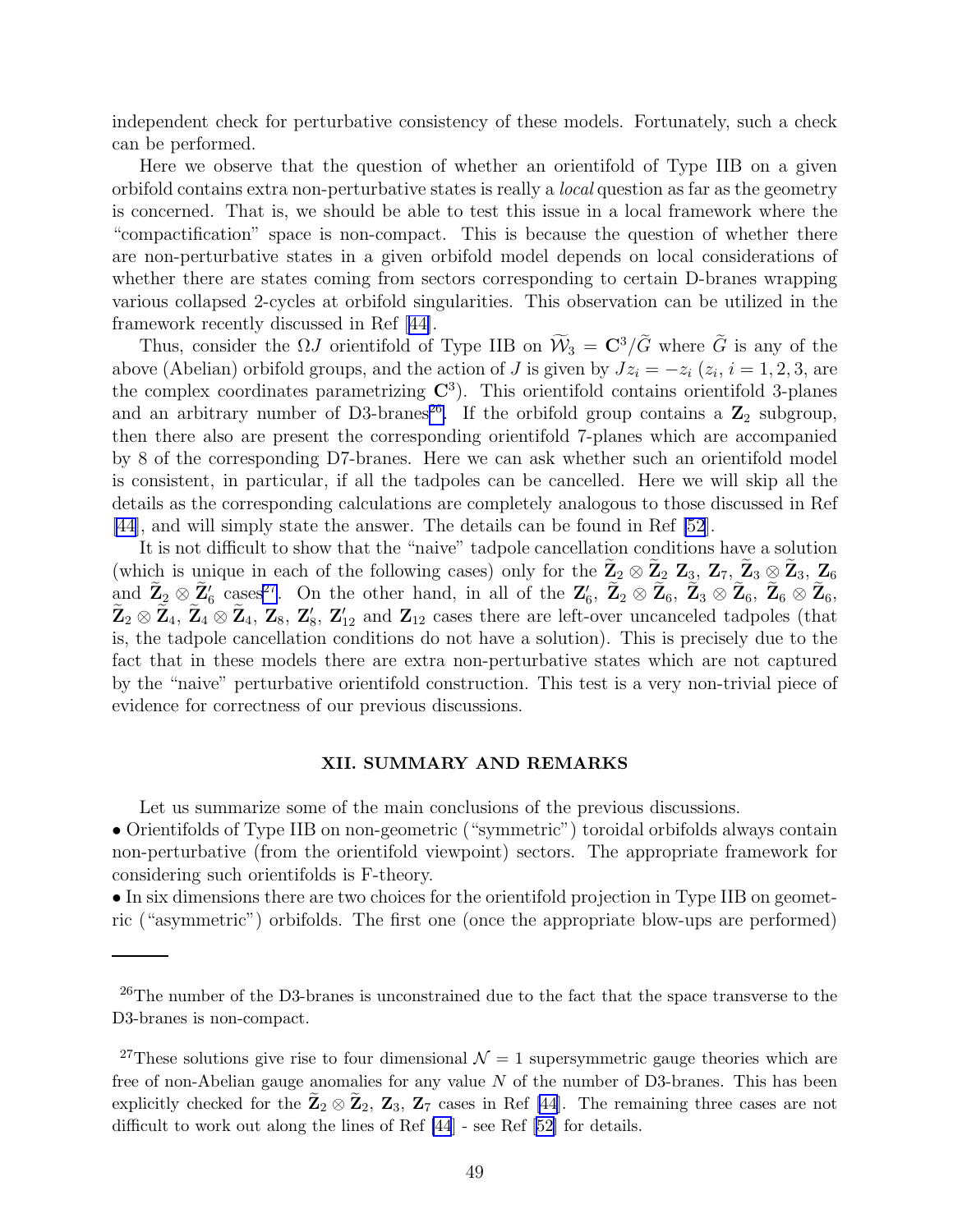independent check for perturbative consistency of these models. Fortunately, such a check can be performed.

Here we observe that the question of whether an orientifold of Type IIB on a given orbifold contains extra non-perturbative states is really a *local* question as far as the geometry is concerned. That is, we should be able to test this issue in a local framework where the "compactification" space is non-compact. This is because the question of whether there are non-perturbative states in a given orbifold model depends on local considerations of whether there are states coming from sectors corresponding to certain D-branes wrapping various collapsed 2-cycles at orbifold singularities. This observation can be utilized in the framework recently discussed in Ref [44].

Thus, consider the $\Omega J$ orientifold of Type IIB on $\widetilde{\mathcal{W}}_3 = \mathbf{C}^3/\widetilde{G}$ where $\widetilde{G}$ is any of the above (Abelian) orbifold groups, and the action of $J$ is given by $Jz_i = -z_i$ ($z_i$, $i = 1, 2, 3$, are the complex coordinates parametrizing $\mathbf{C}^3$). This orientifold contains orientifold 3-planes and an arbitrary number of D3-branes[26]. If the orbifold group contains a $\mathbf{Z}_2$ subgroup, then there also are present the corresponding orientifold 7-planes which are accompanied by 8 of the corresponding D7-branes. Here we can ask whether such an orientifold model is consistent, in particular, if all the tadpoles can be cancelled. Here we will skip all the details as the corresponding calculations are completely analogous to those discussed in Ref [44], and will simply state the answer. The details can be found in Ref [52].

It is not difficult to show that the "naive" tadpole cancellation conditions have a solution (which is unique in each of the following cases) only for the $\widetilde{\mathbf{Z}}_2 \otimes \widetilde{\mathbf{Z}}_2$ $\mathbf{Z}_3$, $\mathbf{Z}_7$, $\widetilde{\mathbf{Z}}_3 \otimes \widetilde{\mathbf{Z}}_3$, $\mathbf{Z}_6$ and $\widetilde{\mathbf{Z}}_2 \otimes \widetilde{\mathbf{Z}}_6^\prime$ cases[27]. On the other hand, in all of the $\mathbf{Z}_6^\prime$, $\widetilde{\mathbf{Z}}_2 \otimes \widetilde{\mathbf{Z}}_6$, $\widetilde{\mathbf{Z}}_3 \otimes \widetilde{\mathbf{Z}}_6$, $\widetilde{\mathbf{Z}}_6 \otimes \widetilde{\mathbf{Z}}_6$, $\widetilde{\mathbf{Z}}_2 \otimes \widetilde{\mathbf{Z}}_4$, $\widetilde{\mathbf{Z}}_4 \otimes \widetilde{\mathbf{Z}}_4$, $\mathbf{Z}_8$, $\mathbf{Z}_8^\prime$, $\mathbf{Z}_{12}^\prime$ and $\mathbf{Z}_{12}$ cases there are left-over uncanceled tadpoles (that is, the tadpole cancellation conditions do not have a solution). This is precisely due to the fact that in these models there are extra non-perturbative states which are not captured by the "naive" perturbative orientifold construction. This test is a very non-trivial piece of evidence for correctness of our previous discussions.

## XII. SUMMARY AND REMARKS

Let us summarize some of the main conclusions of the previous discussions.

- Orientifolds of Type IIB on non-geometric ("symmetric") toroidal orbifolds always contain non-perturbative (from the orientifold viewpoint) sectors. The appropriate framework for considering such orientifolds is F-theory.
- In six dimensions there are two choices for the orientifold projection in Type IIB on geometric ("asymmetric") orbifolds. The first one (once the appropriate blow-ups are performed)

---

[26] The number of the D3-branes is unconstrained due to the fact that the space transverse to the D3-branes is non-compact.

[27] These solutions give rise to four dimensional $\mathcal{N} = 1$ supersymmetric gauge theories which are free of non-Abelian gauge anomalies for any value $N$ of the number of D3-branes. This has been explicitly checked for the $\widetilde{\mathbf{Z}}_2 \otimes \widetilde{\mathbf{Z}}_2$, $\mathbf{Z}_3$, $\mathbf{Z}_7$ cases in Ref [44]. The remaining three cases are not difficult to work out along the lines of Ref [44] - see Ref [52] for details.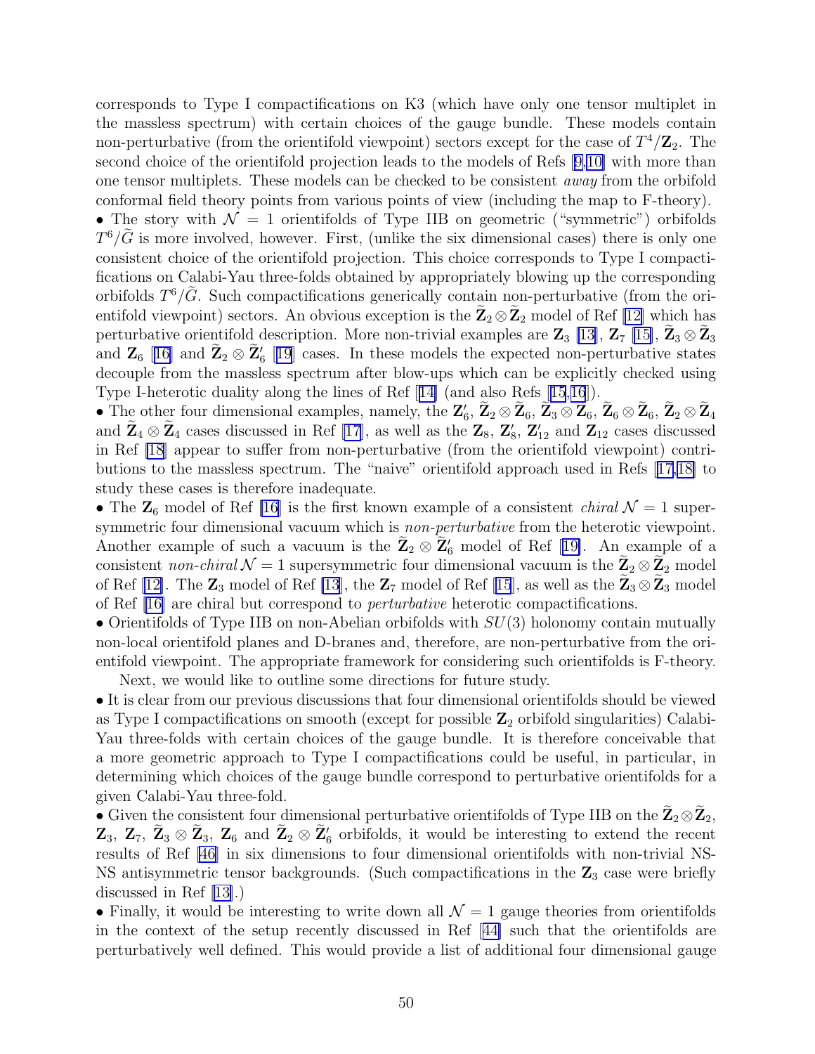corresponds to Type I compactifications on K3 (which have only one tensor multiplet in the massless spectrum) with certain choices of the gauge bundle. These models contain non-perturbative (from the orientifold viewpoint) sectors except for the case of $T^4/\mathbf{Z}_2$. The second choice of the orientifold projection leads to the models of Refs [9,10] with more than one tensor multiplets. These models can be checked to be consistent *away* from the orbifold conformal field theory points from various points of view (including the map to F-theory).

• The story with $\mathcal{N}=1$ orientifolds of Type IIB on geometric ("symmetric") orbifolds $T^6/\widetilde{G}$ is more involved, however. First, (unlike the six dimensional cases) there is only one consistent choice of the orientifold projection. This choice corresponds to Type I compactifications on Calabi-Yau three-folds obtained by appropriately blowing up the corresponding orbifolds $T^6/\widetilde{G}$. Such compactifications generically contain non-perturbative (from the orientifold viewpoint) sectors. An obvious exception is the $\widetilde{\mathbf{Z}}_2 \otimes \widetilde{\mathbf{Z}}_2$ model of Ref [12] which has perturbative orientifold description. More non-trivial examples are $\mathbf{Z}_3$ [13], $\mathbf{Z}_7$ [15], $\widetilde{\mathbf{Z}}_3 \otimes \widetilde{\mathbf{Z}}_3$ and $\mathbf{Z}_6$ [16] and $\widetilde{\mathbf{Z}}_2 \otimes \widetilde{\mathbf{Z}}_6'$ [19] cases. In these models the expected non-perturbative states decouple from the massless spectrum after blow-ups which can be explicitly checked using Type I-heterotic duality along the lines of Ref [14] (and also Refs [15,16]).

• The other four dimensional examples, namely, the $\mathbf{Z}_6'$, $\widetilde{\mathbf{Z}}_2 \otimes \widetilde{\mathbf{Z}}_6$, $\widetilde{\mathbf{Z}}_3 \otimes \widetilde{\mathbf{Z}}_6$, $\widetilde{\mathbf{Z}}_6 \otimes \widetilde{\mathbf{Z}}_6$, $\widetilde{\mathbf{Z}}_2 \otimes \widetilde{\mathbf{Z}}_4$ and $\widetilde{\mathbf{Z}}_4 \otimes \widetilde{\mathbf{Z}}_4$ cases discussed in Ref [17], as well as the $\mathbf{Z}_8$, $\mathbf{Z}_8'$, $\mathbf{Z}_{12}'$ and $\mathbf{Z}_{12}$ cases discussed in Ref [18] appear to suffer from non-perturbative (from the orientifold viewpoint) contributions to the massless spectrum. The "naive" orientifold approach used in Refs [17,18] to study these cases is therefore inadequate.

• The $\mathbf{Z}_6$ model of Ref [16] is the first known example of a consistent *chiral* $\mathcal{N}=1$ supersymmetric four dimensional vacuum which is *non-perturbative* from the heterotic viewpoint. Another example of such a vacuum is the $\widetilde{\mathbf{Z}}_2 \otimes \widetilde{\mathbf{Z}}_6'$ model of Ref [19]. An example of a consistent *non-chiral* $\mathcal{N}=1$ supersymmetric four dimensional vacuum is the $\widetilde{\mathbf{Z}}_2 \otimes \widetilde{\mathbf{Z}}_2$ model of Ref [12]. The $\mathbf{Z}_3$ model of Ref [13], the $\mathbf{Z}_7$ model of Ref [15], as well as the $\widetilde{\mathbf{Z}}_3 \otimes \widetilde{\mathbf{Z}}_3$ model of Ref [16] are chiral but correspond to *perturbative* heterotic compactifications.

• Orientifolds of Type IIB on non-Abelian orbifolds with $SU(3)$ holonomy contain mutually non-local orientifold planes and D-branes and, therefore, are non-perturbative from the orientifold viewpoint. The appropriate framework for considering such orientifolds is F-theory.

Next, we would like to outline some directions for future study.

• It is clear from our previous discussions that four dimensional orientifolds should be viewed as Type I compactifications on smooth (except for possible $\mathbf{Z}_2$ orbifold singularities) Calabi-Yau three-folds with certain choices of the gauge bundle. It is therefore conceivable that a more geometric approach to Type I compactifications could be useful, in particular, in determining which choices of the gauge bundle correspond to perturbative orientifolds for a given Calabi-Yau three-fold.

• Given the consistent four dimensional perturbative orientifolds of Type IIB on the $\widetilde{\mathbf{Z}}_2 \otimes \widetilde{\mathbf{Z}}_2$, $\mathbf{Z}_3$, $\mathbf{Z}_7$, $\widetilde{\mathbf{Z}}_3 \otimes \widetilde{\mathbf{Z}}_3$, $\mathbf{Z}_6$ and $\widetilde{\mathbf{Z}}_2 \otimes \widetilde{\mathbf{Z}}_6'$ orbifolds, it would be interesting to extend the recent results of Ref [46] in six dimensions to four dimensional orientifolds with non-trivial NS-NS antisymmetric tensor backgrounds. (Such compactifications in the $\mathbf{Z}_3$ case were briefly discussed in Ref [13].)

• Finally, it would be interesting to write down all $\mathcal{N}=1$ gauge theories from orientifolds in the context of the setup recently discussed in Ref [44] such that the orientifolds are perturbatively well defined. This would provide a list of additional four dimensional gauge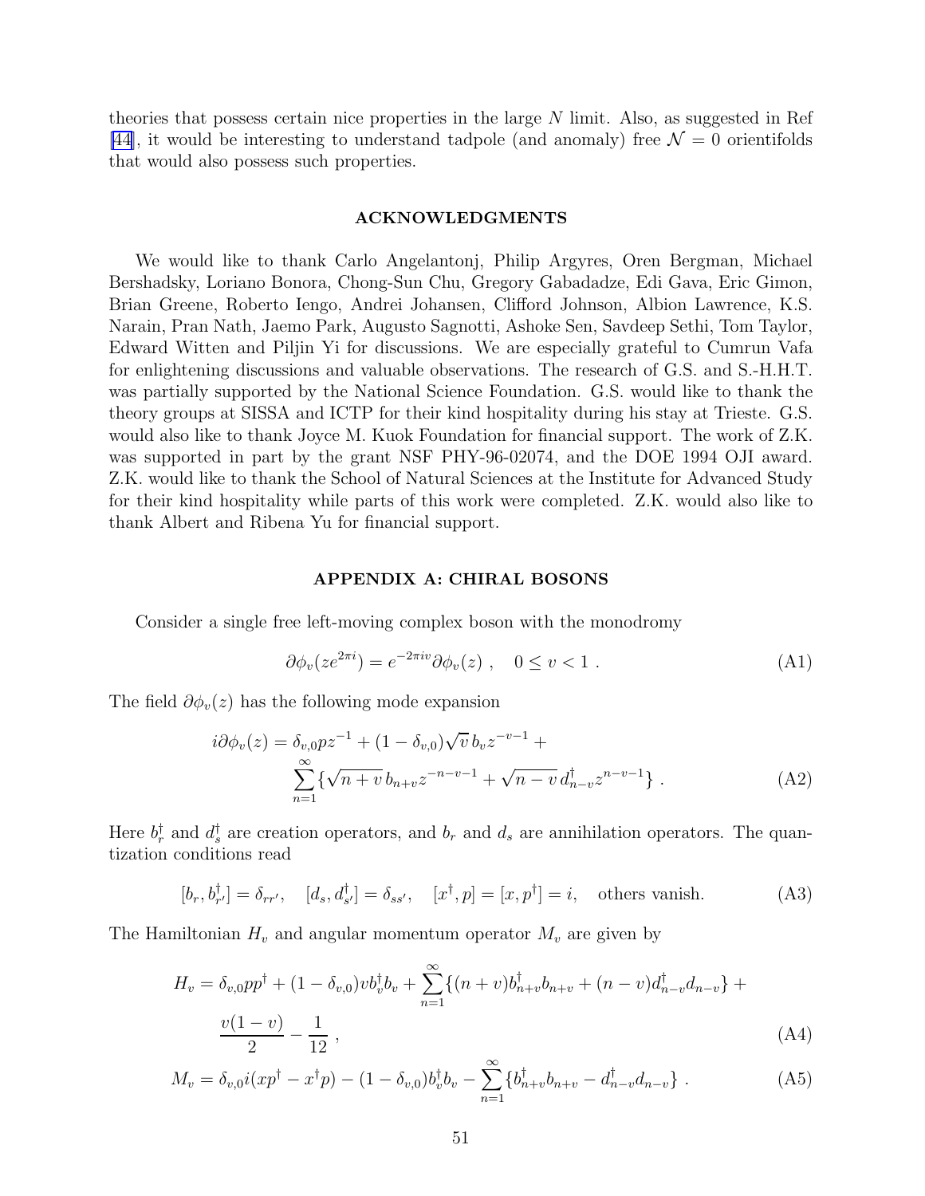theories that possess certain nice properties in the large $N$ limit. Also, as suggested in Ref [44], it would be interesting to understand tadpole (and anomaly) free $\mathcal{N}=0$ orientifolds that would also possess such properties.

## ACKNOWLEDGMENTS

We would like to thank Carlo Angelantonj, Philip Argyres, Oren Bergman, Michael Bershadsky, Loriano Bonora, Chong-Sun Chu, Gregory Gabadadze, Edi Gava, Eric Gimon, Brian Greene, Roberto Iengo, Andrei Johansen, Clifford Johnson, Albion Lawrence, K.S. Narain, Pran Nath, Jaemo Park, Augusto Sagnotti, Ashoke Sen, Savdeep Sethi, Tom Taylor, Edward Witten and Piljin Yi for discussions. We are especially grateful to Cumrun Vafa for enlightening discussions and valuable observations. The research of G.S. and S.-H.H.T. was partially supported by the National Science Foundation. G.S. would like to thank the theory groups at SISSA and ICTP for their kind hospitality during his stay at Trieste. G.S. would also like to thank Joyce M. Kuok Foundation for financial support. The work of Z.K. was supported in part by the grant NSF PHY-96-02074, and the DOE 1994 OJI award. Z.K. would like to thank the School of Natural Sciences at the Institute for Advanced Study for their kind hospitality while parts of this work were completed. Z.K. would also like to thank Albert and Ribena Yu for financial support.

## APPENDIX A: CHIRAL BOSONS

Consider a single free left-moving complex boson with the monodromy

$$\partial\phi_v(ze^{2\pi i}) = e^{-2\pi i v}\partial\phi_v(z)\ , \quad 0 \leq v < 1\ . \tag{A1}$$

The field $\partial\phi_v(z)$ has the following mode expansion

$$i\partial\phi_v(z) = \delta_{v,0}pz^{-1} + (1-\delta_{v,0})\sqrt{v}\,b_v z^{-v-1} + \sum_{n=1}^{\infty}\{\sqrt{n+v}\,b_{n+v}z^{-n-v-1} + \sqrt{n-v}\,d^\dagger_{n-v}z^{n-v-1}\}\ . \tag{A2}$$

Here $b^\dagger_r$ and $d^\dagger_s$ are creation operators, and $b_r$ and $d_s$ are annihilation operators. The quantization conditions read

$$[b_r, b^\dagger_{r'}] = \delta_{rr'}, \quad [d_s, d^\dagger_{s'}] = \delta_{ss'}, \quad [x^\dagger, p] = [x, p^\dagger] = i, \quad \text{others vanish.} \tag{A3}$$

The Hamiltonian $H_v$ and angular momentum operator $M_v$ are given by

$$H_v = \delta_{v,0}pp^\dagger + (1-\delta_{v,0})v b^\dagger_v b_v + \sum_{n=1}^{\infty}\{(n+v)b^\dagger_{n+v}b_{n+v} + (n-v)d^\dagger_{n-v}d_{n-v}\} + \frac{v(1-v)}{2} - \frac{1}{12}\ , \tag{A4}$$

$$M_v = \delta_{v,0}i(xp^\dagger - x^\dagger p) - (1-\delta_{v,0})b^\dagger_v b_v - \sum_{n=1}^{\infty}\{b^\dagger_{n+v}b_{n+v} - d^\dagger_{n-v}d_{n-v}\}\ . \tag{A5}$$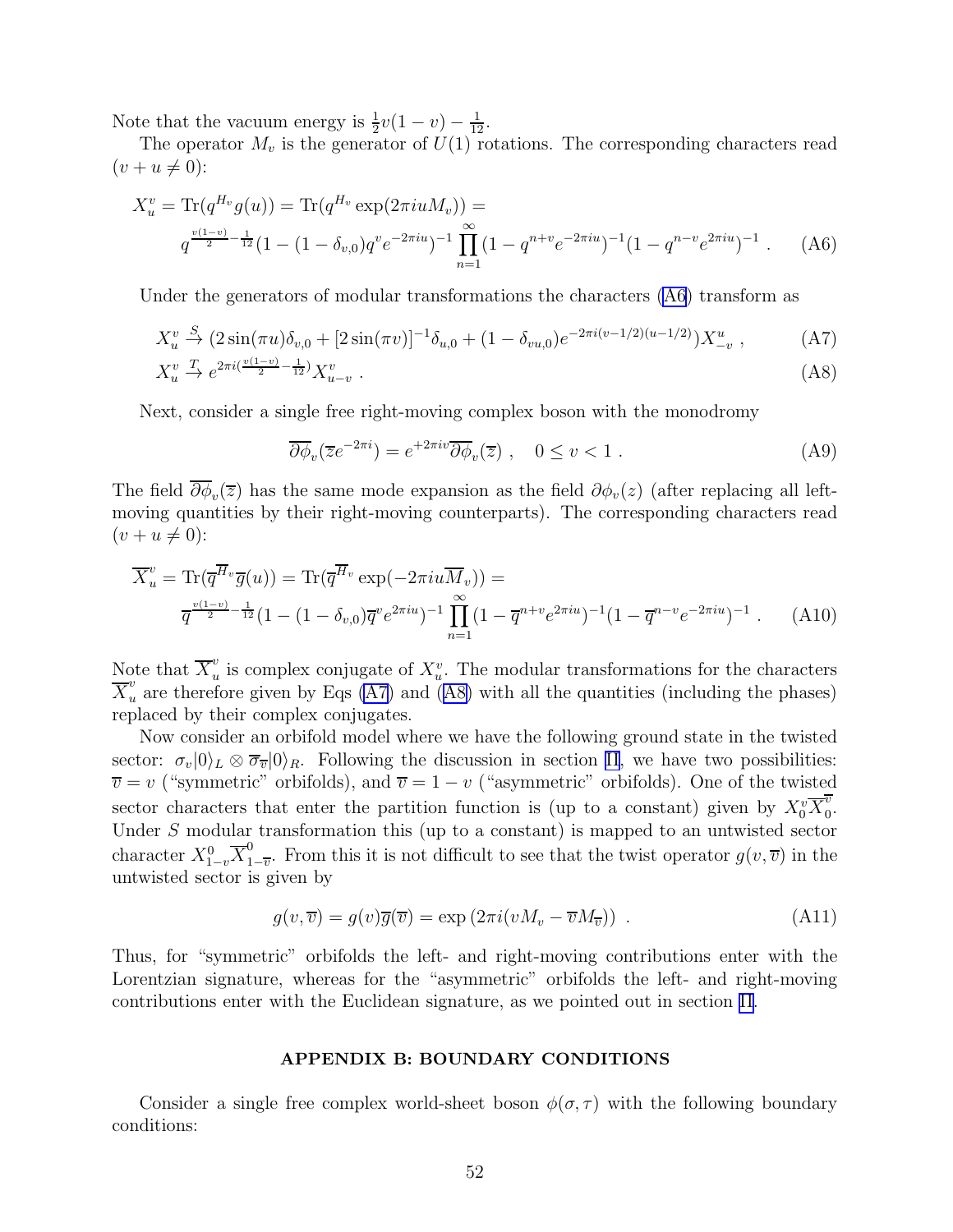Note that the vacuum energy is $\frac{1}{2}v(1-v) - \frac{1}{12}$.

The operator $M_v$ is the generator of $U(1)$ rotations. The corresponding characters read ($v + u \neq 0$):

$$
\begin{aligned}
X^v_u &= \mathrm{Tr}(q^{H_v} g(u)) = \mathrm{Tr}(q^{H_v} \exp(2\pi i u M_v)) = \\
&q^{\frac{v(1-v)}{2} - \frac{1}{12}} (1 - (1-\delta_{v,0}) q^v e^{-2\pi i u})^{-1} \prod_{n=1}^{\infty} (1 - q^{n+v} e^{-2\pi i u})^{-1} (1 - q^{n-v} e^{2\pi i u})^{-1} \ . \qquad \text{(A6)}
\end{aligned}
$$

Under the generators of modular transformations the characters (A6) transform as

$$
X^v_u \xrightarrow{S} (2\sin(\pi u)\delta_{v,0} + [2\sin(\pi v)]^{-1}\delta_{u,0} + (1-\delta_{vu,0}) e^{-2\pi i (v-1/2)(u-1/2)}) X^u_{-v} \ , \qquad \text{(A7)}
$$

$$
X^v_u \xrightarrow{T} e^{2\pi i (\frac{v(1-v)}{2} - \frac{1}{12})} X^v_{u-v} \ . \qquad \text{(A8)}
$$

Next, consider a single free right-moving complex boson with the monodromy

$$
\overline{\partial\phi}_v(\overline{z} e^{-2\pi i}) = e^{+2\pi i v} \overline{\partial\phi}_v(\overline{z}) \ , \quad 0 \leq v < 1 \ . \qquad \text{(A9)}
$$

The field $\overline{\partial\phi}_v(\overline{z})$ has the same mode expansion as the field $\partial\phi_v(z)$ (after replacing all left-moving quantities by their right-moving counterparts). The corresponding characters read ($v + u \neq 0$):

$$
\begin{aligned}
\overline{X}^v_u &= \mathrm{Tr}(\overline{q}^{\overline{H}_v} \overline{g}(u)) = \mathrm{Tr}(\overline{q}^{\overline{H}_v} \exp(-2\pi i u \overline{M}_v)) = \\
&\overline{q}^{\frac{v(1-v)}{2} - \frac{1}{12}} (1 - (1-\delta_{v,0}) \overline{q}^v e^{2\pi i u})^{-1} \prod_{n=1}^{\infty} (1 - \overline{q}^{n+v} e^{2\pi i u})^{-1} (1 - \overline{q}^{n-v} e^{-2\pi i u})^{-1} \ . \qquad \text{(A10)}
\end{aligned}
$$

Note that $\overline{X}^v_u$ is complex conjugate of $X^v_u$. The modular transformations for the characters $\overline{X}^v_u$ are therefore given by Eqs (A7) and (A8) with all the quantities (including the phases) replaced by their complex conjugates.

Now consider an orbifold model where we have the following ground state in the twisted sector: $\sigma_v|0\rangle_L \otimes \overline{\sigma}_{\overline{v}}|0\rangle_R$. Following the discussion in section II, we have two possibilities: $\overline{v} = v$ ("symmetric" orbifolds), and $\overline{v} = 1 - v$ ("asymmetric" orbifolds). One of the twisted sector characters that enter the partition function is (up to a constant) given by $X^v_0 \overline{X}^{\overline{v}}_0$. Under $S$ modular transformation this (up to a constant) is mapped to an untwisted sector character $X^0_{1-v} \overline{X}^0_{1-\overline{v}}$. From this it is not difficult to see that the twist operator $g(v, \overline{v})$ in the untwisted sector is given by

$$
g(v, \overline{v}) = g(v)\overline{g}(\overline{v}) = \exp\left(2\pi i (v M_v - \overline{v} M_{\overline{v}})\right) \ . \qquad \text{(A11)}
$$

Thus, for "symmetric" orbifolds the left- and right-moving contributions enter with the Lorentzian signature, whereas for the "asymmetric" orbifolds the left- and right-moving contributions enter with the Euclidean signature, as we pointed out in section II.

## APPENDIX B: BOUNDARY CONDITIONS

Consider a single free complex world-sheet boson $\phi(\sigma, \tau)$ with the following boundary conditions: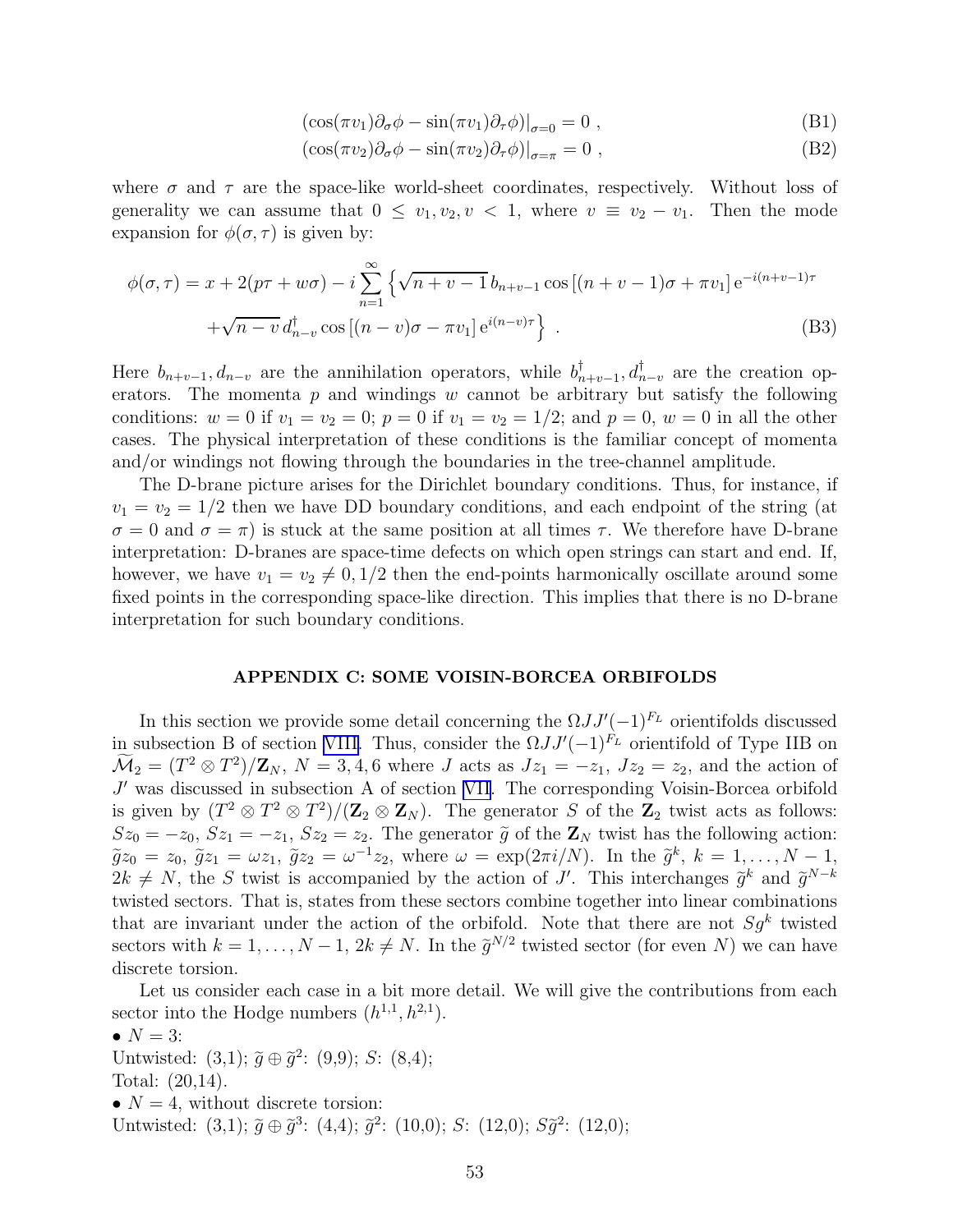$$(\cos(\pi v_1)\partial_\sigma\phi - \sin(\pi v_1)\partial_\tau\phi)|_{\sigma=0} = 0 \ , \tag{B1}$$

$$(\cos(\pi v_2)\partial_\sigma\phi - \sin(\pi v_2)\partial_\tau\phi)|_{\sigma=\pi} = 0 \ , \tag{B2}$$

where $\sigma$ and $\tau$ are the space-like world-sheet coordinates, respectively. Without loss of generality we can assume that $0 \leq v_1, v_2, v < 1$, where $v \equiv v_2 - v_1$. Then the mode expansion for $\phi(\sigma,\tau)$ is given by:

$$\phi(\sigma,\tau) = x + 2(p\tau + w\sigma) - i\sum_{n=1}^{\infty}\left\{\sqrt{n+v-1}\, b_{n+v-1}\cos\left[(n+v-1)\sigma + \pi v_1\right] e^{-i(n+v-1)\tau} \right.$$
$$\left. + \sqrt{n-v}\, d^\dagger_{n-v}\cos\left[(n-v)\sigma - \pi v_1\right] e^{i(n-v)\tau}\right\} \ . \tag{B3}$$

Here $b_{n+v-1}, d_{n-v}$ are the annihilation operators, while $b^\dagger_{n+v-1}, d^\dagger_{n-v}$ are the creation operators. The momenta $p$ and windings $w$ cannot be arbitrary but satisfy the following conditions: $w = 0$ if $v_1 = v_2 = 0$; $p = 0$ if $v_1 = v_2 = 1/2$; and $p = 0$, $w = 0$ in all the other cases. The physical interpretation of these conditions is the familiar concept of momenta and/or windings not flowing through the boundaries in the tree-channel amplitude.

The D-brane picture arises for the Dirichlet boundary conditions. Thus, for instance, if $v_1 = v_2 = 1/2$ then we have DD boundary conditions, and each endpoint of the string (at $\sigma = 0$ and $\sigma = \pi$) is stuck at the same position at all times $\tau$. We therefore have D-brane interpretation: D-branes are space-time defects on which open strings can start and end. If, however, we have $v_1 = v_2 \neq 0, 1/2$ then the end-points harmonically oscillate around some fixed points in the corresponding space-like direction. This implies that there is no D-brane interpretation for such boundary conditions.

## APPENDIX C: SOME VOISIN-BORCEA ORBIFOLDS

In this section we provide some detail concerning the $\Omega J J'(-1)^{F_L}$ orientifolds discussed in subsection B of section VIII. Thus, consider the $\Omega J J'(-1)^{F_L}$ orientifold of Type IIB on $\widetilde{\mathcal{M}}_2 = (T^2 \otimes T^2)/\mathbf{Z}_N$, $N = 3, 4, 6$ where $J$ acts as $Jz_1 = -z_1$, $Jz_2 = z_2$, and the action of $J'$ was discussed in subsection A of section VII. The corresponding Voisin-Borcea orbifold is given by $(T^2 \otimes T^2 \otimes T^2)/(\mathbf{Z}_2 \otimes \mathbf{Z}_N)$. The generator $S$ of the $\mathbf{Z}_2$ twist acts as follows: $Sz_0 = -z_0$, $Sz_1 = -z_1$, $Sz_2 = z_2$. The generator $\widetilde{g}$ of the $\mathbf{Z}_N$ twist has the following action: $\widetilde{g}z_0 = z_0$, $\widetilde{g}z_1 = \omega z_1$, $\widetilde{g}z_2 = \omega^{-1} z_2$, where $\omega = \exp(2\pi i/N)$. In the $\widetilde{g}^k$, $k = 1, \ldots, N-1$, $2k \neq N$, the $S$ twist is accompanied by the action of $J'$. This interchanges $\widetilde{g}^k$ and $\widetilde{g}^{N-k}$ twisted sectors. That is, states from these sectors combine together into linear combinations that are invariant under the action of the orbifold. Note that there are not $Sg^k$ twisted sectors with $k = 1, \ldots, N-1$, $2k \neq N$. In the $\widetilde{g}^{N/2}$ twisted sector (for even $N$) we can have discrete torsion.

Let us consider each case in a bit more detail. We will give the contributions from each sector into the Hodge numbers $(h^{1,1}, h^{2,1})$.

- $N = 3$:
Untwisted: (3,1); $\widetilde{g} \oplus \widetilde{g}^2$: (9,9); $S$: (8,4);
Total: (20,14).
- $N = 4$, without discrete torsion:
Untwisted: (3,1); $\widetilde{g} \oplus \widetilde{g}^3$: (4,4); $\widetilde{g}^2$: (10,0); $S$: (12,0); $S\widetilde{g}^2$: (12,0);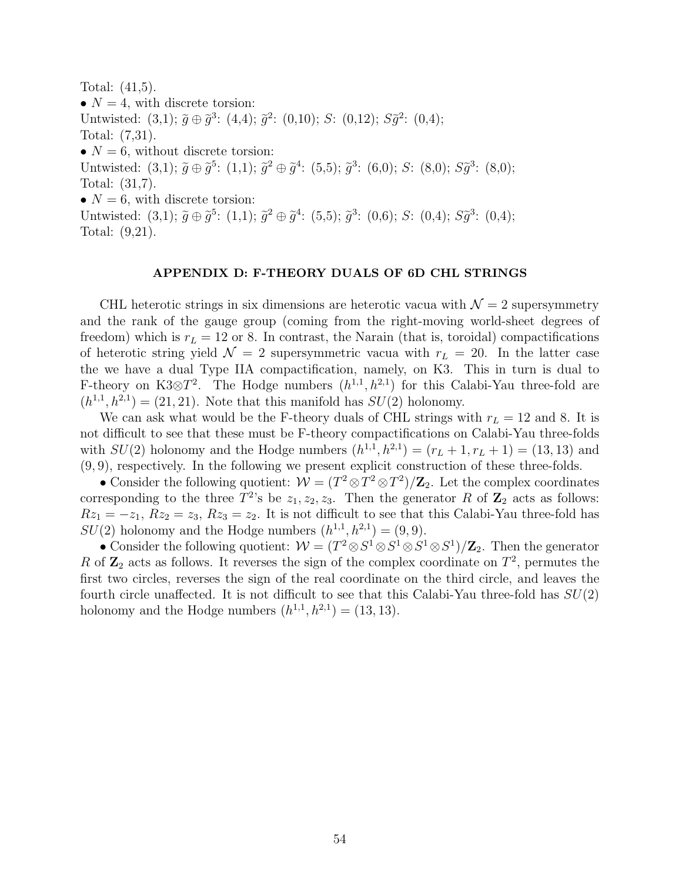Total: (41,5).

- $N = 4$, with discrete torsion:

Untwisted: (3,1); $\tilde{g} \oplus \tilde{g}^3$: (4,4); $\tilde{g}^2$: (0,10); $S$: (0,12); $S\tilde{g}^2$: (0,4);
Total: (7,31).

- $N = 6$, without discrete torsion:

Untwisted: (3,1); $\tilde{g} \oplus \tilde{g}^5$: (1,1); $\tilde{g}^2 \oplus \tilde{g}^4$: (5,5); $\tilde{g}^3$: (6,0); $S$: (8,0); $S\tilde{g}^3$: (8,0);
Total: (31,7).

- $N = 6$, with discrete torsion:

Untwisted: (3,1); $\tilde{g} \oplus \tilde{g}^5$: (1,1); $\tilde{g}^2 \oplus \tilde{g}^4$: (5,5); $\tilde{g}^3$: (0,6); $S$: (0,4); $S\tilde{g}^3$: (0,4);
Total: (9,21).

## APPENDIX D: F-THEORY DUALS OF 6D CHL STRINGS

CHL heterotic strings in six dimensions are heterotic vacua with $\mathcal{N} = 2$ supersymmetry and the rank of the gauge group (coming from the right-moving world-sheet degrees of freedom) which is $r_L = 12$ or 8. In contrast, the Narain (that is, toroidal) compactifications of heterotic string yield $\mathcal{N} = 2$ supersymmetric vacua with $r_L = 20$. In the latter case the we have a dual Type IIA compactification, namely, on K3. This in turn is dual to F-theory on K3$\otimes T^2$. The Hodge numbers $(h^{1,1}, h^{2,1})$ for this Calabi-Yau three-fold are $(h^{1,1}, h^{2,1}) = (21, 21)$. Note that this manifold has $SU(2)$ holonomy.

We can ask what would be the F-theory duals of CHL strings with $r_L = 12$ and 8. It is not difficult to see that these must be F-theory compactifications on Calabi-Yau three-folds with $SU(2)$ holonomy and the Hodge numbers $(h^{1,1}, h^{2,1}) = (r_L + 1, r_L + 1) = (13, 13)$ and $(9, 9)$, respectively. In the following we present explicit construction of these three-folds.

- Consider the following quotient: $\mathcal{W} = (T^2 \otimes T^2 \otimes T^2)/\mathbf{Z}_2$. Let the complex coordinates corresponding to the three $T^2$'s be $z_1, z_2, z_3$. Then the generator $R$ of $\mathbf{Z}_2$ acts as follows: $Rz_1 = -z_1$, $Rz_2 = z_3$, $Rz_3 = z_2$. It is not difficult to see that this Calabi-Yau three-fold has $SU(2)$ holonomy and the Hodge numbers $(h^{1,1}, h^{2,1}) = (9, 9)$.
- Consider the following quotient: $\mathcal{W} = (T^2 \otimes S^1 \otimes S^1 \otimes S^1 \otimes S^1)/\mathbf{Z}_2$. Then the generator $R$ of $\mathbf{Z}_2$ acts as follows. It reverses the sign of the complex coordinate on $T^2$, permutes the first two circles, reverses the sign of the real coordinate on the third circle, and leaves the fourth circle unaffected. It is not difficult to see that this Calabi-Yau three-fold has $SU(2)$ holonomy and the Hodge numbers $(h^{1,1}, h^{2,1}) = (13, 13)$.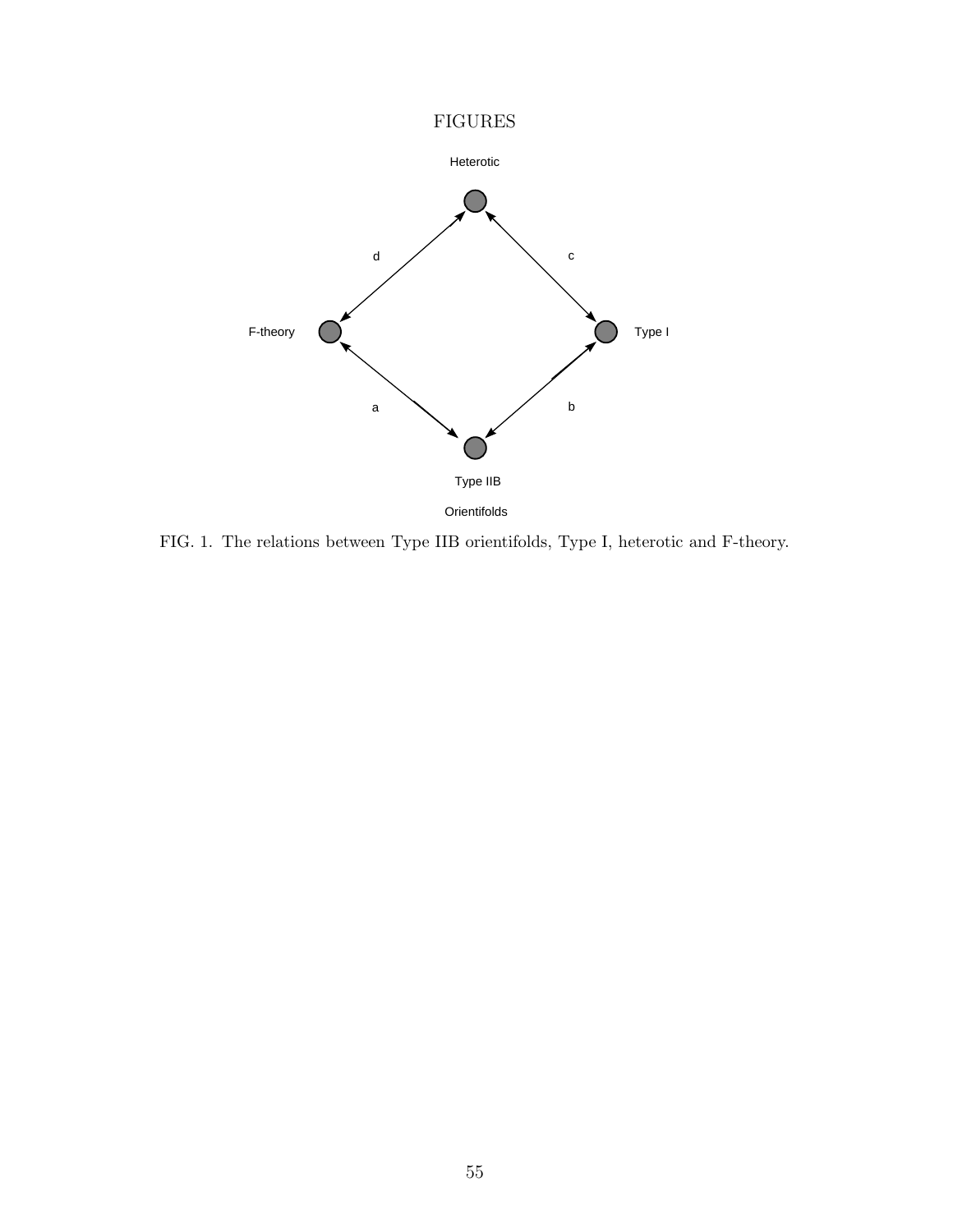# FIGURES

Heterotic

d

c

F-theory

Type I

a

b

Type IIB

Orientifolds

FIG. 1. The relations between Type IIB orientifolds, Type I, heterotic and F-theory.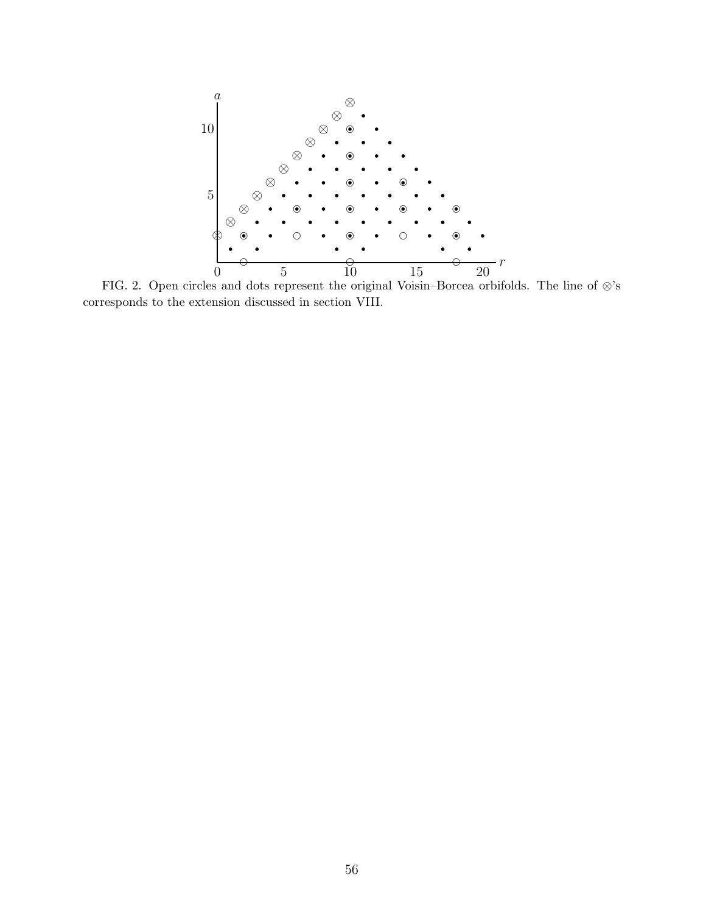FIG. 2. Open circles and dots represent the original Voisin–Borcea orbifolds. The line of ⊗'s corresponds to the extension discussed in section VIII.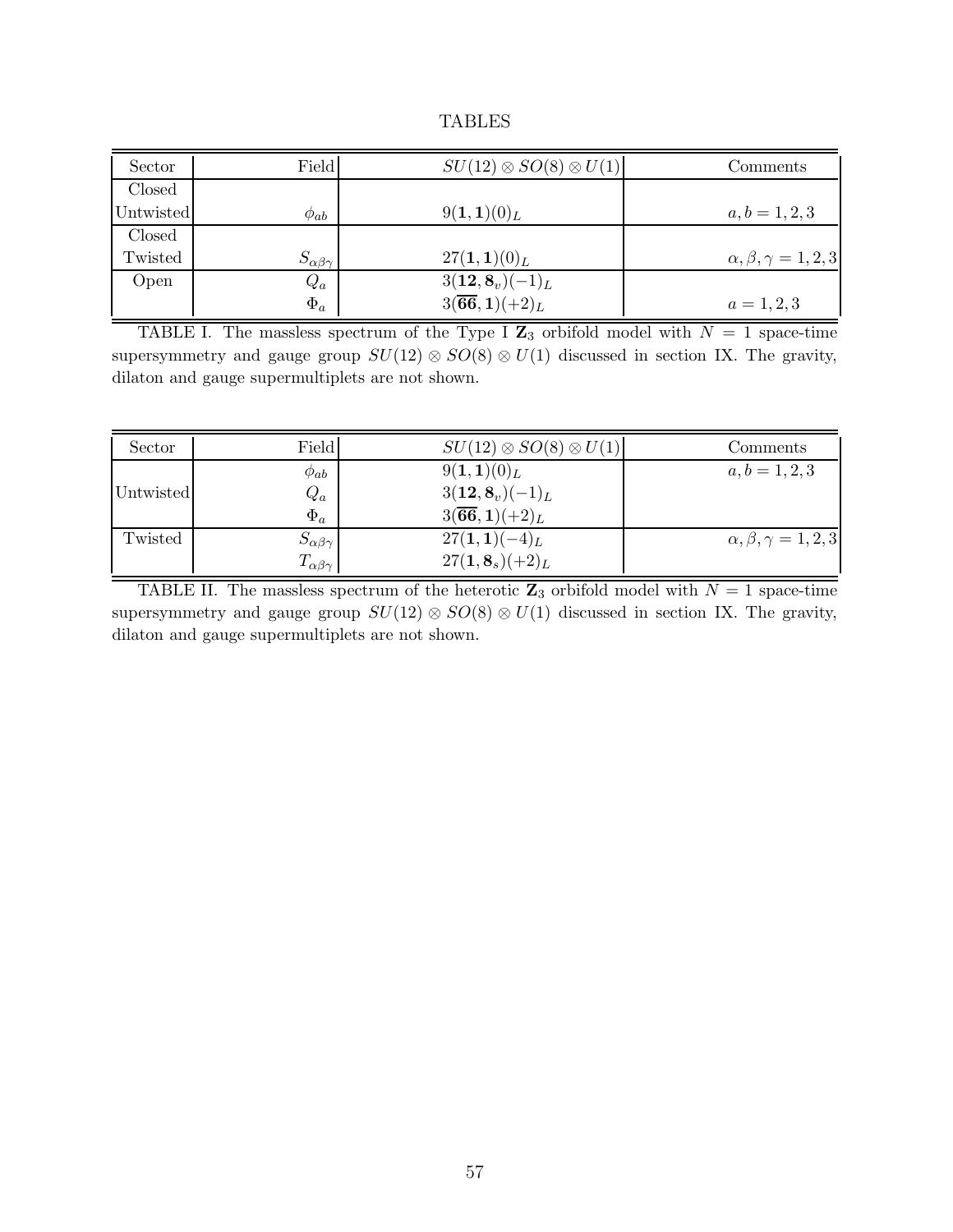# TABLES

| Sector | Field | $SU(12) \otimes SO(8) \otimes U(1)$ | Comments |
|---|---|---|---|
| Closed Untwisted | $\phi_{ab}$ | $9(\mathbf{1},\mathbf{1})(0)_L$ | $a,b=1,2,3$ |
| Closed Twisted | $S_{\alpha\beta\gamma}$ | $27(\mathbf{1},\mathbf{1})(0)_L$ | $\alpha,\beta,\gamma=1,2,3$ |
| Open | $Q_a$ | $3(\mathbf{12},\mathbf{8}_v)(-1)_L$ | |
| | $\Phi_a$ | $3(\overline{\mathbf{66}},\mathbf{1})(+2)_L$ | $a=1,2,3$ |

TABLE I. The massless spectrum of the Type I $\mathbf{Z}_3$ orbifold model with $N=1$ space-time supersymmetry and gauge group $SU(12)\otimes SO(8)\otimes U(1)$ discussed in section IX. The gravity, dilaton and gauge supermultiplets are not shown.

| Sector | Field | $SU(12) \otimes SO(8) \otimes U(1)$ | Comments |
|---|---|---|---|
| Untwisted | $\phi_{ab}$ | $9(\mathbf{1},\mathbf{1})(0)_L$ | $a,b=1,2,3$ |
| | $Q_a$ | $3(\mathbf{12},\mathbf{8}_v)(-1)_L$ | |
| | $\Phi_a$ | $3(\overline{\mathbf{66}},\mathbf{1})(+2)_L$ | |
| Twisted | $S_{\alpha\beta\gamma}$ | $27(\mathbf{1},\mathbf{1})(-4)_L$ | $\alpha,\beta,\gamma=1,2,3$ |
| | $T_{\alpha\beta\gamma}$ | $27(\mathbf{1},\mathbf{8}_s)(+2)_L$ | |

TABLE II. The massless spectrum of the heterotic $\mathbf{Z}_3$ orbifold model with $N=1$ space-time supersymmetry and gauge group $SU(12)\otimes SO(8)\otimes U(1)$ discussed in section IX. The gravity, dilaton and gauge supermultiplets are not shown.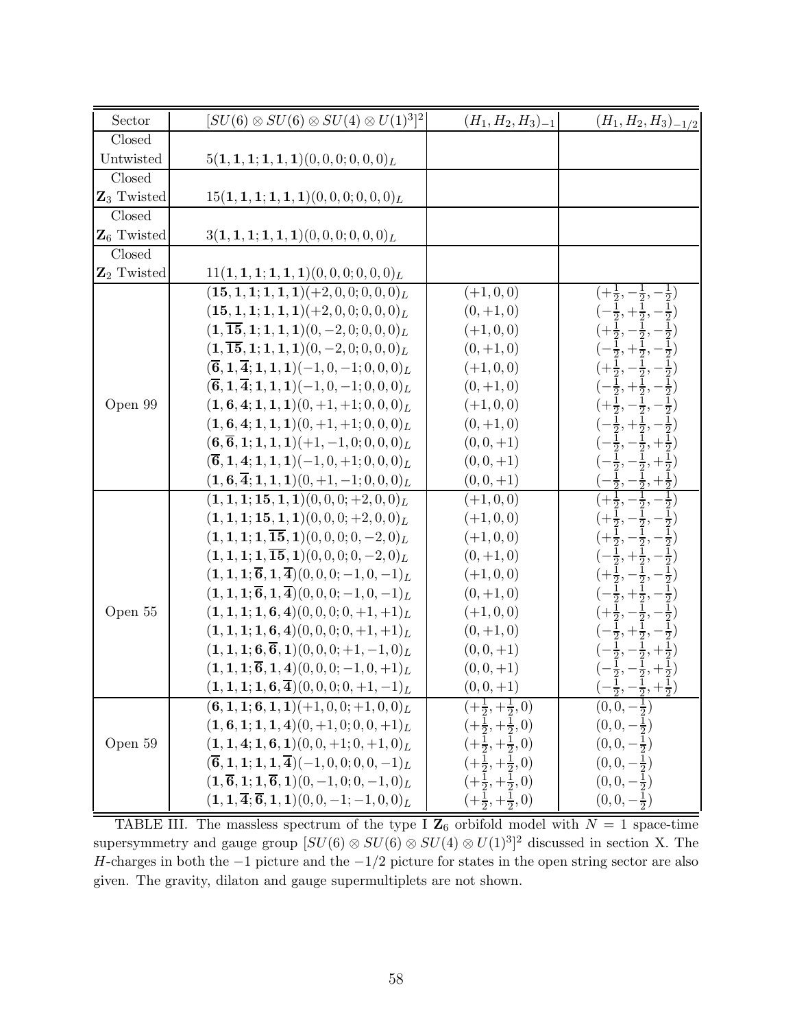| Sector | $[SU(6) \otimes SU(6) \otimes SU(4) \otimes U(1)^3]^2$ | $(H_1, H_2, H_3)_{-1}$ | $(H_1, H_2, H_3)_{-1/2}$ |
|---|---|---|---|
| Closed Untwisted | $5(\mathbf{1},\mathbf{1},\mathbf{1};\mathbf{1},\mathbf{1},\mathbf{1})(0,0,0;0,0,0)_L$ | | |
| Closed $\mathbf{Z}_3$ Twisted | $15(\mathbf{1},\mathbf{1},\mathbf{1};\mathbf{1},\mathbf{1},\mathbf{1})(0,0,0;0,0,0)_L$ | | |
| Closed $\mathbf{Z}_6$ Twisted | $3(\mathbf{1},\mathbf{1},\mathbf{1};\mathbf{1},\mathbf{1},\mathbf{1})(0,0,0;0,0,0)_L$ | | |
| Closed $\mathbf{Z}_2$ Twisted | $11(\mathbf{1},\mathbf{1},\mathbf{1};\mathbf{1},\mathbf{1},\mathbf{1})(0,0,0;0,0,0)_L$ | | |
| Open 99 | $(\mathbf{15},\mathbf{1},\mathbf{1};\mathbf{1},\mathbf{1},\mathbf{1})(+2,0,0;0,0,0)_L$ | $(+1,0,0)$ | $(+\frac{1}{2},-\frac{1}{2},-\frac{1}{2})$ |
| | $(\mathbf{15},\mathbf{1},\mathbf{1};\mathbf{1},\mathbf{1},\mathbf{1})(+2,0,0;0,0,0)_L$ | $(0,+1,0)$ | $(-\frac{1}{2},+\frac{1}{2},-\frac{1}{2})$ |
| | $(\mathbf{1},\overline{\mathbf{15}},\mathbf{1};\mathbf{1},\mathbf{1},\mathbf{1})(0,-2,0;0,0,0)_L$ | $(+1,0,0)$ | $(+\frac{1}{2},-\frac{1}{2},-\frac{1}{2})$ |
| | $(\mathbf{1},\overline{\mathbf{15}},\mathbf{1};\mathbf{1},\mathbf{1},\mathbf{1})(0,-2,0;0,0,0)_L$ | $(0,+1,0)$ | $(-\frac{1}{2},+\frac{1}{2},-\frac{1}{2})$ |
| | $(\overline{\mathbf{6}},\mathbf{1},\overline{\mathbf{4}};\mathbf{1},\mathbf{1},\mathbf{1})(-1,0,-1;0,0,0)_L$ | $(+1,0,0)$ | $(+\frac{1}{2},-\frac{1}{2},-\frac{1}{2})$ |
| | $(\overline{\mathbf{6}},\mathbf{1},\overline{\mathbf{4}};\mathbf{1},\mathbf{1},\mathbf{1})(-1,0,-1;0,0,0)_L$ | $(0,+1,0)$ | $(-\frac{1}{2},+\frac{1}{2},-\frac{1}{2})$ |
| | $(\mathbf{1},\mathbf{6},\mathbf{4};\mathbf{1},\mathbf{1},\mathbf{1})(0,+1,+1;0,0,0)_L$ | $(+1,0,0)$ | $(+\frac{1}{2},-\frac{1}{2},-\frac{1}{2})$ |
| | $(\mathbf{1},\mathbf{6},\mathbf{4};\mathbf{1},\mathbf{1},\mathbf{1})(0,+1,+1;0,0,0)_L$ | $(0,+1,0)$ | $(-\frac{1}{2},+\frac{1}{2},-\frac{1}{2})$ |
| | $(\mathbf{6},\overline{\mathbf{6}},\mathbf{1};\mathbf{1},\mathbf{1},\mathbf{1})(+1,-1,0;0,0,0)_L$ | $(0,0,+1)$ | $(-\frac{1}{2},-\frac{1}{2},+\frac{1}{2})$ |
| | $(\overline{\mathbf{6}},\mathbf{1},\mathbf{4};\mathbf{1},\mathbf{1},\mathbf{1})(-1,0,+1;0,0,0)_L$ | $(0,0,+1)$ | $(-\frac{1}{2},-\frac{1}{2},+\frac{1}{2})$ |
| | $(\mathbf{1},\mathbf{6},\overline{\mathbf{4}};\mathbf{1},\mathbf{1},\mathbf{1})(0,+1,-1;0,0,0)_L$ | $(0,0,+1)$ | $(-\frac{1}{2},-\frac{1}{2},+\frac{1}{2})$ |
| Open 55 | $(\mathbf{1},\mathbf{1},\mathbf{1};\mathbf{15},\mathbf{1},\mathbf{1})(0,0,0;+2,0,0)_L$ | $(+1,0,0)$ | $(+\frac{1}{2},-\frac{1}{2},-\frac{1}{2})$ |
| | $(\mathbf{1},\mathbf{1},\mathbf{1};\mathbf{15},\mathbf{1},\mathbf{1})(0,0,0;+2,0,0)_L$ | $(+1,0,0)$ | $(+\frac{1}{2},-\frac{1}{2},-\frac{1}{2})$ |
| | $(\mathbf{1},\mathbf{1},\mathbf{1};\mathbf{1},\overline{\mathbf{15}},\mathbf{1})(0,0,0;0,-2,0)_L$ | $(+1,0,0)$ | $(+\frac{1}{2},-\frac{1}{2},-\frac{1}{2})$ |
| | $(\mathbf{1},\mathbf{1},\mathbf{1};\mathbf{1},\overline{\mathbf{15}},\mathbf{1})(0,0,0;0,-2,0)_L$ | $(0,+1,0)$ | $(-\frac{1}{2},+\frac{1}{2},-\frac{1}{2})$ |
| | $(\mathbf{1},\mathbf{1},\mathbf{1};\overline{\mathbf{6}},\mathbf{1},\overline{\mathbf{4}})(0,0,0;-1,0,-1)_L$ | $(+1,0,0)$ | $(+\frac{1}{2},-\frac{1}{2},-\frac{1}{2})$ |
| | $(\mathbf{1},\mathbf{1},\mathbf{1};\overline{\mathbf{6}},\mathbf{1},\overline{\mathbf{4}})(0,0,0;-1,0,-1)_L$ | $(0,+1,0)$ | $(-\frac{1}{2},+\frac{1}{2},-\frac{1}{2})$ |
| | $(\mathbf{1},\mathbf{1},\mathbf{1};\mathbf{1},\mathbf{6},\mathbf{4})(0,0,0;0,+1,+1)_L$ | $(+1,0,0)$ | $(+\frac{1}{2},-\frac{1}{2},-\frac{1}{2})$ |
| | $(\mathbf{1},\mathbf{1},\mathbf{1};\mathbf{1},\mathbf{6},\mathbf{4})(0,0,0;0,+1,+1)_L$ | $(0,+1,0)$ | $(-\frac{1}{2},+\frac{1}{2},-\frac{1}{2})$ |
| | $(\mathbf{1},\mathbf{1},\mathbf{1};\mathbf{6},\overline{\mathbf{6}},\mathbf{1})(0,0,0;+1,-1,0)_L$ | $(0,0,+1)$ | $(-\frac{1}{2},-\frac{1}{2},+\frac{1}{2})$ |
| | $(\mathbf{1},\mathbf{1},\mathbf{1};\overline{\mathbf{6}},\mathbf{1},\mathbf{4})(0,0,0;-1,0,+1)_L$ | $(0,0,+1)$ | $(-\frac{1}{2},-\frac{1}{2},+\frac{1}{2})$ |
| | $(\mathbf{1},\mathbf{1},\mathbf{1};\mathbf{1},\mathbf{6},\overline{\mathbf{4}})(0,0,0;0,+1,-1)_L$ | $(0,0,+1)$ | $(-\frac{1}{2},-\frac{1}{2},+\frac{1}{2})$ |
| Open 59 | $(\mathbf{6},\mathbf{1},\mathbf{1};\mathbf{6},\mathbf{1},\mathbf{1})(+1,0,0;+1,0,0)_L$ | $(+\frac{1}{2},+\frac{1}{2},0)$ | $(0,0,-\frac{1}{2})$ |
| | $(\mathbf{1},\mathbf{6},\mathbf{1};\mathbf{1},\mathbf{1},\mathbf{4})(0,+1,0;0,0,+1)_L$ | $(+\frac{1}{2},+\frac{1}{2},0)$ | $(0,0,-\frac{1}{2})$ |
| | $(\mathbf{1},\mathbf{1},\mathbf{4};\mathbf{1},\mathbf{6},\mathbf{1})(0,0,+1;0,+1,0)_L$ | $(+\frac{1}{2},+\frac{1}{2},0)$ | $(0,0,-\frac{1}{2})$ |
| | $(\overline{\mathbf{6}},\mathbf{1},\mathbf{1};\mathbf{1},\mathbf{1},\overline{\mathbf{4}})(-1,0,0;0,0,-1)_L$ | $(+\frac{1}{2},+\frac{1}{2},0)$ | $(0,0,-\frac{1}{2})$ |
| | $(\mathbf{1},\overline{\mathbf{6}},\mathbf{1};\mathbf{1},\overline{\mathbf{6}},\mathbf{1})(0,-1,0;0,-1,0)_L$ | $(+\frac{1}{2},+\frac{1}{2},0)$ | $(0,0,-\frac{1}{2})$ |
| | $(\mathbf{1},\mathbf{1},\overline{\mathbf{4}};\overline{\mathbf{6}},\mathbf{1},\mathbf{1})(0,0,-1;-1,0,0)_L$ | $(+\frac{1}{2},+\frac{1}{2},0)$ | $(0,0,-\frac{1}{2})$ |

TABLE III. The massless spectrum of the type I $\mathbf{Z}_6$ orbifold model with $N=1$ space-time supersymmetry and gauge group $[SU(6) \otimes SU(6) \otimes SU(4) \otimes U(1)^3]^2$ discussed in section X. The $H$-charges in both the $-1$ picture and the $-1/2$ picture for states in the open string sector are also given. The gravity, dilaton and gauge supermultiplets are not shown.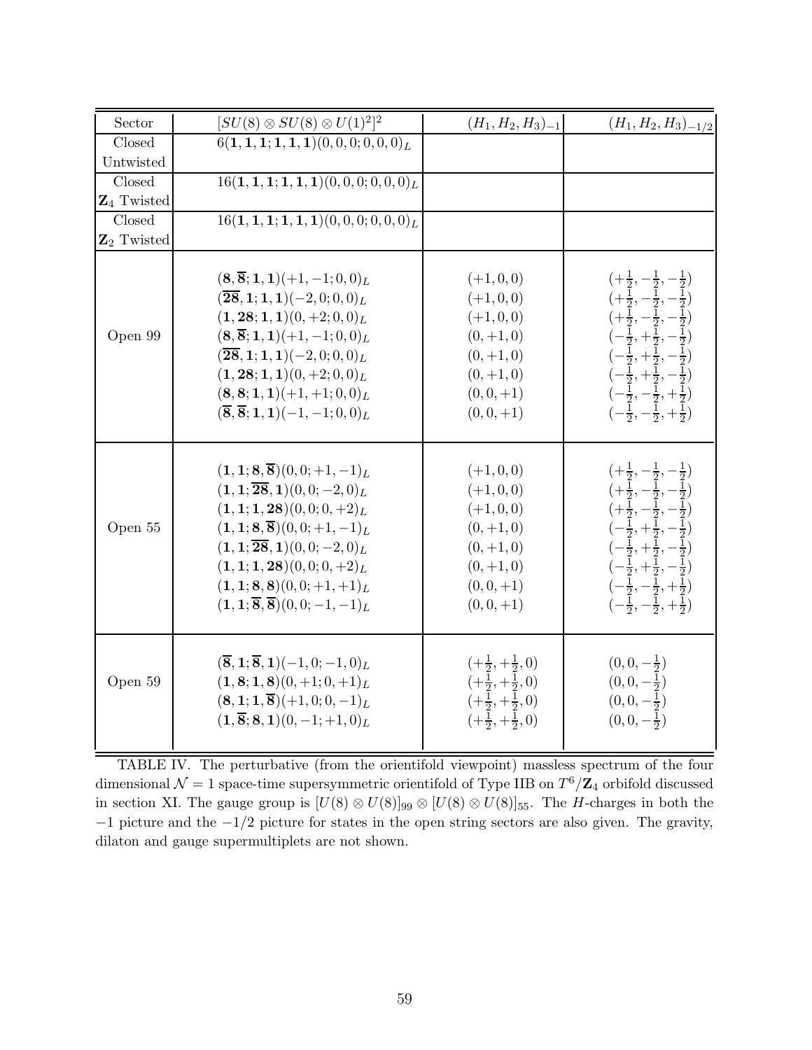| Sector | $[SU(8) \otimes SU(8) \otimes U(1)^2]^2$ | $(H_1, H_2, H_3)_{-1}$ | $(H_1, H_2, H_3)_{-1/2}$ |
|---|---|---|---|
| Closed Untwisted | $6(\mathbf{1},\mathbf{1},\mathbf{1};\mathbf{1},\mathbf{1},\mathbf{1})(0,0,0;0,0,0)_L$ | | |
| Closed $\mathbf{Z}_4$ Twisted | $16(\mathbf{1},\mathbf{1},\mathbf{1};\mathbf{1},\mathbf{1},\mathbf{1})(0,0,0;0,0,0)_L$ | | |
| Closed $\mathbf{Z}_2$ Twisted | $16(\mathbf{1},\mathbf{1},\mathbf{1};\mathbf{1},\mathbf{1},\mathbf{1})(0,0,0;0,0,0)_L$ | | |
| Open 99 | $(\mathbf{8},\overline{\mathbf{8}};\mathbf{1},\mathbf{1})(+1,-1;0,0)_L$ | $(+1,0,0)$ | $(+\frac{1}{2},-\frac{1}{2},-\frac{1}{2})$ |
| | $(\overline{\mathbf{28}},\mathbf{1};\mathbf{1},\mathbf{1})(-2,0;0,0)_L$ | $(+1,0,0)$ | $(+\frac{1}{2},-\frac{1}{2},-\frac{1}{2})$ |
| | $(\mathbf{1},\mathbf{28};\mathbf{1},\mathbf{1})(0,+2;0,0)_L$ | $(+1,0,0)$ | $(+\frac{1}{2},-\frac{1}{2},-\frac{1}{2})$ |
| | $(\mathbf{8},\overline{\mathbf{8}};\mathbf{1},\mathbf{1})(+1,-1;0,0)_L$ | $(0,+1,0)$ | $(-\frac{1}{2},+\frac{1}{2},-\frac{1}{2})$ |
| | $(\overline{\mathbf{28}},\mathbf{1};\mathbf{1},\mathbf{1})(-2,0;0,0)_L$ | $(0,+1,0)$ | $(-\frac{1}{2},+\frac{1}{2},-\frac{1}{2})$ |
| | $(\mathbf{1},\mathbf{28};\mathbf{1},\mathbf{1})(0,+2;0,0)_L$ | $(0,+1,0)$ | $(-\frac{1}{2},+\frac{1}{2},-\frac{1}{2})$ |
| | $(\mathbf{8},\mathbf{8};\mathbf{1},\mathbf{1})(+1,+1;0,0)_L$ | $(0,0,+1)$ | $(-\frac{1}{2},-\frac{1}{2},+\frac{1}{2})$ |
| | $(\overline{\mathbf{8}},\overline{\mathbf{8}};\mathbf{1},\mathbf{1})(-1,-1;0,0)_L$ | $(0,0,+1)$ | $(-\frac{1}{2},-\frac{1}{2},+\frac{1}{2})$ |
| Open 55 | $(\mathbf{1},\mathbf{1};\mathbf{8},\overline{\mathbf{8}})(0,0;+1,-1)_L$ | $(+1,0,0)$ | $(+\frac{1}{2},-\frac{1}{2},-\frac{1}{2})$ |
| | $(\mathbf{1},\mathbf{1};\overline{\mathbf{28}},\mathbf{1})(0,0;-2,0)_L$ | $(+1,0,0)$ | $(+\frac{1}{2},-\frac{1}{2},-\frac{1}{2})$ |
| | $(\mathbf{1},\mathbf{1};\mathbf{1},\mathbf{28})(0,0;0,+2)_L$ | $(+1,0,0)$ | $(+\frac{1}{2},-\frac{1}{2},-\frac{1}{2})$ |
| | $(\mathbf{1},\mathbf{1};\mathbf{8},\overline{\mathbf{8}})(0,0;+1,-1)_L$ | $(0,+1,0)$ | $(-\frac{1}{2},+\frac{1}{2},-\frac{1}{2})$ |
| | $(\mathbf{1},\mathbf{1};\overline{\mathbf{28}},\mathbf{1})(0,0;-2,0)_L$ | $(0,+1,0)$ | $(-\frac{1}{2},+\frac{1}{2},-\frac{1}{2})$ |
| | $(\mathbf{1},\mathbf{1};\mathbf{1},\mathbf{28})(0,0;0,+2)_L$ | $(0,+1,0)$ | $(-\frac{1}{2},+\frac{1}{2},-\frac{1}{2})$ |
| | $(\mathbf{1},\mathbf{1};\mathbf{8},\mathbf{8})(0,0;+1,+1)_L$ | $(0,0,+1)$ | $(-\frac{1}{2},-\frac{1}{2},+\frac{1}{2})$ |
| | $(\mathbf{1},\mathbf{1};\overline{\mathbf{8}},\overline{\mathbf{8}})(0,0;-1,-1)_L$ | $(0,0,+1)$ | $(-\frac{1}{2},-\frac{1}{2},+\frac{1}{2})$ |
| Open 59 | $(\overline{\mathbf{8}},\mathbf{1};\overline{\mathbf{8}},\mathbf{1})(-1,0;-1,0)_L$ | $(+\frac{1}{2},+\frac{1}{2},0)$ | $(0,0,-\frac{1}{2})$ |
| | $(\mathbf{1},\mathbf{8};\mathbf{1},\mathbf{8})(0,+1;0,+1)_L$ | $(+\frac{1}{2},+\frac{1}{2},0)$ | $(0,0,-\frac{1}{2})$ |
| | $(\mathbf{8},\mathbf{1};\mathbf{1},\overline{\mathbf{8}})(+1,0;0,-1)_L$ | $(+\frac{1}{2},+\frac{1}{2},0)$ | $(0,0,-\frac{1}{2})$ |
| | $(\mathbf{1},\overline{\mathbf{8}};\mathbf{8},\mathbf{1})(0,-1;+1,0)_L$ | $(+\frac{1}{2},+\frac{1}{2},0)$ | $(0,0,-\frac{1}{2})$ |

TABLE IV. The perturbative (from the orientifold viewpoint) massless spectrum of the four dimensional $\mathcal{N}=1$ space-time supersymmetric orientifold of Type IIB on $T^6/\mathbf{Z}_4$ orbifold discussed in section XI. The gauge group is $[U(8) \otimes U(8)]_{99} \otimes [U(8) \otimes U(8)]_{55}$. The $H$-charges in both the $-1$ picture and the $-1/2$ picture for states in the open string sectors are also given. The gravity, dilaton and gauge supermultiplets are not shown.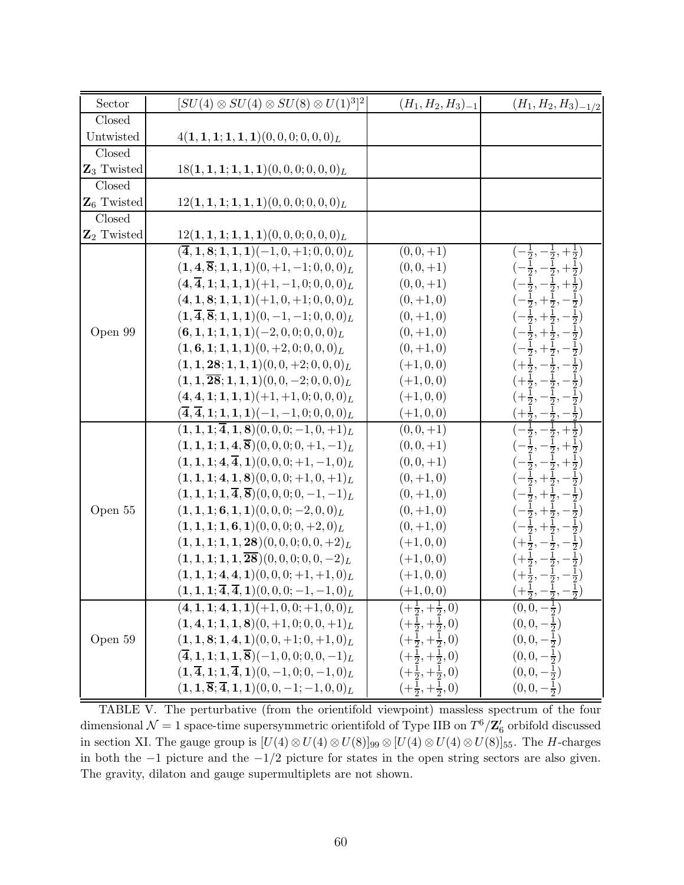| Sector | $[SU(4) \otimes SU(4) \otimes SU(8) \otimes U(1)^3]^2$ | $(H_1, H_2, H_3)_{-1}$ | $(H_1, H_2, H_3)_{-1/2}$ |
|---|---|---|---|
| Closed Untwisted | $4(\mathbf{1},\mathbf{1},\mathbf{1};\mathbf{1},\mathbf{1},\mathbf{1})(0,0,0;0,0,0)_L$ | | |
| Closed $\mathbf{Z}_3$ Twisted | $18(\mathbf{1},\mathbf{1},\mathbf{1};\mathbf{1},\mathbf{1},\mathbf{1})(0,0,0;0,0,0)_L$ | | |
| Closed $\mathbf{Z}_6$ Twisted | $12(\mathbf{1},\mathbf{1},\mathbf{1};\mathbf{1},\mathbf{1},\mathbf{1})(0,0,0;0,0,0)_L$ | | |
| Closed $\mathbf{Z}_2$ Twisted | $12(\mathbf{1},\mathbf{1},\mathbf{1};\mathbf{1},\mathbf{1},\mathbf{1})(0,0,0;0,0,0)_L$ | | |
| Open 99 | $(\overline{\mathbf{4}},\mathbf{1},\mathbf{8};\mathbf{1},\mathbf{1},\mathbf{1})(-1,0,+1;0,0,0)_L$ | $(0,0,+1)$ | $(-\frac{1}{2},-\frac{1}{2},+\frac{1}{2})$ |
| | $(\mathbf{1},\mathbf{4},\overline{\mathbf{8}};\mathbf{1},\mathbf{1},\mathbf{1})(0,+1,-1;0,0,0)_L$ | $(0,0,+1)$ | $(-\frac{1}{2},-\frac{1}{2},+\frac{1}{2})$ |
| | $(\mathbf{4},\overline{\mathbf{4}},\mathbf{1};\mathbf{1},\mathbf{1},\mathbf{1})(+1,-1,0;0,0,0)_L$ | $(0,0,+1)$ | $(-\frac{1}{2},-\frac{1}{2},+\frac{1}{2})$ |
| | $(\mathbf{4},\mathbf{1},\mathbf{8};\mathbf{1},\mathbf{1},\mathbf{1})(+1,0,+1;0,0,0)_L$ | $(0,+1,0)$ | $(-\frac{1}{2},+\frac{1}{2},-\frac{1}{2})$ |
| | $(\mathbf{1},\overline{\mathbf{4}},\overline{\mathbf{8}};\mathbf{1},\mathbf{1},\mathbf{1})(0,-1,-1;0,0,0)_L$ | $(0,+1,0)$ | $(-\frac{1}{2},+\frac{1}{2},-\frac{1}{2})$ |
| | $(\mathbf{6},\mathbf{1},\mathbf{1};\mathbf{1},\mathbf{1},\mathbf{1})(-2,0,0;0,0,0)_L$ | $(0,+1,0)$ | $(-\frac{1}{2},+\frac{1}{2},-\frac{1}{2})$ |
| | $(\mathbf{1},\mathbf{6},\mathbf{1};\mathbf{1},\mathbf{1},\mathbf{1})(0,+2,0;0,0,0)_L$ | $(0,+1,0)$ | $(-\frac{1}{2},+\frac{1}{2},-\frac{1}{2})$ |
| | $(\mathbf{1},\mathbf{1},\mathbf{28};\mathbf{1},\mathbf{1},\mathbf{1})(0,0,+2;0,0,0)_L$ | $(+1,0,0)$ | $(+\frac{1}{2},-\frac{1}{2},-\frac{1}{2})$ |
| | $(\mathbf{1},\mathbf{1},\overline{\mathbf{28}};\mathbf{1},\mathbf{1},\mathbf{1})(0,0,-2;0,0,0)_L$ | $(+1,0,0)$ | $(+\frac{1}{2},-\frac{1}{2},-\frac{1}{2})$ |
| | $(\mathbf{4},\mathbf{4},\mathbf{1};\mathbf{1},\mathbf{1},\mathbf{1})(+1,+1,0;0,0,0)_L$ | $(+1,0,0)$ | $(+\frac{1}{2},-\frac{1}{2},-\frac{1}{2})$ |
| | $(\overline{\mathbf{4}},\overline{\mathbf{4}},\mathbf{1};\mathbf{1},\mathbf{1},\mathbf{1})(-1,-1,0;0,0,0)_L$ | $(+1,0,0)$ | $(+\frac{1}{2},-\frac{1}{2},-\frac{1}{2})$ |
| Open 55 | $(\mathbf{1},\mathbf{1},\mathbf{1};\overline{\mathbf{4}},\mathbf{1},\mathbf{8})(0,0,0;-1,0,+1)_L$ | $(0,0,+1)$ | $(-\frac{1}{2},-\frac{1}{2},+\frac{1}{2})$ |
| | $(\mathbf{1},\mathbf{1},\mathbf{1};\mathbf{1},\mathbf{4},\overline{\mathbf{8}})(0,0,0;0,+1,-1)_L$ | $(0,0,+1)$ | $(-\frac{1}{2},-\frac{1}{2},+\frac{1}{2})$ |
| | $(\mathbf{1},\mathbf{1},\mathbf{1};\mathbf{4},\overline{\mathbf{4}},\mathbf{1})(0,0,0;+1,-1,0)_L$ | $(0,0,+1)$ | $(-\frac{1}{2},-\frac{1}{2},+\frac{1}{2})$ |
| | $(\mathbf{1},\mathbf{1},\mathbf{1};\mathbf{4},\mathbf{1},\mathbf{8})(0,0,0;+1,0,+1)_L$ | $(0,+1,0)$ | $(-\frac{1}{2},+\frac{1}{2},-\frac{1}{2})$ |
| | $(\mathbf{1},\mathbf{1},\mathbf{1};\mathbf{1},\overline{\mathbf{4}},\overline{\mathbf{8}})(0,0,0;0,-1,-1)_L$ | $(0,+1,0)$ | $(-\frac{1}{2},+\frac{1}{2},-\frac{1}{2})$ |
| | $(\mathbf{1},\mathbf{1},\mathbf{1};\mathbf{6},\mathbf{1},\mathbf{1})(0,0,0;-2,0,0)_L$ | $(0,+1,0)$ | $(-\frac{1}{2},+\frac{1}{2},-\frac{1}{2})$ |
| | $(\mathbf{1},\mathbf{1},\mathbf{1};\mathbf{1},\mathbf{6},\mathbf{1})(0,0,0;0,+2,0)_L$ | $(0,+1,0)$ | $(-\frac{1}{2},+\frac{1}{2},-\frac{1}{2})$ |
| | $(\mathbf{1},\mathbf{1},\mathbf{1};\mathbf{1},\mathbf{1},\mathbf{28})(0,0,0;0,0,+2)_L$ | $(+1,0,0)$ | $(+\frac{1}{2},-\frac{1}{2},-\frac{1}{2})$ |
| | $(\mathbf{1},\mathbf{1},\mathbf{1};\mathbf{1},\mathbf{1},\overline{\mathbf{28}})(0,0,0;0,0,-2)_L$ | $(+1,0,0)$ | $(+\frac{1}{2},-\frac{1}{2},-\frac{1}{2})$ |
| | $(\mathbf{1},\mathbf{1},\mathbf{1};\mathbf{4},\mathbf{4},\mathbf{1})(0,0,0;+1,+1,0)_L$ | $(+1,0,0)$ | $(+\frac{1}{2},-\frac{1}{2},-\frac{1}{2})$ |
| | $(\mathbf{1},\mathbf{1},\mathbf{1};\overline{\mathbf{4}},\overline{\mathbf{4}},\mathbf{1})(0,0,0;-1,-1,0)_L$ | $(+1,0,0)$ | $(+\frac{1}{2},-\frac{1}{2},-\frac{1}{2})$ |
| Open 59 | $(\mathbf{4},\mathbf{1},\mathbf{1};\mathbf{4},\mathbf{1},\mathbf{1})(+1,0,0;+1,0,0)_L$ | $(+\frac{1}{2},+\frac{1}{2},0)$ | $(0,0,-\frac{1}{2})$ |
| | $(\mathbf{1},\mathbf{4},\mathbf{1};\mathbf{1},\mathbf{1},\mathbf{8})(0,+1,0;0,0,+1)_L$ | $(+\frac{1}{2},+\frac{1}{2},0)$ | $(0,0,-\frac{1}{2})$ |
| | $(\mathbf{1},\mathbf{1},\mathbf{8};\mathbf{1},\mathbf{4},\mathbf{1})(0,0,+1;0,+1,0)_L$ | $(+\frac{1}{2},+\frac{1}{2},0)$ | $(0,0,-\frac{1}{2})$ |
| | $(\overline{\mathbf{4}},\mathbf{1},\mathbf{1};\mathbf{1},\mathbf{1},\overline{\mathbf{8}})(-1,0,0;0,0,-1)_L$ | $(+\frac{1}{2},+\frac{1}{2},0)$ | $(0,0,-\frac{1}{2})$ |
| | $(\mathbf{1},\overline{\mathbf{4}},\mathbf{1};\mathbf{1},\overline{\mathbf{4}},\mathbf{1})(0,-1,0;0,-1,0)_L$ | $(+\frac{1}{2},+\frac{1}{2},0)$ | $(0,0,-\frac{1}{2})$ |
| | $(\mathbf{1},\mathbf{1},\overline{\mathbf{8}};\overline{\mathbf{4}},\mathbf{1},\mathbf{1})(0,0,-1;-1,0,0)_L$ | $(+\frac{1}{2},+\frac{1}{2},0)$ | $(0,0,-\frac{1}{2})$ |

TABLE V. The perturbative (from the orientifold viewpoint) massless spectrum of the four dimensional $\mathcal{N}=1$ space-time supersymmetric orientifold of Type IIB on $T^6/\mathbf{Z}'_6$ orbifold discussed in section XI. The gauge group is $[U(4) \otimes U(4) \otimes U(8)]_{99} \otimes [U(4) \otimes U(4) \otimes U(8)]_{55}$. The $H$-charges in both the $-1$ picture and the $-1/2$ picture for states in the open string sectors are also given. The gravity, dilaton and gauge supermultiplets are not shown.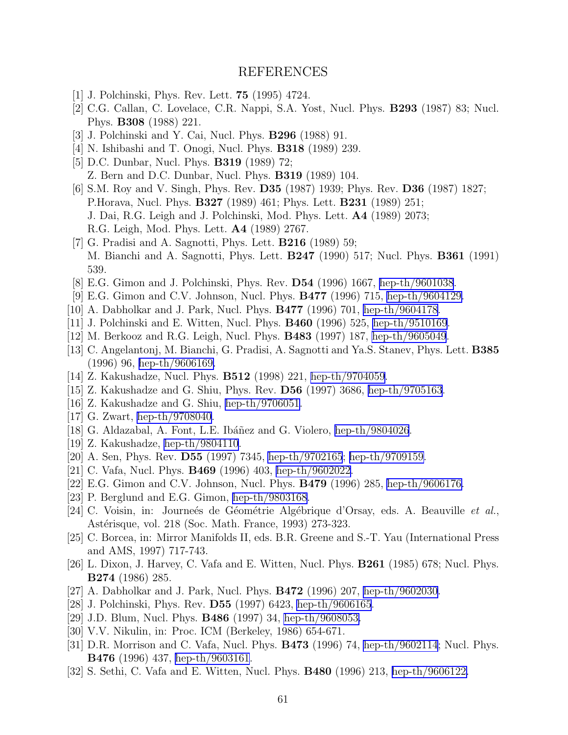# REFERENCES

[1] J. Polchinski, Phys. Rev. Lett. **75** (1995) 4724.

[2] C.G. Callan, C. Lovelace, C.R. Nappi, S.A. Yost, Nucl. Phys. **B293** (1987) 83; Nucl. Phys. **B308** (1988) 221.

[3] J. Polchinski and Y. Cai, Nucl. Phys. **B296** (1988) 91.

[4] N. Ishibashi and T. Onogi, Nucl. Phys. **B318** (1989) 239.

[5] D.C. Dunbar, Nucl. Phys. **B319** (1989) 72;
Z. Bern and D.C. Dunbar, Nucl. Phys. **B319** (1989) 104.

[6] S.M. Roy and V. Singh, Phys. Rev. **D35** (1987) 1939; Phys. Rev. **D36** (1987) 1827;
P.Horava, Nucl. Phys. **B327** (1989) 461; Phys. Lett. **B231** (1989) 251;
J. Dai, R.G. Leigh and J. Polchinski, Mod. Phys. Lett. **A4** (1989) 2073;
R.G. Leigh, Mod. Phys. Lett. **A4** (1989) 2767.

[7] G. Pradisi and A. Sagnotti, Phys. Lett. **B216** (1989) 59;
M. Bianchi and A. Sagnotti, Phys. Lett. **B247** (1990) 517; Nucl. Phys. **B361** (1991) 539.

[8] E.G. Gimon and J. Polchinski, Phys. Rev. **D54** (1996) 1667, hep-th/9601038.

[9] E.G. Gimon and C.V. Johnson, Nucl. Phys. **B477** (1996) 715, hep-th/9604129.

[10] A. Dabholkar and J. Park, Nucl. Phys. **B477** (1996) 701, hep-th/9604178.

[11] J. Polchinski and E. Witten, Nucl. Phys. **B460** (1996) 525, hep-th/9510169.

[12] M. Berkooz and R.G. Leigh, Nucl. Phys. **B483** (1997) 187, hep-th/9605049.

[13] C. Angelantonj, M. Bianchi, G. Pradisi, A. Sagnotti and Ya.S. Stanev, Phys. Lett. **B385** (1996) 96, hep-th/9606169.

[14] Z. Kakushadze, Nucl. Phys. **B512** (1998) 221, hep-th/9704059.

[15] Z. Kakushadze and G. Shiu, Phys. Rev. **D56** (1997) 3686, hep-th/9705163.

[16] Z. Kakushadze and G. Shiu, hep-th/9706051.

[17] G. Zwart, hep-th/9708040.

[18] G. Aldazabal, A. Font, L.E. Ibáñez and G. Violero, hep-th/9804026.

[19] Z. Kakushadze, hep-th/9804110.

[20] A. Sen, Phys. Rev. **D55** (1997) 7345, hep-th/9702165; hep-th/9709159.

[21] C. Vafa, Nucl. Phys. **B469** (1996) 403, hep-th/9602022.

[22] E.G. Gimon and C.V. Johnson, Nucl. Phys. **B479** (1996) 285, hep-th/9606176.

[23] P. Berglund and E.G. Gimon, hep-th/9803168.

[24] C. Voisin, in: Journeés de Géométrie Algébrique d'Orsay, eds. A. Beauville *et al.*, Astérisque, vol. 218 (Soc. Math. France, 1993) 273-323.

[25] C. Borcea, in: Mirror Manifolds II, eds. B.R. Greene and S.-T. Yau (International Press and AMS, 1997) 717-743.

[26] L. Dixon, J. Harvey, C. Vafa and E. Witten, Nucl. Phys. **B261** (1985) 678; Nucl. Phys. **B274** (1986) 285.

[27] A. Dabholkar and J. Park, Nucl. Phys. **B472** (1996) 207, hep-th/9602030.

[28] J. Polchinski, Phys. Rev. **D55** (1997) 6423, hep-th/9606165.

[29] J.D. Blum, Nucl. Phys. **B486** (1997) 34, hep-th/9608053.

[30] V.V. Nikulin, in: Proc. ICM (Berkeley, 1986) 654-671.

[31] D.R. Morrison and C. Vafa, Nucl. Phys. **B473** (1996) 74, hep-th/9602114; Nucl. Phys. **B476** (1996) 437, hep-th/9603161.

[32] S. Sethi, C. Vafa and E. Witten, Nucl. Phys. **B480** (1996) 213, hep-th/9606122.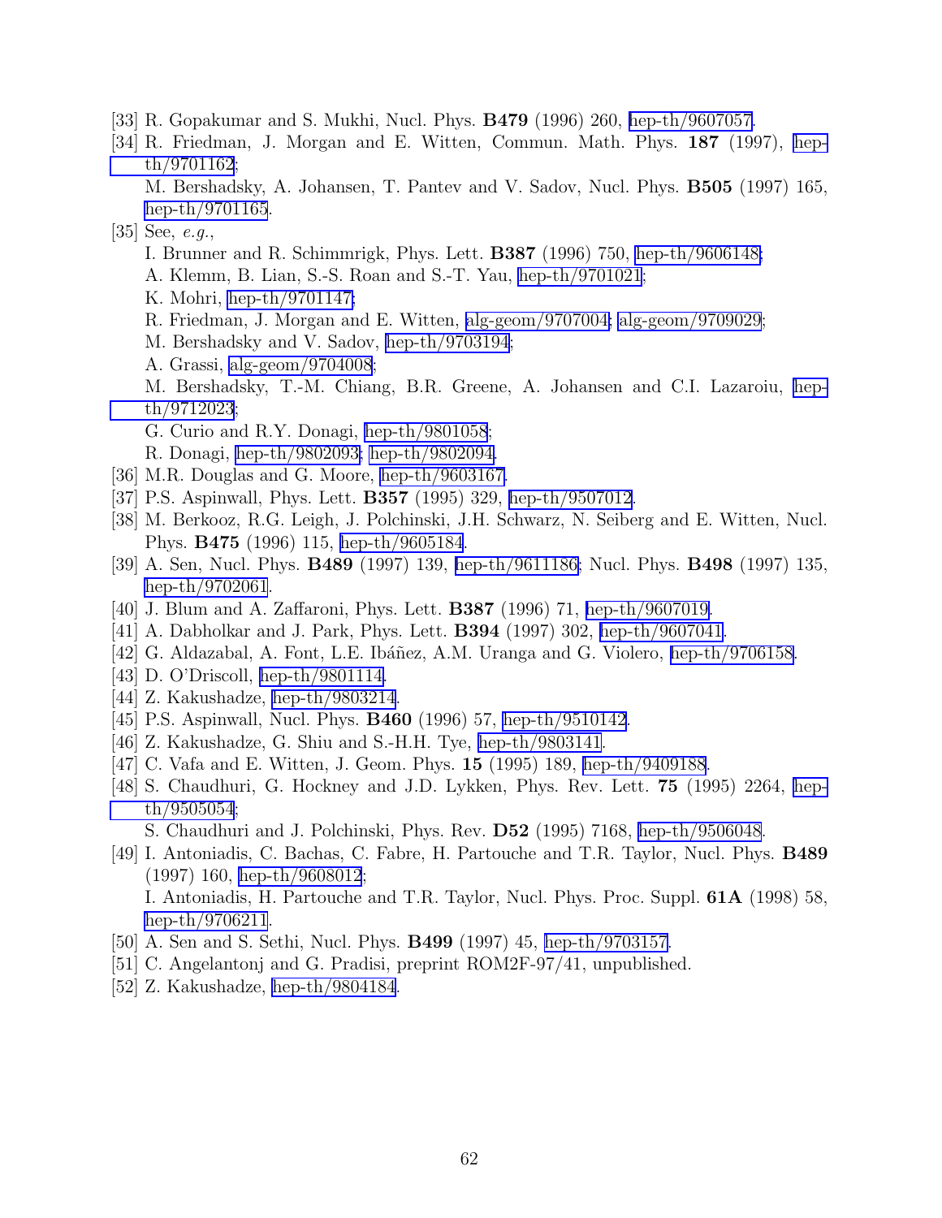[33] R. Gopakumar and S. Mukhi, Nucl. Phys. **B479** (1996) 260, hep-th/9607057.

[34] R. Friedman, J. Morgan and E. Witten, Commun. Math. Phys. **187** (1997), hep-th/9701162;
M. Bershadsky, A. Johansen, T. Pantev and V. Sadov, Nucl. Phys. **B505** (1997) 165, hep-th/9701165.

[35] See, *e.g.*,
I. Brunner and R. Schimmrigk, Phys. Lett. **B387** (1996) 750, hep-th/9606148;
A. Klemm, B. Lian, S.-S. Roan and S.-T. Yau, hep-th/9701021;
K. Mohri, hep-th/9701147;
R. Friedman, J. Morgan and E. Witten, alg-geom/9707004; alg-geom/9709029;
M. Bershadsky and V. Sadov, hep-th/9703194;
A. Grassi, alg-geom/9704008;
M. Bershadsky, T.-M. Chiang, B.R. Greene, A. Johansen and C.I. Lazaroiu, hep-th/9712023;
G. Curio and R.Y. Donagi, hep-th/9801058;
R. Donagi, hep-th/9802093; hep-th/9802094.

[36] M.R. Douglas and G. Moore, hep-th/9603167.

[37] P.S. Aspinwall, Phys. Lett. **B357** (1995) 329, hep-th/9507012.

[38] M. Berkooz, R.G. Leigh, J. Polchinski, J.H. Schwarz, N. Seiberg and E. Witten, Nucl. Phys. **B475** (1996) 115, hep-th/9605184.

[39] A. Sen, Nucl. Phys. **B489** (1997) 139, hep-th/9611186; Nucl. Phys. **B498** (1997) 135, hep-th/9702061.

[40] J. Blum and A. Zaffaroni, Phys. Lett. **B387** (1996) 71, hep-th/9607019.

[41] A. Dabholkar and J. Park, Phys. Lett. **B394** (1997) 302, hep-th/9607041.

[42] G. Aldazabal, A. Font, L.E. Ibáñez, A.M. Uranga and G. Violero, hep-th/9706158.

[43] D. O'Driscoll, hep-th/9801114.

[44] Z. Kakushadze, hep-th/9803214.

[45] P.S. Aspinwall, Nucl. Phys. **B460** (1996) 57, hep-th/9510142.

[46] Z. Kakushadze, G. Shiu and S.-H.H. Tye, hep-th/9803141.

[47] C. Vafa and E. Witten, J. Geom. Phys. **15** (1995) 189, hep-th/9409188.

[48] S. Chaudhuri, G. Hockney and J.D. Lykken, Phys. Rev. Lett. **75** (1995) 2264, hep-th/9505054;
S. Chaudhuri and J. Polchinski, Phys. Rev. **D52** (1995) 7168, hep-th/9506048.

[49] I. Antoniadis, C. Bachas, C. Fabre, H. Partouche and T.R. Taylor, Nucl. Phys. **B489** (1997) 160, hep-th/9608012;
I. Antoniadis, H. Partouche and T.R. Taylor, Nucl. Phys. Proc. Suppl. **61A** (1998) 58, hep-th/9706211.

[50] A. Sen and S. Sethi, Nucl. Phys. **B499** (1997) 45, hep-th/9703157.

[51] C. Angelantonj and G. Pradisi, preprint ROM2F-97/41, unpublished.

[52] Z. Kakushadze, hep-th/9804184.